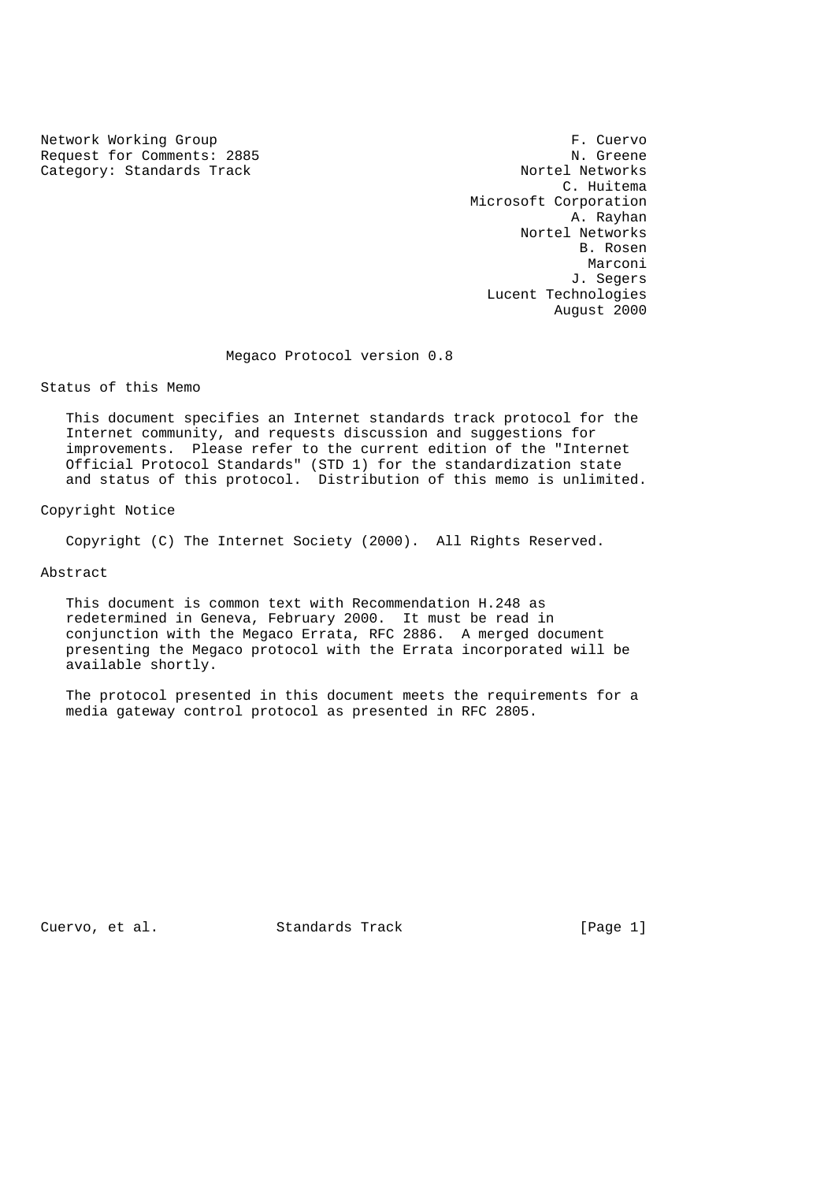Network Working Group F. Cuervo
Request for Comments: 2885 N. Greene
Category: Standards Track Nortel Networks
C. Huitema
Microsoft Corporation
A. Rayhan
Nortel Networks
B. Rosen
Marconi
J. Segers
Lucent Technologies
August 2000

# Megaco Protocol version 0.8

## Status of this Memo

This document specifies an Internet standards track protocol for the Internet community, and requests discussion and suggestions for improvements. Please refer to the current edition of the "Internet Official Protocol Standards" (STD 1) for the standardization state and status of this protocol. Distribution of this memo is unlimited.

## Copyright Notice

Copyright (C) The Internet Society (2000). All Rights Reserved.

## Abstract

This document is common text with Recommendation H.248 as redetermined in Geneva, February 2000. It must be read in conjunction with the Megaco Errata, RFC 2886. A merged document presenting the Megaco protocol with the Errata incorporated will be available shortly.

The protocol presented in this document meets the requirements for a media gateway control protocol as presented in RFC 2805.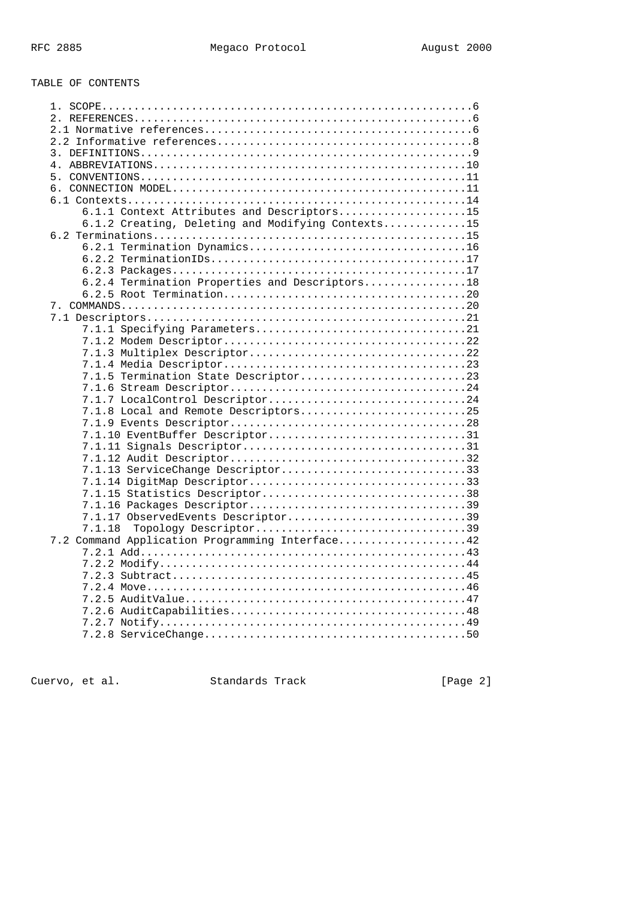TABLE OF CONTENTS

```
   1. SCOPE.........................................................6
   2. REFERENCES....................................................6
   2.1 Normative references.........................................6
   2.2 Informative references.......................................8
   3. DEFINITIONS...................................................9
   4. ABBREVIATIONS................................................10
   5. CONVENTIONS..................................................11
   6. CONNECTION MODEL.............................................11
   6.1 Contexts....................................................14
        6.1.1 Context Attributes and Descriptors...................15
        6.1.2 Creating, Deleting and Modifying Contexts............15
   6.2 Terminations................................................15
        6.2.1 Termination Dynamics.................................16
        6.2.2 TerminationIDs.......................................17
        6.2.3 Packages.............................................17
        6.2.4 Termination Properties and Descriptors...............18
        6.2.5 Root Termination.....................................20
   7. COMMANDS.....................................................20
   7.1 Descriptors.................................................21
        7.1.1 Specifying Parameters................................21
        7.1.2 Modem Descriptor.....................................22
        7.1.3 Multiplex Descriptor.................................22
        7.1.4 Media Descriptor.....................................23
        7.1.5 Termination State Descriptor.........................23
        7.1.6 Stream Descriptor....................................24
        7.1.7 LocalControl Descriptor..............................24
        7.1.8 Local and Remote Descriptors.........................25
        7.1.9 Events Descriptor....................................28
        7.1.10 EventBuffer Descriptor..............................31
        7.1.11 Signals Descriptor..................................31
        7.1.12 Audit Descriptor....................................32
        7.1.13 ServiceChange Descriptor............................33
        7.1.14 DigitMap Descriptor.................................33
        7.1.15 Statistics Descriptor...............................38
        7.1.16 Packages Descriptor.................................39
        7.1.17 ObservedEvents Descriptor...........................39
        7.1.18  Topology Descriptor................................39
   7.2 Command Application Programming Interface...................42
        7.2.1 Add..................................................43
        7.2.2 Modify...............................................44
        7.2.3 Subtract.............................................45
        7.2.4 Move.................................................46
        7.2.5 AuditValue...........................................47
        7.2.6 AuditCapabilities....................................48
        7.2.7 Notify...............................................49
        7.2.8 ServiceChange........................................50
```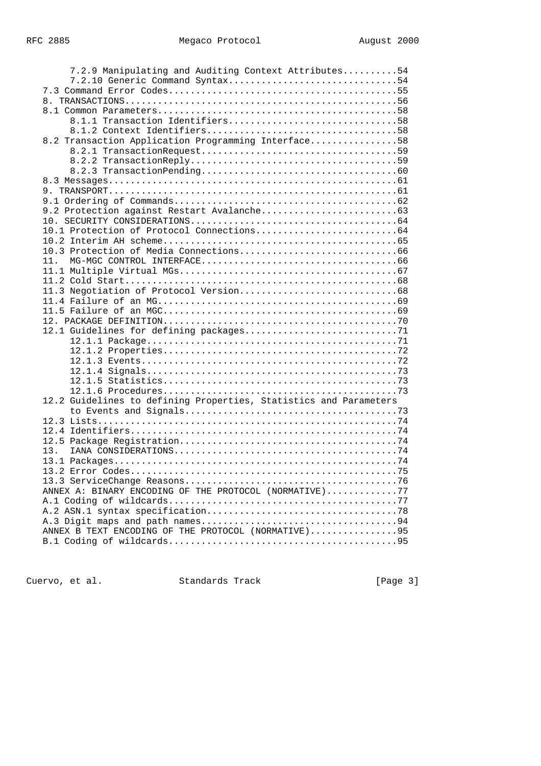```
      7.2.9 Manipulating and Auditing Context Attributes..........54
      7.2.10 Generic Command Syntax...............................54
   7.3 Command Error Codes..........................................55
   8. TRANSACTIONS..................................................56
   8.1 Common Parameters............................................58
      8.1.1 Transaction Identifiers...............................58
      8.1.2 Context Identifiers...................................58
   8.2 Transaction Application Programming Interface................58
      8.2.1 TransactionRequest....................................59
      8.2.2 TransactionReply......................................59
      8.2.3 TransactionPending....................................60
   8.3 Messages.....................................................61
   9. TRANSPORT.....................................................61
   9.1 Ordering of Commands.........................................62
   9.2 Protection against Restart Avalanche.........................63
   10. SECURITY CONSIDERATIONS......................................64
   10.1 Protection of Protocol Connections..........................64
   10.2 Interim AH scheme...........................................65
   10.3 Protection of Media Connections.............................66
   11.  MG-MGC CONTROL INTERFACE....................................66
   11.1 Multiple Virtual MGs........................................67
   11.2 Cold Start..................................................68
   11.3 Negotiation of Protocol Version.............................68
   11.4 Failure of an MG............................................69
   11.5 Failure of an MGC...........................................69
   12. PACKAGE DEFINITION...........................................70
   12.1 Guidelines for defining packages............................71
      12.1.1 Package..............................................71
      12.1.2 Properties...........................................72
      12.1.3 Events...............................................72
      12.1.4 Signals..............................................73
      12.1.5 Statistics...........................................73
      12.1.6 Procedures...........................................73
   12.2 Guidelines to defining Properties, Statistics and Parameters
      to Events and Signals.......................................73
   12.3 Lists.......................................................74
   12.4 Identifiers.................................................74
   12.5 Package Registration........................................74
   13.  IANA CONSIDERATIONS.........................................74
   13.1 Packages....................................................74
   13.2 Error Codes.................................................75
   13.3 ServiceChange Reasons.......................................76
   ANNEX A: BINARY ENCODING OF THE PROTOCOL (NORMATIVE).............77
   A.1 Coding of wildcards..........................................77
   A.2 ASN.1 syntax specification...................................78
   A.3 Digit maps and path names....................................94
   ANNEX B TEXT ENCODING OF THE PROTOCOL (NORMATIVE)................95
   B.1 Coding of wildcards..........................................95
```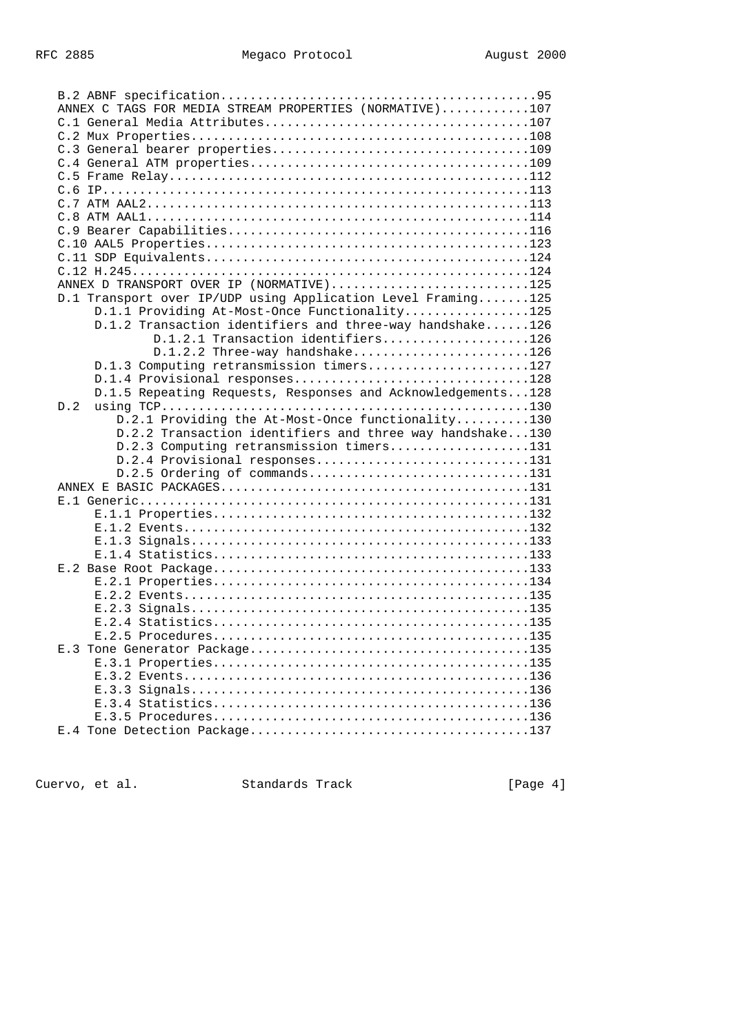```
   B.2 ABNF specification...........................................95
   ANNEX C TAGS FOR MEDIA STREAM PROPERTIES (NORMATIVE)............107
   C.1 General Media Attributes....................................107
   C.2 Mux Properties..............................................108
   C.3 General bearer properties...................................109
   C.4 General ATM properties......................................109
   C.5 Frame Relay.................................................112
   C.6 IP..........................................................113
   C.7 ATM AAL2....................................................113
   C.8 ATM AAL1....................................................114
   C.9 Bearer Capabilities.........................................116
   C.10 AAL5 Properties............................................123
   C.11 SDP Equivalents............................................124
   C.12 H.245......................................................124
   ANNEX D TRANSPORT OVER IP (NORMATIVE)...........................125
   D.1 Transport over IP/UDP using Application Level Framing.......125
        D.1.1 Providing At-Most-Once Functionality.................125
        D.1.2 Transaction identifiers and three-way handshake......126
              D.1.2.1 Transaction identifiers......................126
              D.1.2.2 Three-way handshake..........................126
        D.1.3 Computing retransmission timers......................127
        D.1.4 Provisional responses................................128
        D.1.5 Repeating Requests, Responses and Acknowledgements...128
   D.2  using TCP..................................................130
            D.2.1 Providing the At-Most-Once functionality..........130
            D.2.2 Transaction identifiers and three way handshake...130
            D.2.3 Computing retransmission timers...................131
            D.2.4 Provisional responses.............................131
            D.2.5 Ordering of commands..............................131
   ANNEX E BASIC PACKAGES..........................................131
   E.1 Generic.....................................................131
      E.1.1 Properties.............................................132
      E.1.2 Events.................................................132
      E.1.3 Signals................................................133
      E.1.4 Statistics.............................................133
   E.2 Base Root Package...........................................133
      E.2.1 Properties.............................................134
      E.2.2 Events.................................................135
      E.2.3 Signals................................................135
      E.2.4 Statistics.............................................135
      E.2.5 Procedures.............................................135
   E.3 Tone Generator Package......................................135
      E.3.1 Properties.............................................135
      E.3.2 Events.................................................136
      E.3.3 Signals................................................136
      E.3.4 Statistics.............................................136
      E.3.5 Procedures.............................................136
   E.4 Tone Detection Package......................................137
```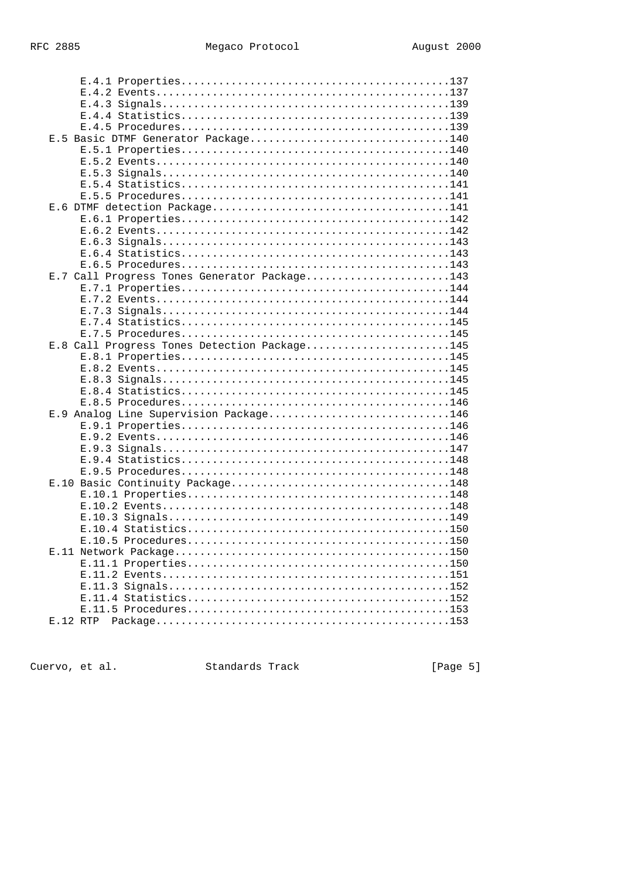```
      E.4.1 Properties..........................................137
      E.4.2 Events..............................................137
      E.4.3 Signals.............................................139
      E.4.4 Statistics..........................................139
      E.4.5 Procedures..........................................139
   E.5 Basic DTMF Generator Package................................140
      E.5.1 Properties..........................................140
      E.5.2 Events..............................................140
      E.5.3 Signals.............................................140
      E.5.4 Statistics..........................................141
      E.5.5 Procedures..........................................141
   E.6 DTMF detection Package......................................141
      E.6.1 Properties..........................................142
      E.6.2 Events..............................................142
      E.6.3 Signals.............................................143
      E.6.4 Statistics..........................................143
      E.6.5 Procedures..........................................143
   E.7 Call Progress Tones Generator Package.......................143
      E.7.1 Properties..........................................144
      E.7.2 Events..............................................144
      E.7.3 Signals.............................................144
      E.7.4 Statistics..........................................145
      E.7.5 Procedures..........................................145
   E.8 Call Progress Tones Detection Package.......................145
      E.8.1 Properties..........................................145
      E.8.2 Events..............................................145
      E.8.3 Signals.............................................145
      E.8.4 Statistics..........................................145
      E.8.5 Procedures..........................................146
   E.9 Analog Line Supervision Package.............................146
      E.9.1 Properties..........................................146
      E.9.2 Events..............................................146
      E.9.3 Signals.............................................147
      E.9.4 Statistics..........................................148
      E.9.5 Procedures..........................................148
   E.10 Basic Continuity Package...................................148
      E.10.1 Properties.........................................148
      E.10.2 Events.............................................148
      E.10.3 Signals............................................149
      E.10.4 Statistics.........................................150
      E.10.5 Procedures.........................................150
   E.11 Network Package............................................150
      E.11.1 Properties.........................................150
      E.11.2 Events.............................................151
      E.11.3 Signals............................................152
      E.11.4 Statistics.........................................152
      E.11.5 Procedures.........................................153
   E.12 RTP  Package...............................................153
```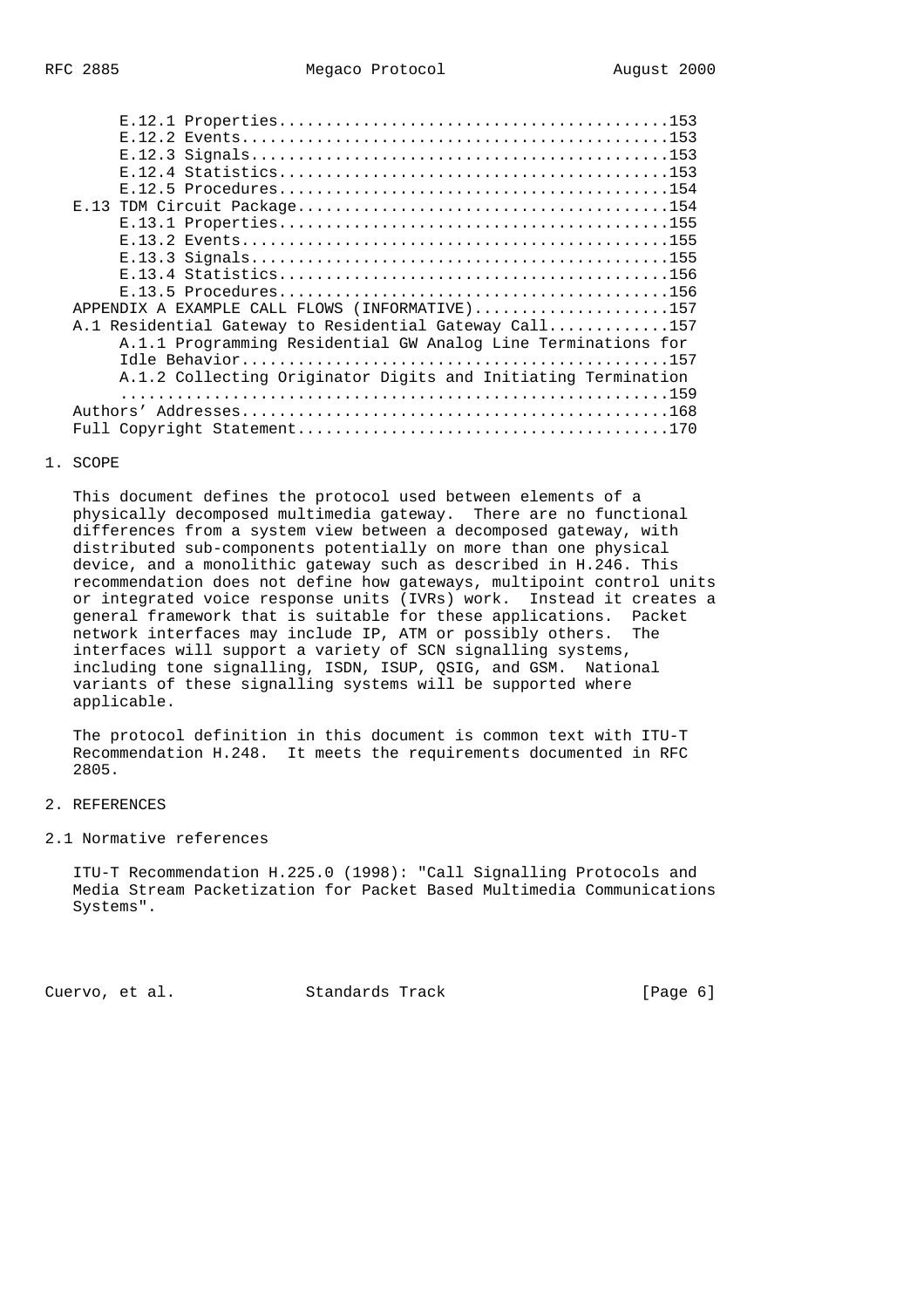E.12.1 Properties.........................................153
E.12.2 Events.............................................153
E.12.3 Signals............................................153
E.12.4 Statistics.........................................153
E.12.5 Procedures.........................................154
E.13 TDM Circuit Package........................................154
E.13.1 Properties.........................................155
E.13.2 Events.............................................155
E.13.3 Signals............................................155
E.13.4 Statistics.........................................156
E.13.5 Procedures.........................................156
APPENDIX A EXAMPLE CALL FLOWS (INFORMATIVE).....................157
A.1 Residential Gateway to Residential Gateway Call.............157
A.1.1 Programming Residential GW Analog Line Terminations for Idle Behavior.............................................157
A.1.2 Collecting Originator Digits and Initiating Termination ..........................................................159
Authors' Addresses.............................................168
Full Copyright Statement.......................................170

# 1. SCOPE

This document defines the protocol used between elements of a physically decomposed multimedia gateway. There are no functional differences from a system view between a decomposed gateway, with distributed sub-components potentially on more than one physical device, and a monolithic gateway such as described in H.246. This recommendation does not define how gateways, multipoint control units or integrated voice response units (IVRs) work. Instead it creates a general framework that is suitable for these applications. Packet network interfaces may include IP, ATM or possibly others. The interfaces will support a variety of SCN signalling systems, including tone signalling, ISDN, ISUP, QSIG, and GSM. National variants of these signalling systems will be supported where applicable.

The protocol definition in this document is common text with ITU-T Recommendation H.248. It meets the requirements documented in RFC 2805.

# 2. REFERENCES

## 2.1 Normative references

ITU-T Recommendation H.225.0 (1998): "Call Signalling Protocols and Media Stream Packetization for Packet Based Multimedia Communications Systems".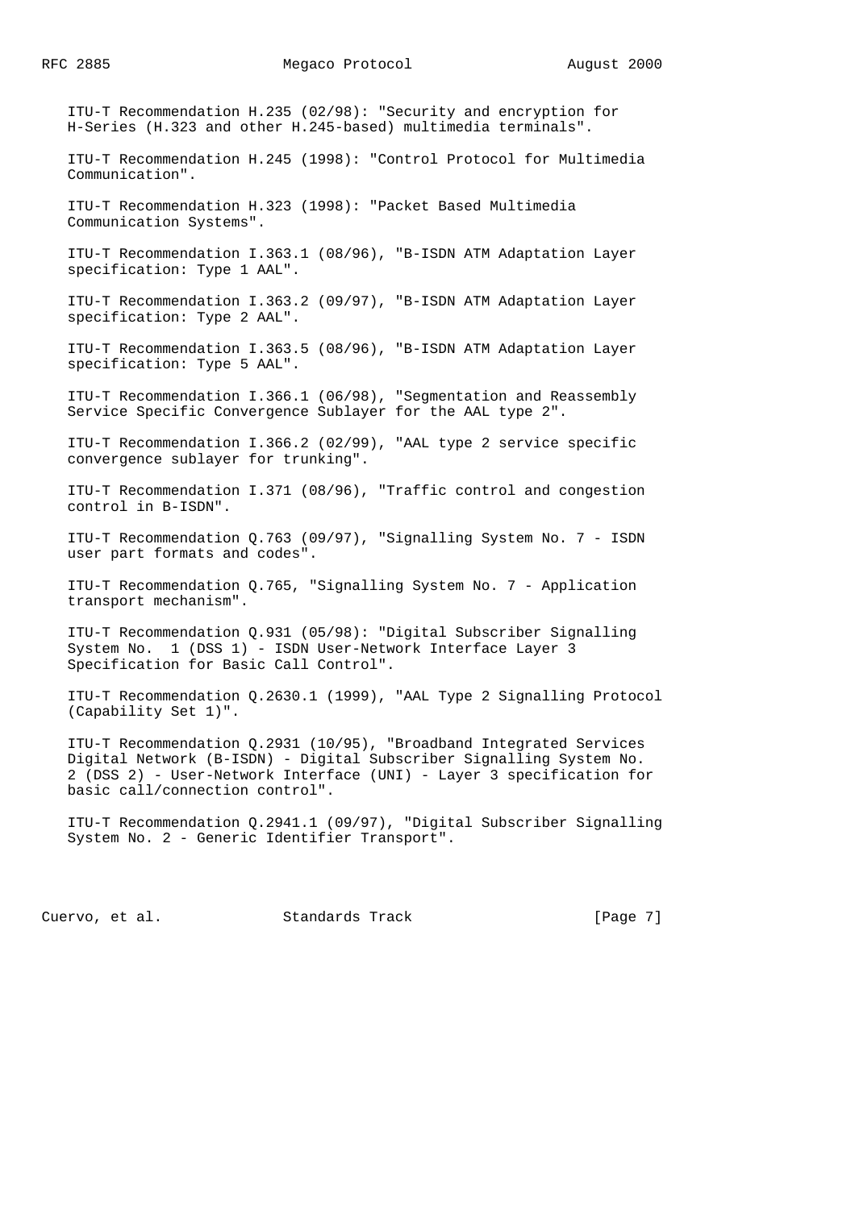ITU-T Recommendation H.235 (02/98): "Security and encryption for H-Series (H.323 and other H.245-based) multimedia terminals".

ITU-T Recommendation H.245 (1998): "Control Protocol for Multimedia Communication".

ITU-T Recommendation H.323 (1998): "Packet Based Multimedia Communication Systems".

ITU-T Recommendation I.363.1 (08/96), "B-ISDN ATM Adaptation Layer specification: Type 1 AAL".

ITU-T Recommendation I.363.2 (09/97), "B-ISDN ATM Adaptation Layer specification: Type 2 AAL".

ITU-T Recommendation I.363.5 (08/96), "B-ISDN ATM Adaptation Layer specification: Type 5 AAL".

ITU-T Recommendation I.366.1 (06/98), "Segmentation and Reassembly Service Specific Convergence Sublayer for the AAL type 2".

ITU-T Recommendation I.366.2 (02/99), "AAL type 2 service specific convergence sublayer for trunking".

ITU-T Recommendation I.371 (08/96), "Traffic control and congestion control in B-ISDN".

ITU-T Recommendation Q.763 (09/97), "Signalling System No. 7 - ISDN user part formats and codes".

ITU-T Recommendation Q.765, "Signalling System No. 7 - Application transport mechanism".

ITU-T Recommendation Q.931 (05/98): "Digital Subscriber Signalling System No. 1 (DSS 1) - ISDN User-Network Interface Layer 3 Specification for Basic Call Control".

ITU-T Recommendation Q.2630.1 (1999), "AAL Type 2 Signalling Protocol (Capability Set 1)".

ITU-T Recommendation Q.2931 (10/95), "Broadband Integrated Services Digital Network (B-ISDN) - Digital Subscriber Signalling System No. 2 (DSS 2) - User-Network Interface (UNI) - Layer 3 specification for basic call/connection control".

ITU-T Recommendation Q.2941.1 (09/97), "Digital Subscriber Signalling System No. 2 - Generic Identifier Transport".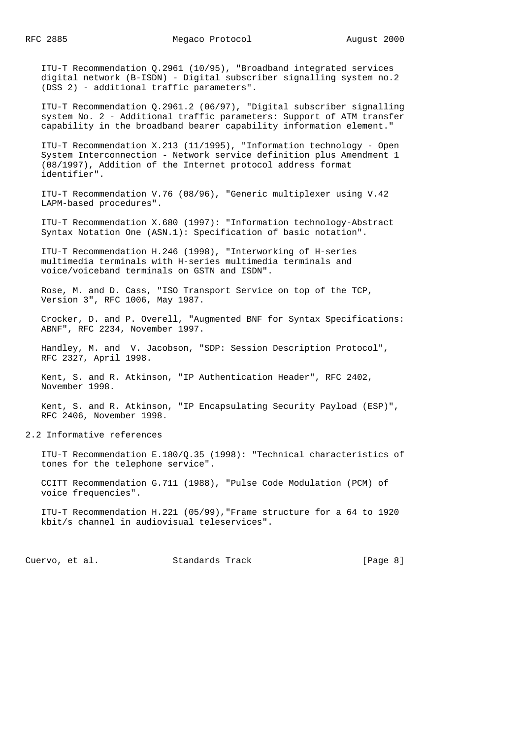ITU-T Recommendation Q.2961 (10/95), "Broadband integrated services digital network (B-ISDN) - Digital subscriber signalling system no.2 (DSS 2) - additional traffic parameters".

ITU-T Recommendation Q.2961.2 (06/97), "Digital subscriber signalling system No. 2 - Additional traffic parameters: Support of ATM transfer capability in the broadband bearer capability information element."

ITU-T Recommendation X.213 (11/1995), "Information technology - Open System Interconnection - Network service definition plus Amendment 1 (08/1997), Addition of the Internet protocol address format identifier".

ITU-T Recommendation V.76 (08/96), "Generic multiplexer using V.42 LAPM-based procedures".

ITU-T Recommendation X.680 (1997): "Information technology-Abstract Syntax Notation One (ASN.1): Specification of basic notation".

ITU-T Recommendation H.246 (1998), "Interworking of H-series multimedia terminals with H-series multimedia terminals and voice/voiceband terminals on GSTN and ISDN".

Rose, M. and D. Cass, "ISO Transport Service on top of the TCP, Version 3", RFC 1006, May 1987.

Crocker, D. and P. Overell, "Augmented BNF for Syntax Specifications: ABNF", RFC 2234, November 1997.

Handley, M. and V. Jacobson, "SDP: Session Description Protocol", RFC 2327, April 1998.

Kent, S. and R. Atkinson, "IP Authentication Header", RFC 2402, November 1998.

Kent, S. and R. Atkinson, "IP Encapsulating Security Payload (ESP)", RFC 2406, November 1998.

## 2.2 Informative references

ITU-T Recommendation E.180/Q.35 (1998): "Technical characteristics of tones for the telephone service".

CCITT Recommendation G.711 (1988), "Pulse Code Modulation (PCM) of voice frequencies".

ITU-T Recommendation H.221 (05/99),"Frame structure for a 64 to 1920 kbit/s channel in audiovisual teleservices".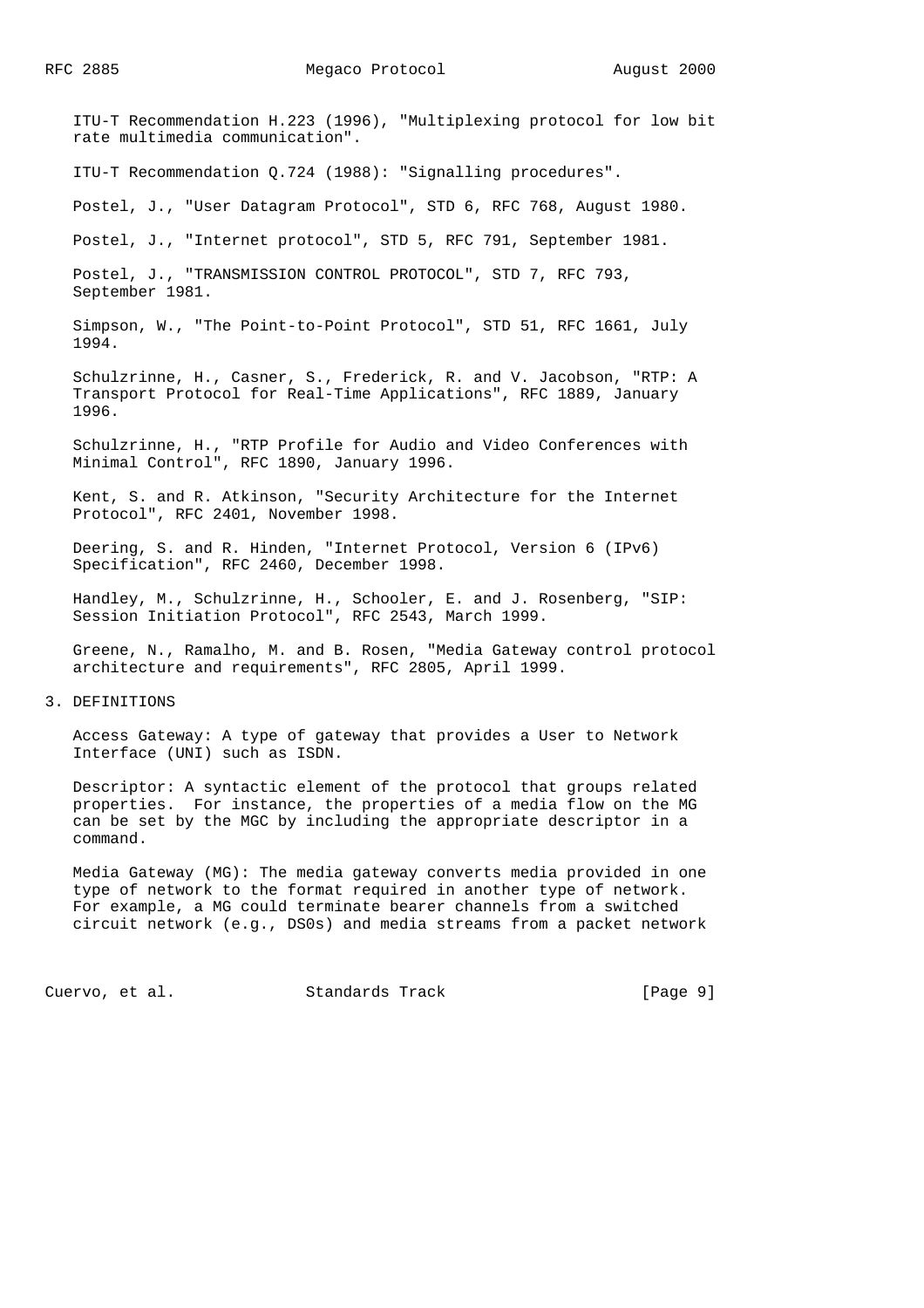ITU-T Recommendation H.223 (1996), "Multiplexing protocol for low bit rate multimedia communication".

ITU-T Recommendation Q.724 (1988): "Signalling procedures".

Postel, J., "User Datagram Protocol", STD 6, RFC 768, August 1980.

Postel, J., "Internet protocol", STD 5, RFC 791, September 1981.

Postel, J., "TRANSMISSION CONTROL PROTOCOL", STD 7, RFC 793, September 1981.

Simpson, W., "The Point-to-Point Protocol", STD 51, RFC 1661, July 1994.

Schulzrinne, H., Casner, S., Frederick, R. and V. Jacobson, "RTP: A Transport Protocol for Real-Time Applications", RFC 1889, January 1996.

Schulzrinne, H., "RTP Profile for Audio and Video Conferences with Minimal Control", RFC 1890, January 1996.

Kent, S. and R. Atkinson, "Security Architecture for the Internet Protocol", RFC 2401, November 1998.

Deering, S. and R. Hinden, "Internet Protocol, Version 6 (IPv6) Specification", RFC 2460, December 1998.

Handley, M., Schulzrinne, H., Schooler, E. and J. Rosenberg, "SIP: Session Initiation Protocol", RFC 2543, March 1999.

Greene, N., Ramalho, M. and B. Rosen, "Media Gateway control protocol architecture and requirements", RFC 2805, April 1999.

## 3. DEFINITIONS

Access Gateway: A type of gateway that provides a User to Network Interface (UNI) such as ISDN.

Descriptor: A syntactic element of the protocol that groups related properties. For instance, the properties of a media flow on the MG can be set by the MGC by including the appropriate descriptor in a command.

Media Gateway (MG): The media gateway converts media provided in one type of network to the format required in another type of network. For example, a MG could terminate bearer channels from a switched circuit network (e.g., DS0s) and media streams from a packet network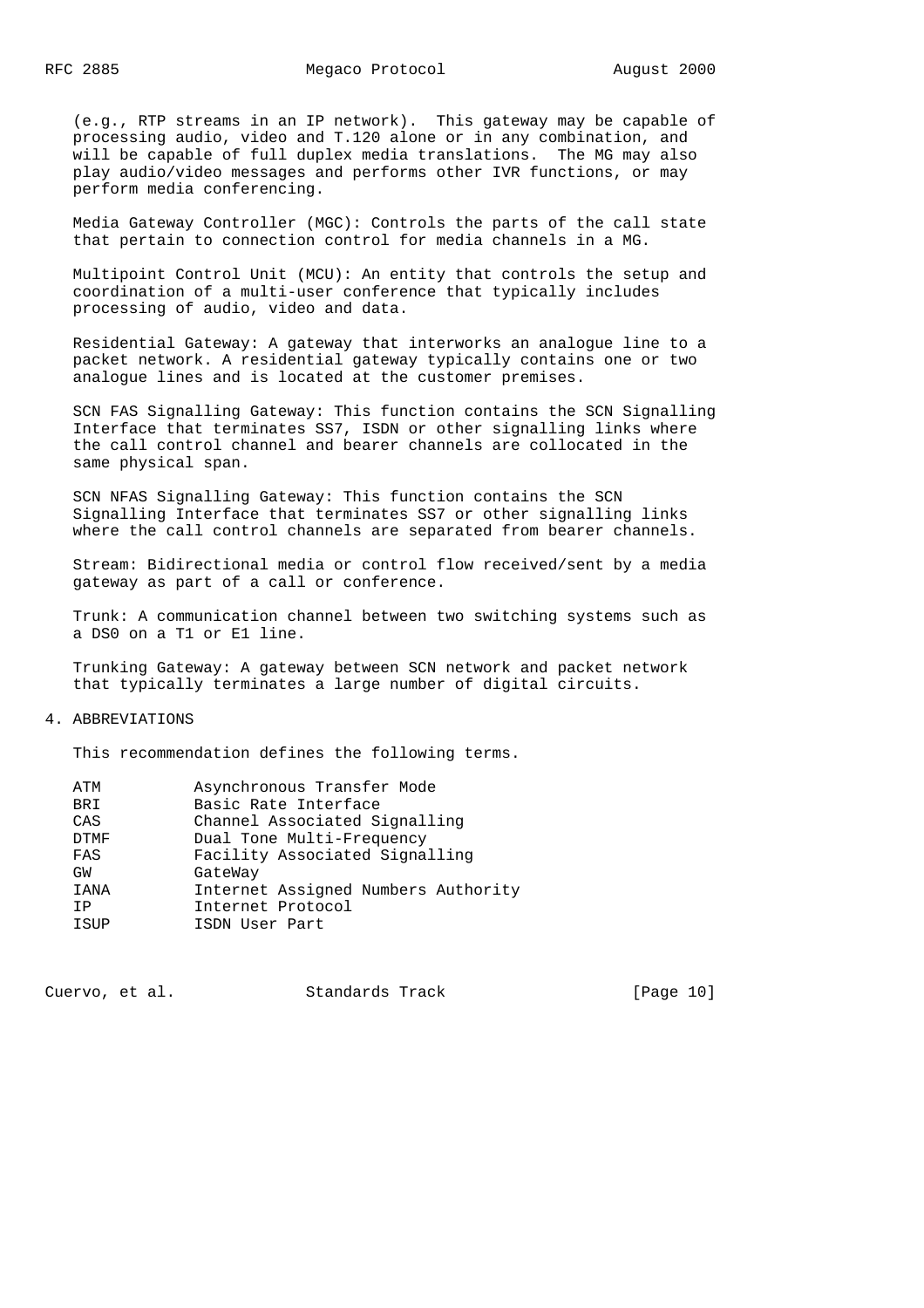(e.g., RTP streams in an IP network). This gateway may be capable of processing audio, video and T.120 alone or in any combination, and will be capable of full duplex media translations. The MG may also play audio/video messages and performs other IVR functions, or may perform media conferencing.

Media Gateway Controller (MGC): Controls the parts of the call state that pertain to connection control for media channels in a MG.

Multipoint Control Unit (MCU): An entity that controls the setup and coordination of a multi-user conference that typically includes processing of audio, video and data.

Residential Gateway: A gateway that interworks an analogue line to a packet network. A residential gateway typically contains one or two analogue lines and is located at the customer premises.

SCN FAS Signalling Gateway: This function contains the SCN Signalling Interface that terminates SS7, ISDN or other signalling links where the call control channel and bearer channels are collocated in the same physical span.

SCN NFAS Signalling Gateway: This function contains the SCN Signalling Interface that terminates SS7 or other signalling links where the call control channels are separated from bearer channels.

Stream: Bidirectional media or control flow received/sent by a media gateway as part of a call or conference.

Trunk: A communication channel between two switching systems such as a DS0 on a T1 or E1 line.

Trunking Gateway: A gateway between SCN network and packet network that typically terminates a large number of digital circuits.

## 4. ABBREVIATIONS

This recommendation defines the following terms.

| | |
|---|---|
| ATM | Asynchronous Transfer Mode |
| BRI | Basic Rate Interface |
| CAS | Channel Associated Signalling |
| DTMF | Dual Tone Multi-Frequency |
| FAS | Facility Associated Signalling |
| GW | GateWay |
| IANA | Internet Assigned Numbers Authority |
| IP | Internet Protocol |
| ISUP | ISDN User Part |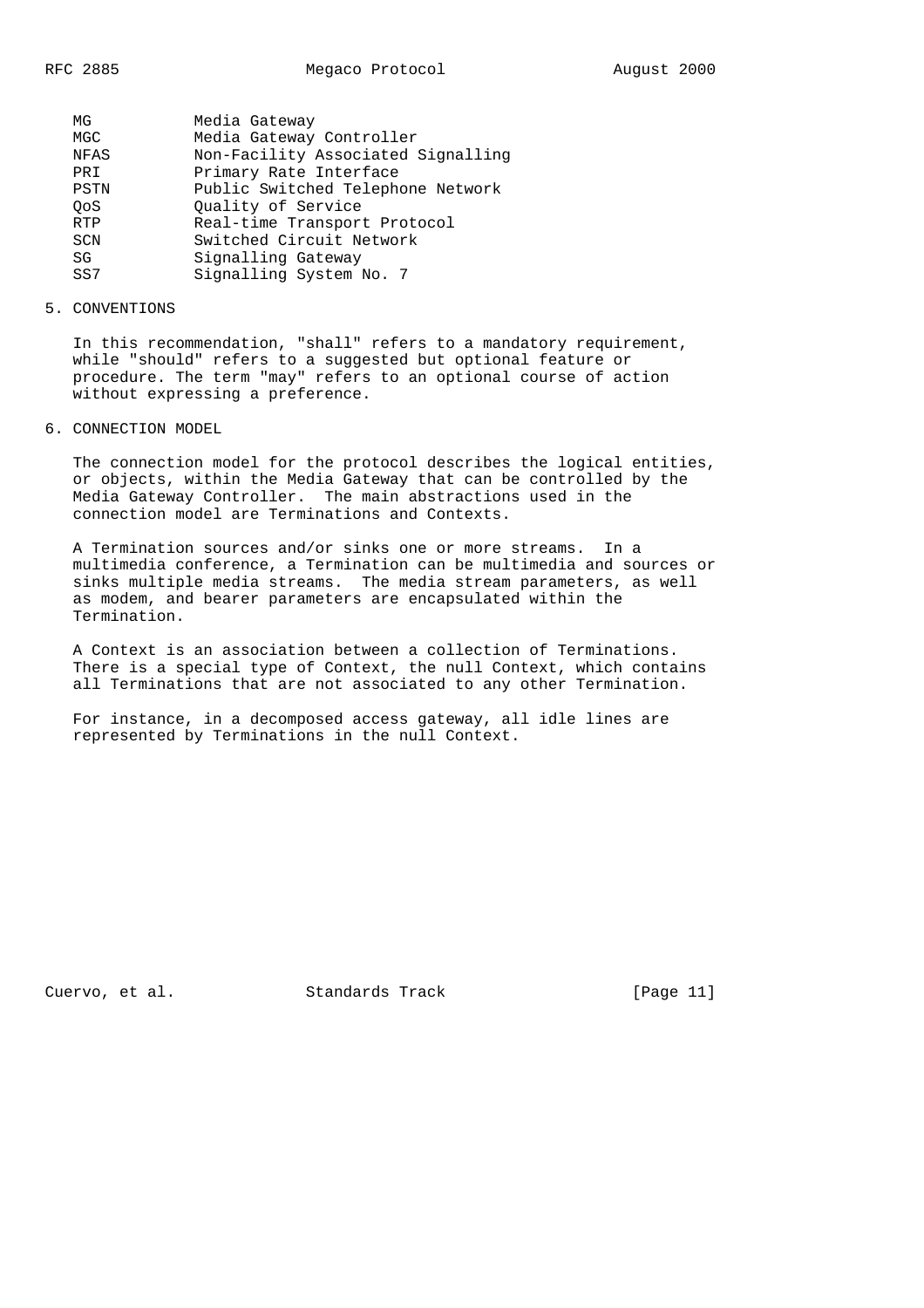| | |
|---|---|
| MG | Media Gateway |
| MGC | Media Gateway Controller |
| NFAS | Non-Facility Associated Signalling |
| PRI | Primary Rate Interface |
| PSTN | Public Switched Telephone Network |
| QoS | Quality of Service |
| RTP | Real-time Transport Protocol |
| SCN | Switched Circuit Network |
| SG | Signalling Gateway |
| SS7 | Signalling System No. 7 |

## 5. CONVENTIONS

In this recommendation, "shall" refers to a mandatory requirement, while "should" refers to a suggested but optional feature or procedure. The term "may" refers to an optional course of action without expressing a preference.

## 6. CONNECTION MODEL

The connection model for the protocol describes the logical entities, or objects, within the Media Gateway that can be controlled by the Media Gateway Controller. The main abstractions used in the connection model are Terminations and Contexts.

A Termination sources and/or sinks one or more streams. In a multimedia conference, a Termination can be multimedia and sources or sinks multiple media streams. The media stream parameters, as well as modem, and bearer parameters are encapsulated within the Termination.

A Context is an association between a collection of Terminations. There is a special type of Context, the null Context, which contains all Terminations that are not associated to any other Termination.

For instance, in a decomposed access gateway, all idle lines are represented by Terminations in the null Context.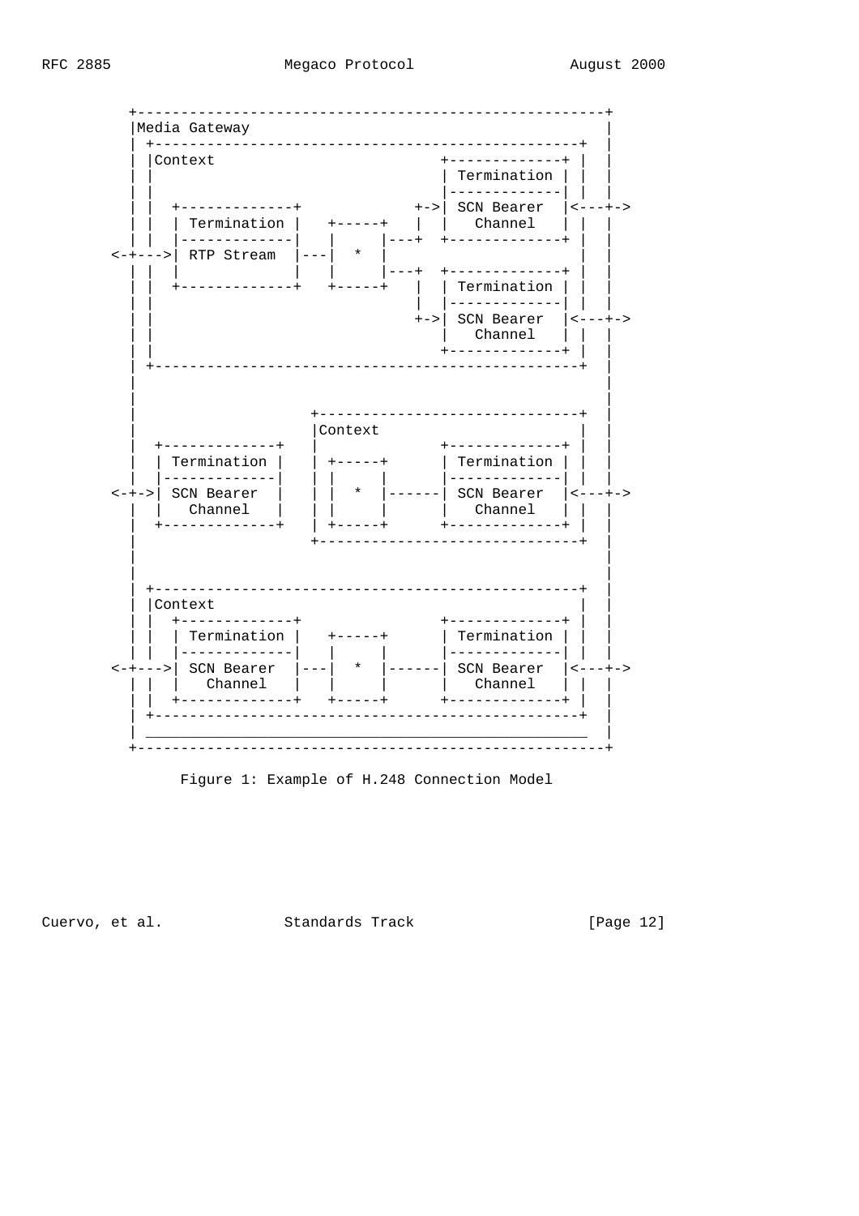```
          +------------------------------------------------------+
          |Media Gateway                                         |
          | +-------------------------------------------------+  |
          | |Context                          +-------------+ |  |
          | |                                 | Termination | |  |
          | |                                 |-------------| |  |
          | |  +-------------+             +->| SCN Bearer  |<---+->
          | |  | Termination |   +-----+   |  |   Channel   | |  |
          | |  |-------------|   |     |---+  +-------------+ |  |
        <-+--->| RTP Stream  |---|  *  |                      |  |
          | |  |             |   |     |---+  +-------------+ |  |
          | |  +-------------+   +-----+   |  | Termination | |  |
          | |                              |  |-------------| |  |
          | |                              +->| SCN Bearer  |<---+->
          | |                                 |   Channel   | |  |
          | |                                 +-------------+ |  |
          | +-------------------------------------------------+  |
          |                                                      |
          |                                                      |
          |                     +------------------------------+ |
          |                     |Context                       | |
          |  +-------------+    |             +-------------+  | |
          |  | Termination |    | +-----+     | Termination |  | |
          |  |-------------|    | |     |     |-------------|  | |
        <-+->| SCN Bearer  |    | |  *  |------| SCN Bearer  |<---+->
          |  |   Channel   |    | |     |     |   Channel   |  | |
          |  +-------------+    | +-----+     +-------------+  | |
          |                     +------------------------------+ |
          |                                                      |
          |                                                      |
          | +-------------------------------------------------+  |
          | |Context                                          |  |
          | |  +-------------+                +-------------+ |  |
          | |  | Termination |   +-----+      | Termination | |  |
          | |  |-------------|   |     |      |-------------| |  |
        <-+--->| SCN Bearer  |---|  *  |------| SCN Bearer  |<---+->
          | |  |   Channel   |   |     |      |   Channel   | |  |
          | |  +-------------+   +-----+      +-------------+ |  |
          | +-------------------------------------------------+  |
          | ___________________________________________________  |
          +------------------------------------------------------+
```

Figure 1: Example of H.248 Connection Model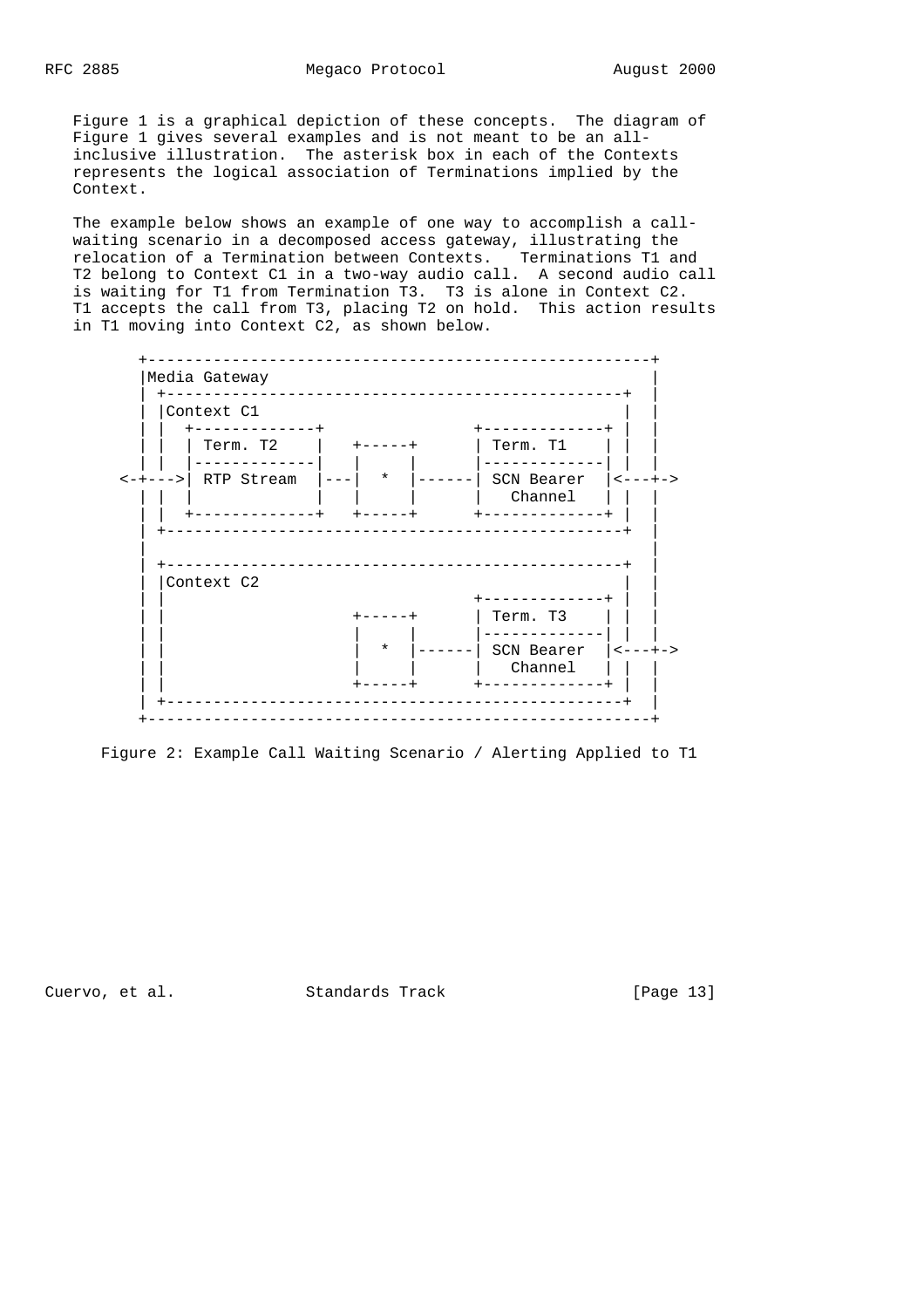Figure 1 is a graphical depiction of these concepts. The diagram of Figure 1 gives several examples and is not meant to be an all-inclusive illustration. The asterisk box in each of the Contexts represents the logical association of Terminations implied by the Context.

The example below shows an example of one way to accomplish a call-waiting scenario in a decomposed access gateway, illustrating the relocation of a Termination between Contexts. Terminations T1 and T2 belong to Context C1 in a two-way audio call. A second audio call is waiting for T1 from Termination T3. T3 is alone in Context C2. T1 accepts the call from T3, placing T2 on hold. This action results in T1 moving into Context C2, as shown below.

```
      +------------------------------------------------------+
      |Media Gateway                                          |
      | +-------------------------------------------------+  |
      | |Context C1                                        |  |
      | |  +-------------+             +-------------+ |  |
      | |  | Term. T2    |   +-----+    | Term. T1    | |  |
      | |  |-------------|   |     |    |-------------| |  |
    <-+--->| RTP Stream  |---|  *  |----| SCN Bearer  |<---+->
      | |  |             |   |     |    |   Channel   | |  |
      | |  +-------------+   +-----+    +-------------+ |  |
      | +-------------------------------------------------+  |
      |                                                       |
      | +-------------------------------------------------+  |
      | |Context C2                                        |  |
      | |                              +-------------+ |  |
      | |                    +-----+    | Term. T3    | |  |
      | |                    |     |    |-------------| |  |
      | |                    |  *  |----| SCN Bearer  |<---+->
      | |                    |     |    |   Channel   | |  |
      | |                    +-----+    +-------------+ |  |
      | +-------------------------------------------------+  |
      +------------------------------------------------------+
```

Figure 2: Example Call Waiting Scenario / Alerting Applied to T1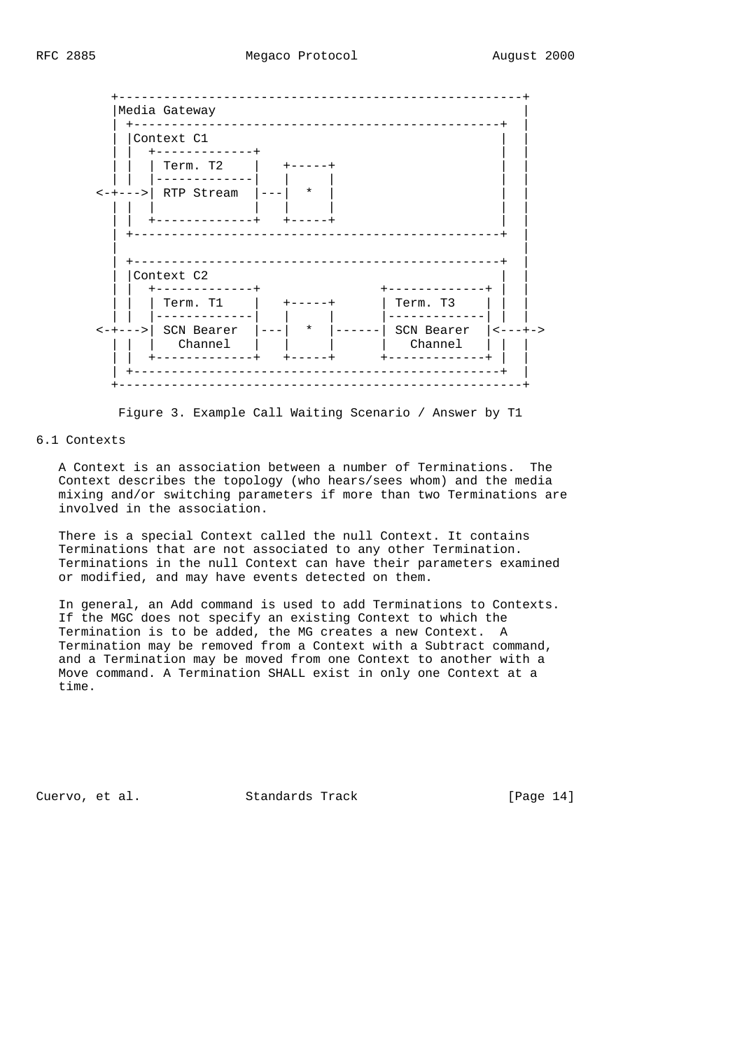```
          +------------------------------------------------------+
          |Media Gateway                                         |
          | +-------------------------------------------------+  |
          | |Context C1                                       |  |
          | |  +-------------+                                |  |
          | |  | Term. T2    |   +-----+                      |  |
          | |  |-------------|   |     |                      |  |
       <-+--->| RTP Stream  |---|  *  |                      |  |
          | |  |             |   |     |                      |  |
          | |  +-------------+   +-----+                      |  |
          | +-------------------------------------------------+  |
          |                                                      |
          | +-------------------------------------------------+  |
          | |Context C2                                       |  |
          | |  +-------------+             +-------------+    |  |
          | |  | Term. T1    |   +-----+   | Term. T3    |    |  |
          | |  |-------------|   |     |   |-------------|    |  |
       <-+--->| SCN Bearer  |---|  *  |------| SCN Bearer  |<---+->
          | |  |   Channel   |   |     |   |   Channel   |    |  |
          | |  +-------------+   +-----+   +-------------+    |  |
          | +-------------------------------------------------+  |
          +------------------------------------------------------+
```

Figure 3. Example Call Waiting Scenario / Answer by T1

## 6.1 Contexts

A Context is an association between a number of Terminations. The Context describes the topology (who hears/sees whom) and the media mixing and/or switching parameters if more than two Terminations are involved in the association.

There is a special Context called the null Context. It contains Terminations that are not associated to any other Termination. Terminations in the null Context can have their parameters examined or modified, and may have events detected on them.

In general, an Add command is used to add Terminations to Contexts. If the MGC does not specify an existing Context to which the Termination is to be added, the MG creates a new Context. A Termination may be removed from a Context with a Subtract command, and a Termination may be moved from one Context to another with a Move command. A Termination SHALL exist in only one Context at a time.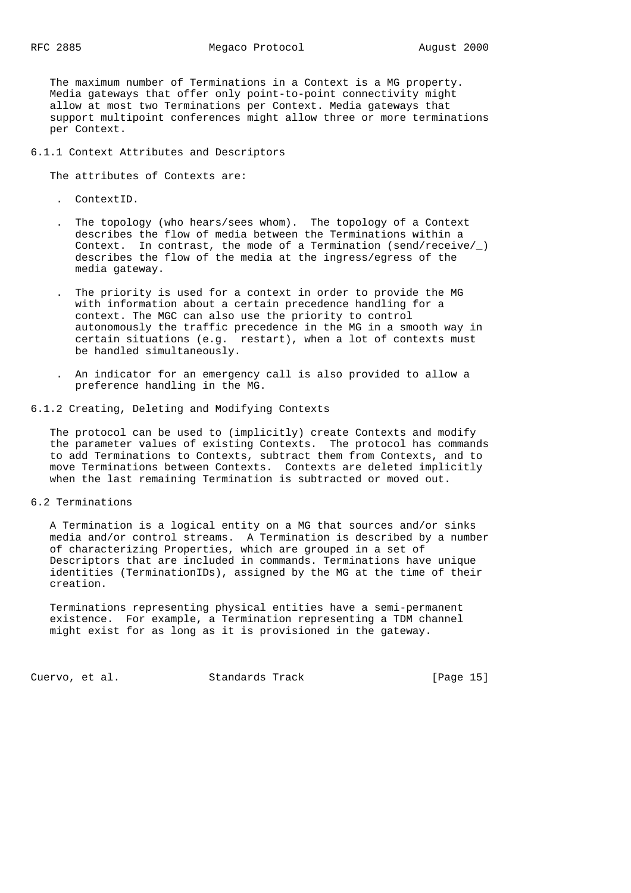The maximum number of Terminations in a Context is a MG property. Media gateways that offer only point-to-point connectivity might allow at most two Terminations per Context. Media gateways that support multipoint conferences might allow three or more terminations per Context.

### 6.1.1 Context Attributes and Descriptors

The attributes of Contexts are:

- ContextID.
- The topology (who hears/sees whom). The topology of a Context describes the flow of media between the Terminations within a Context. In contrast, the mode of a Termination (send/receive/_) describes the flow of the media at the ingress/egress of the media gateway.
- The priority is used for a context in order to provide the MG with information about a certain precedence handling for a context. The MGC can also use the priority to control autonomously the traffic precedence in the MG in a smooth way in certain situations (e.g. restart), when a lot of contexts must be handled simultaneously.
- An indicator for an emergency call is also provided to allow a preference handling in the MG.

### 6.1.2 Creating, Deleting and Modifying Contexts

The protocol can be used to (implicitly) create Contexts and modify the parameter values of existing Contexts. The protocol has commands to add Terminations to Contexts, subtract them from Contexts, and to move Terminations between Contexts. Contexts are deleted implicitly when the last remaining Termination is subtracted or moved out.

## 6.2 Terminations

A Termination is a logical entity on a MG that sources and/or sinks media and/or control streams. A Termination is described by a number of characterizing Properties, which are grouped in a set of Descriptors that are included in commands. Terminations have unique identities (TerminationIDs), assigned by the MG at the time of their creation.

Terminations representing physical entities have a semi-permanent existence. For example, a Termination representing a TDM channel might exist for as long as it is provisioned in the gateway.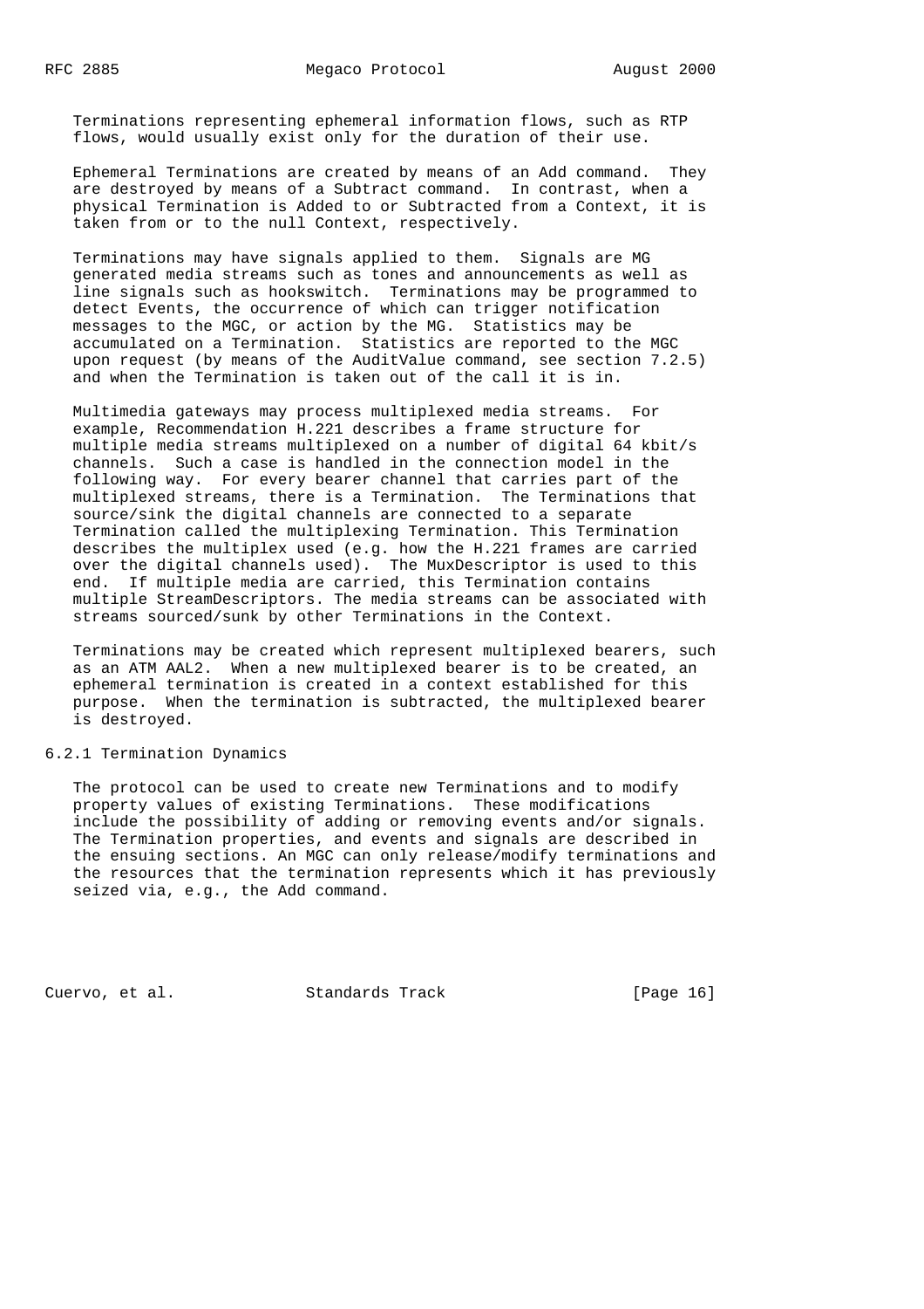Terminations representing ephemeral information flows, such as RTP flows, would usually exist only for the duration of their use.

Ephemeral Terminations are created by means of an Add command. They are destroyed by means of a Subtract command. In contrast, when a physical Termination is Added to or Subtracted from a Context, it is taken from or to the null Context, respectively.

Terminations may have signals applied to them. Signals are MG generated media streams such as tones and announcements as well as line signals such as hookswitch. Terminations may be programmed to detect Events, the occurrence of which can trigger notification messages to the MGC, or action by the MG. Statistics may be accumulated on a Termination. Statistics are reported to the MGC upon request (by means of the AuditValue command, see section 7.2.5) and when the Termination is taken out of the call it is in.

Multimedia gateways may process multiplexed media streams. For example, Recommendation H.221 describes a frame structure for multiple media streams multiplexed on a number of digital 64 kbit/s channels. Such a case is handled in the connection model in the following way. For every bearer channel that carries part of the multiplexed streams, there is a Termination. The Terminations that source/sink the digital channels are connected to a separate Termination called the multiplexing Termination. This Termination describes the multiplex used (e.g. how the H.221 frames are carried over the digital channels used). The MuxDescriptor is used to this end. If multiple media are carried, this Termination contains multiple StreamDescriptors. The media streams can be associated with streams sourced/sunk by other Terminations in the Context.

Terminations may be created which represent multiplexed bearers, such as an ATM AAL2. When a new multiplexed bearer is to be created, an ephemeral termination is created in a context established for this purpose. When the termination is subtracted, the multiplexed bearer is destroyed.

### 6.2.1 Termination Dynamics

The protocol can be used to create new Terminations and to modify property values of existing Terminations. These modifications include the possibility of adding or removing events and/or signals. The Termination properties, and events and signals are described in the ensuing sections. An MGC can only release/modify terminations and the resources that the termination represents which it has previously seized via, e.g., the Add command.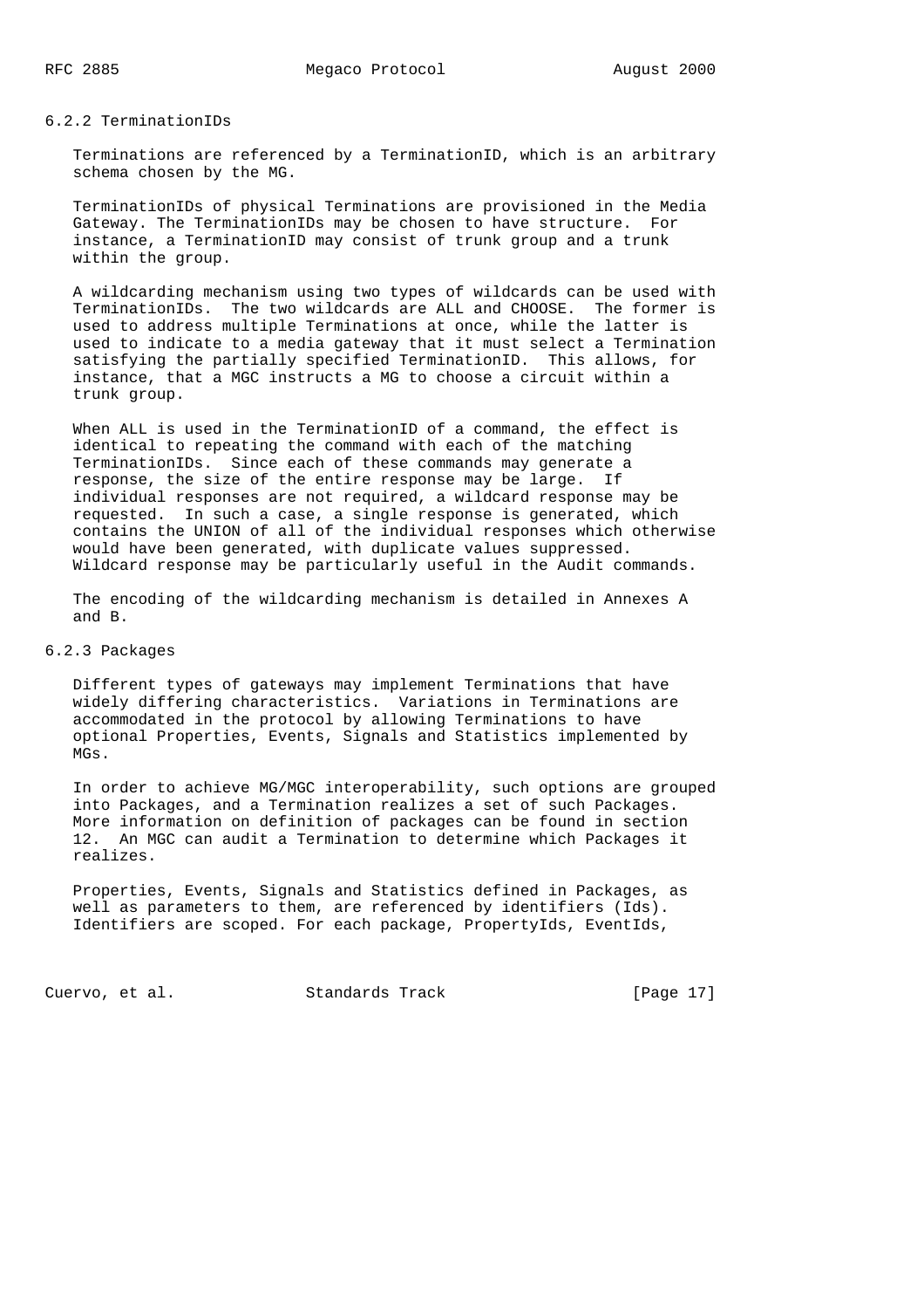### 6.2.2 TerminationIDs

Terminations are referenced by a TerminationID, which is an arbitrary schema chosen by the MG.

TerminationIDs of physical Terminations are provisioned in the Media Gateway. The TerminationIDs may be chosen to have structure. For instance, a TerminationID may consist of trunk group and a trunk within the group.

A wildcarding mechanism using two types of wildcards can be used with TerminationIDs. The two wildcards are ALL and CHOOSE. The former is used to address multiple Terminations at once, while the latter is used to indicate to a media gateway that it must select a Termination satisfying the partially specified TerminationID. This allows, for instance, that a MGC instructs a MG to choose a circuit within a trunk group.

When ALL is used in the TerminationID of a command, the effect is identical to repeating the command with each of the matching TerminationIDs. Since each of these commands may generate a response, the size of the entire response may be large. If individual responses are not required, a wildcard response may be requested. In such a case, a single response is generated, which contains the UNION of all of the individual responses which otherwise would have been generated, with duplicate values suppressed. Wildcard response may be particularly useful in the Audit commands.

The encoding of the wildcarding mechanism is detailed in Annexes A and B.

### 6.2.3 Packages

Different types of gateways may implement Terminations that have widely differing characteristics. Variations in Terminations are accommodated in the protocol by allowing Terminations to have optional Properties, Events, Signals and Statistics implemented by MGs.

In order to achieve MG/MGC interoperability, such options are grouped into Packages, and a Termination realizes a set of such Packages. More information on definition of packages can be found in section 12. An MGC can audit a Termination to determine which Packages it realizes.

Properties, Events, Signals and Statistics defined in Packages, as well as parameters to them, are referenced by identifiers (Ids). Identifiers are scoped. For each package, PropertyIds, EventIds,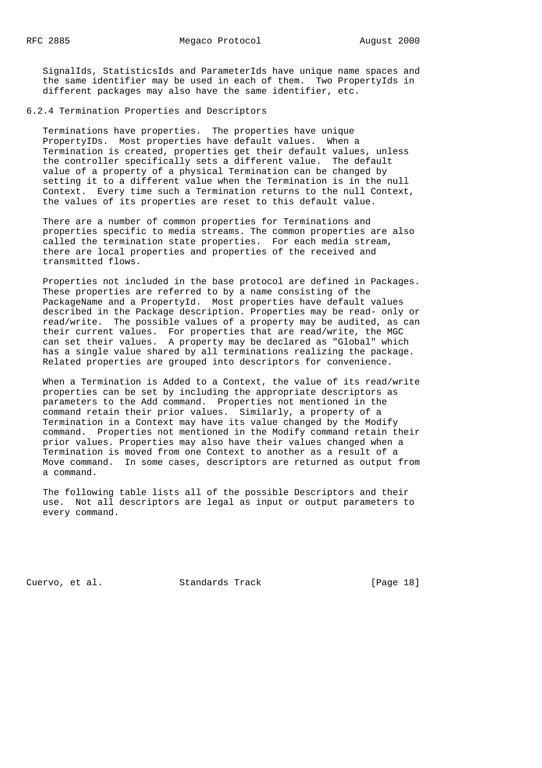SignalIds, StatisticsIds and ParameterIds have unique name spaces and the same identifier may be used in each of them. Two PropertyIds in different packages may also have the same identifier, etc.

### 6.2.4 Termination Properties and Descriptors

Terminations have properties. The properties have unique PropertyIDs. Most properties have default values. When a Termination is created, properties get their default values, unless the controller specifically sets a different value. The default value of a property of a physical Termination can be changed by setting it to a different value when the Termination is in the null Context. Every time such a Termination returns to the null Context, the values of its properties are reset to this default value.

There are a number of common properties for Terminations and properties specific to media streams. The common properties are also called the termination state properties. For each media stream, there are local properties and properties of the received and transmitted flows.

Properties not included in the base protocol are defined in Packages. These properties are referred to by a name consisting of the PackageName and a PropertyId. Most properties have default values described in the Package description. Properties may be read- only or read/write. The possible values of a property may be audited, as can their current values. For properties that are read/write, the MGC can set their values. A property may be declared as "Global" which has a single value shared by all terminations realizing the package. Related properties are grouped into descriptors for convenience.

When a Termination is Added to a Context, the value of its read/write properties can be set by including the appropriate descriptors as parameters to the Add command. Properties not mentioned in the command retain their prior values. Similarly, a property of a Termination in a Context may have its value changed by the Modify command. Properties not mentioned in the Modify command retain their prior values. Properties may also have their values changed when a Termination is moved from one Context to another as a result of a Move command. In some cases, descriptors are returned as output from a command.

The following table lists all of the possible Descriptors and their use. Not all descriptors are legal as input or output parameters to every command.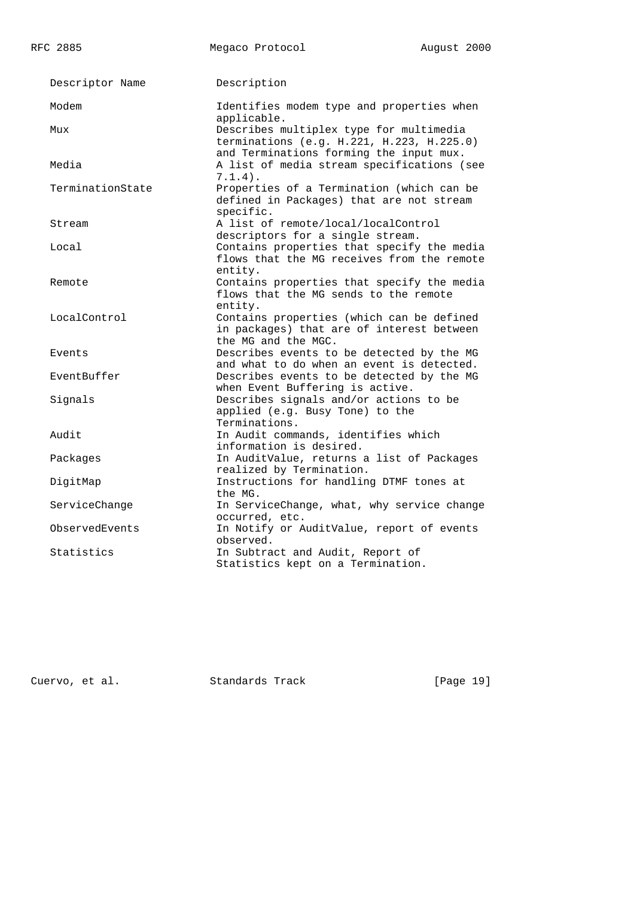| Descriptor Name | Description |
| --- | --- |
| Modem | Identifies modem type and properties when applicable. |
| Mux | Describes multiplex type for multimedia terminations (e.g. H.221, H.223, H.225.0) and Terminations forming the input mux. |
| Media | A list of media stream specifications (see 7.1.4). |
| TerminationState | Properties of a Termination (which can be defined in Packages) that are not stream specific. |
| Stream | A list of remote/local/localControl descriptors for a single stream. |
| Local | Contains properties that specify the media flows that the MG receives from the remote entity. |
| Remote | Contains properties that specify the media flows that the MG sends to the remote entity. |
| LocalControl | Contains properties (which can be defined in packages) that are of interest between the MG and the MGC. |
| Events | Describes events to be detected by the MG and what to do when an event is detected. |
| EventBuffer | Describes events to be detected by the MG when Event Buffering is active. |
| Signals | Describes signals and/or actions to be applied (e.g. Busy Tone) to the Terminations. |
| Audit | In Audit commands, identifies which information is desired. |
| Packages | In AuditValue, returns a list of Packages realized by Termination. |
| DigitMap | Instructions for handling DTMF tones at the MG. |
| ServiceChange | In ServiceChange, what, why service change occurred, etc. |
| ObservedEvents | In Notify or AuditValue, report of events observed. |
| Statistics | In Subtract and Audit, Report of Statistics kept on a Termination. |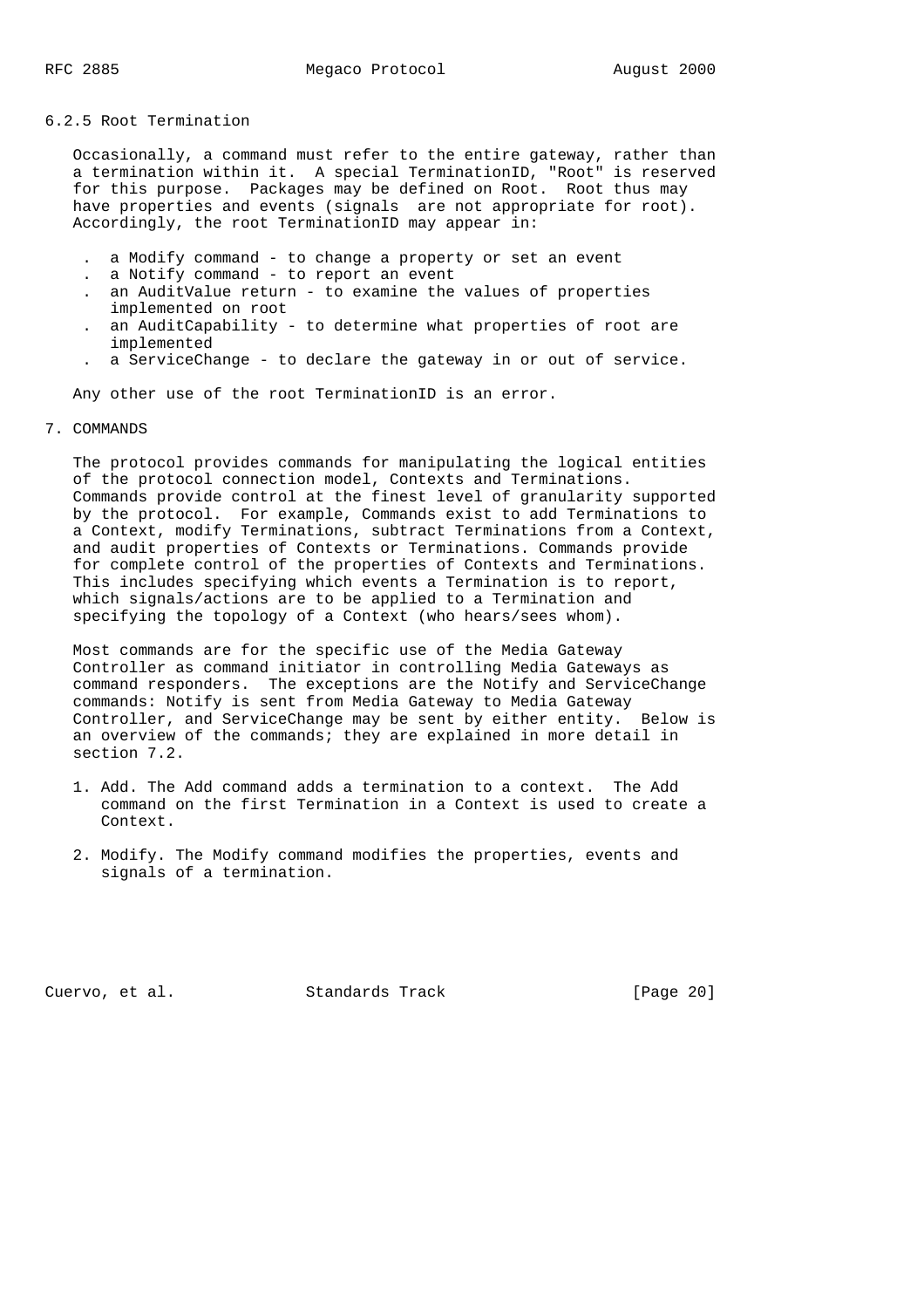### 6.2.5 Root Termination

Occasionally, a command must refer to the entire gateway, rather than a termination within it. A special TerminationID, "Root" is reserved for this purpose. Packages may be defined on Root. Root thus may have properties and events (signals are not appropriate for root). Accordingly, the root TerminationID may appear in:

- a Modify command - to change a property or set an event
- a Notify command - to report an event
- an AuditValue return - to examine the values of properties implemented on root
- an AuditCapability - to determine what properties of root are implemented
- a ServiceChange - to declare the gateway in or out of service.

Any other use of the root TerminationID is an error.

# 7. COMMANDS

The protocol provides commands for manipulating the logical entities of the protocol connection model, Contexts and Terminations. Commands provide control at the finest level of granularity supported by the protocol. For example, Commands exist to add Terminations to a Context, modify Terminations, subtract Terminations from a Context, and audit properties of Contexts or Terminations. Commands provide for complete control of the properties of Contexts and Terminations. This includes specifying which events a Termination is to report, which signals/actions are to be applied to a Termination and specifying the topology of a Context (who hears/sees whom).

Most commands are for the specific use of the Media Gateway Controller as command initiator in controlling Media Gateways as command responders. The exceptions are the Notify and ServiceChange commands: Notify is sent from Media Gateway to Media Gateway Controller, and ServiceChange may be sent by either entity. Below is an overview of the commands; they are explained in more detail in section 7.2.

1. Add. The Add command adds a termination to a context. The Add command on the first Termination in a Context is used to create a Context.

2. Modify. The Modify command modifies the properties, events and signals of a termination.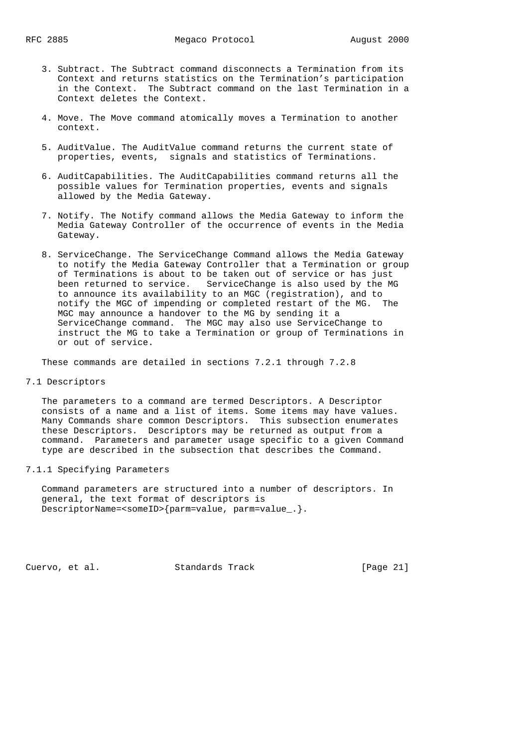3. Subtract. The Subtract command disconnects a Termination from its Context and returns statistics on the Termination's participation in the Context. The Subtract command on the last Termination in a Context deletes the Context.

4. Move. The Move command atomically moves a Termination to another context.

5. AuditValue. The AuditValue command returns the current state of properties, events, signals and statistics of Terminations.

6. AuditCapabilities. The AuditCapabilities command returns all the possible values for Termination properties, events and signals allowed by the Media Gateway.

7. Notify. The Notify command allows the Media Gateway to inform the Media Gateway Controller of the occurrence of events in the Media Gateway.

8. ServiceChange. The ServiceChange Command allows the Media Gateway to notify the Media Gateway Controller that a Termination or group of Terminations is about to be taken out of service or has just been returned to service. ServiceChange is also used by the MG to announce its availability to an MGC (registration), and to notify the MGC of impending or completed restart of the MG. The MGC may announce a handover to the MG by sending it a ServiceChange command. The MGC may also use ServiceChange to instruct the MG to take a Termination or group of Terminations in or out of service.

These commands are detailed in sections 7.2.1 through 7.2.8

## 7.1 Descriptors

The parameters to a command are termed Descriptors. A Descriptor consists of a name and a list of items. Some items may have values. Many Commands share common Descriptors. This subsection enumerates these Descriptors. Descriptors may be returned as output from a command. Parameters and parameter usage specific to a given Command type are described in the subsection that describes the Command.

### 7.1.1 Specifying Parameters

Command parameters are structured into a number of descriptors. In general, the text format of descriptors is DescriptorName=<someID>{parm=value, parm=value_.}.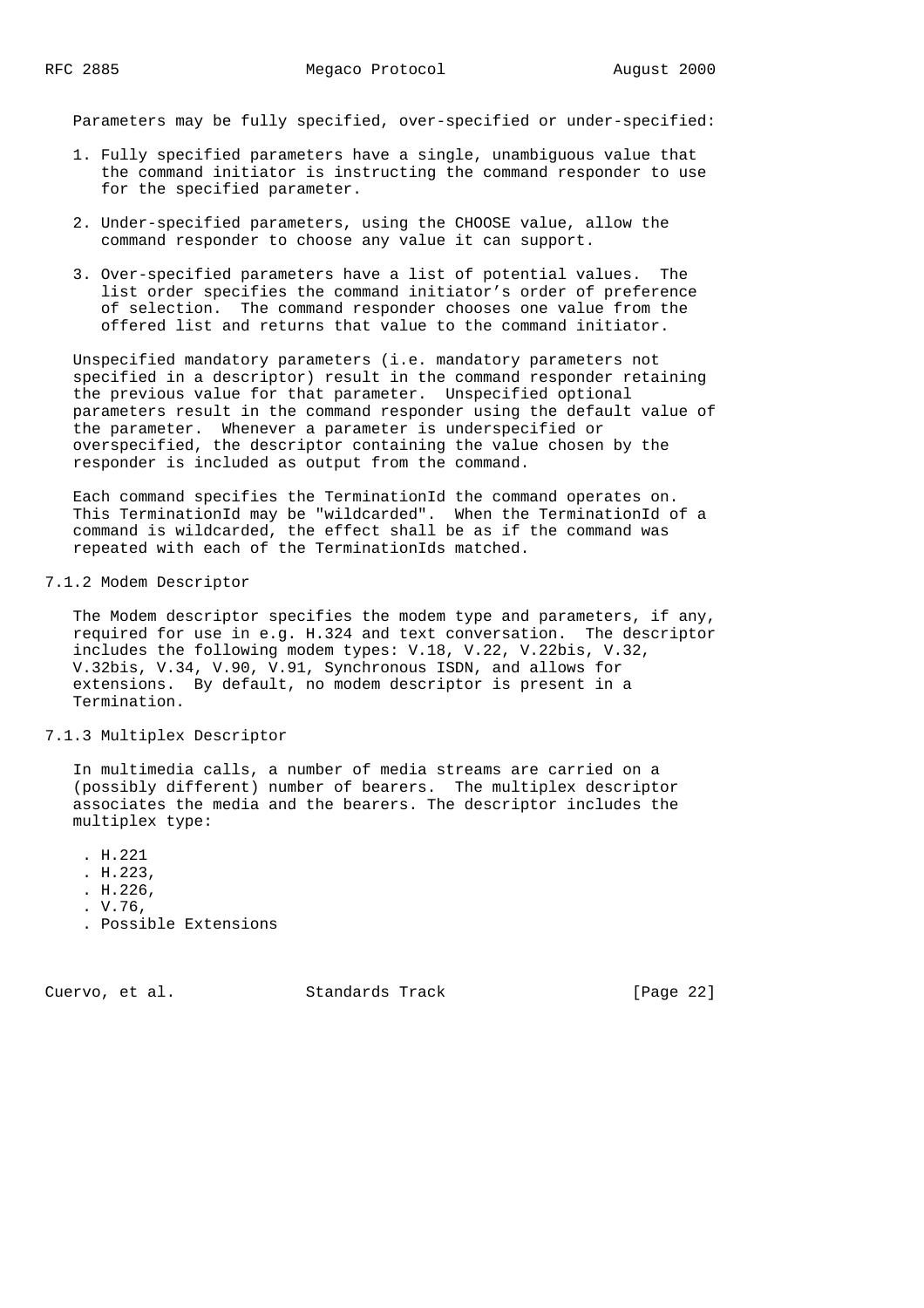Parameters may be fully specified, over-specified or under-specified:

1. Fully specified parameters have a single, unambiguous value that the command initiator is instructing the command responder to use for the specified parameter.

2. Under-specified parameters, using the CHOOSE value, allow the command responder to choose any value it can support.

3. Over-specified parameters have a list of potential values. The list order specifies the command initiator's order of preference of selection. The command responder chooses one value from the offered list and returns that value to the command initiator.

Unspecified mandatory parameters (i.e. mandatory parameters not specified in a descriptor) result in the command responder retaining the previous value for that parameter. Unspecified optional parameters result in the command responder using the default value of the parameter. Whenever a parameter is underspecified or overspecified, the descriptor containing the value chosen by the responder is included as output from the command.

Each command specifies the TerminationId the command operates on. This TerminationId may be "wildcarded". When the TerminationId of a command is wildcarded, the effect shall be as if the command was repeated with each of the TerminationIds matched.

### 7.1.2 Modem Descriptor

The Modem descriptor specifies the modem type and parameters, if any, required for use in e.g. H.324 and text conversation. The descriptor includes the following modem types: V.18, V.22, V.22bis, V.32, V.32bis, V.34, V.90, V.91, Synchronous ISDN, and allows for extensions. By default, no modem descriptor is present in a Termination.

### 7.1.3 Multiplex Descriptor

In multimedia calls, a number of media streams are carried on a (possibly different) number of bearers. The multiplex descriptor associates the media and the bearers. The descriptor includes the multiplex type:

- H.221
- H.223,
- H.226,
- V.76,
- Possible Extensions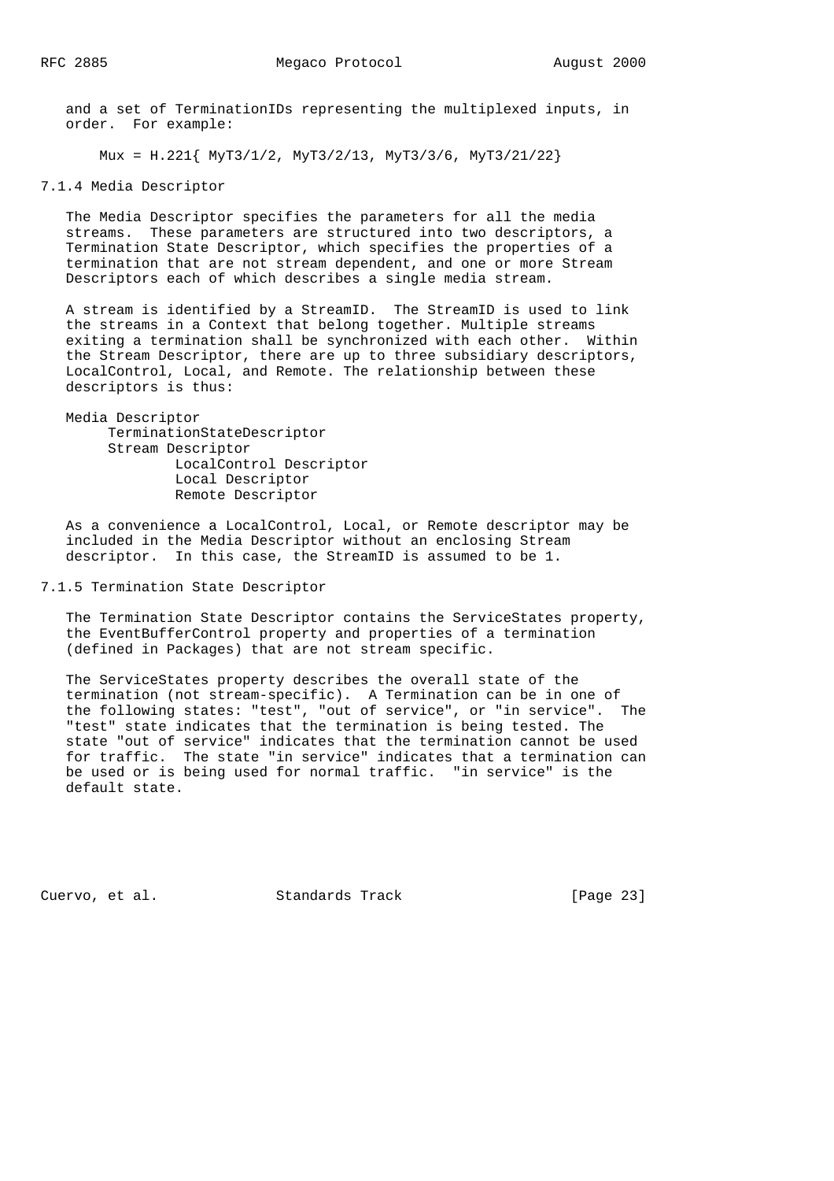and a set of TerminationIDs representing the multiplexed inputs, in order. For example:

```
Mux = H.221{ MyT3/1/2, MyT3/2/13, MyT3/3/6, MyT3/21/22}
```

### 7.1.4 Media Descriptor

The Media Descriptor specifies the parameters for all the media streams. These parameters are structured into two descriptors, a Termination State Descriptor, which specifies the properties of a termination that are not stream dependent, and one or more Stream Descriptors each of which describes a single media stream.

A stream is identified by a StreamID. The StreamID is used to link the streams in a Context that belong together. Multiple streams exiting a termination shall be synchronized with each other. Within the Stream Descriptor, there are up to three subsidiary descriptors, LocalControl, Local, and Remote. The relationship between these descriptors is thus:

```
Media Descriptor
     TerminationStateDescriptor
     Stream Descriptor
             LocalControl Descriptor
             Local Descriptor
             Remote Descriptor
```

As a convenience a LocalControl, Local, or Remote descriptor may be included in the Media Descriptor without an enclosing Stream descriptor. In this case, the StreamID is assumed to be 1.

### 7.1.5 Termination State Descriptor

The Termination State Descriptor contains the ServiceStates property, the EventBufferControl property and properties of a termination (defined in Packages) that are not stream specific.

The ServiceStates property describes the overall state of the termination (not stream-specific). A Termination can be in one of the following states: "test", "out of service", or "in service". The "test" state indicates that the termination is being tested. The state "out of service" indicates that the termination cannot be used for traffic. The state "in service" indicates that a termination can be used or is being used for normal traffic. "in service" is the default state.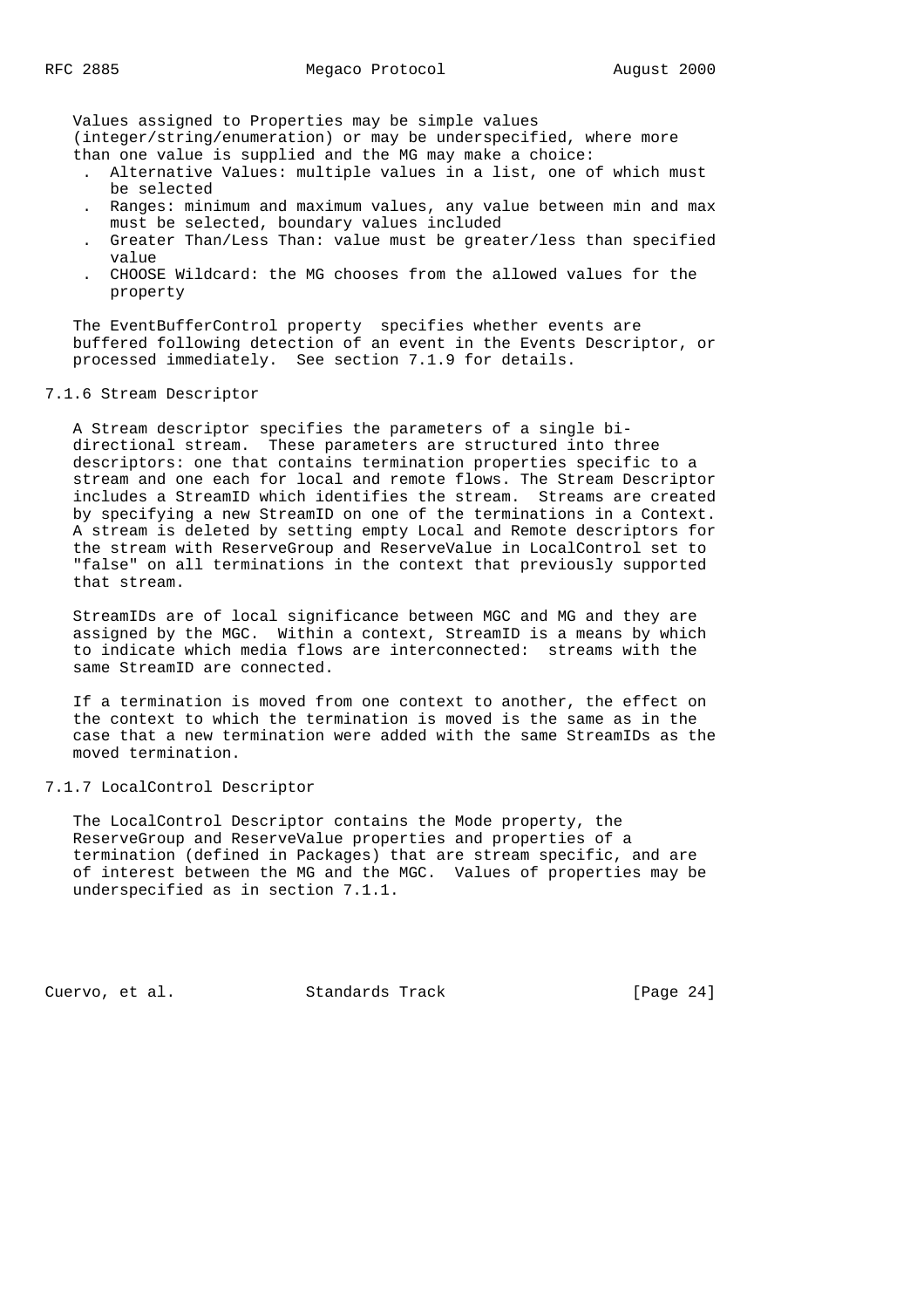Values assigned to Properties may be simple values (integer/string/enumeration) or may be underspecified, where more than one value is supplied and the MG may make a choice:

- Alternative Values: multiple values in a list, one of which must be selected
- Ranges: minimum and maximum values, any value between min and max must be selected, boundary values included
- Greater Than/Less Than: value must be greater/less than specified value
- CHOOSE Wildcard: the MG chooses from the allowed values for the property

The EventBufferControl property specifies whether events are buffered following detection of an event in the Events Descriptor, or processed immediately. See section 7.1.9 for details.

### 7.1.6 Stream Descriptor

A Stream descriptor specifies the parameters of a single bi-directional stream. These parameters are structured into three descriptors: one that contains termination properties specific to a stream and one each for local and remote flows. The Stream Descriptor includes a StreamID which identifies the stream. Streams are created by specifying a new StreamID on one of the terminations in a Context. A stream is deleted by setting empty Local and Remote descriptors for the stream with ReserveGroup and ReserveValue in LocalControl set to "false" on all terminations in the context that previously supported that stream.

StreamIDs are of local significance between MGC and MG and they are assigned by the MGC. Within a context, StreamID is a means by which to indicate which media flows are interconnected: streams with the same StreamID are connected.

If a termination is moved from one context to another, the effect on the context to which the termination is moved is the same as in the case that a new termination were added with the same StreamIDs as the moved termination.

### 7.1.7 LocalControl Descriptor

The LocalControl Descriptor contains the Mode property, the ReserveGroup and ReserveValue properties and properties of a termination (defined in Packages) that are stream specific, and are of interest between the MG and the MGC. Values of properties may be underspecified as in section 7.1.1.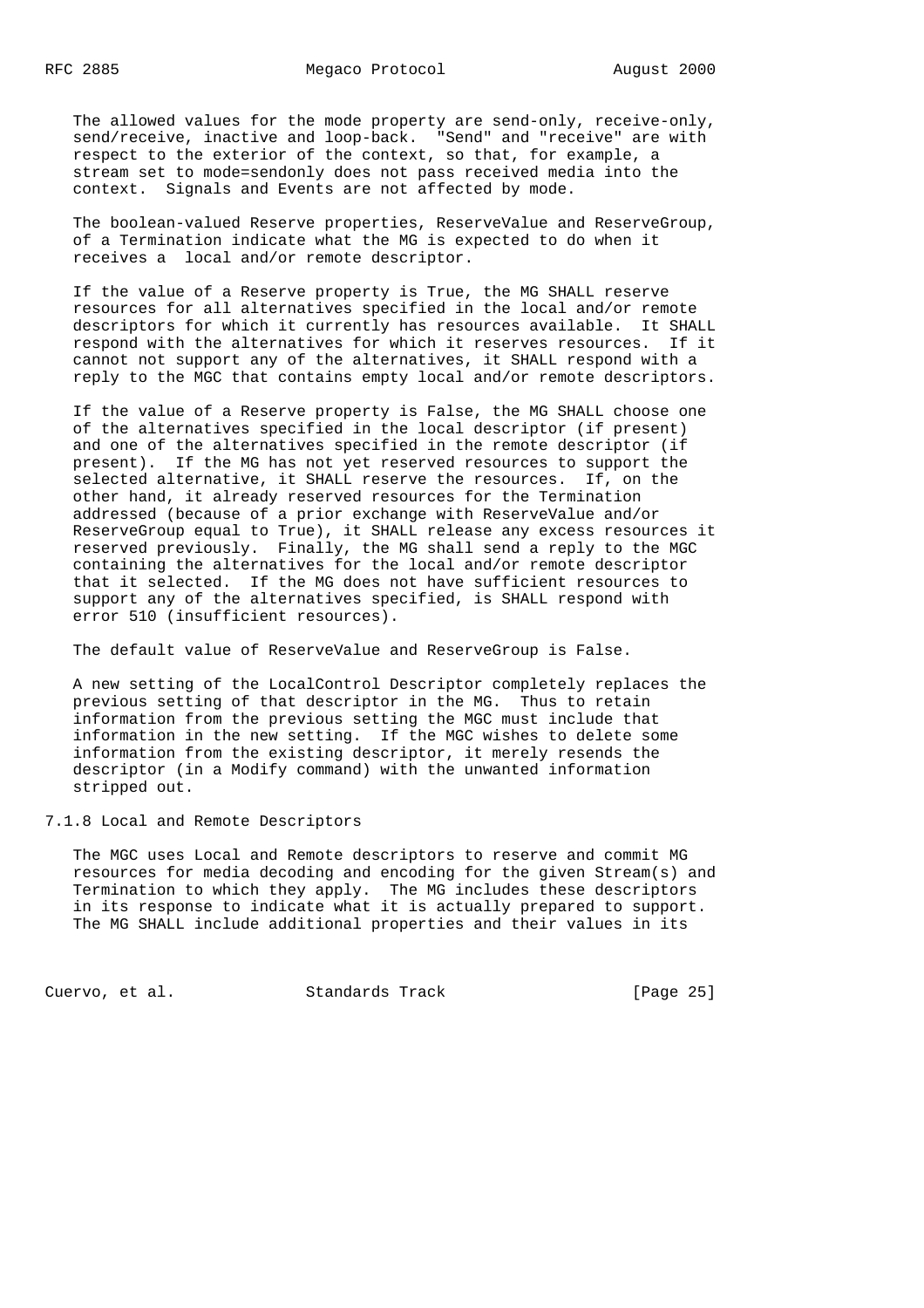The allowed values for the mode property are send-only, receive-only, send/receive, inactive and loop-back. "Send" and "receive" are with respect to the exterior of the context, so that, for example, a stream set to mode=sendonly does not pass received media into the context. Signals and Events are not affected by mode.

The boolean-valued Reserve properties, ReserveValue and ReserveGroup, of a Termination indicate what the MG is expected to do when it receives a local and/or remote descriptor.

If the value of a Reserve property is True, the MG SHALL reserve resources for all alternatives specified in the local and/or remote descriptors for which it currently has resources available. It SHALL respond with the alternatives for which it reserves resources. If it cannot not support any of the alternatives, it SHALL respond with a reply to the MGC that contains empty local and/or remote descriptors.

If the value of a Reserve property is False, the MG SHALL choose one of the alternatives specified in the local descriptor (if present) and one of the alternatives specified in the remote descriptor (if present). If the MG has not yet reserved resources to support the selected alternative, it SHALL reserve the resources. If, on the other hand, it already reserved resources for the Termination addressed (because of a prior exchange with ReserveValue and/or ReserveGroup equal to True), it SHALL release any excess resources it reserved previously. Finally, the MG shall send a reply to the MGC containing the alternatives for the local and/or remote descriptor that it selected. If the MG does not have sufficient resources to support any of the alternatives specified, is SHALL respond with error 510 (insufficient resources).

The default value of ReserveValue and ReserveGroup is False.

A new setting of the LocalControl Descriptor completely replaces the previous setting of that descriptor in the MG. Thus to retain information from the previous setting the MGC must include that information in the new setting. If the MGC wishes to delete some information from the existing descriptor, it merely resends the descriptor (in a Modify command) with the unwanted information stripped out.

### 7.1.8 Local and Remote Descriptors

The MGC uses Local and Remote descriptors to reserve and commit MG resources for media decoding and encoding for the given Stream(s) and Termination to which they apply. The MG includes these descriptors in its response to indicate what it is actually prepared to support. The MG SHALL include additional properties and their values in its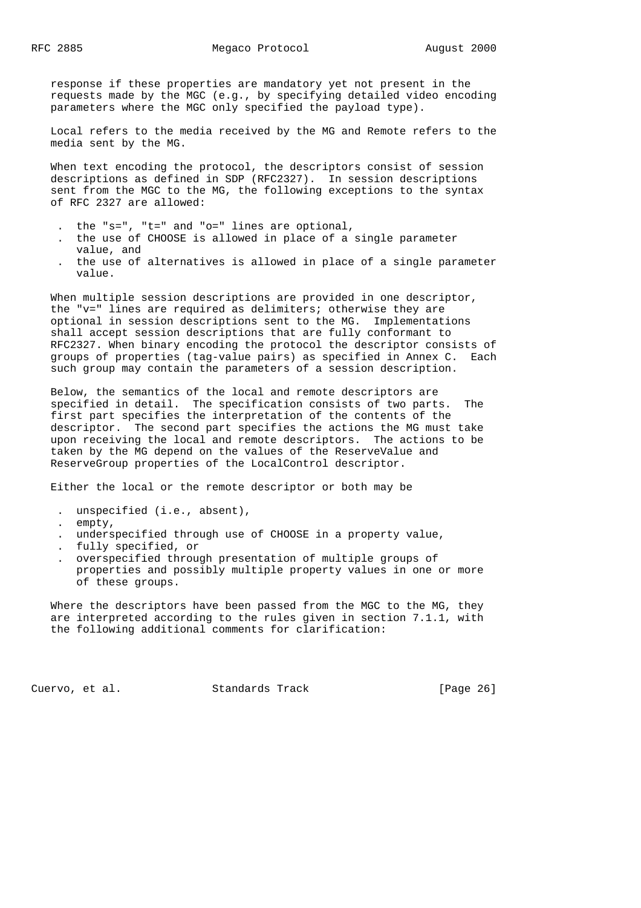response if these properties are mandatory yet not present in the requests made by the MGC (e.g., by specifying detailed video encoding parameters where the MGC only specified the payload type).

Local refers to the media received by the MG and Remote refers to the media sent by the MG.

When text encoding the protocol, the descriptors consist of session descriptions as defined in SDP (RFC2327). In session descriptions sent from the MGC to the MG, the following exceptions to the syntax of RFC 2327 are allowed:

- the "s=", "t=" and "o=" lines are optional,
- the use of CHOOSE is allowed in place of a single parameter value, and
- the use of alternatives is allowed in place of a single parameter value.

When multiple session descriptions are provided in one descriptor, the "v=" lines are required as delimiters; otherwise they are optional in session descriptions sent to the MG. Implementations shall accept session descriptions that are fully conformant to RFC2327. When binary encoding the protocol the descriptor consists of groups of properties (tag-value pairs) as specified in Annex C. Each such group may contain the parameters of a session description.

Below, the semantics of the local and remote descriptors are specified in detail. The specification consists of two parts. The first part specifies the interpretation of the contents of the descriptor. The second part specifies the actions the MG must take upon receiving the local and remote descriptors. The actions to be taken by the MG depend on the values of the ReserveValue and ReserveGroup properties of the LocalControl descriptor.

Either the local or the remote descriptor or both may be

- unspecified (i.e., absent),
- empty,
- underspecified through use of CHOOSE in a property value,
- fully specified, or
- overspecified through presentation of multiple groups of properties and possibly multiple property values in one or more of these groups.

Where the descriptors have been passed from the MGC to the MG, they are interpreted according to the rules given in section 7.1.1, with the following additional comments for clarification: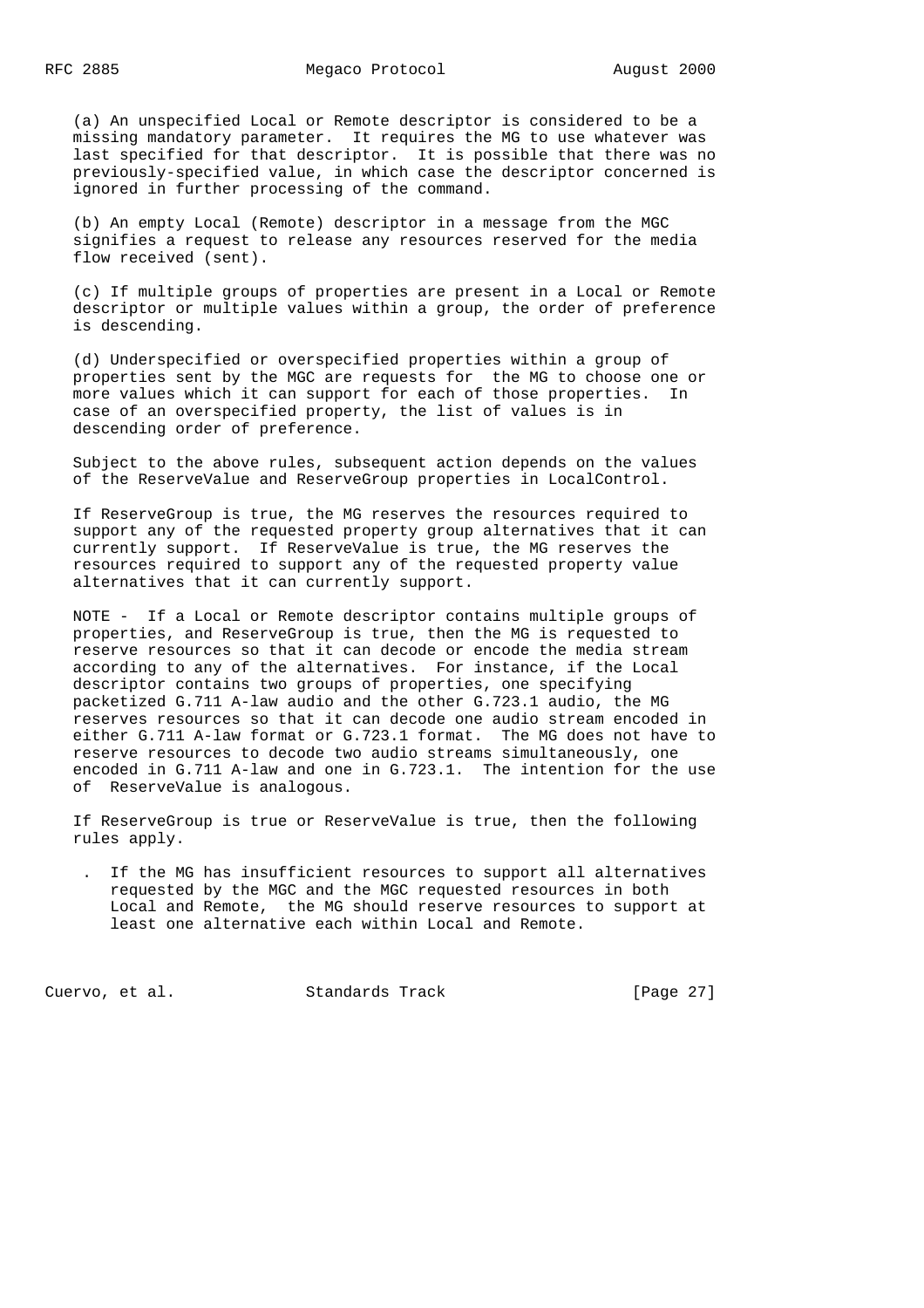(a) An unspecified Local or Remote descriptor is considered to be a missing mandatory parameter. It requires the MG to use whatever was last specified for that descriptor. It is possible that there was no previously-specified value, in which case the descriptor concerned is ignored in further processing of the command.

(b) An empty Local (Remote) descriptor in a message from the MGC signifies a request to release any resources reserved for the media flow received (sent).

(c) If multiple groups of properties are present in a Local or Remote descriptor or multiple values within a group, the order of preference is descending.

(d) Underspecified or overspecified properties within a group of properties sent by the MGC are requests for the MG to choose one or more values which it can support for each of those properties. In case of an overspecified property, the list of values is in descending order of preference.

Subject to the above rules, subsequent action depends on the values of the ReserveValue and ReserveGroup properties in LocalControl.

If ReserveGroup is true, the MG reserves the resources required to support any of the requested property group alternatives that it can currently support. If ReserveValue is true, the MG reserves the resources required to support any of the requested property value alternatives that it can currently support.

NOTE - If a Local or Remote descriptor contains multiple groups of properties, and ReserveGroup is true, then the MG is requested to reserve resources so that it can decode or encode the media stream according to any of the alternatives. For instance, if the Local descriptor contains two groups of properties, one specifying packetized G.711 A-law audio and the other G.723.1 audio, the MG reserves resources so that it can decode one audio stream encoded in either G.711 A-law format or G.723.1 format. The MG does not have to reserve resources to decode two audio streams simultaneously, one encoded in G.711 A-law and one in G.723.1. The intention for the use of ReserveValue is analogous.

If ReserveGroup is true or ReserveValue is true, then the following rules apply.

- If the MG has insufficient resources to support all alternatives requested by the MGC and the MGC requested resources in both Local and Remote, the MG should reserve resources to support at least one alternative each within Local and Remote.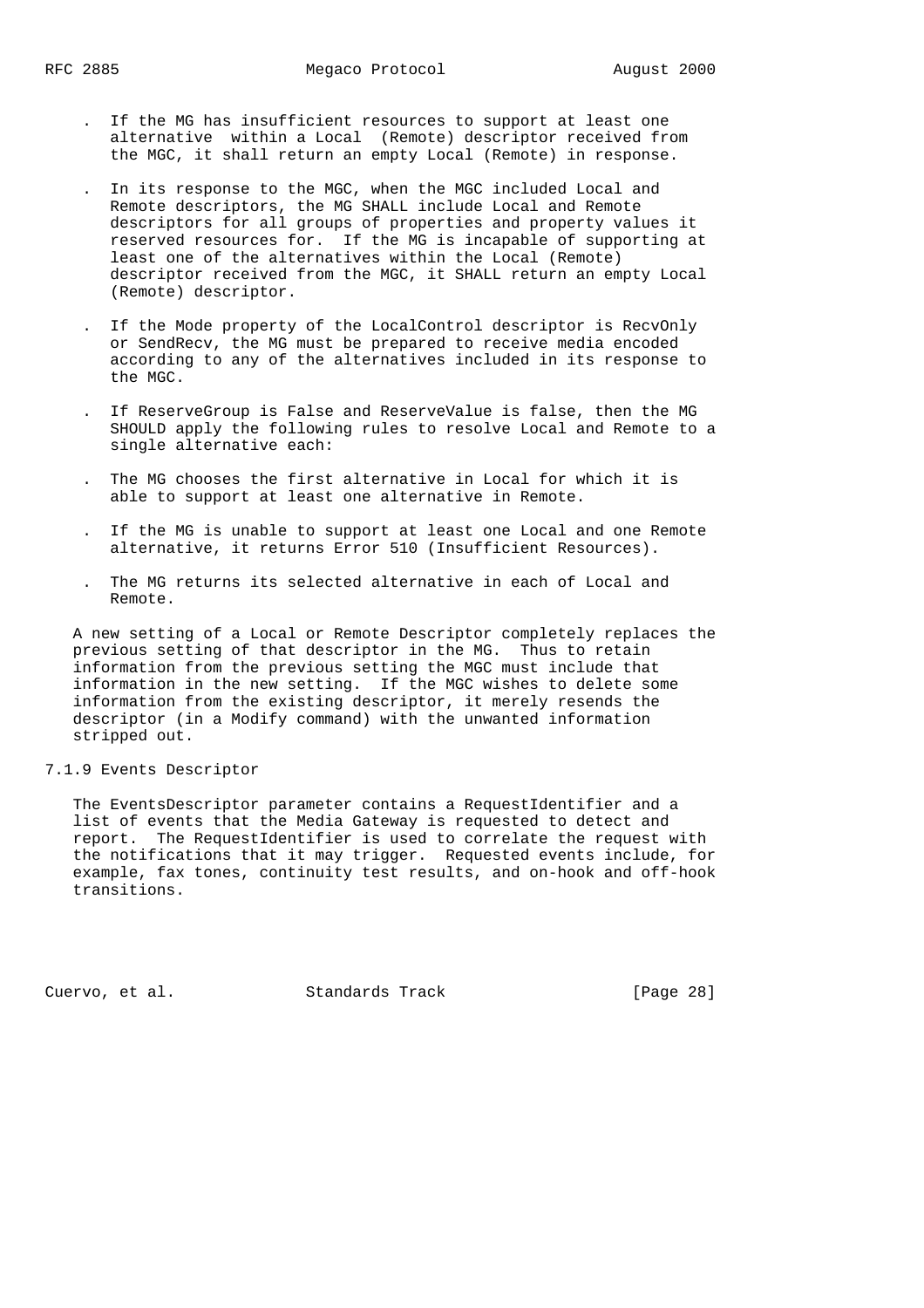- If the MG has insufficient resources to support at least one alternative within a Local (Remote) descriptor received from the MGC, it shall return an empty Local (Remote) in response.

- In its response to the MGC, when the MGC included Local and Remote descriptors, the MG SHALL include Local and Remote descriptors for all groups of properties and property values it reserved resources for. If the MG is incapable of supporting at least one of the alternatives within the Local (Remote) descriptor received from the MGC, it SHALL return an empty Local (Remote) descriptor.

- If the Mode property of the LocalControl descriptor is RecvOnly or SendRecv, the MG must be prepared to receive media encoded according to any of the alternatives included in its response to the MGC.

- If ReserveGroup is False and ReserveValue is false, then the MG SHOULD apply the following rules to resolve Local and Remote to a single alternative each:

- The MG chooses the first alternative in Local for which it is able to support at least one alternative in Remote.

- If the MG is unable to support at least one Local and one Remote alternative, it returns Error 510 (Insufficient Resources).

- The MG returns its selected alternative in each of Local and Remote.

A new setting of a Local or Remote Descriptor completely replaces the previous setting of that descriptor in the MG. Thus to retain information from the previous setting the MGC must include that information in the new setting. If the MGC wishes to delete some information from the existing descriptor, it merely resends the descriptor (in a Modify command) with the unwanted information stripped out.

### 7.1.9 Events Descriptor

The EventsDescriptor parameter contains a RequestIdentifier and a list of events that the Media Gateway is requested to detect and report. The RequestIdentifier is used to correlate the request with the notifications that it may trigger. Requested events include, for example, fax tones, continuity test results, and on-hook and off-hook transitions.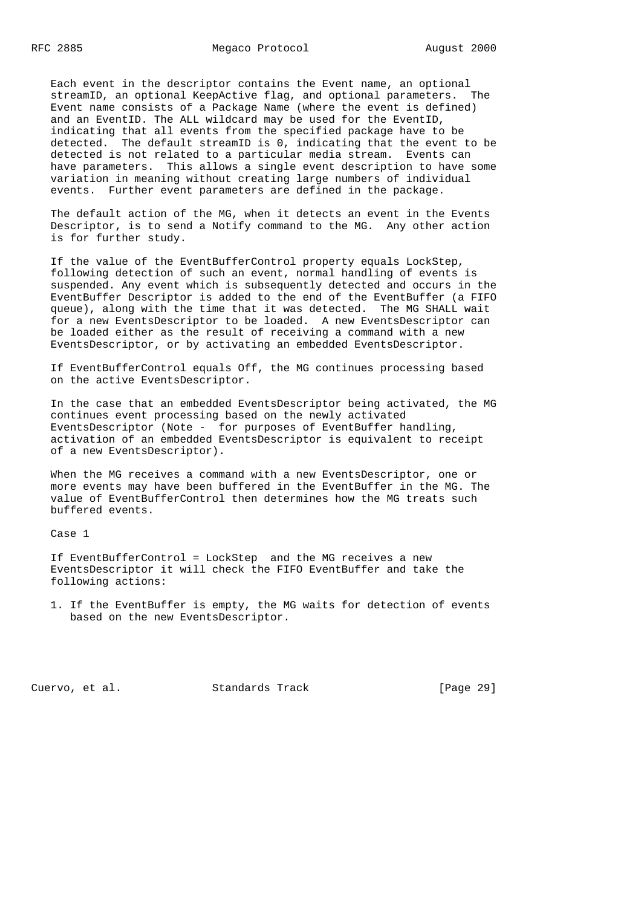Each event in the descriptor contains the Event name, an optional streamID, an optional KeepActive flag, and optional parameters. The Event name consists of a Package Name (where the event is defined) and an EventID. The ALL wildcard may be used for the EventID, indicating that all events from the specified package have to be detected. The default streamID is 0, indicating that the event to be detected is not related to a particular media stream. Events can have parameters. This allows a single event description to have some variation in meaning without creating large numbers of individual events. Further event parameters are defined in the package.

The default action of the MG, when it detects an event in the Events Descriptor, is to send a Notify command to the MG. Any other action is for further study.

If the value of the EventBufferControl property equals LockStep, following detection of such an event, normal handling of events is suspended. Any event which is subsequently detected and occurs in the EventBuffer Descriptor is added to the end of the EventBuffer (a FIFO queue), along with the time that it was detected. The MG SHALL wait for a new EventsDescriptor to be loaded. A new EventsDescriptor can be loaded either as the result of receiving a command with a new EventsDescriptor, or by activating an embedded EventsDescriptor.

If EventBufferControl equals Off, the MG continues processing based on the active EventsDescriptor.

In the case that an embedded EventsDescriptor being activated, the MG continues event processing based on the newly activated EventsDescriptor (Note - for purposes of EventBuffer handling, activation of an embedded EventsDescriptor is equivalent to receipt of a new EventsDescriptor).

When the MG receives a command with a new EventsDescriptor, one or more events may have been buffered in the EventBuffer in the MG. The value of EventBufferControl then determines how the MG treats such buffered events.

Case 1

If EventBufferControl = LockStep and the MG receives a new EventsDescriptor it will check the FIFO EventBuffer and take the following actions:

1. If the EventBuffer is empty, the MG waits for detection of events based on the new EventsDescriptor.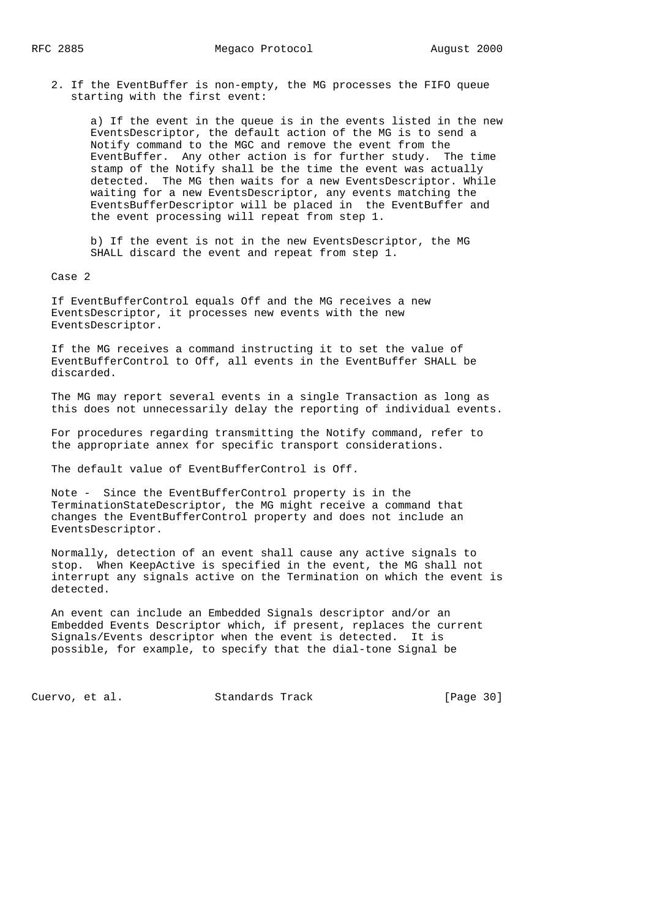2. If the EventBuffer is non-empty, the MG processes the FIFO queue starting with the first event:

   a) If the event in the queue is in the events listed in the new EventsDescriptor, the default action of the MG is to send a Notify command to the MGC and remove the event from the EventBuffer. Any other action is for further study. The time stamp of the Notify shall be the time the event was actually detected. The MG then waits for a new EventsDescriptor. While waiting for a new EventsDescriptor, any events matching the EventsBufferDescriptor will be placed in the EventBuffer and the event processing will repeat from step 1.

   b) If the event is not in the new EventsDescriptor, the MG SHALL discard the event and repeat from step 1.

Case 2

If EventBufferControl equals Off and the MG receives a new EventsDescriptor, it processes new events with the new EventsDescriptor.

If the MG receives a command instructing it to set the value of EventBufferControl to Off, all events in the EventBuffer SHALL be discarded.

The MG may report several events in a single Transaction as long as this does not unnecessarily delay the reporting of individual events.

For procedures regarding transmitting the Notify command, refer to the appropriate annex for specific transport considerations.

The default value of EventBufferControl is Off.

Note - Since the EventBufferControl property is in the TerminationStateDescriptor, the MG might receive a command that changes the EventBufferControl property and does not include an EventsDescriptor.

Normally, detection of an event shall cause any active signals to stop. When KeepActive is specified in the event, the MG shall not interrupt any signals active on the Termination on which the event is detected.

An event can include an Embedded Signals descriptor and/or an Embedded Events Descriptor which, if present, replaces the current Signals/Events descriptor when the event is detected. It is possible, for example, to specify that the dial-tone Signal be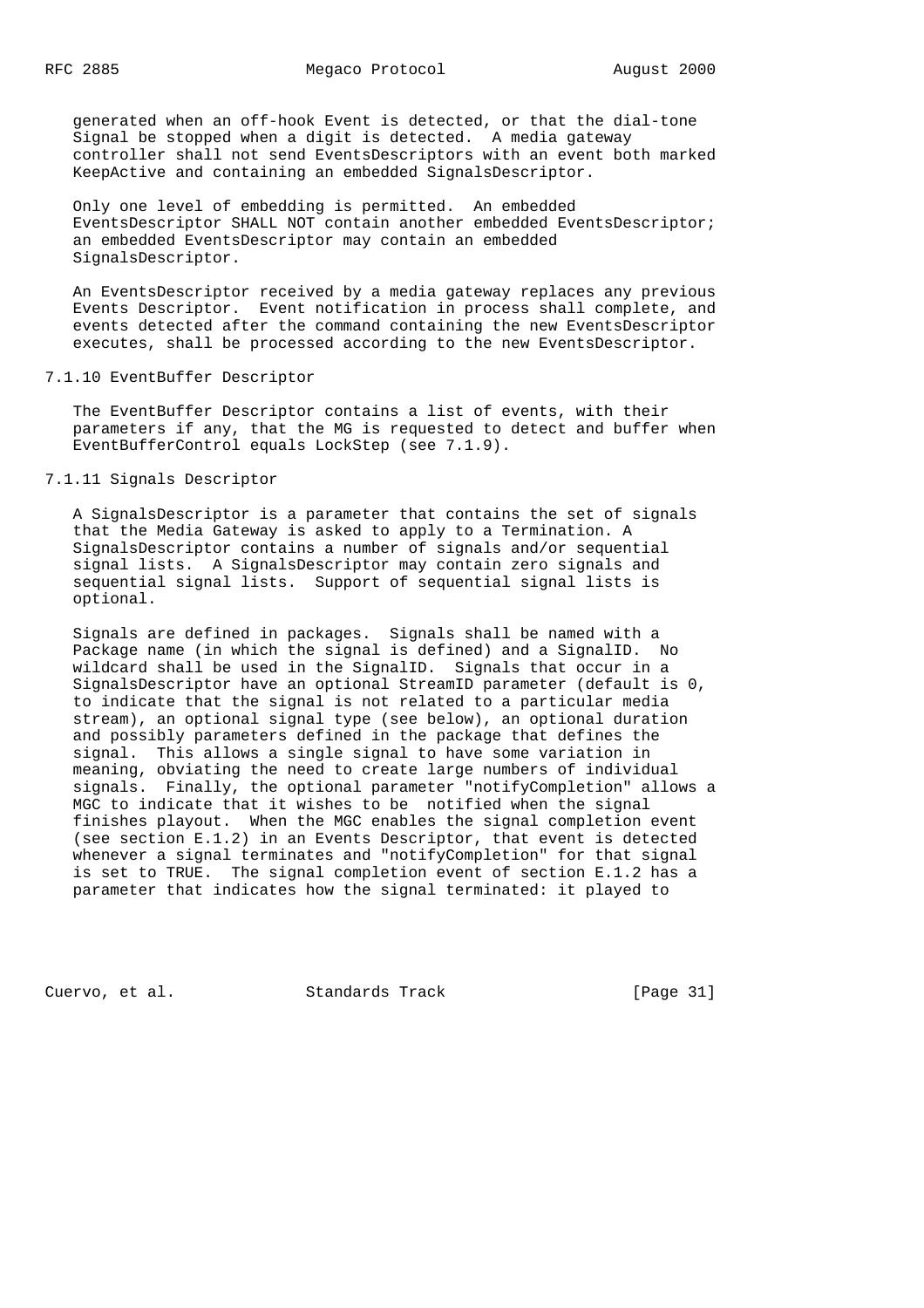generated when an off-hook Event is detected, or that the dial-tone Signal be stopped when a digit is detected. A media gateway controller shall not send EventsDescriptors with an event both marked KeepActive and containing an embedded SignalsDescriptor.

Only one level of embedding is permitted. An embedded EventsDescriptor SHALL NOT contain another embedded EventsDescriptor; an embedded EventsDescriptor may contain an embedded SignalsDescriptor.

An EventsDescriptor received by a media gateway replaces any previous Events Descriptor. Event notification in process shall complete, and events detected after the command containing the new EventsDescriptor executes, shall be processed according to the new EventsDescriptor.

### 7.1.10 EventBuffer Descriptor

The EventBuffer Descriptor contains a list of events, with their parameters if any, that the MG is requested to detect and buffer when EventBufferControl equals LockStep (see 7.1.9).

### 7.1.11 Signals Descriptor

A SignalsDescriptor is a parameter that contains the set of signals that the Media Gateway is asked to apply to a Termination. A SignalsDescriptor contains a number of signals and/or sequential signal lists. A SignalsDescriptor may contain zero signals and sequential signal lists. Support of sequential signal lists is optional.

Signals are defined in packages. Signals shall be named with a Package name (in which the signal is defined) and a SignalID. No wildcard shall be used in the SignalID. Signals that occur in a SignalsDescriptor have an optional StreamID parameter (default is 0, to indicate that the signal is not related to a particular media stream), an optional signal type (see below), an optional duration and possibly parameters defined in the package that defines the signal. This allows a single signal to have some variation in meaning, obviating the need to create large numbers of individual signals. Finally, the optional parameter "notifyCompletion" allows a MGC to indicate that it wishes to be notified when the signal finishes playout. When the MGC enables the signal completion event (see section E.1.2) in an Events Descriptor, that event is detected whenever a signal terminates and "notifyCompletion" for that signal is set to TRUE. The signal completion event of section E.1.2 has a parameter that indicates how the signal terminated: it played to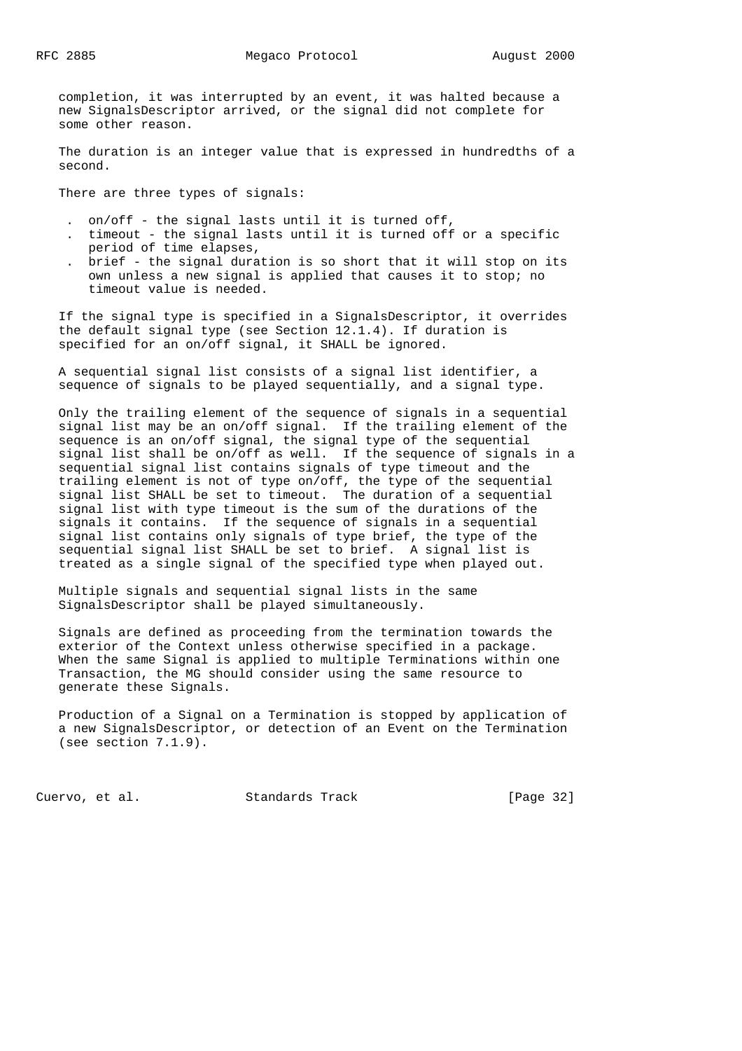completion, it was interrupted by an event, it was halted because a new SignalsDescriptor arrived, or the signal did not complete for some other reason.

The duration is an integer value that is expressed in hundredths of a second.

There are three types of signals:

- on/off - the signal lasts until it is turned off,
- timeout - the signal lasts until it is turned off or a specific period of time elapses,
- brief - the signal duration is so short that it will stop on its own unless a new signal is applied that causes it to stop; no timeout value is needed.

If the signal type is specified in a SignalsDescriptor, it overrides the default signal type (see Section 12.1.4). If duration is specified for an on/off signal, it SHALL be ignored.

A sequential signal list consists of a signal list identifier, a sequence of signals to be played sequentially, and a signal type.

Only the trailing element of the sequence of signals in a sequential signal list may be an on/off signal. If the trailing element of the sequence is an on/off signal, the signal type of the sequential signal list shall be on/off as well. If the sequence of signals in a sequential signal list contains signals of type timeout and the trailing element is not of type on/off, the type of the sequential signal list SHALL be set to timeout. The duration of a sequential signal list with type timeout is the sum of the durations of the signals it contains. If the sequence of signals in a sequential signal list contains only signals of type brief, the type of the sequential signal list SHALL be set to brief. A signal list is treated as a single signal of the specified type when played out.

Multiple signals and sequential signal lists in the same SignalsDescriptor shall be played simultaneously.

Signals are defined as proceeding from the termination towards the exterior of the Context unless otherwise specified in a package. When the same Signal is applied to multiple Terminations within one Transaction, the MG should consider using the same resource to generate these Signals.

Production of a Signal on a Termination is stopped by application of a new SignalsDescriptor, or detection of an Event on the Termination (see section 7.1.9).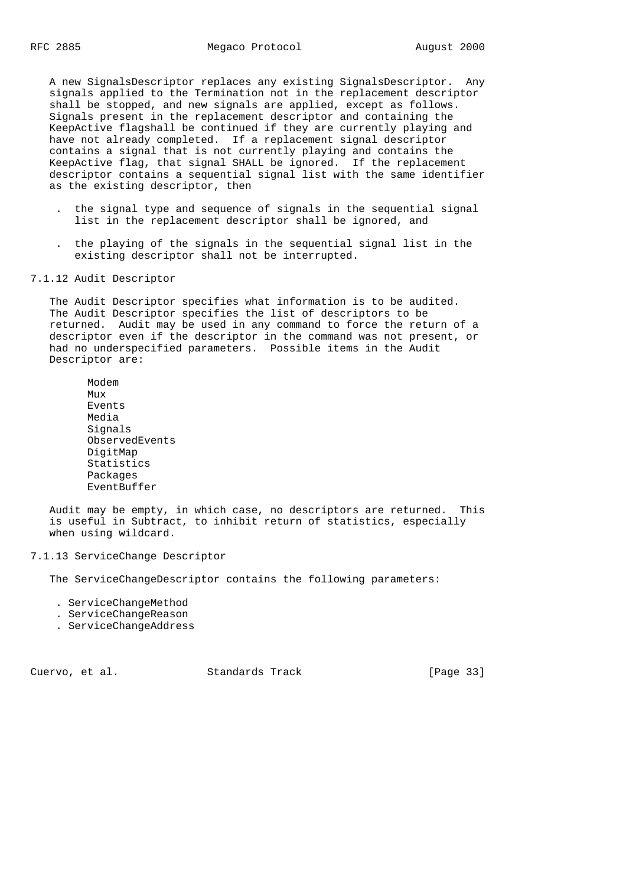A new SignalsDescriptor replaces any existing SignalsDescriptor. Any signals applied to the Termination not in the replacement descriptor shall be stopped, and new signals are applied, except as follows. Signals present in the replacement descriptor and containing the KeepActive flagshall be continued if they are currently playing and have not already completed. If a replacement signal descriptor contains a signal that is not currently playing and contains the KeepActive flag, that signal SHALL be ignored. If the replacement descriptor contains a sequential signal list with the same identifier as the existing descriptor, then

- the signal type and sequence of signals in the sequential signal list in the replacement descriptor shall be ignored, and
- the playing of the signals in the sequential signal list in the existing descriptor shall not be interrupted.

### 7.1.12 Audit Descriptor

The Audit Descriptor specifies what information is to be audited. The Audit Descriptor specifies the list of descriptors to be returned. Audit may be used in any command to force the return of a descriptor even if the descriptor in the command was not present, or had no underspecified parameters. Possible items in the Audit Descriptor are:

```
Modem
Mux
Events
Media
Signals
ObservedEvents
DigitMap
Statistics
Packages
EventBuffer
```

Audit may be empty, in which case, no descriptors are returned. This is useful in Subtract, to inhibit return of statistics, especially when using wildcard.

### 7.1.13 ServiceChange Descriptor

The ServiceChangeDescriptor contains the following parameters:

- ServiceChangeMethod
- ServiceChangeReason
- ServiceChangeAddress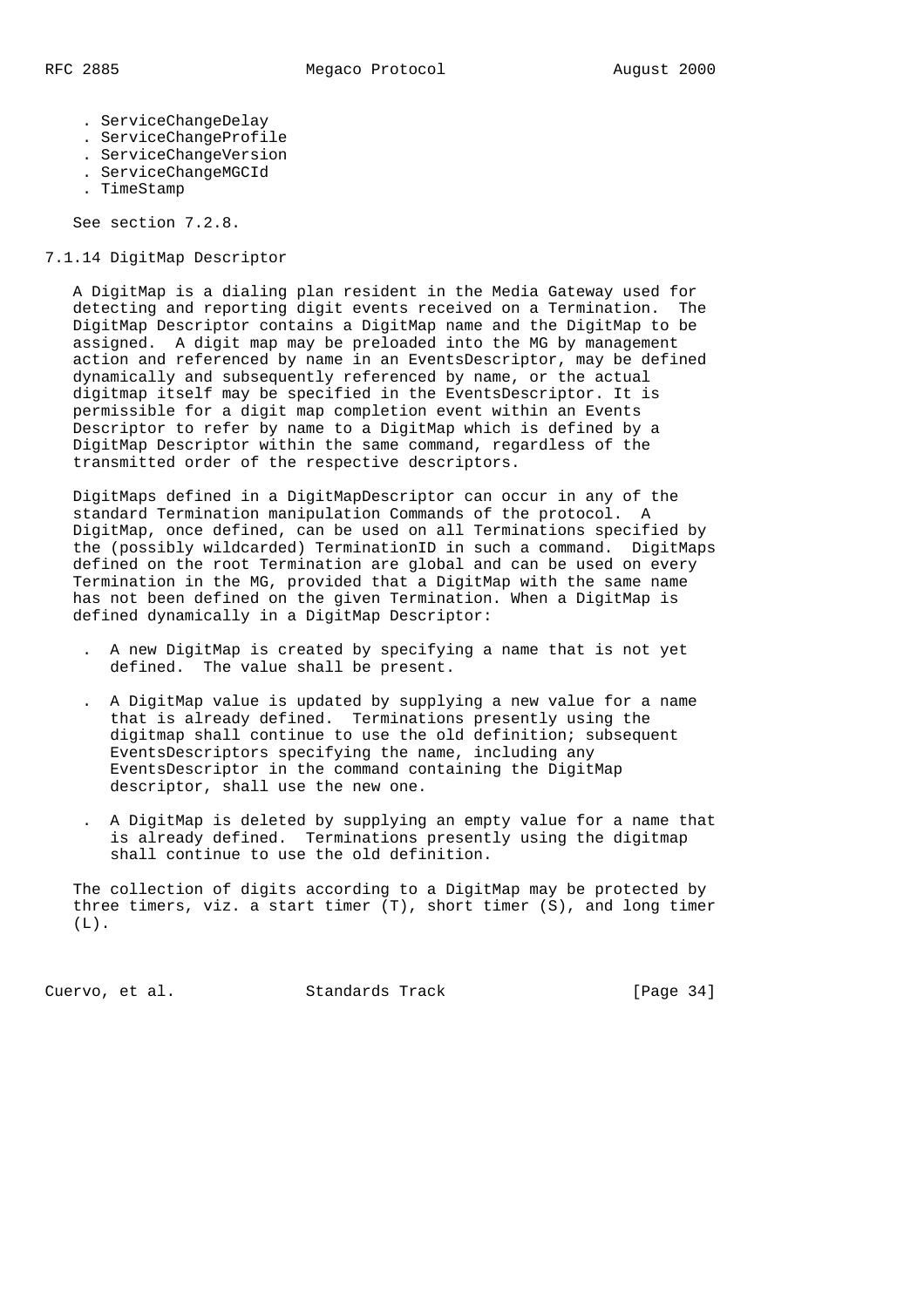- ServiceChangeDelay
- ServiceChangeProfile
- ServiceChangeVersion
- ServiceChangeMGCId
- TimeStamp

See section 7.2.8.

### 7.1.14 DigitMap Descriptor

A DigitMap is a dialing plan resident in the Media Gateway used for detecting and reporting digit events received on a Termination. The DigitMap Descriptor contains a DigitMap name and the DigitMap to be assigned. A digit map may be preloaded into the MG by management action and referenced by name in an EventsDescriptor, may be defined dynamically and subsequently referenced by name, or the actual digitmap itself may be specified in the EventsDescriptor. It is permissible for a digit map completion event within an Events Descriptor to refer by name to a DigitMap which is defined by a DigitMap Descriptor within the same command, regardless of the transmitted order of the respective descriptors.

DigitMaps defined in a DigitMapDescriptor can occur in any of the standard Termination manipulation Commands of the protocol. A DigitMap, once defined, can be used on all Terminations specified by the (possibly wildcarded) TerminationID in such a command. DigitMaps defined on the root Termination are global and can be used on every Termination in the MG, provided that a DigitMap with the same name has not been defined on the given Termination. When a DigitMap is defined dynamically in a DigitMap Descriptor:

- A new DigitMap is created by specifying a name that is not yet defined. The value shall be present.
- A DigitMap value is updated by supplying a new value for a name that is already defined. Terminations presently using the digitmap shall continue to use the old definition; subsequent EventsDescriptors specifying the name, including any EventsDescriptor in the command containing the DigitMap descriptor, shall use the new one.
- A DigitMap is deleted by supplying an empty value for a name that is already defined. Terminations presently using the digitmap shall continue to use the old definition.

The collection of digits according to a DigitMap may be protected by three timers, viz. a start timer (T), short timer (S), and long timer (L).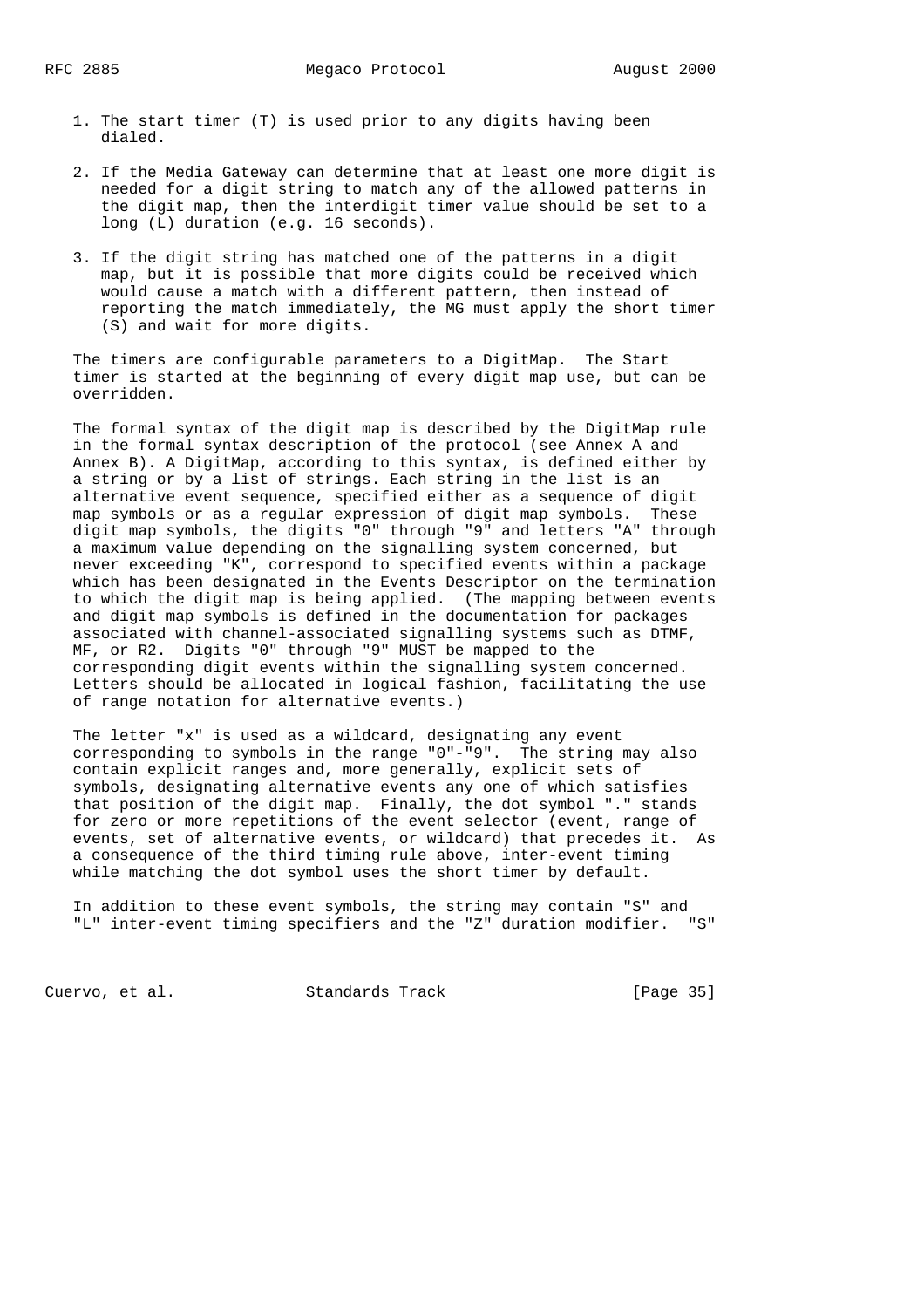1. The start timer (T) is used prior to any digits having been dialed.

2. If the Media Gateway can determine that at least one more digit is needed for a digit string to match any of the allowed patterns in the digit map, then the interdigit timer value should be set to a long (L) duration (e.g. 16 seconds).

3. If the digit string has matched one of the patterns in a digit map, but it is possible that more digits could be received which would cause a match with a different pattern, then instead of reporting the match immediately, the MG must apply the short timer (S) and wait for more digits.

The timers are configurable parameters to a DigitMap. The Start timer is started at the beginning of every digit map use, but can be overridden.

The formal syntax of the digit map is described by the DigitMap rule in the formal syntax description of the protocol (see Annex A and Annex B). A DigitMap, according to this syntax, is defined either by a string or by a list of strings. Each string in the list is an alternative event sequence, specified either as a sequence of digit map symbols or as a regular expression of digit map symbols. These digit map symbols, the digits "0" through "9" and letters "A" through a maximum value depending on the signalling system concerned, but never exceeding "K", correspond to specified events within a package which has been designated in the Events Descriptor on the termination to which the digit map is being applied. (The mapping between events and digit map symbols is defined in the documentation for packages associated with channel-associated signalling systems such as DTMF, MF, or R2. Digits "0" through "9" MUST be mapped to the corresponding digit events within the signalling system concerned. Letters should be allocated in logical fashion, facilitating the use of range notation for alternative events.)

The letter "x" is used as a wildcard, designating any event corresponding to symbols in the range "0"-"9". The string may also contain explicit ranges and, more generally, explicit sets of symbols, designating alternative events any one of which satisfies that position of the digit map. Finally, the dot symbol "." stands for zero or more repetitions of the event selector (event, range of events, set of alternative events, or wildcard) that precedes it. As a consequence of the third timing rule above, inter-event timing while matching the dot symbol uses the short timer by default.

In addition to these event symbols, the string may contain "S" and "L" inter-event timing specifiers and the "Z" duration modifier. "S"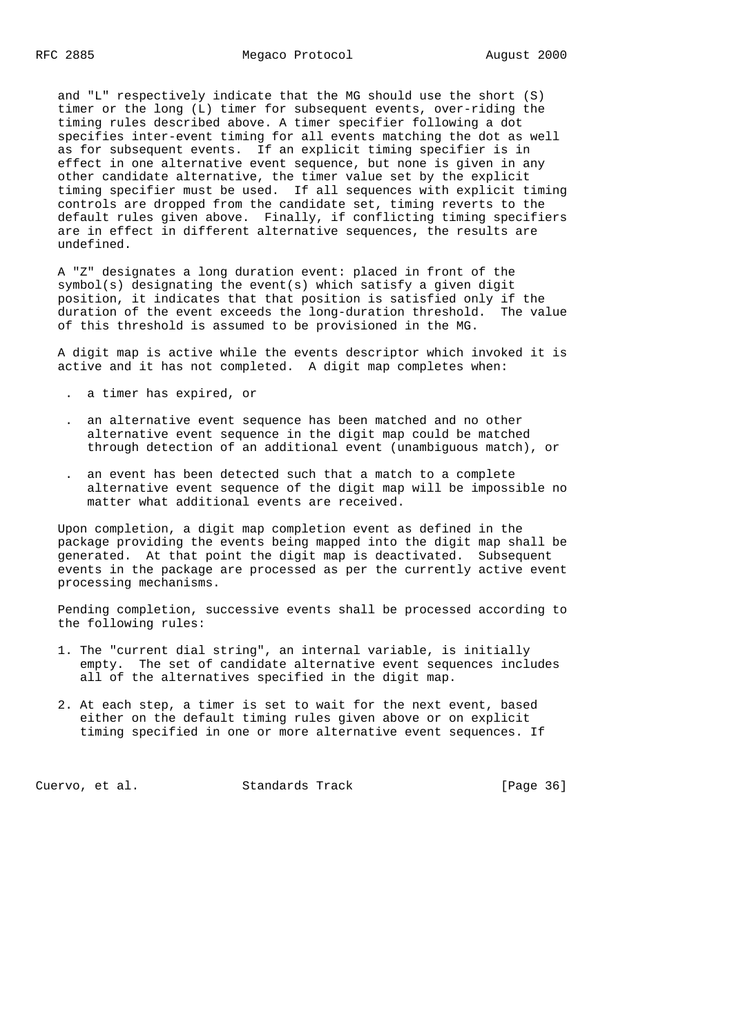and "L" respectively indicate that the MG should use the short (S) timer or the long (L) timer for subsequent events, over-riding the timing rules described above. A timer specifier following a dot specifies inter-event timing for all events matching the dot as well as for subsequent events. If an explicit timing specifier is in effect in one alternative event sequence, but none is given in any other candidate alternative, the timer value set by the explicit timing specifier must be used. If all sequences with explicit timing controls are dropped from the candidate set, timing reverts to the default rules given above. Finally, if conflicting timing specifiers are in effect in different alternative sequences, the results are undefined.

A "Z" designates a long duration event: placed in front of the symbol(s) designating the event(s) which satisfy a given digit position, it indicates that that position is satisfied only if the duration of the event exceeds the long-duration threshold. The value of this threshold is assumed to be provisioned in the MG.

A digit map is active while the events descriptor which invoked it is active and it has not completed. A digit map completes when:

- a timer has expired, or
- an alternative event sequence has been matched and no other alternative event sequence in the digit map could be matched through detection of an additional event (unambiguous match), or
- an event has been detected such that a match to a complete alternative event sequence of the digit map will be impossible no matter what additional events are received.

Upon completion, a digit map completion event as defined in the package providing the events being mapped into the digit map shall be generated. At that point the digit map is deactivated. Subsequent events in the package are processed as per the currently active event processing mechanisms.

Pending completion, successive events shall be processed according to the following rules:

1. The "current dial string", an internal variable, is initially empty. The set of candidate alternative event sequences includes all of the alternatives specified in the digit map.

2. At each step, a timer is set to wait for the next event, based either on the default timing rules given above or on explicit timing specified in one or more alternative event sequences. If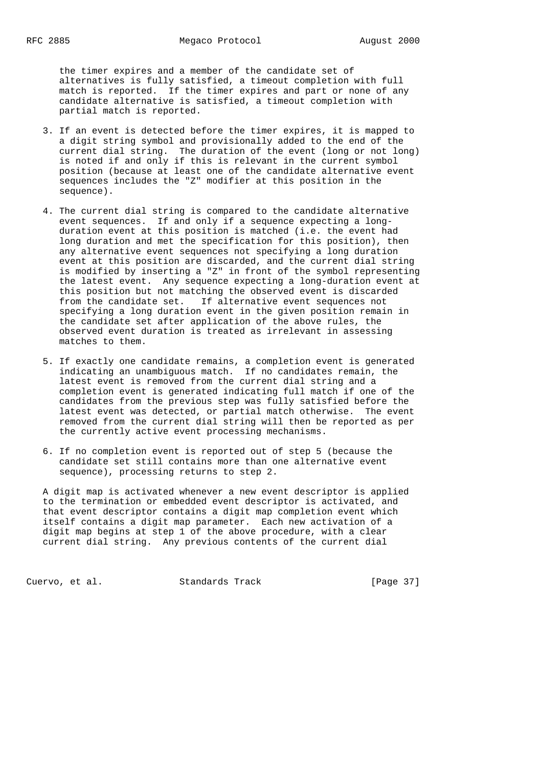the timer expires and a member of the candidate set of alternatives is fully satisfied, a timeout completion with full match is reported. If the timer expires and part or none of any candidate alternative is satisfied, a timeout completion with partial match is reported.

3. If an event is detected before the timer expires, it is mapped to a digit string symbol and provisionally added to the end of the current dial string. The duration of the event (long or not long) is noted if and only if this is relevant in the current symbol position (because at least one of the candidate alternative event sequences includes the "Z" modifier at this position in the sequence).

4. The current dial string is compared to the candidate alternative event sequences. If and only if a sequence expecting a long-duration event at this position is matched (i.e. the event had long duration and met the specification for this position), then any alternative event sequences not specifying a long duration event at this position are discarded, and the current dial string is modified by inserting a "Z" in front of the symbol representing the latest event. Any sequence expecting a long-duration event at this position but not matching the observed event is discarded from the candidate set. If alternative event sequences not specifying a long duration event in the given position remain in the candidate set after application of the above rules, the observed event duration is treated as irrelevant in assessing matches to them.

5. If exactly one candidate remains, a completion event is generated indicating an unambiguous match. If no candidates remain, the latest event is removed from the current dial string and a completion event is generated indicating full match if one of the candidates from the previous step was fully satisfied before the latest event was detected, or partial match otherwise. The event removed from the current dial string will then be reported as per the currently active event processing mechanisms.

6. If no completion event is reported out of step 5 (because the candidate set still contains more than one alternative event sequence), processing returns to step 2.

A digit map is activated whenever a new event descriptor is applied to the termination or embedded event descriptor is activated, and that event descriptor contains a digit map completion event which itself contains a digit map parameter. Each new activation of a digit map begins at step 1 of the above procedure, with a clear current dial string. Any previous contents of the current dial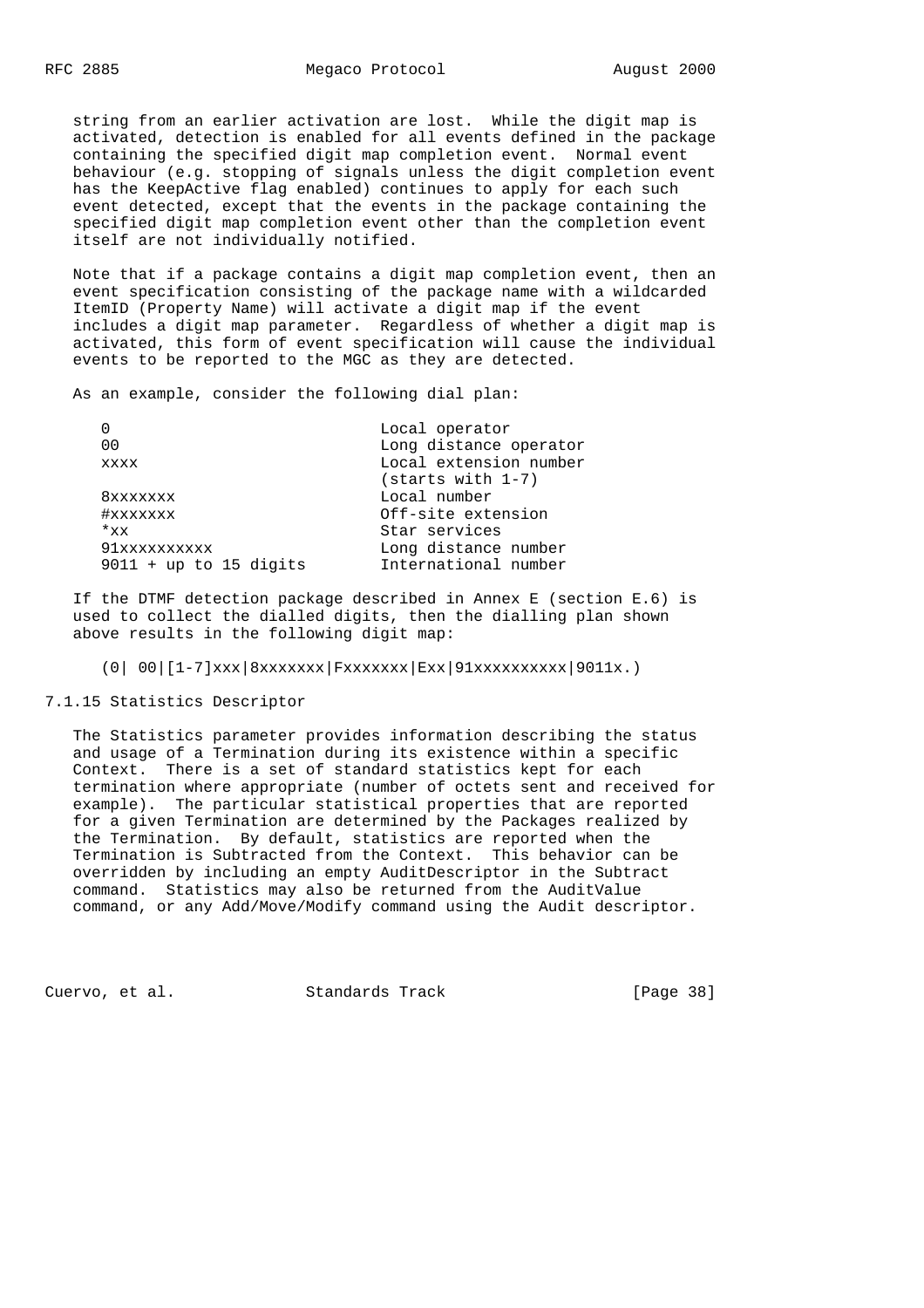string from an earlier activation are lost. While the digit map is activated, detection is enabled for all events defined in the package containing the specified digit map completion event. Normal event behaviour (e.g. stopping of signals unless the digit completion event has the KeepActive flag enabled) continues to apply for each such event detected, except that the events in the package containing the specified digit map completion event other than the completion event itself are not individually notified.

Note that if a package contains a digit map completion event, then an event specification consisting of the package name with a wildcarded ItemID (Property Name) will activate a digit map if the event includes a digit map parameter. Regardless of whether a digit map is activated, this form of event specification will cause the individual events to be reported to the MGC as they are detected.

As an example, consider the following dial plan:

```
0                         Local operator
00                        Long distance operator
xxxx                      Local extension number
                          (starts with 1-7)
8xxxxxxx                  Local number
#xxxxxxx                  Off-site extension
*xx                       Star services
91xxxxxxxxxx              Long distance number
9011 + up to 15 digits    International number
```

If the DTMF detection package described in Annex E (section E.6) is used to collect the dialled digits, then the dialling plan shown above results in the following digit map:

```
(0| 00|[1-7]xxx|8xxxxxxx|Fxxxxxxx|Exx|91xxxxxxxxxx|9011x.)
```

### 7.1.15 Statistics Descriptor

The Statistics parameter provides information describing the status and usage of a Termination during its existence within a specific Context. There is a set of standard statistics kept for each termination where appropriate (number of octets sent and received for example). The particular statistical properties that are reported for a given Termination are determined by the Packages realized by the Termination. By default, statistics are reported when the Termination is Subtracted from the Context. This behavior can be overridden by including an empty AuditDescriptor in the Subtract command. Statistics may also be returned from the AuditValue command, or any Add/Move/Modify command using the Audit descriptor.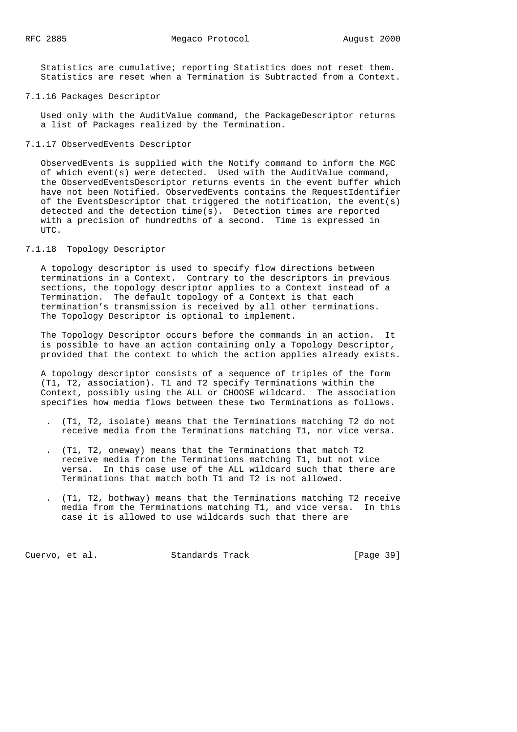Statistics are cumulative; reporting Statistics does not reset them. Statistics are reset when a Termination is Subtracted from a Context.

### 7.1.16 Packages Descriptor

Used only with the AuditValue command, the PackageDescriptor returns a list of Packages realized by the Termination.

### 7.1.17 ObservedEvents Descriptor

ObservedEvents is supplied with the Notify command to inform the MGC of which event(s) were detected. Used with the AuditValue command, the ObservedEventsDescriptor returns events in the event buffer which have not been Notified. ObservedEvents contains the RequestIdentifier of the EventsDescriptor that triggered the notification, the event(s) detected and the detection time(s). Detection times are reported with a precision of hundredths of a second. Time is expressed in UTC.

### 7.1.18 Topology Descriptor

A topology descriptor is used to specify flow directions between terminations in a Context. Contrary to the descriptors in previous sections, the topology descriptor applies to a Context instead of a Termination. The default topology of a Context is that each termination's transmission is received by all other terminations. The Topology Descriptor is optional to implement.

The Topology Descriptor occurs before the commands in an action. It is possible to have an action containing only a Topology Descriptor, provided that the context to which the action applies already exists.

A topology descriptor consists of a sequence of triples of the form (T1, T2, association). T1 and T2 specify Terminations within the Context, possibly using the ALL or CHOOSE wildcard. The association specifies how media flows between these two Terminations as follows.

- (T1, T2, isolate) means that the Terminations matching T2 do not receive media from the Terminations matching T1, nor vice versa.
- (T1, T2, oneway) means that the Terminations that match T2 receive media from the Terminations matching T1, but not vice versa. In this case use of the ALL wildcard such that there are Terminations that match both T1 and T2 is not allowed.
- (T1, T2, bothway) means that the Terminations matching T2 receive media from the Terminations matching T1, and vice versa. In this case it is allowed to use wildcards such that there are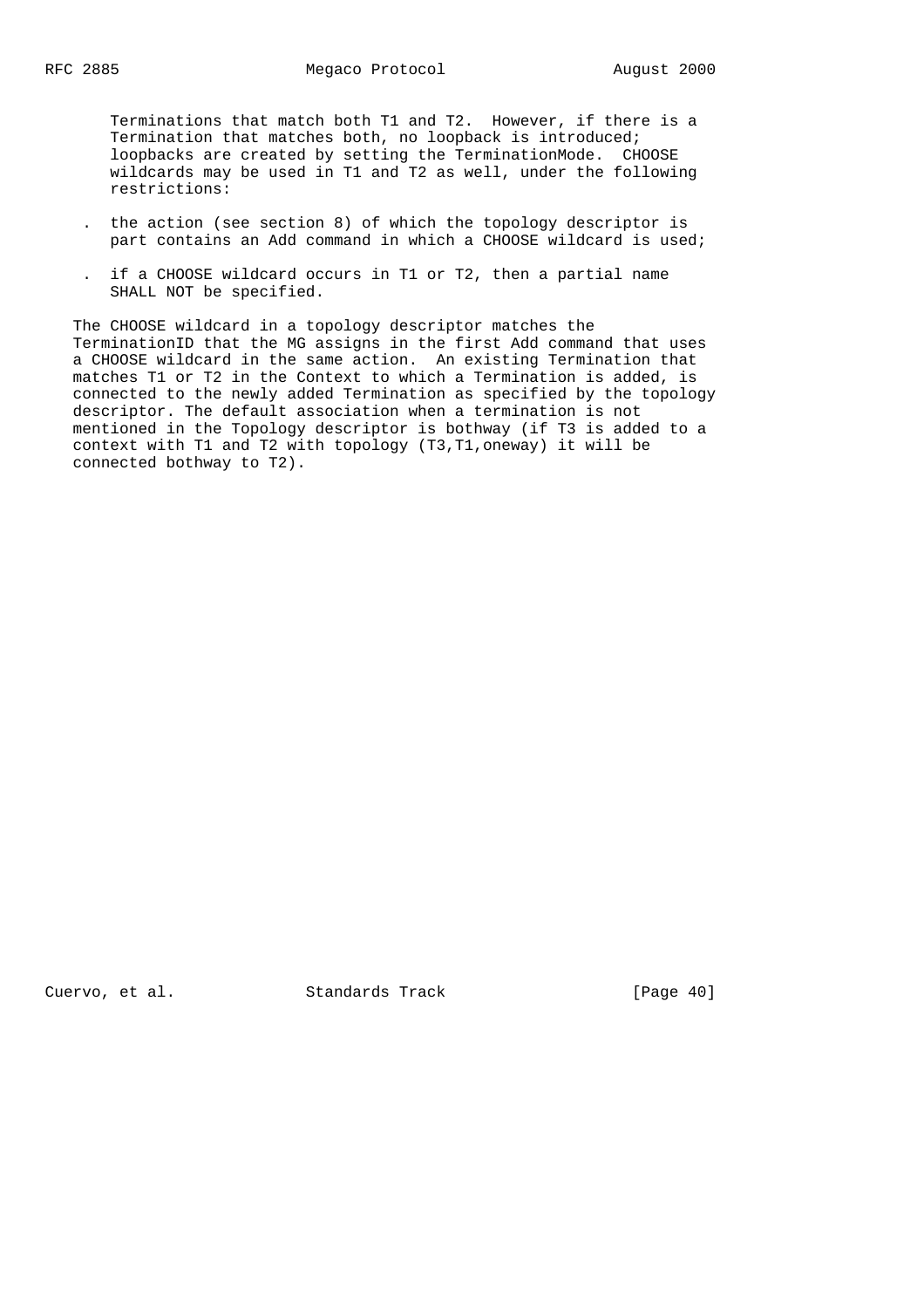Terminations that match both T1 and T2. However, if there is a Termination that matches both, no loopback is introduced; loopbacks are created by setting the TerminationMode. CHOOSE wildcards may be used in T1 and T2 as well, under the following restrictions:

- the action (see section 8) of which the topology descriptor is part contains an Add command in which a CHOOSE wildcard is used;
- if a CHOOSE wildcard occurs in T1 or T2, then a partial name SHALL NOT be specified.

The CHOOSE wildcard in a topology descriptor matches the TerminationID that the MG assigns in the first Add command that uses a CHOOSE wildcard in the same action. An existing Termination that matches T1 or T2 in the Context to which a Termination is added, is connected to the newly added Termination as specified by the topology descriptor. The default association when a termination is not mentioned in the Topology descriptor is bothway (if T3 is added to a context with T1 and T2 with topology (T3,T1,oneway) it will be connected bothway to T2).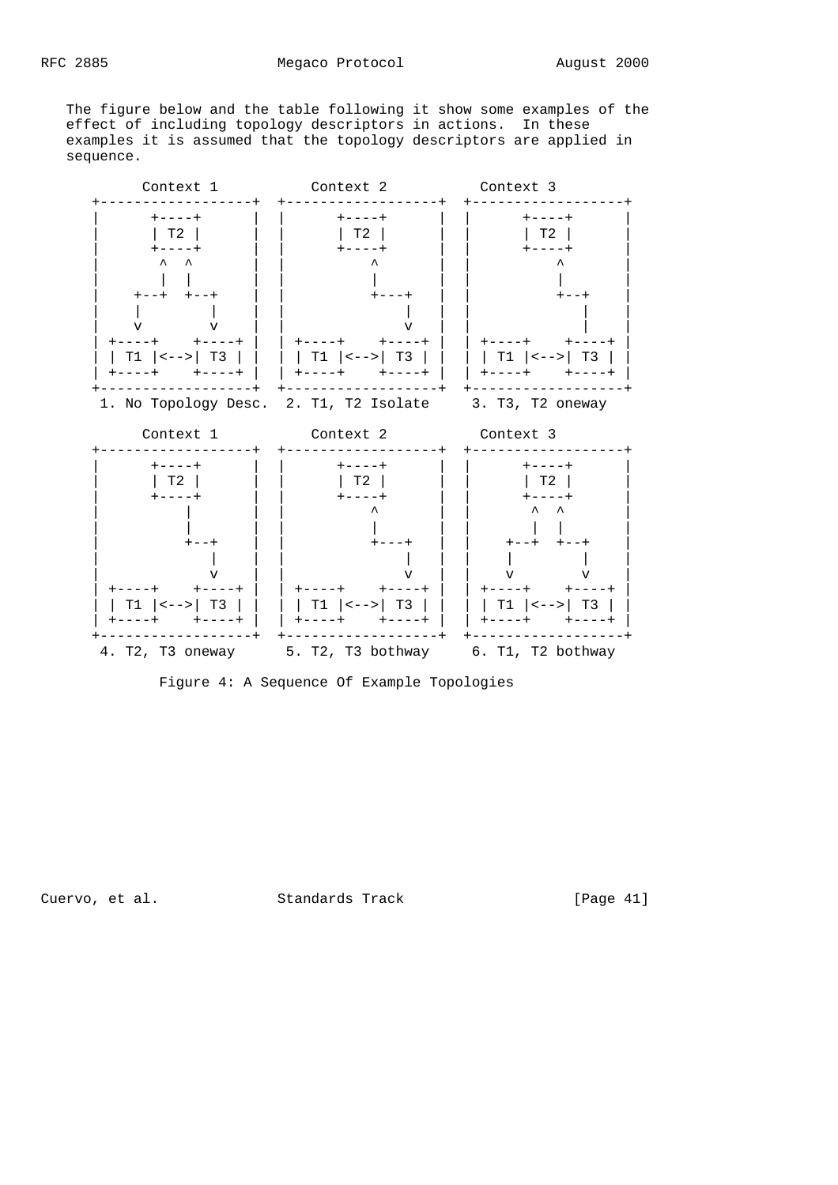The figure below and the table following it show some examples of the effect of including topology descriptors in actions. In these examples it is assumed that the topology descriptors are applied in sequence.

```
       Context 1           Context 2           Context 3
   +------------------+  +------------------+  +------------------+
   |      +----+      |  |      +----+      |  |      +----+      |
   |      | T2 |      |  |      | T2 |      |  |      | T2 |      |
   |      +----+      |  |      +----+      |  |      +----+      |
   |       ^  ^       |  |         ^        |  |         ^        |
   |       |  |       |  |         |        |  |         |        |
   |    +--+  +--+    |  |         +---+    |  |         +--+     |
   |    |        |    |  |             |    |  |            |     |
   |    v        v    |  |             v    |  |            |     |
   | +----+    +----+ |  | +----+    +----+ |  | +----+    +----+ |
   | | T1 |<-->| T3 | |  | | T1 |<-->| T3 | |  | | T1 |<-->| T3 | |
   | +----+    +----+ |  | +----+    +----+ |  | +----+    +----+ |
   +------------------+  +------------------+  +------------------+
    1. No Topology Desc.  2. T1, T2 Isolate     3. T3, T2 oneway

       Context 1           Context 2           Context 3
   +------------------+  +------------------+  +------------------+
   |      +----+      |  |      +----+      |  |      +----+      |
   |      | T2 |      |  |      | T2 |      |  |      | T2 |      |
   |      +----+      |  |      +----+      |  |      +----+      |
   |         |        |  |         ^        |  |       ^  ^       |
   |         |        |  |         |        |  |       |  |       |
   |         +--+     |  |         +---+    |  |    +--+  +--+    |
   |            |     |  |             |    |  |    |        |    |
   |            v     |  |             v    |  |    v        v    |
   | +----+    +----+ |  | +----+    +----+ |  | +----+    +----+ |
   | | T1 |<-->| T3 | |  | | T1 |<-->| T3 | |  | | T1 |<-->| T3 | |
   | +----+    +----+ |  | +----+    +----+ |  | +----+    +----+ |
   +------------------+  +------------------+  +------------------+
    4. T2, T3 oneway      5. T2, T3 bothway     6. T1, T2 bothway
```

Figure 4: A Sequence Of Example Topologies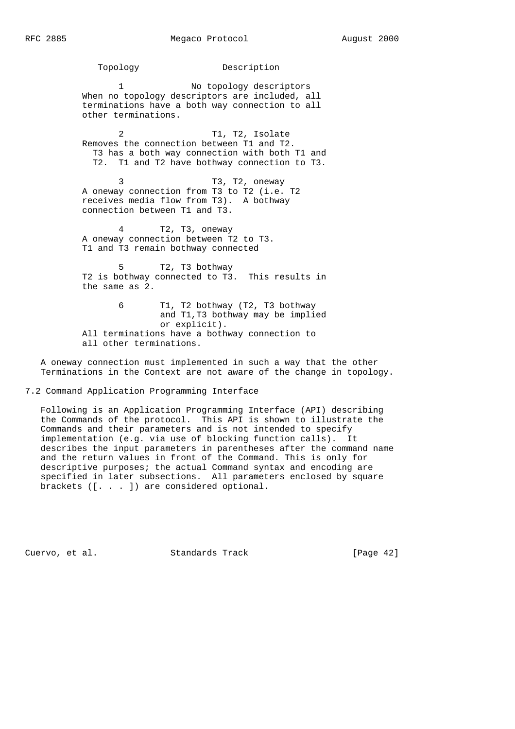| Topology | Description |
| --- | --- |
| 1 | No topology descriptors<br>When no topology descriptors are included, all terminations have a both way connection to all other terminations. |
| 2 | T1, T2, Isolate<br>Removes the connection between T1 and T2. T3 has a both way connection with both T1 and T2. T1 and T2 have bothway connection to T3. |
| 3 | T3, T2, oneway<br>A oneway connection from T3 to T2 (i.e. T2 receives media flow from T3). A bothway connection between T1 and T3. |
| 4 | T2, T3, oneway<br>A oneway connection between T2 to T3. T1 and T3 remain bothway connected |
| 5 | T2, T3 bothway<br>T2 is bothway connected to T3. This results in the same as 2. |
| 6 | T1, T2 bothway (T2, T3 bothway and T1,T3 bothway may be implied or explicit).<br>All terminations have a bothway connection to all other terminations. |

A oneway connection must implemented in such a way that the other Terminations in the Context are not aware of the change in topology.

## 7.2 Command Application Programming Interface

Following is an Application Programming Interface (API) describing the Commands of the protocol. This API is shown to illustrate the Commands and their parameters and is not intended to specify implementation (e.g. via use of blocking function calls). It describes the input parameters in parentheses after the command name and the return values in front of the Command. This is only for descriptive purposes; the actual Command syntax and encoding are specified in later subsections. All parameters enclosed by square brackets ([. . . ]) are considered optional.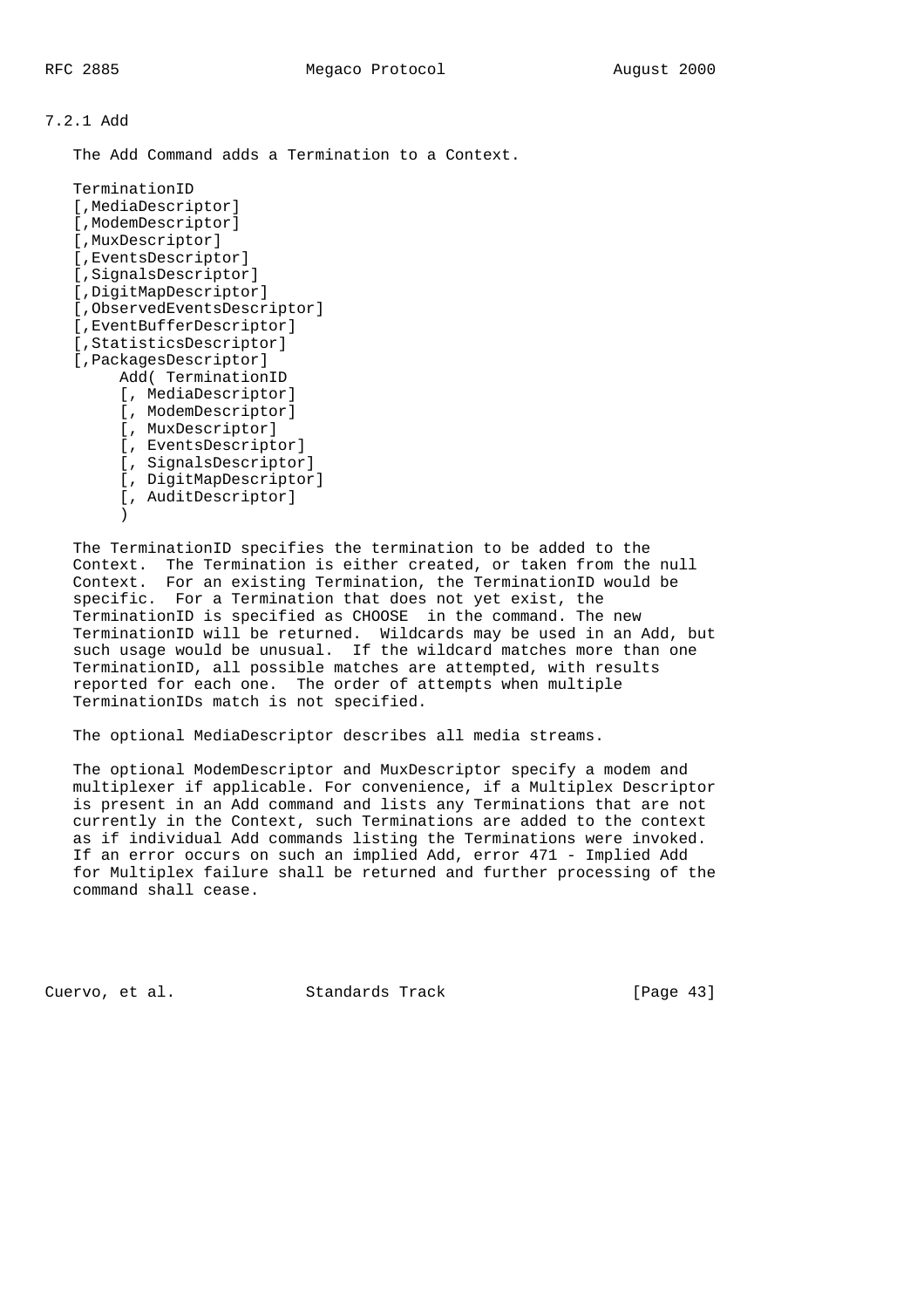### 7.2.1 Add

The Add Command adds a Termination to a Context.

```
TerminationID
[,MediaDescriptor]
[,ModemDescriptor]
[,MuxDescriptor]
[,EventsDescriptor]
[,SignalsDescriptor]
[,DigitMapDescriptor]
[,ObservedEventsDescriptor]
[,EventBufferDescriptor]
[,StatisticsDescriptor]
[,PackagesDescriptor]
     Add( TerminationID
     [, MediaDescriptor]
     [, ModemDescriptor]
     [, MuxDescriptor]
     [, EventsDescriptor]
     [, SignalsDescriptor]
     [, DigitMapDescriptor]
     [, AuditDescriptor]
     )
```

The TerminationID specifies the termination to be added to the Context. The Termination is either created, or taken from the null Context. For an existing Termination, the TerminationID would be specific. For a Termination that does not yet exist, the TerminationID is specified as CHOOSE in the command. The new TerminationID will be returned. Wildcards may be used in an Add, but such usage would be unusual. If the wildcard matches more than one TerminationID, all possible matches are attempted, with results reported for each one. The order of attempts when multiple TerminationIDs match is not specified.

The optional MediaDescriptor describes all media streams.

The optional ModemDescriptor and MuxDescriptor specify a modem and multiplexer if applicable. For convenience, if a Multiplex Descriptor is present in an Add command and lists any Terminations that are not currently in the Context, such Terminations are added to the context as if individual Add commands listing the Terminations were invoked. If an error occurs on such an implied Add, error 471 - Implied Add for Multiplex failure shall be returned and further processing of the command shall cease.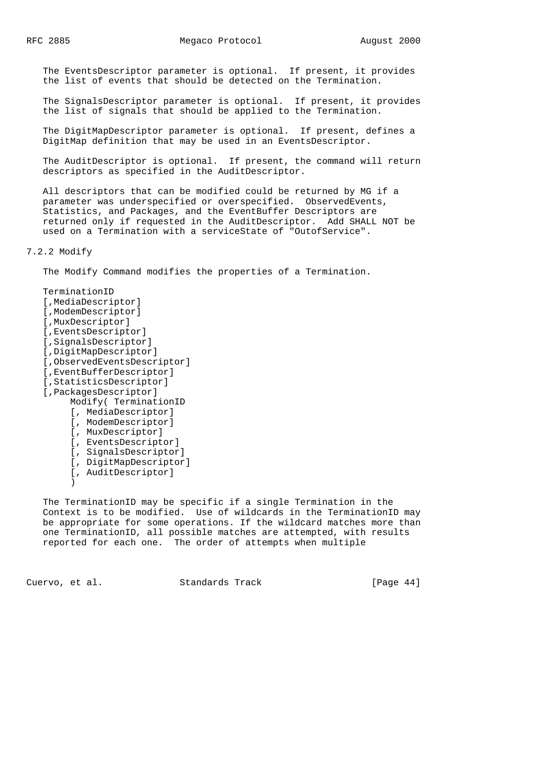The EventsDescriptor parameter is optional. If present, it provides the list of events that should be detected on the Termination.

The SignalsDescriptor parameter is optional. If present, it provides the list of signals that should be applied to the Termination.

The DigitMapDescriptor parameter is optional. If present, defines a DigitMap definition that may be used in an EventsDescriptor.

The AuditDescriptor is optional. If present, the command will return descriptors as specified in the AuditDescriptor.

All descriptors that can be modified could be returned by MG if a parameter was underspecified or overspecified. ObservedEvents, Statistics, and Packages, and the EventBuffer Descriptors are returned only if requested in the AuditDescriptor. Add SHALL NOT be used on a Termination with a serviceState of "OutofService".

### 7.2.2 Modify

The Modify Command modifies the properties of a Termination.

```
TerminationID
[,MediaDescriptor]
[,ModemDescriptor]
[,MuxDescriptor]
[,EventsDescriptor]
[,SignalsDescriptor]
[,DigitMapDescriptor]
[,ObservedEventsDescriptor]
[,EventBufferDescriptor]
[,StatisticsDescriptor]
[,PackagesDescriptor]
     Modify( TerminationID
     [, MediaDescriptor]
     [, ModemDescriptor]
     [, MuxDescriptor]
     [, EventsDescriptor]
     [, SignalsDescriptor]
     [, DigitMapDescriptor]
     [, AuditDescriptor]
     )
```

The TerminationID may be specific if a single Termination in the Context is to be modified. Use of wildcards in the TerminationID may be appropriate for some operations. If the wildcard matches more than one TerminationID, all possible matches are attempted, with results reported for each one. The order of attempts when multiple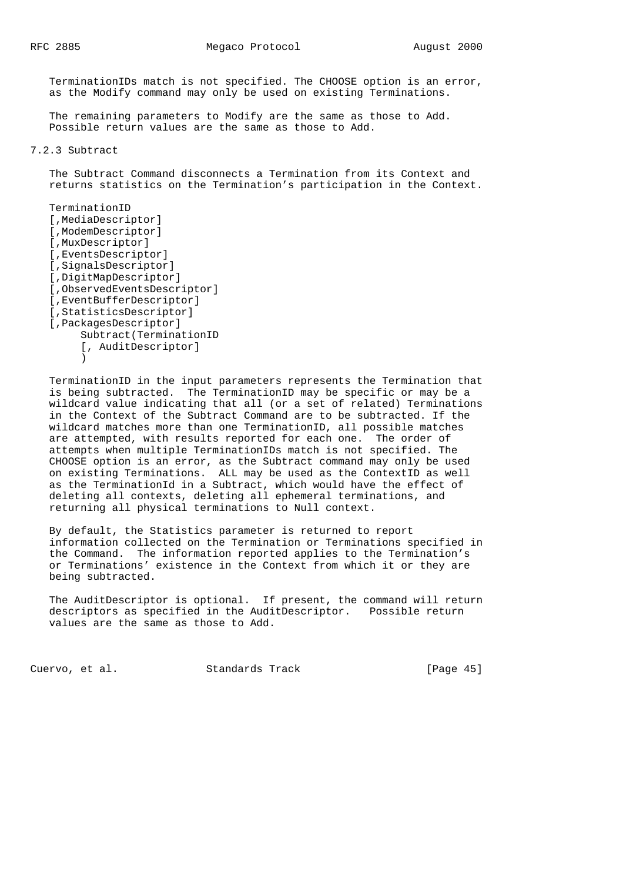TerminationIDs match is not specified. The CHOOSE option is an error, as the Modify command may only be used on existing Terminations.

The remaining parameters to Modify are the same as those to Add. Possible return values are the same as those to Add.

### 7.2.3 Subtract

The Subtract Command disconnects a Termination from its Context and returns statistics on the Termination's participation in the Context.

```
TerminationID
[,MediaDescriptor]
[,ModemDescriptor]
[,MuxDescriptor]
[,EventsDescriptor]
[,SignalsDescriptor]
[,DigitMapDescriptor]
[,ObservedEventsDescriptor]
[,EventBufferDescriptor]
[,StatisticsDescriptor]
[,PackagesDescriptor]
      Subtract(TerminationID
      [, AuditDescriptor]
      )
```

TerminationID in the input parameters represents the Termination that is being subtracted. The TerminationID may be specific or may be a wildcard value indicating that all (or a set of related) Terminations in the Context of the Subtract Command are to be subtracted. If the wildcard matches more than one TerminationID, all possible matches are attempted, with results reported for each one. The order of attempts when multiple TerminationIDs match is not specified. The CHOOSE option is an error, as the Subtract command may only be used on existing Terminations. ALL may be used as the ContextID as well as the TerminationId in a Subtract, which would have the effect of deleting all contexts, deleting all ephemeral terminations, and returning all physical terminations to Null context.

By default, the Statistics parameter is returned to report information collected on the Termination or Terminations specified in the Command. The information reported applies to the Termination's or Terminations' existence in the Context from which it or they are being subtracted.

The AuditDescriptor is optional. If present, the command will return descriptors as specified in the AuditDescriptor. Possible return values are the same as those to Add.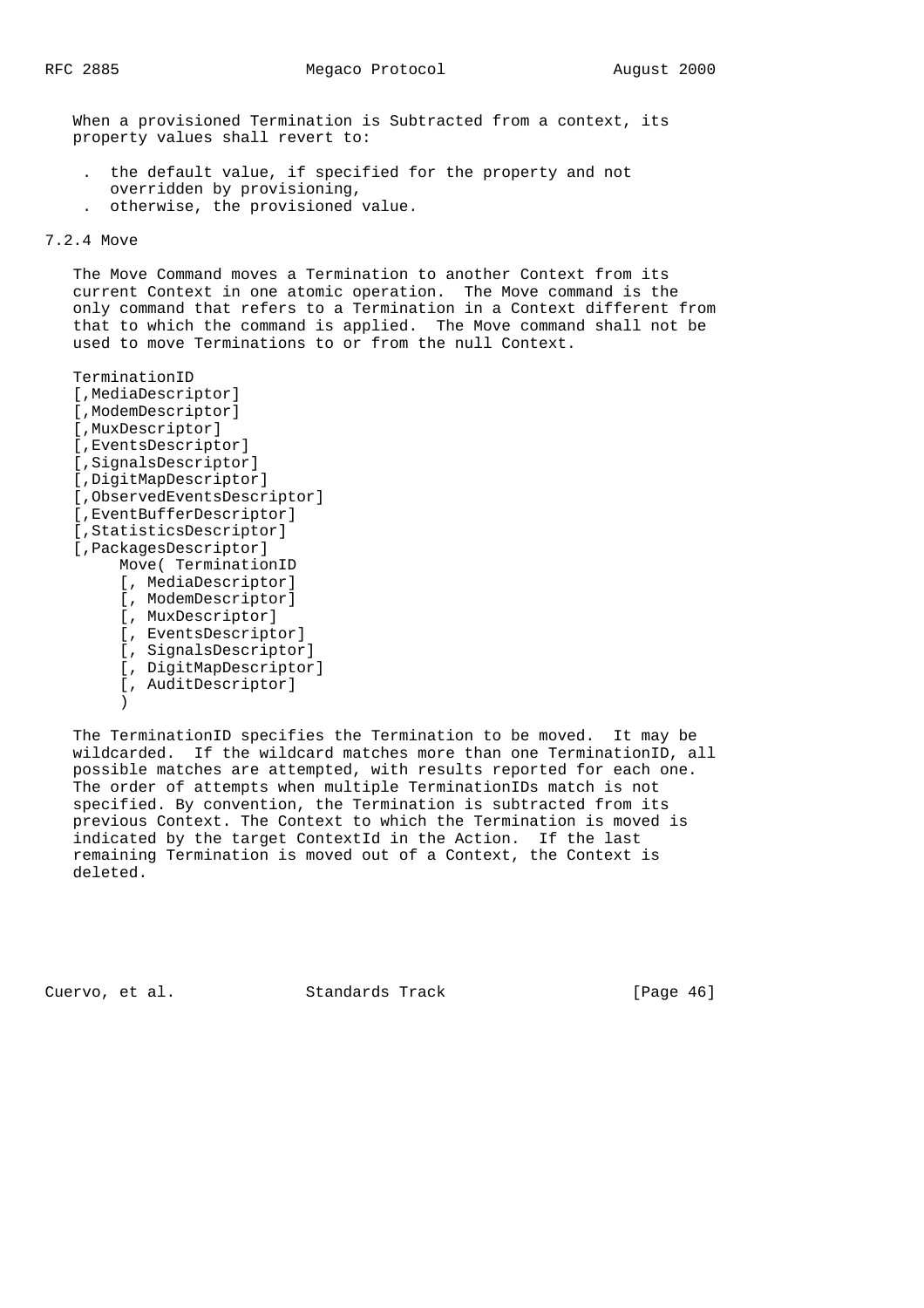When a provisioned Termination is Subtracted from a context, its property values shall revert to:

- the default value, if specified for the property and not overridden by provisioning,
- otherwise, the provisioned value.

### 7.2.4 Move

The Move Command moves a Termination to another Context from its current Context in one atomic operation. The Move command is the only command that refers to a Termination in a Context different from that to which the command is applied. The Move command shall not be used to move Terminations to or from the null Context.

```
TerminationID
[,MediaDescriptor]
[,ModemDescriptor]
[,MuxDescriptor]
[,EventsDescriptor]
[,SignalsDescriptor]
[,DigitMapDescriptor]
[,ObservedEventsDescriptor]
[,EventBufferDescriptor]
[,StatisticsDescriptor]
[,PackagesDescriptor]
     Move( TerminationID
     [, MediaDescriptor]
     [, ModemDescriptor]
     [, MuxDescriptor]
     [, EventsDescriptor]
     [, SignalsDescriptor]
     [, DigitMapDescriptor]
     [, AuditDescriptor]
     )
```

The TerminationID specifies the Termination to be moved. It may be wildcarded. If the wildcard matches more than one TerminationID, all possible matches are attempted, with results reported for each one. The order of attempts when multiple TerminationIDs match is not specified. By convention, the Termination is subtracted from its previous Context. The Context to which the Termination is moved is indicated by the target ContextId in the Action. If the last remaining Termination is moved out of a Context, the Context is deleted.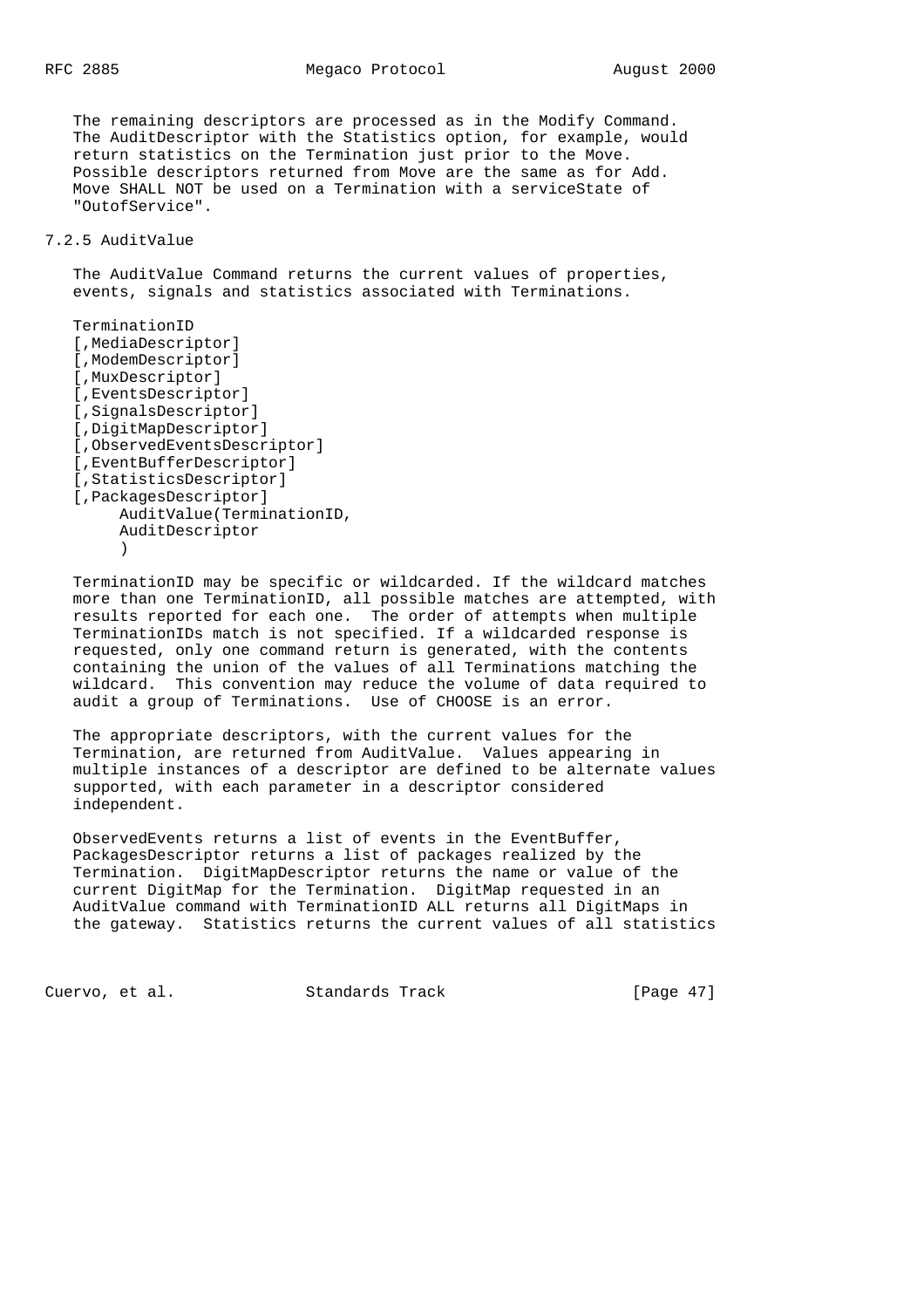The remaining descriptors are processed as in the Modify Command. The AuditDescriptor with the Statistics option, for example, would return statistics on the Termination just prior to the Move. Possible descriptors returned from Move are the same as for Add. Move SHALL NOT be used on a Termination with a serviceState of "OutofService".

### 7.2.5 AuditValue

The AuditValue Command returns the current values of properties, events, signals and statistics associated with Terminations.

```
TerminationID
[,MediaDescriptor]
[,ModemDescriptor]
[,MuxDescriptor]
[,EventsDescriptor]
[,SignalsDescriptor]
[,DigitMapDescriptor]
[,ObservedEventsDescriptor]
[,EventBufferDescriptor]
[,StatisticsDescriptor]
[,PackagesDescriptor]
     AuditValue(TerminationID,
     AuditDescriptor
     )
```

TerminationID may be specific or wildcarded. If the wildcard matches more than one TerminationID, all possible matches are attempted, with results reported for each one. The order of attempts when multiple TerminationIDs match is not specified. If a wildcarded response is requested, only one command return is generated, with the contents containing the union of the values of all Terminations matching the wildcard. This convention may reduce the volume of data required to audit a group of Terminations. Use of CHOOSE is an error.

The appropriate descriptors, with the current values for the Termination, are returned from AuditValue. Values appearing in multiple instances of a descriptor are defined to be alternate values supported, with each parameter in a descriptor considered independent.

ObservedEvents returns a list of events in the EventBuffer, PackagesDescriptor returns a list of packages realized by the Termination. DigitMapDescriptor returns the name or value of the current DigitMap for the Termination. DigitMap requested in an AuditValue command with TerminationID ALL returns all DigitMaps in the gateway. Statistics returns the current values of all statistics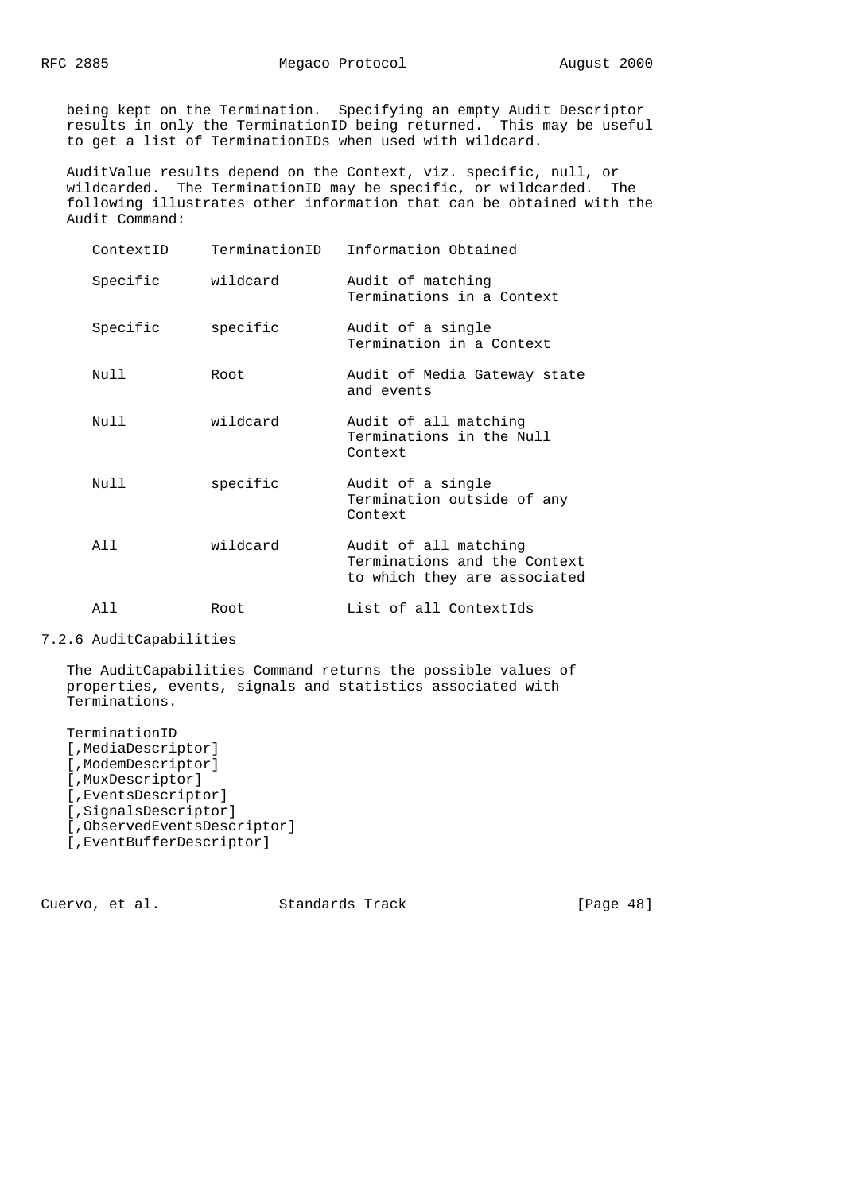being kept on the Termination. Specifying an empty Audit Descriptor results in only the TerminationID being returned. This may be useful to get a list of TerminationIDs when used with wildcard.

AuditValue results depend on the Context, viz. specific, null, or wildcarded. The TerminationID may be specific, or wildcarded. The following illustrates other information that can be obtained with the Audit Command:

| ContextID | TerminationID | Information Obtained |
|---|---|---|
| Specific | wildcard | Audit of matching Terminations in a Context |
| Specific | specific | Audit of a single Termination in a Context |
| Null | Root | Audit of Media Gateway state and events |
| Null | wildcard | Audit of all matching Terminations in the Null Context |
| Null | specific | Audit of a single Termination outside of any Context |
| All | wildcard | Audit of all matching Terminations and the Context to which they are associated |
| All | Root | List of all ContextIds |

### 7.2.6 AuditCapabilities

The AuditCapabilities Command returns the possible values of properties, events, signals and statistics associated with Terminations.

```
TerminationID
[,MediaDescriptor]
[,ModemDescriptor]
[,MuxDescriptor]
[,EventsDescriptor]
[,SignalsDescriptor]
[,ObservedEventsDescriptor]
[,EventBufferDescriptor]
```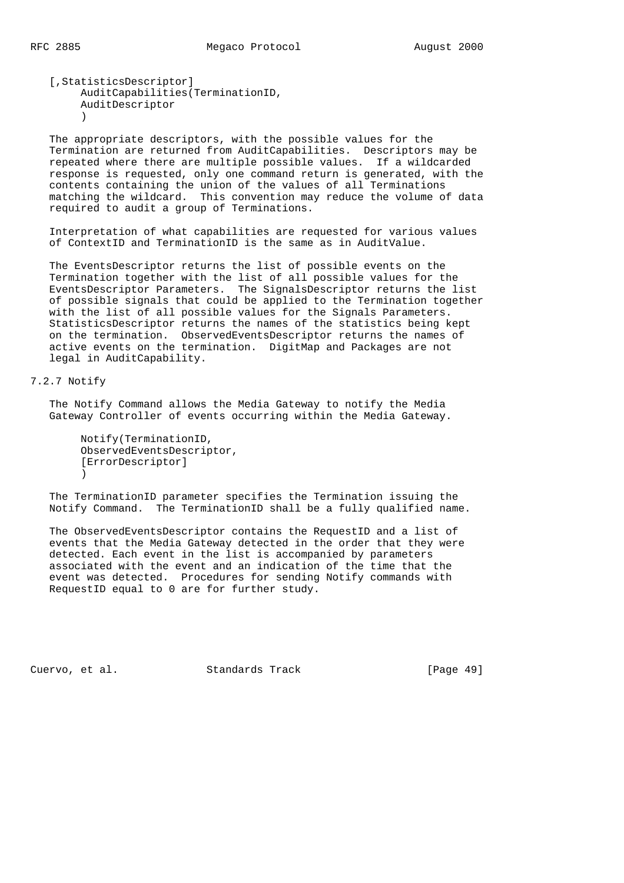```
[,StatisticsDescriptor]
     AuditCapabilities(TerminationID,
     AuditDescriptor
     )
```

The appropriate descriptors, with the possible values for the Termination are returned from AuditCapabilities. Descriptors may be repeated where there are multiple possible values. If a wildcarded response is requested, only one command return is generated, with the contents containing the union of the values of all Terminations matching the wildcard. This convention may reduce the volume of data required to audit a group of Terminations.

Interpretation of what capabilities are requested for various values of ContextID and TerminationID is the same as in AuditValue.

The EventsDescriptor returns the list of possible events on the Termination together with the list of all possible values for the EventsDescriptor Parameters. The SignalsDescriptor returns the list of possible signals that could be applied to the Termination together with the list of all possible values for the Signals Parameters. StatisticsDescriptor returns the names of the statistics being kept on the termination. ObservedEventsDescriptor returns the names of active events on the termination. DigitMap and Packages are not legal in AuditCapability.

### 7.2.7 Notify

The Notify Command allows the Media Gateway to notify the Media Gateway Controller of events occurring within the Media Gateway.

```
Notify(TerminationID,
ObservedEventsDescriptor,
[ErrorDescriptor]
)
```

The TerminationID parameter specifies the Termination issuing the Notify Command. The TerminationID shall be a fully qualified name.

The ObservedEventsDescriptor contains the RequestID and a list of events that the Media Gateway detected in the order that they were detected. Each event in the list is accompanied by parameters associated with the event and an indication of the time that the event was detected. Procedures for sending Notify commands with RequestID equal to 0 are for further study.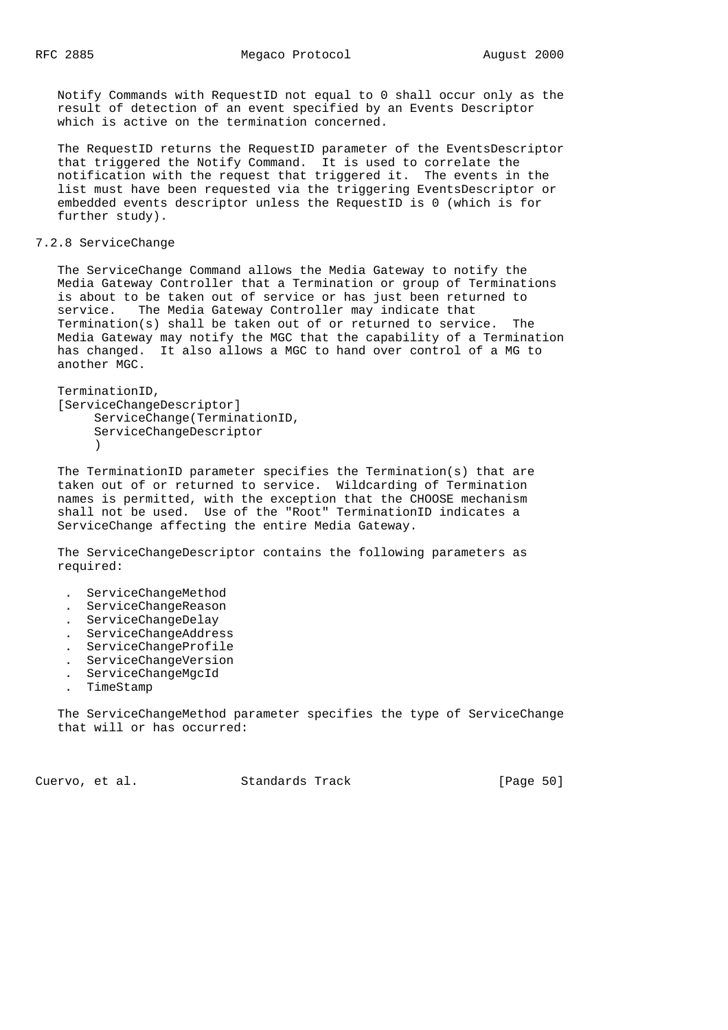Notify Commands with RequestID not equal to 0 shall occur only as the result of detection of an event specified by an Events Descriptor which is active on the termination concerned.

The RequestID returns the RequestID parameter of the EventsDescriptor that triggered the Notify Command. It is used to correlate the notification with the request that triggered it. The events in the list must have been requested via the triggering EventsDescriptor or embedded events descriptor unless the RequestID is 0 (which is for further study).

### 7.2.8 ServiceChange

The ServiceChange Command allows the Media Gateway to notify the Media Gateway Controller that a Termination or group of Terminations is about to be taken out of service or has just been returned to service. The Media Gateway Controller may indicate that Termination(s) shall be taken out of or returned to service. The Media Gateway may notify the MGC that the capability of a Termination has changed. It also allows a MGC to hand over control of a MG to another MGC.

```
TerminationID,
[ServiceChangeDescriptor]
     ServiceChange(TerminationID,
     ServiceChangeDescriptor
     )
```

The TerminationID parameter specifies the Termination(s) that are taken out of or returned to service. Wildcarding of Termination names is permitted, with the exception that the CHOOSE mechanism shall not be used. Use of the "Root" TerminationID indicates a ServiceChange affecting the entire Media Gateway.

The ServiceChangeDescriptor contains the following parameters as required:

- ServiceChangeMethod
- ServiceChangeReason
- ServiceChangeDelay
- ServiceChangeAddress
- ServiceChangeProfile
- ServiceChangeVersion
- ServiceChangeMgcId
- TimeStamp

The ServiceChangeMethod parameter specifies the type of ServiceChange that will or has occurred: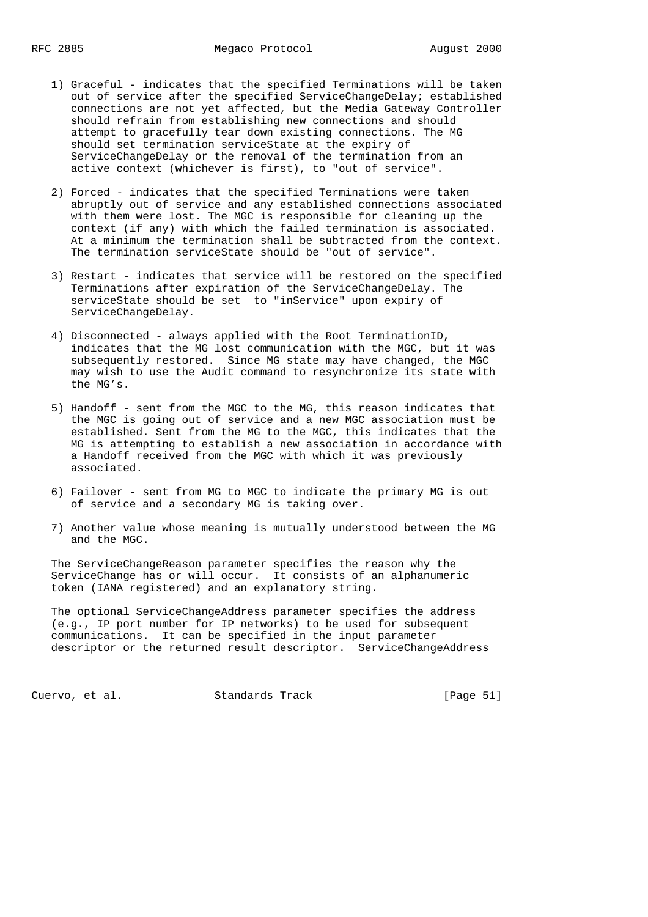1) Graceful - indicates that the specified Terminations will be taken out of service after the specified ServiceChangeDelay; established connections are not yet affected, but the Media Gateway Controller should refrain from establishing new connections and should attempt to gracefully tear down existing connections. The MG should set termination serviceState at the expiry of ServiceChangeDelay or the removal of the termination from an active context (whichever is first), to "out of service".

2) Forced - indicates that the specified Terminations were taken abruptly out of service and any established connections associated with them were lost. The MGC is responsible for cleaning up the context (if any) with which the failed termination is associated. At a minimum the termination shall be subtracted from the context. The termination serviceState should be "out of service".

3) Restart - indicates that service will be restored on the specified Terminations after expiration of the ServiceChangeDelay. The serviceState should be set to "inService" upon expiry of ServiceChangeDelay.

4) Disconnected - always applied with the Root TerminationID, indicates that the MG lost communication with the MGC, but it was subsequently restored. Since MG state may have changed, the MGC may wish to use the Audit command to resynchronize its state with the MG's.

5) Handoff - sent from the MGC to the MG, this reason indicates that the MGC is going out of service and a new MGC association must be established. Sent from the MG to the MGC, this indicates that the MG is attempting to establish a new association in accordance with a Handoff received from the MGC with which it was previously associated.

6) Failover - sent from MG to MGC to indicate the primary MG is out of service and a secondary MG is taking over.

7) Another value whose meaning is mutually understood between the MG and the MGC.

The ServiceChangeReason parameter specifies the reason why the ServiceChange has or will occur. It consists of an alphanumeric token (IANA registered) and an explanatory string.

The optional ServiceChangeAddress parameter specifies the address (e.g., IP port number for IP networks) to be used for subsequent communications. It can be specified in the input parameter descriptor or the returned result descriptor. ServiceChangeAddress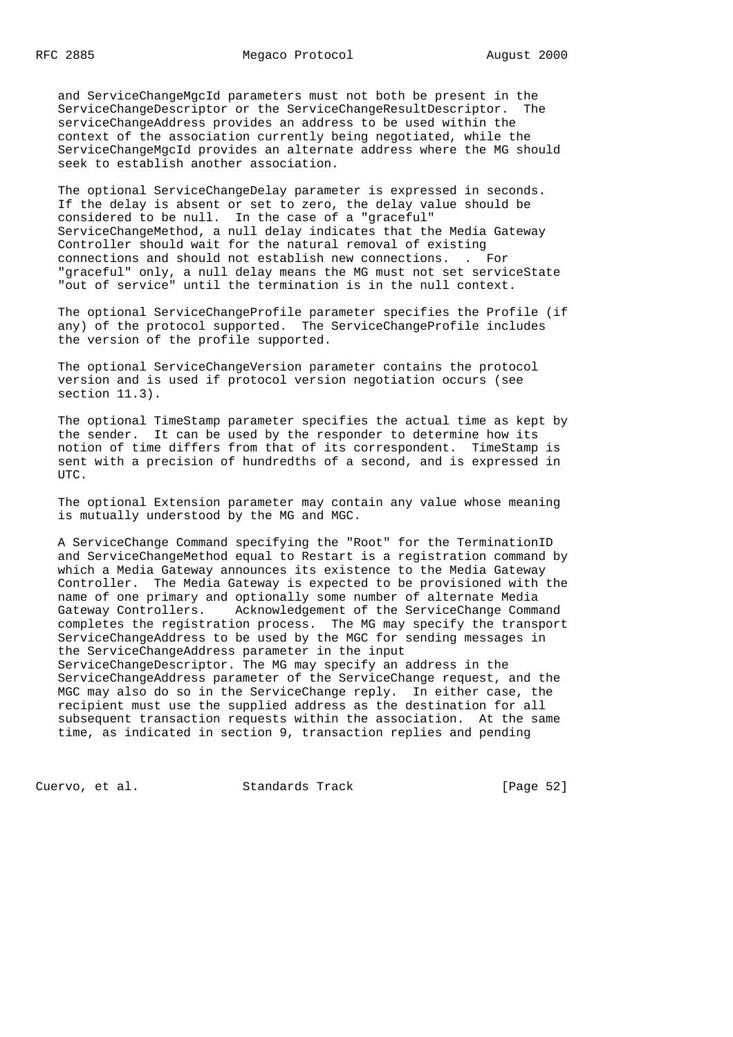and ServiceChangeMgcId parameters must not both be present in the ServiceChangeDescriptor or the ServiceChangeResultDescriptor. The serviceChangeAddress provides an address to be used within the context of the association currently being negotiated, while the ServiceChangeMgcId provides an alternate address where the MG should seek to establish another association.

The optional ServiceChangeDelay parameter is expressed in seconds. If the delay is absent or set to zero, the delay value should be considered to be null. In the case of a "graceful" ServiceChangeMethod, a null delay indicates that the Media Gateway Controller should wait for the natural removal of existing connections and should not establish new connections. . For "graceful" only, a null delay means the MG must not set serviceState "out of service" until the termination is in the null context.

The optional ServiceChangeProfile parameter specifies the Profile (if any) of the protocol supported. The ServiceChangeProfile includes the version of the profile supported.

The optional ServiceChangeVersion parameter contains the protocol version and is used if protocol version negotiation occurs (see section 11.3).

The optional TimeStamp parameter specifies the actual time as kept by the sender. It can be used by the responder to determine how its notion of time differs from that of its correspondent. TimeStamp is sent with a precision of hundredths of a second, and is expressed in UTC.

The optional Extension parameter may contain any value whose meaning is mutually understood by the MG and MGC.

A ServiceChange Command specifying the "Root" for the TerminationID and ServiceChangeMethod equal to Restart is a registration command by which a Media Gateway announces its existence to the Media Gateway Controller. The Media Gateway is expected to be provisioned with the name of one primary and optionally some number of alternate Media Gateway Controllers. Acknowledgement of the ServiceChange Command completes the registration process. The MG may specify the transport ServiceChangeAddress to be used by the MGC for sending messages in the ServiceChangeAddress parameter in the input ServiceChangeDescriptor. The MG may specify an address in the ServiceChangeAddress parameter of the ServiceChange request, and the MGC may also do so in the ServiceChange reply. In either case, the recipient must use the supplied address as the destination for all subsequent transaction requests within the association. At the same time, as indicated in section 9, transaction replies and pending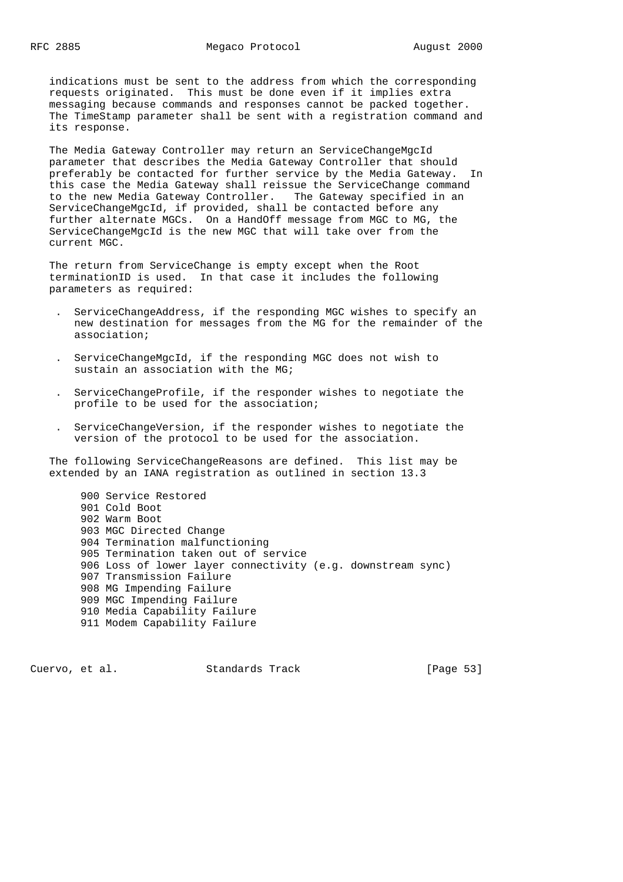indications must be sent to the address from which the corresponding requests originated. This must be done even if it implies extra messaging because commands and responses cannot be packed together. The TimeStamp parameter shall be sent with a registration command and its response.

The Media Gateway Controller may return an ServiceChangeMgcId parameter that describes the Media Gateway Controller that should preferably be contacted for further service by the Media Gateway. In this case the Media Gateway shall reissue the ServiceChange command to the new Media Gateway Controller. The Gateway specified in an ServiceChangeMgcId, if provided, shall be contacted before any further alternate MGCs. On a HandOff message from MGC to MG, the ServiceChangeMgcId is the new MGC that will take over from the current MGC.

The return from ServiceChange is empty except when the Root terminationID is used. In that case it includes the following parameters as required:

- ServiceChangeAddress, if the responding MGC wishes to specify an new destination for messages from the MG for the remainder of the association;
- ServiceChangeMgcId, if the responding MGC does not wish to sustain an association with the MG;
- ServiceChangeProfile, if the responder wishes to negotiate the profile to be used for the association;
- ServiceChangeVersion, if the responder wishes to negotiate the version of the protocol to be used for the association.

The following ServiceChangeReasons are defined. This list may be extended by an IANA registration as outlined in section 13.3

```
900 Service Restored
901 Cold Boot
902 Warm Boot
903 MGC Directed Change
904 Termination malfunctioning
905 Termination taken out of service
906 Loss of lower layer connectivity (e.g. downstream sync)
907 Transmission Failure
908 MG Impending Failure
909 MGC Impending Failure
910 Media Capability Failure
911 Modem Capability Failure
```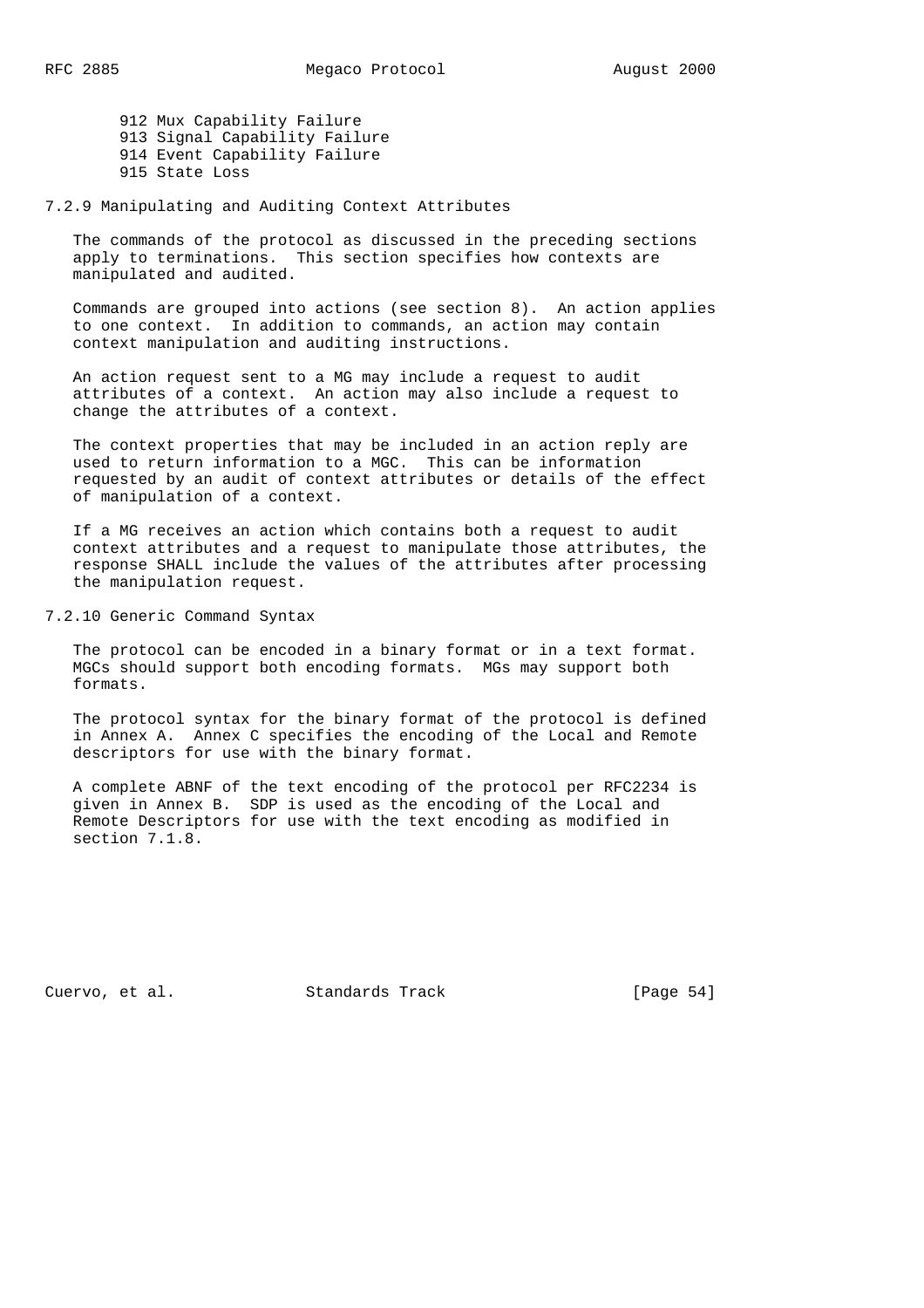912 Mux Capability Failure
913 Signal Capability Failure
914 Event Capability Failure
915 State Loss

### 7.2.9 Manipulating and Auditing Context Attributes

The commands of the protocol as discussed in the preceding sections apply to terminations. This section specifies how contexts are manipulated and audited.

Commands are grouped into actions (see section 8). An action applies to one context. In addition to commands, an action may contain context manipulation and auditing instructions.

An action request sent to a MG may include a request to audit attributes of a context. An action may also include a request to change the attributes of a context.

The context properties that may be included in an action reply are used to return information to a MGC. This can be information requested by an audit of context attributes or details of the effect of manipulation of a context.

If a MG receives an action which contains both a request to audit context attributes and a request to manipulate those attributes, the response SHALL include the values of the attributes after processing the manipulation request.

### 7.2.10 Generic Command Syntax

The protocol can be encoded in a binary format or in a text format. MGCs should support both encoding formats. MGs may support both formats.

The protocol syntax for the binary format of the protocol is defined in Annex A. Annex C specifies the encoding of the Local and Remote descriptors for use with the binary format.

A complete ABNF of the text encoding of the protocol per RFC2234 is given in Annex B. SDP is used as the encoding of the Local and Remote Descriptors for use with the text encoding as modified in section 7.1.8.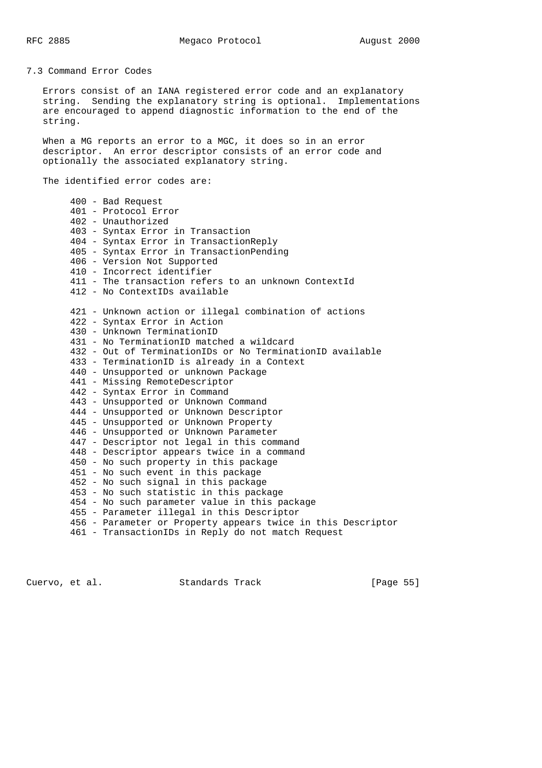## 7.3 Command Error Codes

Errors consist of an IANA registered error code and an explanatory string. Sending the explanatory string is optional. Implementations are encouraged to append diagnostic information to the end of the string.

When a MG reports an error to a MGC, it does so in an error descriptor. An error descriptor consists of an error code and optionally the associated explanatory string.

The identified error codes are:

- 400 - Bad Request
- 401 - Protocol Error
- 402 - Unauthorized
- 403 - Syntax Error in Transaction
- 404 - Syntax Error in TransactionReply
- 405 - Syntax Error in TransactionPending
- 406 - Version Not Supported
- 410 - Incorrect identifier
- 411 - The transaction refers to an unknown ContextId
- 412 - No ContextIDs available

- 421 - Unknown action or illegal combination of actions
- 422 - Syntax Error in Action
- 430 - Unknown TerminationID
- 431 - No TerminationID matched a wildcard
- 432 - Out of TerminationIDs or No TerminationID available
- 433 - TerminationID is already in a Context
- 440 - Unsupported or unknown Package
- 441 - Missing RemoteDescriptor
- 442 - Syntax Error in Command
- 443 - Unsupported or Unknown Command
- 444 - Unsupported or Unknown Descriptor
- 445 - Unsupported or Unknown Property
- 446 - Unsupported or Unknown Parameter
- 447 - Descriptor not legal in this command
- 448 - Descriptor appears twice in a command
- 450 - No such property in this package
- 451 - No such event in this package
- 452 - No such signal in this package
- 453 - No such statistic in this package
- 454 - No such parameter value in this package
- 455 - Parameter illegal in this Descriptor
- 456 - Parameter or Property appears twice in this Descriptor
- 461 - TransactionIDs in Reply do not match Request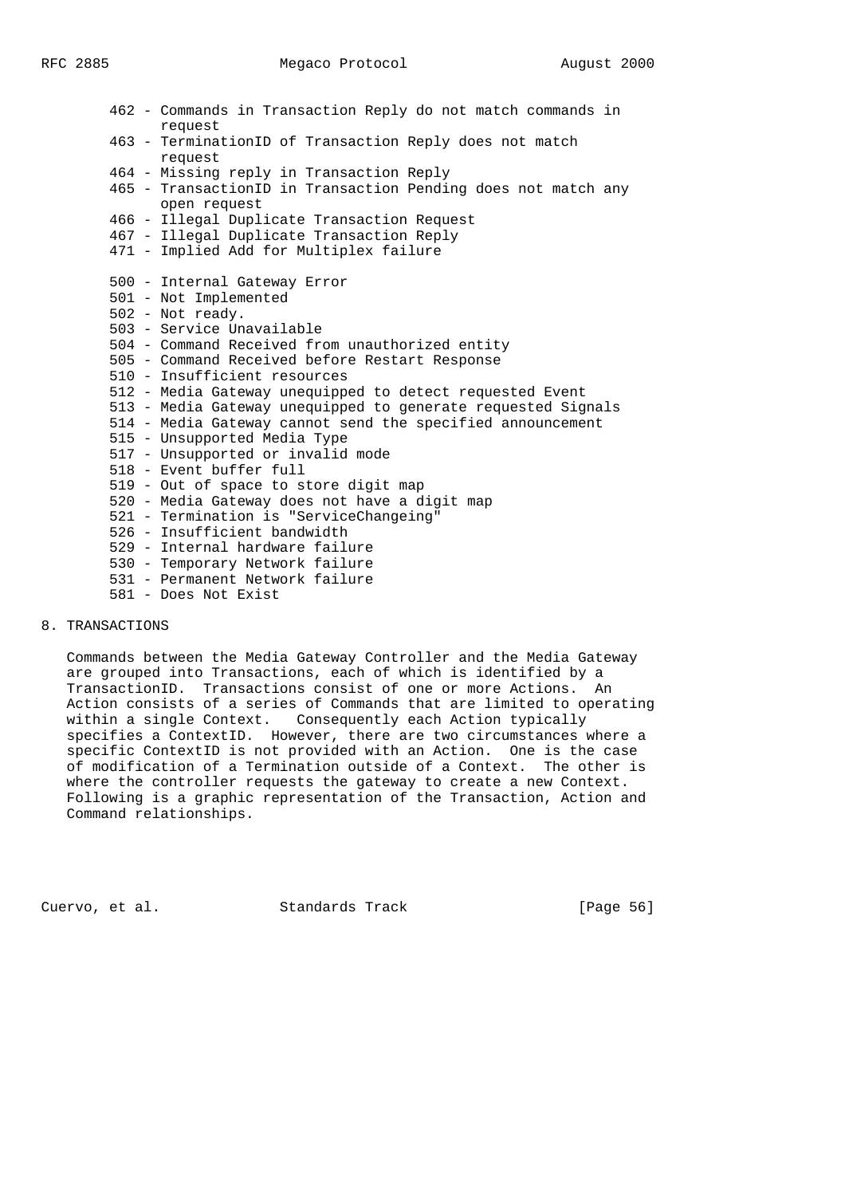- 462 - Commands in Transaction Reply do not match commands in request
- 463 - TerminationID of Transaction Reply does not match request
- 464 - Missing reply in Transaction Reply
- 465 - TransactionID in Transaction Pending does not match any open request
- 466 - Illegal Duplicate Transaction Request
- 467 - Illegal Duplicate Transaction Reply
- 471 - Implied Add for Multiplex failure

- 500 - Internal Gateway Error
- 501 - Not Implemented
- 502 - Not ready.
- 503 - Service Unavailable
- 504 - Command Received from unauthorized entity
- 505 - Command Received before Restart Response
- 510 - Insufficient resources
- 512 - Media Gateway unequipped to detect requested Event
- 513 - Media Gateway unequipped to generate requested Signals
- 514 - Media Gateway cannot send the specified announcement
- 515 - Unsupported Media Type
- 517 - Unsupported or invalid mode
- 518 - Event buffer full
- 519 - Out of space to store digit map
- 520 - Media Gateway does not have a digit map
- 521 - Termination is "ServiceChangeing"
- 526 - Insufficient bandwidth
- 529 - Internal hardware failure
- 530 - Temporary Network failure
- 531 - Permanent Network failure
- 581 - Does Not Exist

# 8. TRANSACTIONS

Commands between the Media Gateway Controller and the Media Gateway are grouped into Transactions, each of which is identified by a TransactionID. Transactions consist of one or more Actions. An Action consists of a series of Commands that are limited to operating within a single Context. Consequently each Action typically specifies a ContextID. However, there are two circumstances where a specific ContextID is not provided with an Action. One is the case of modification of a Termination outside of a Context. The other is where the controller requests the gateway to create a new Context. Following is a graphic representation of the Transaction, Action and Command relationships.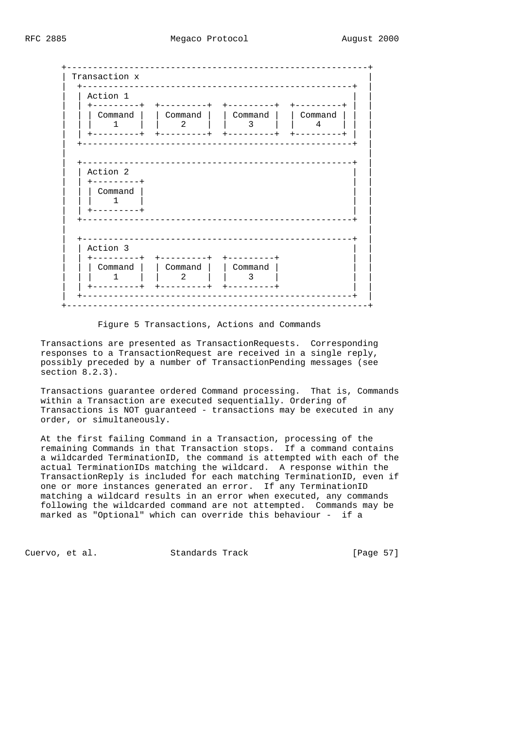```
      +----------------------------------------------------------+
      | Transaction x                                            |
      |  +----------------------------------------------------+  |
      |  | Action 1                                           |  |
      |  | +---------+  +---------+  +---------+  +---------+ |  |
      |  | | Command |  | Command |  | Command |  | Command | |  |
      |  | |    1    |  |    2    |  |    3    |  |    4    | |  |
      |  | +---------+  +---------+  +---------+  +---------+ |  |
      |  +----------------------------------------------------+  |
      |                                                          |
      |  +----------------------------------------------------+  |
      |  | Action 2                                           |  |
      |  | +---------+                                        |  |
      |  | | Command |                                        |  |
      |  | |    1    |                                        |  |
      |  | +---------+                                        |  |
      |  +----------------------------------------------------+  |
      |                                                          |
      |  +----------------------------------------------------+  |
      |  | Action 3                                           |  |
      |  | +---------+  +---------+  +---------+              |  |
      |  | | Command |  | Command |  | Command |              |  |
      |  | |    1    |  |    2    |  |    3    |              |  |
      |  | +---------+  +---------+  +---------+              |  |
      |  +----------------------------------------------------+  |
      +----------------------------------------------------------+
```

Figure 5 Transactions, Actions and Commands

Transactions are presented as TransactionRequests. Corresponding responses to a TransactionRequest are received in a single reply, possibly preceded by a number of TransactionPending messages (see section 8.2.3).

Transactions guarantee ordered Command processing. That is, Commands within a Transaction are executed sequentially. Ordering of Transactions is NOT guaranteed - transactions may be executed in any order, or simultaneously.

At the first failing Command in a Transaction, processing of the remaining Commands in that Transaction stops. If a command contains a wildcarded TerminationID, the command is attempted with each of the actual TerminationIDs matching the wildcard. A response within the TransactionReply is included for each matching TerminationID, even if one or more instances generated an error. If any TerminationID matching a wildcard results in an error when executed, any commands following the wildcarded command are not attempted. Commands may be marked as "Optional" which can override this behaviour - if a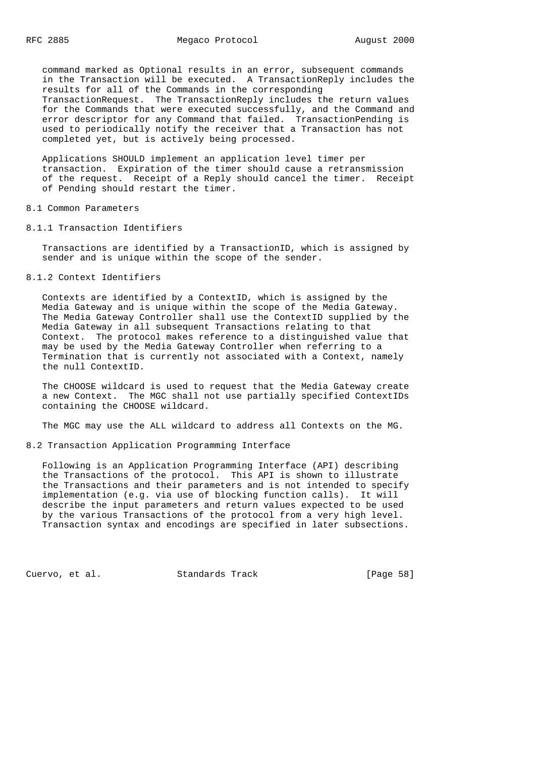command marked as Optional results in an error, subsequent commands in the Transaction will be executed. A TransactionReply includes the results for all of the Commands in the corresponding TransactionRequest. The TransactionReply includes the return values for the Commands that were executed successfully, and the Command and error descriptor for any Command that failed. TransactionPending is used to periodically notify the receiver that a Transaction has not completed yet, but is actively being processed.

Applications SHOULD implement an application level timer per transaction. Expiration of the timer should cause a retransmission of the request. Receipt of a Reply should cancel the timer. Receipt of Pending should restart the timer.

## 8.1 Common Parameters

### 8.1.1 Transaction Identifiers

Transactions are identified by a TransactionID, which is assigned by sender and is unique within the scope of the sender.

### 8.1.2 Context Identifiers

Contexts are identified by a ContextID, which is assigned by the Media Gateway and is unique within the scope of the Media Gateway. The Media Gateway Controller shall use the ContextID supplied by the Media Gateway in all subsequent Transactions relating to that Context. The protocol makes reference to a distinguished value that may be used by the Media Gateway Controller when referring to a Termination that is currently not associated with a Context, namely the null ContextID.

The CHOOSE wildcard is used to request that the Media Gateway create a new Context. The MGC shall not use partially specified ContextIDs containing the CHOOSE wildcard.

The MGC may use the ALL wildcard to address all Contexts on the MG.

## 8.2 Transaction Application Programming Interface

Following is an Application Programming Interface (API) describing the Transactions of the protocol. This API is shown to illustrate the Transactions and their parameters and is not intended to specify implementation (e.g. via use of blocking function calls). It will describe the input parameters and return values expected to be used by the various Transactions of the protocol from a very high level. Transaction syntax and encodings are specified in later subsections.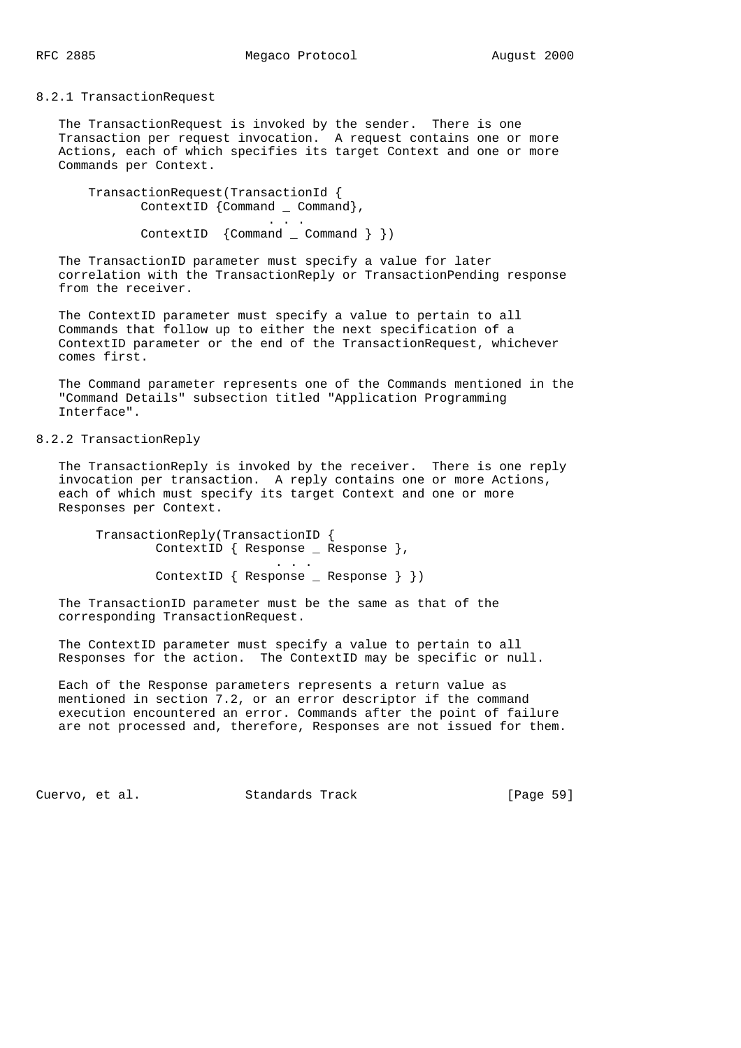### 8.2.1 TransactionRequest

The TransactionRequest is invoked by the sender. There is one Transaction per request invocation. A request contains one or more Actions, each of which specifies its target Context and one or more Commands per Context.

```
    TransactionRequest(TransactionId {
           ContextID {Command _ Command},
                            . . .
           ContextID  {Command _ Command } })
```

The TransactionID parameter must specify a value for later correlation with the TransactionReply or TransactionPending response from the receiver.

The ContextID parameter must specify a value to pertain to all Commands that follow up to either the next specification of a ContextID parameter or the end of the TransactionRequest, whichever comes first.

The Command parameter represents one of the Commands mentioned in the "Command Details" subsection titled "Application Programming Interface".

### 8.2.2 TransactionReply

The TransactionReply is invoked by the receiver. There is one reply invocation per transaction. A reply contains one or more Actions, each of which must specify its target Context and one or more Responses per Context.

```
     TransactionReply(TransactionID {
             ContextID { Response _ Response },
                              . . .
             ContextID { Response _ Response } })
```

The TransactionID parameter must be the same as that of the corresponding TransactionRequest.

The ContextID parameter must specify a value to pertain to all Responses for the action. The ContextID may be specific or null.

Each of the Response parameters represents a return value as mentioned in section 7.2, or an error descriptor if the command execution encountered an error. Commands after the point of failure are not processed and, therefore, Responses are not issued for them.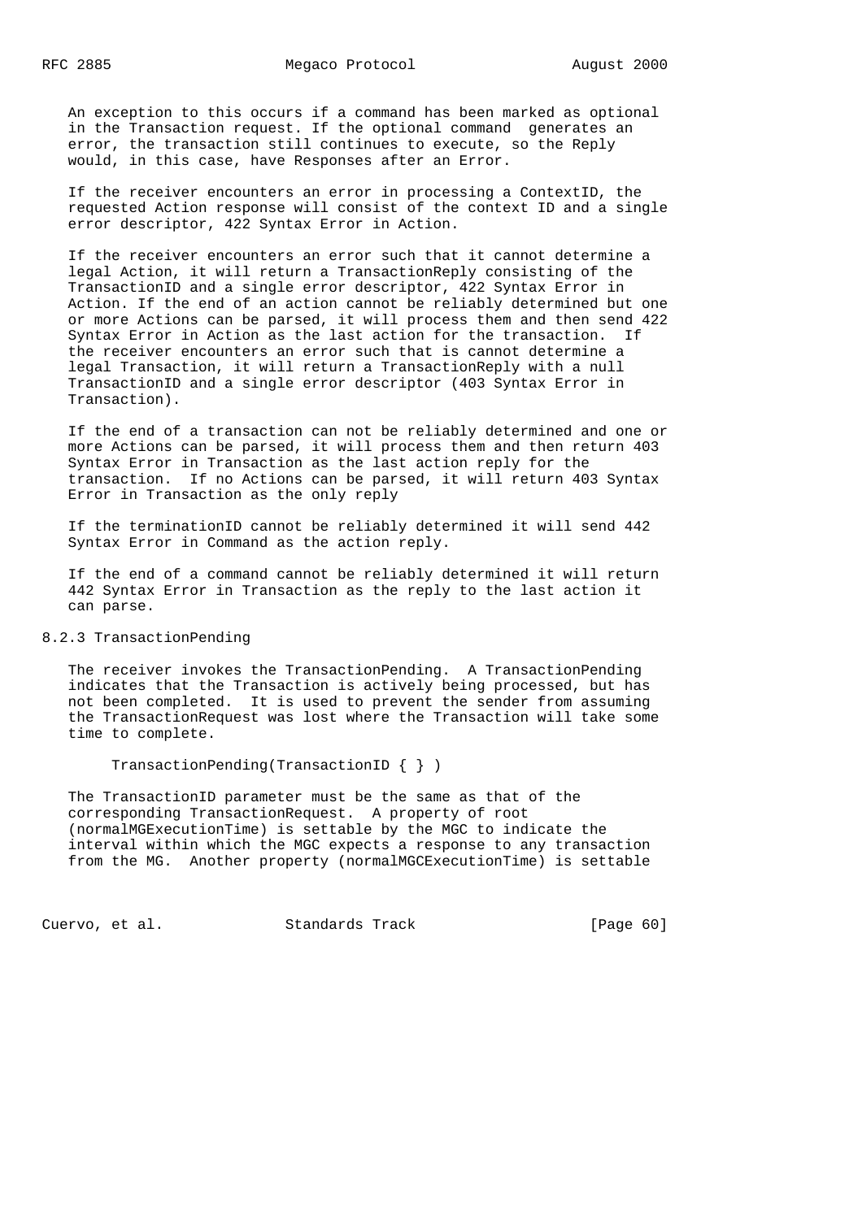An exception to this occurs if a command has been marked as optional in the Transaction request. If the optional command generates an error, the transaction still continues to execute, so the Reply would, in this case, have Responses after an Error.

If the receiver encounters an error in processing a ContextID, the requested Action response will consist of the context ID and a single error descriptor, 422 Syntax Error in Action.

If the receiver encounters an error such that it cannot determine a legal Action, it will return a TransactionReply consisting of the TransactionID and a single error descriptor, 422 Syntax Error in Action. If the end of an action cannot be reliably determined but one or more Actions can be parsed, it will process them and then send 422 Syntax Error in Action as the last action for the transaction. If the receiver encounters an error such that is cannot determine a legal Transaction, it will return a TransactionReply with a null TransactionID and a single error descriptor (403 Syntax Error in Transaction).

If the end of a transaction can not be reliably determined and one or more Actions can be parsed, it will process them and then return 403 Syntax Error in Transaction as the last action reply for the transaction. If no Actions can be parsed, it will return 403 Syntax Error in Transaction as the only reply

If the terminationID cannot be reliably determined it will send 442 Syntax Error in Command as the action reply.

If the end of a command cannot be reliably determined it will return 442 Syntax Error in Transaction as the reply to the last action it can parse.

### 8.2.3 TransactionPending

The receiver invokes the TransactionPending. A TransactionPending indicates that the Transaction is actively being processed, but has not been completed. It is used to prevent the sender from assuming the TransactionRequest was lost where the Transaction will take some time to complete.

```
TransactionPending(TransactionID { } )
```

The TransactionID parameter must be the same as that of the corresponding TransactionRequest. A property of root (normalMGExecutionTime) is settable by the MGC to indicate the interval within which the MGC expects a response to any transaction from the MG. Another property (normalMGCExecutionTime) is settable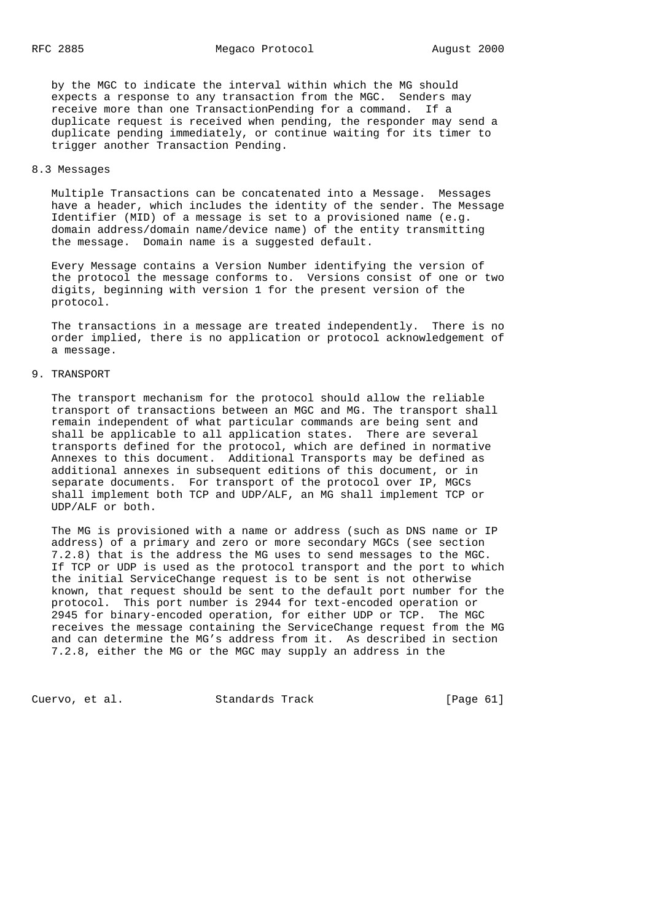by the MGC to indicate the interval within which the MG should expects a response to any transaction from the MGC. Senders may receive more than one TransactionPending for a command. If a duplicate request is received when pending, the responder may send a duplicate pending immediately, or continue waiting for its timer to trigger another Transaction Pending.

### 8.3 Messages

Multiple Transactions can be concatenated into a Message. Messages have a header, which includes the identity of the sender. The Message Identifier (MID) of a message is set to a provisioned name (e.g. domain address/domain name/device name) of the entity transmitting the message. Domain name is a suggested default.

Every Message contains a Version Number identifying the version of the protocol the message conforms to. Versions consist of one or two digits, beginning with version 1 for the present version of the protocol.

The transactions in a message are treated independently. There is no order implied, there is no application or protocol acknowledgement of a message.

## 9. TRANSPORT

The transport mechanism for the protocol should allow the reliable transport of transactions between an MGC and MG. The transport shall remain independent of what particular commands are being sent and shall be applicable to all application states. There are several transports defined for the protocol, which are defined in normative Annexes to this document. Additional Transports may be defined as additional annexes in subsequent editions of this document, or in separate documents. For transport of the protocol over IP, MGCs shall implement both TCP and UDP/ALF, an MG shall implement TCP or UDP/ALF or both.

The MG is provisioned with a name or address (such as DNS name or IP address) of a primary and zero or more secondary MGCs (see section 7.2.8) that is the address the MG uses to send messages to the MGC. If TCP or UDP is used as the protocol transport and the port to which the initial ServiceChange request is to be sent is not otherwise known, that request should be sent to the default port number for the protocol. This port number is 2944 for text-encoded operation or 2945 for binary-encoded operation, for either UDP or TCP. The MGC receives the message containing the ServiceChange request from the MG and can determine the MG's address from it. As described in section 7.2.8, either the MG or the MGC may supply an address in the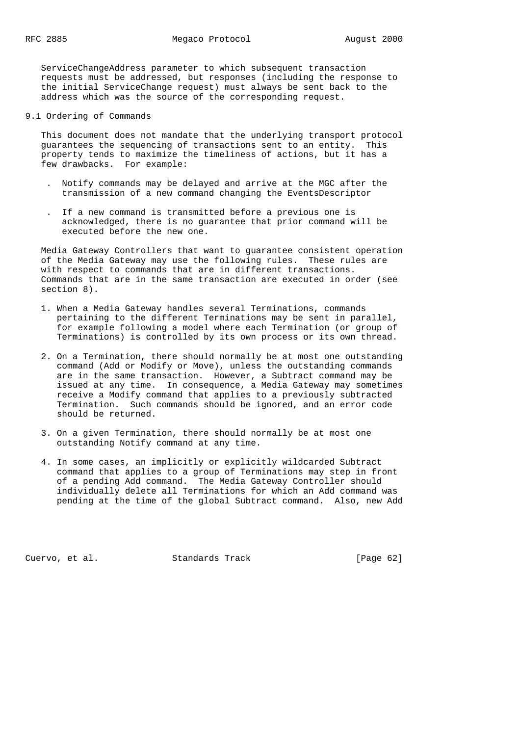ServiceChangeAddress parameter to which subsequent transaction requests must be addressed, but responses (including the response to the initial ServiceChange request) must always be sent back to the address which was the source of the corresponding request.

## 9.1 Ordering of Commands

This document does not mandate that the underlying transport protocol guarantees the sequencing of transactions sent to an entity. This property tends to maximize the timeliness of actions, but it has a few drawbacks. For example:

- Notify commands may be delayed and arrive at the MGC after the transmission of a new command changing the EventsDescriptor
- If a new command is transmitted before a previous one is acknowledged, there is no guarantee that prior command will be executed before the new one.

Media Gateway Controllers that want to guarantee consistent operation of the Media Gateway may use the following rules. These rules are with respect to commands that are in different transactions. Commands that are in the same transaction are executed in order (see section 8).

1. When a Media Gateway handles several Terminations, commands pertaining to the different Terminations may be sent in parallel, for example following a model where each Termination (or group of Terminations) is controlled by its own process or its own thread.

2. On a Termination, there should normally be at most one outstanding command (Add or Modify or Move), unless the outstanding commands are in the same transaction. However, a Subtract command may be issued at any time. In consequence, a Media Gateway may sometimes receive a Modify command that applies to a previously subtracted Termination. Such commands should be ignored, and an error code should be returned.

3. On a given Termination, there should normally be at most one outstanding Notify command at any time.

4. In some cases, an implicitly or explicitly wildcarded Subtract command that applies to a group of Terminations may step in front of a pending Add command. The Media Gateway Controller should individually delete all Terminations for which an Add command was pending at the time of the global Subtract command. Also, new Add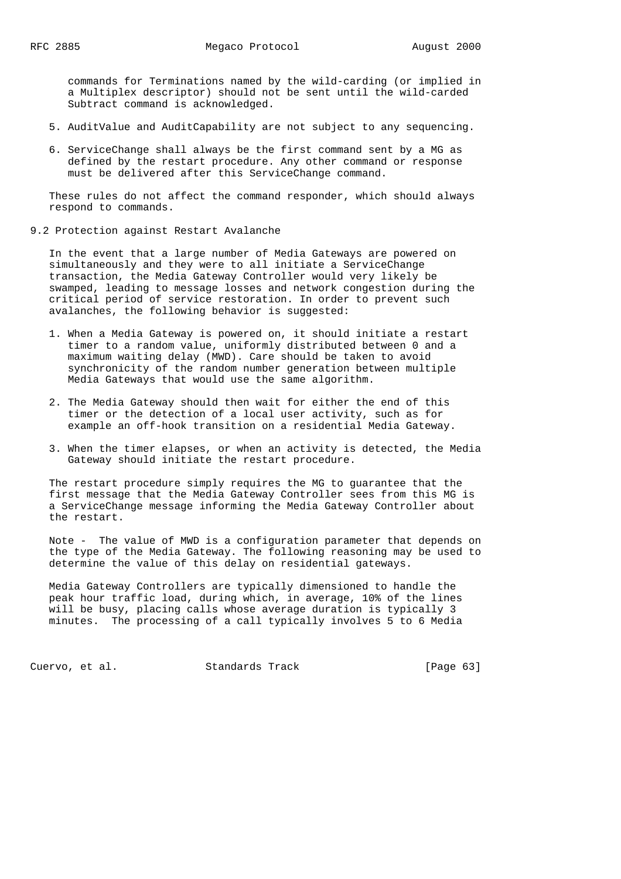commands for Terminations named by the wild-carding (or implied in a Multiplex descriptor) should not be sent until the wild-carded Subtract command is acknowledged.

5. AuditValue and AuditCapability are not subject to any sequencing.

6. ServiceChange shall always be the first command sent by a MG as defined by the restart procedure. Any other command or response must be delivered after this ServiceChange command.

These rules do not affect the command responder, which should always respond to commands.

## 9.2 Protection against Restart Avalanche

In the event that a large number of Media Gateways are powered on simultaneously and they were to all initiate a ServiceChange transaction, the Media Gateway Controller would very likely be swamped, leading to message losses and network congestion during the critical period of service restoration. In order to prevent such avalanches, the following behavior is suggested:

1. When a Media Gateway is powered on, it should initiate a restart timer to a random value, uniformly distributed between 0 and a maximum waiting delay (MWD). Care should be taken to avoid synchronicity of the random number generation between multiple Media Gateways that would use the same algorithm.

2. The Media Gateway should then wait for either the end of this timer or the detection of a local user activity, such as for example an off-hook transition on a residential Media Gateway.

3. When the timer elapses, or when an activity is detected, the Media Gateway should initiate the restart procedure.

The restart procedure simply requires the MG to guarantee that the first message that the Media Gateway Controller sees from this MG is a ServiceChange message informing the Media Gateway Controller about the restart.

Note - The value of MWD is a configuration parameter that depends on the type of the Media Gateway. The following reasoning may be used to determine the value of this delay on residential gateways.

Media Gateway Controllers are typically dimensioned to handle the peak hour traffic load, during which, in average, 10% of the lines will be busy, placing calls whose average duration is typically 3 minutes. The processing of a call typically involves 5 to 6 Media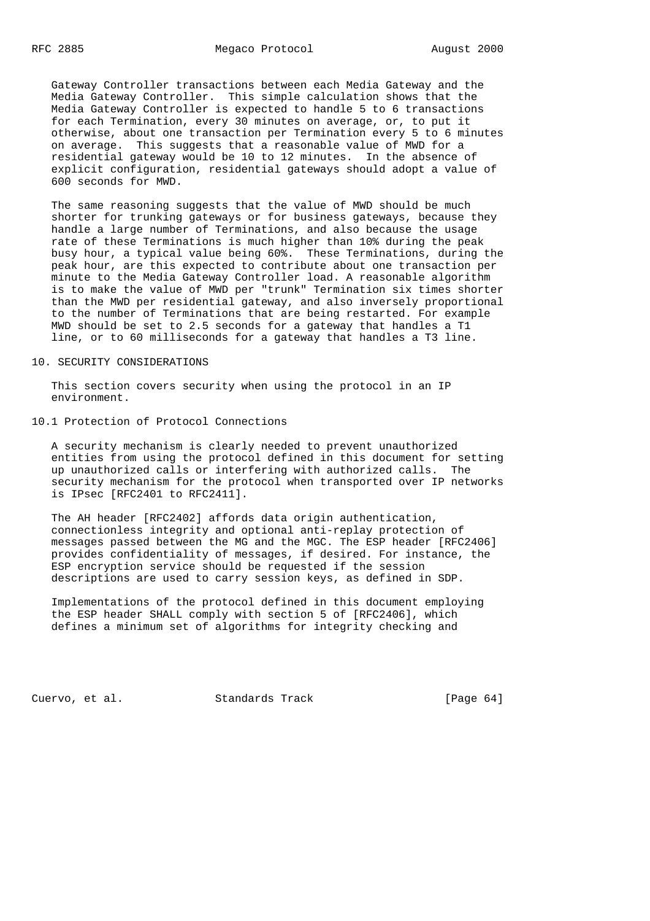Gateway Controller transactions between each Media Gateway and the Media Gateway Controller. This simple calculation shows that the Media Gateway Controller is expected to handle 5 to 6 transactions for each Termination, every 30 minutes on average, or, to put it otherwise, about one transaction per Termination every 5 to 6 minutes on average. This suggests that a reasonable value of MWD for a residential gateway would be 10 to 12 minutes. In the absence of explicit configuration, residential gateways should adopt a value of 600 seconds for MWD.

The same reasoning suggests that the value of MWD should be much shorter for trunking gateways or for business gateways, because they handle a large number of Terminations, and also because the usage rate of these Terminations is much higher than 10% during the peak busy hour, a typical value being 60%. These Terminations, during the peak hour, are this expected to contribute about one transaction per minute to the Media Gateway Controller load. A reasonable algorithm is to make the value of MWD per "trunk" Termination six times shorter than the MWD per residential gateway, and also inversely proportional to the number of Terminations that are being restarted. For example MWD should be set to 2.5 seconds for a gateway that handles a T1 line, or to 60 milliseconds for a gateway that handles a T3 line.

## 10. SECURITY CONSIDERATIONS

This section covers security when using the protocol in an IP environment.

### 10.1 Protection of Protocol Connections

A security mechanism is clearly needed to prevent unauthorized entities from using the protocol defined in this document for setting up unauthorized calls or interfering with authorized calls. The security mechanism for the protocol when transported over IP networks is IPsec [RFC2401 to RFC2411].

The AH header [RFC2402] affords data origin authentication, connectionless integrity and optional anti-replay protection of messages passed between the MG and the MGC. The ESP header [RFC2406] provides confidentiality of messages, if desired. For instance, the ESP encryption service should be requested if the session descriptions are used to carry session keys, as defined in SDP.

Implementations of the protocol defined in this document employing the ESP header SHALL comply with section 5 of [RFC2406], which defines a minimum set of algorithms for integrity checking and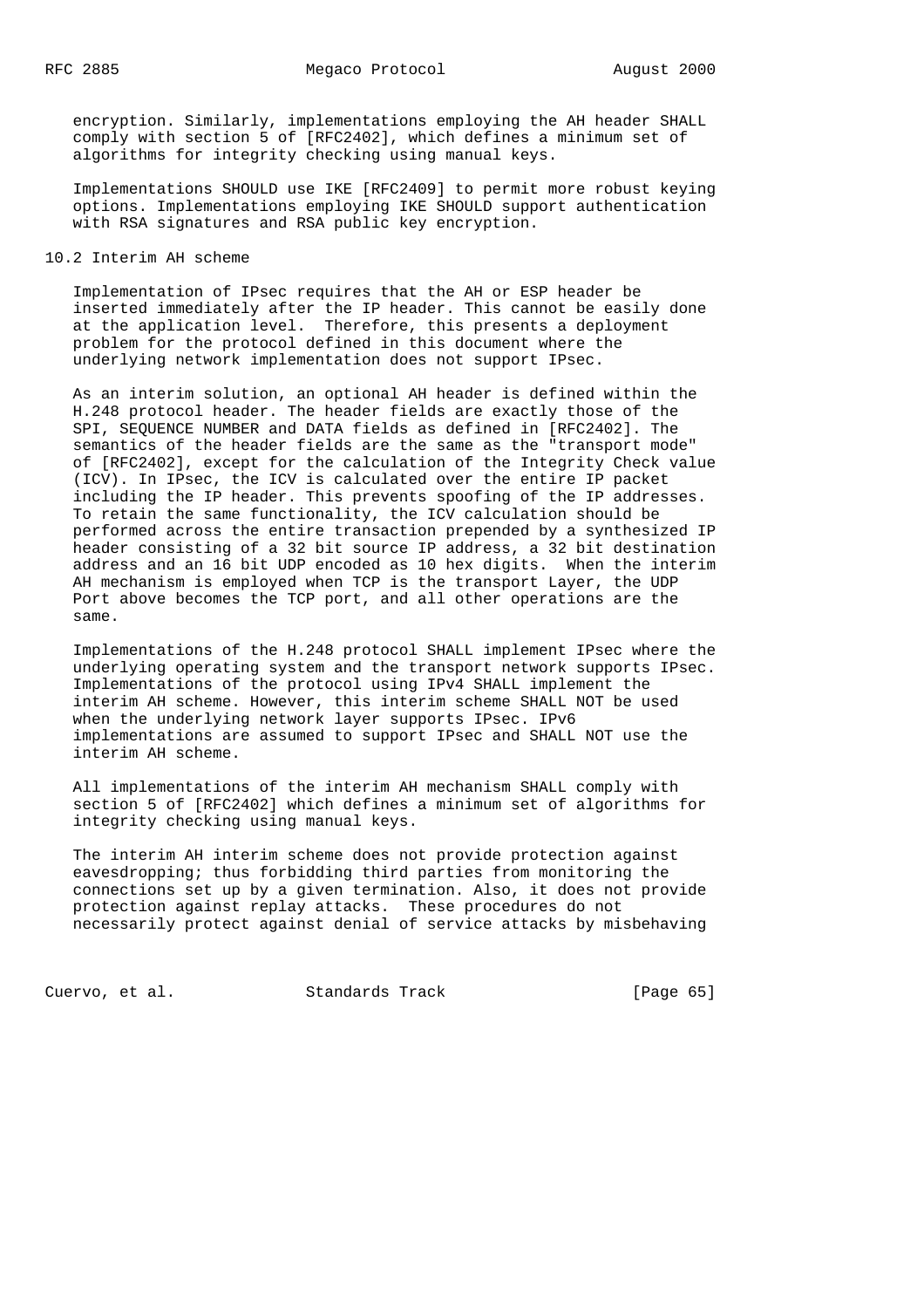encryption. Similarly, implementations employing the AH header SHALL comply with section 5 of [RFC2402], which defines a minimum set of algorithms for integrity checking using manual keys.

Implementations SHOULD use IKE [RFC2409] to permit more robust keying options. Implementations employing IKE SHOULD support authentication with RSA signatures and RSA public key encryption.

## 10.2 Interim AH scheme

Implementation of IPsec requires that the AH or ESP header be inserted immediately after the IP header. This cannot be easily done at the application level. Therefore, this presents a deployment problem for the protocol defined in this document where the underlying network implementation does not support IPsec.

As an interim solution, an optional AH header is defined within the H.248 protocol header. The header fields are exactly those of the SPI, SEQUENCE NUMBER and DATA fields as defined in [RFC2402]. The semantics of the header fields are the same as the "transport mode" of [RFC2402], except for the calculation of the Integrity Check value (ICV). In IPsec, the ICV is calculated over the entire IP packet including the IP header. This prevents spoofing of the IP addresses. To retain the same functionality, the ICV calculation should be performed across the entire transaction prepended by a synthesized IP header consisting of a 32 bit source IP address, a 32 bit destination address and an 16 bit UDP encoded as 10 hex digits. When the interim AH mechanism is employed when TCP is the transport Layer, the UDP Port above becomes the TCP port, and all other operations are the same.

Implementations of the H.248 protocol SHALL implement IPsec where the underlying operating system and the transport network supports IPsec. Implementations of the protocol using IPv4 SHALL implement the interim AH scheme. However, this interim scheme SHALL NOT be used when the underlying network layer supports IPsec. IPv6 implementations are assumed to support IPsec and SHALL NOT use the interim AH scheme.

All implementations of the interim AH mechanism SHALL comply with section 5 of [RFC2402] which defines a minimum set of algorithms for integrity checking using manual keys.

The interim AH interim scheme does not provide protection against eavesdropping; thus forbidding third parties from monitoring the connections set up by a given termination. Also, it does not provide protection against replay attacks. These procedures do not necessarily protect against denial of service attacks by misbehaving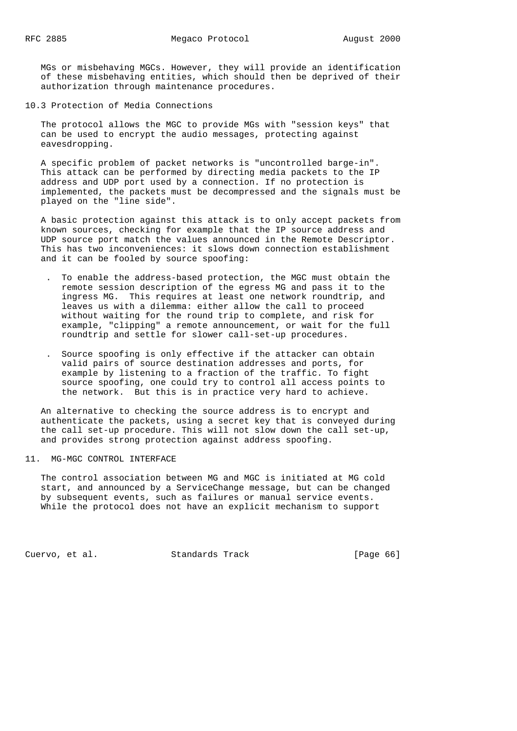MGs or misbehaving MGCs. However, they will provide an identification of these misbehaving entities, which should then be deprived of their authorization through maintenance procedures.

### 10.3 Protection of Media Connections

The protocol allows the MGC to provide MGs with "session keys" that can be used to encrypt the audio messages, protecting against eavesdropping.

A specific problem of packet networks is "uncontrolled barge-in". This attack can be performed by directing media packets to the IP address and UDP port used by a connection. If no protection is implemented, the packets must be decompressed and the signals must be played on the "line side".

A basic protection against this attack is to only accept packets from known sources, checking for example that the IP source address and UDP source port match the values announced in the Remote Descriptor. This has two inconveniences: it slows down connection establishment and it can be fooled by source spoofing:

- To enable the address-based protection, the MGC must obtain the remote session description of the egress MG and pass it to the ingress MG. This requires at least one network roundtrip, and leaves us with a dilemma: either allow the call to proceed without waiting for the round trip to complete, and risk for example, "clipping" a remote announcement, or wait for the full roundtrip and settle for slower call-set-up procedures.

- Source spoofing is only effective if the attacker can obtain valid pairs of source destination addresses and ports, for example by listening to a fraction of the traffic. To fight source spoofing, one could try to control all access points to the network. But this is in practice very hard to achieve.

An alternative to checking the source address is to encrypt and authenticate the packets, using a secret key that is conveyed during the call set-up procedure. This will not slow down the call set-up, and provides strong protection against address spoofing.

## 11. MG-MGC CONTROL INTERFACE

The control association between MG and MGC is initiated at MG cold start, and announced by a ServiceChange message, but can be changed by subsequent events, such as failures or manual service events. While the protocol does not have an explicit mechanism to support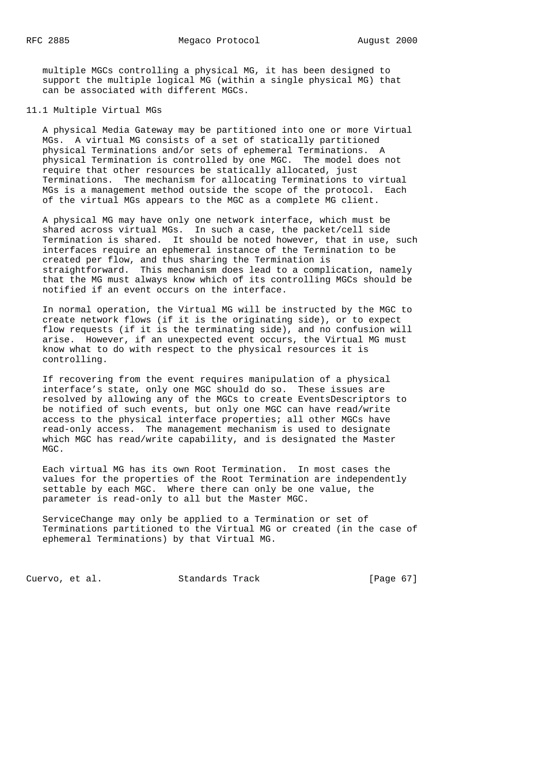multiple MGCs controlling a physical MG, it has been designed to support the multiple logical MG (within a single physical MG) that can be associated with different MGCs.

## 11.1 Multiple Virtual MGs

A physical Media Gateway may be partitioned into one or more Virtual MGs. A virtual MG consists of a set of statically partitioned physical Terminations and/or sets of ephemeral Terminations. A physical Termination is controlled by one MGC. The model does not require that other resources be statically allocated, just Terminations. The mechanism for allocating Terminations to virtual MGs is a management method outside the scope of the protocol. Each of the virtual MGs appears to the MGC as a complete MG client.

A physical MG may have only one network interface, which must be shared across virtual MGs. In such a case, the packet/cell side Termination is shared. It should be noted however, that in use, such interfaces require an ephemeral instance of the Termination to be created per flow, and thus sharing the Termination is straightforward. This mechanism does lead to a complication, namely that the MG must always know which of its controlling MGCs should be notified if an event occurs on the interface.

In normal operation, the Virtual MG will be instructed by the MGC to create network flows (if it is the originating side), or to expect flow requests (if it is the terminating side), and no confusion will arise. However, if an unexpected event occurs, the Virtual MG must know what to do with respect to the physical resources it is controlling.

If recovering from the event requires manipulation of a physical interface's state, only one MGC should do so. These issues are resolved by allowing any of the MGCs to create EventsDescriptors to be notified of such events, but only one MGC can have read/write access to the physical interface properties; all other MGCs have read-only access. The management mechanism is used to designate which MGC has read/write capability, and is designated the Master MGC.

Each virtual MG has its own Root Termination. In most cases the values for the properties of the Root Termination are independently settable by each MGC. Where there can only be one value, the parameter is read-only to all but the Master MGC.

ServiceChange may only be applied to a Termination or set of Terminations partitioned to the Virtual MG or created (in the case of ephemeral Terminations) by that Virtual MG.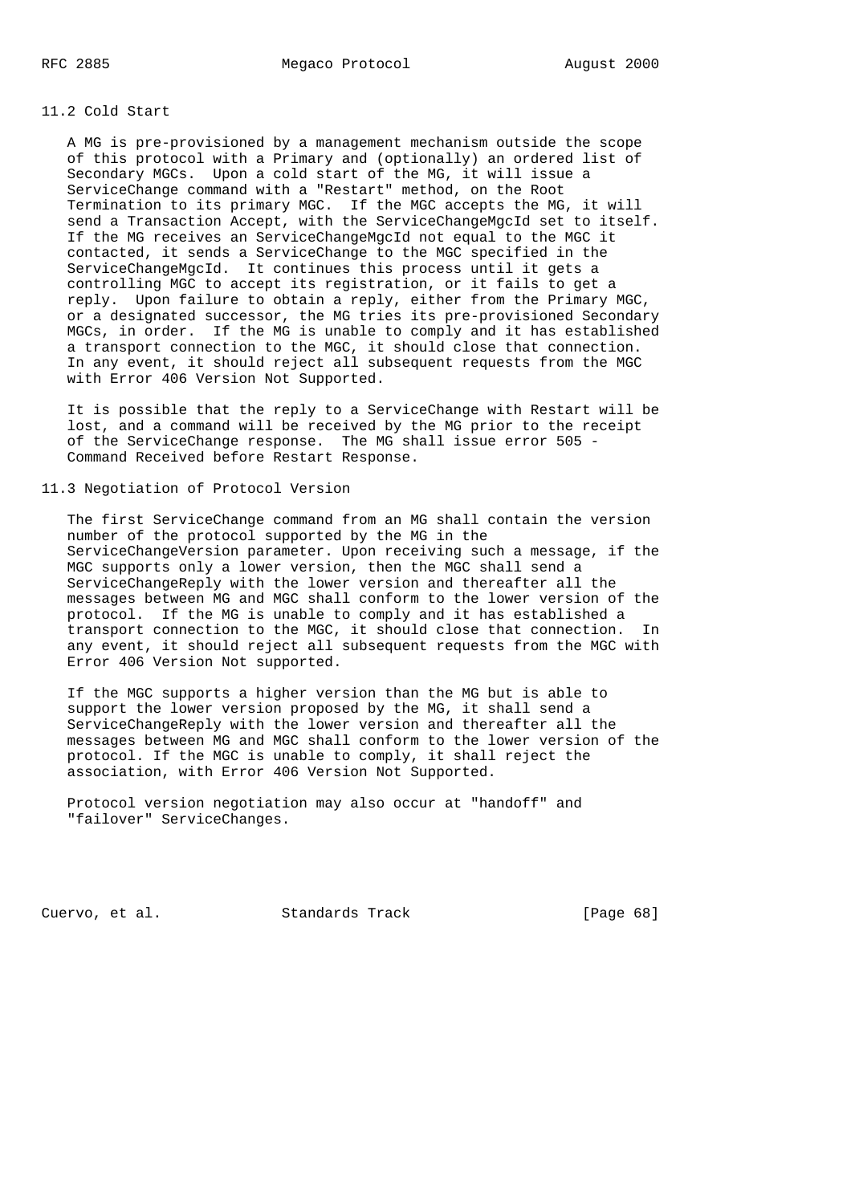## 11.2 Cold Start

A MG is pre-provisioned by a management mechanism outside the scope of this protocol with a Primary and (optionally) an ordered list of Secondary MGCs. Upon a cold start of the MG, it will issue a ServiceChange command with a "Restart" method, on the Root Termination to its primary MGC. If the MGC accepts the MG, it will send a Transaction Accept, with the ServiceChangeMgcId set to itself. If the MG receives an ServiceChangeMgcId not equal to the MGC it contacted, it sends a ServiceChange to the MGC specified in the ServiceChangeMgcId. It continues this process until it gets a controlling MGC to accept its registration, or it fails to get a reply. Upon failure to obtain a reply, either from the Primary MGC, or a designated successor, the MG tries its pre-provisioned Secondary MGCs, in order. If the MG is unable to comply and it has established a transport connection to the MGC, it should close that connection. In any event, it should reject all subsequent requests from the MGC with Error 406 Version Not Supported.

It is possible that the reply to a ServiceChange with Restart will be lost, and a command will be received by the MG prior to the receipt of the ServiceChange response. The MG shall issue error 505 - Command Received before Restart Response.

## 11.3 Negotiation of Protocol Version

The first ServiceChange command from an MG shall contain the version number of the protocol supported by the MG in the ServiceChangeVersion parameter. Upon receiving such a message, if the MGC supports only a lower version, then the MGC shall send a ServiceChangeReply with the lower version and thereafter all the messages between MG and MGC shall conform to the lower version of the protocol. If the MG is unable to comply and it has established a transport connection to the MGC, it should close that connection. In any event, it should reject all subsequent requests from the MGC with Error 406 Version Not supported.

If the MGC supports a higher version than the MG but is able to support the lower version proposed by the MG, it shall send a ServiceChangeReply with the lower version and thereafter all the messages between MG and MGC shall conform to the lower version of the protocol. If the MGC is unable to comply, it shall reject the association, with Error 406 Version Not Supported.

Protocol version negotiation may also occur at "handoff" and "failover" ServiceChanges.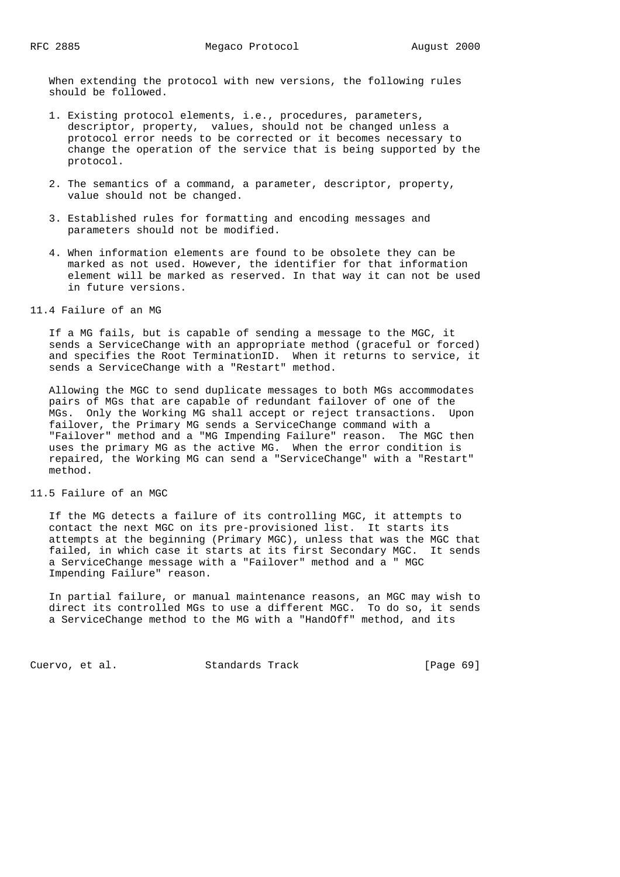When extending the protocol with new versions, the following rules should be followed.

1. Existing protocol elements, i.e., procedures, parameters, descriptor, property, values, should not be changed unless a protocol error needs to be corrected or it becomes necessary to change the operation of the service that is being supported by the protocol.

2. The semantics of a command, a parameter, descriptor, property, value should not be changed.

3. Established rules for formatting and encoding messages and parameters should not be modified.

4. When information elements are found to be obsolete they can be marked as not used. However, the identifier for that information element will be marked as reserved. In that way it can not be used in future versions.

## 11.4 Failure of an MG

If a MG fails, but is capable of sending a message to the MGC, it sends a ServiceChange with an appropriate method (graceful or forced) and specifies the Root TerminationID. When it returns to service, it sends a ServiceChange with a "Restart" method.

Allowing the MGC to send duplicate messages to both MGs accommodates pairs of MGs that are capable of redundant failover of one of the MGs. Only the Working MG shall accept or reject transactions. Upon failover, the Primary MG sends a ServiceChange command with a "Failover" method and a "MG Impending Failure" reason. The MGC then uses the primary MG as the active MG. When the error condition is repaired, the Working MG can send a "ServiceChange" with a "Restart" method.

## 11.5 Failure of an MGC

If the MG detects a failure of its controlling MGC, it attempts to contact the next MGC on its pre-provisioned list. It starts its attempts at the beginning (Primary MGC), unless that was the MGC that failed, in which case it starts at its first Secondary MGC. It sends a ServiceChange message with a "Failover" method and a " MGC Impending Failure" reason.

In partial failure, or manual maintenance reasons, an MGC may wish to direct its controlled MGs to use a different MGC. To do so, it sends a ServiceChange method to the MG with a "HandOff" method, and its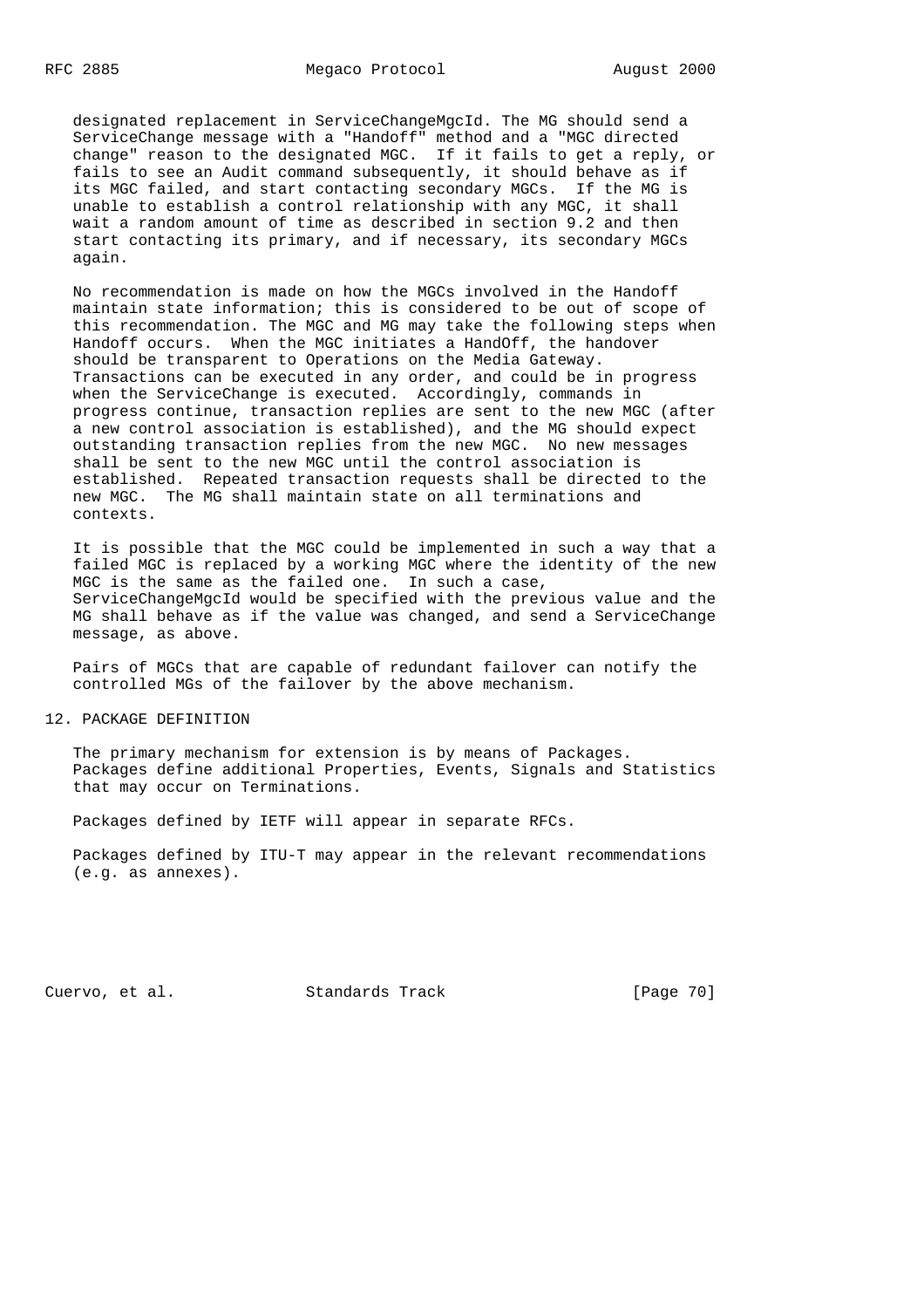designated replacement in ServiceChangeMgcId. The MG should send a ServiceChange message with a "Handoff" method and a "MGC directed change" reason to the designated MGC. If it fails to get a reply, or fails to see an Audit command subsequently, it should behave as if its MGC failed, and start contacting secondary MGCs. If the MG is unable to establish a control relationship with any MGC, it shall wait a random amount of time as described in section 9.2 and then start contacting its primary, and if necessary, its secondary MGCs again.

No recommendation is made on how the MGCs involved in the Handoff maintain state information; this is considered to be out of scope of this recommendation. The MGC and MG may take the following steps when Handoff occurs. When the MGC initiates a HandOff, the handover should be transparent to Operations on the Media Gateway. Transactions can be executed in any order, and could be in progress when the ServiceChange is executed. Accordingly, commands in progress continue, transaction replies are sent to the new MGC (after a new control association is established), and the MG should expect outstanding transaction replies from the new MGC. No new messages shall be sent to the new MGC until the control association is established. Repeated transaction requests shall be directed to the new MGC. The MG shall maintain state on all terminations and contexts.

It is possible that the MGC could be implemented in such a way that a failed MGC is replaced by a working MGC where the identity of the new MGC is the same as the failed one. In such a case, ServiceChangeMgcId would be specified with the previous value and the MG shall behave as if the value was changed, and send a ServiceChange message, as above.

Pairs of MGCs that are capable of redundant failover can notify the controlled MGs of the failover by the above mechanism.

# 12. PACKAGE DEFINITION

The primary mechanism for extension is by means of Packages. Packages define additional Properties, Events, Signals and Statistics that may occur on Terminations.

Packages defined by IETF will appear in separate RFCs.

Packages defined by ITU-T may appear in the relevant recommendations (e.g. as annexes).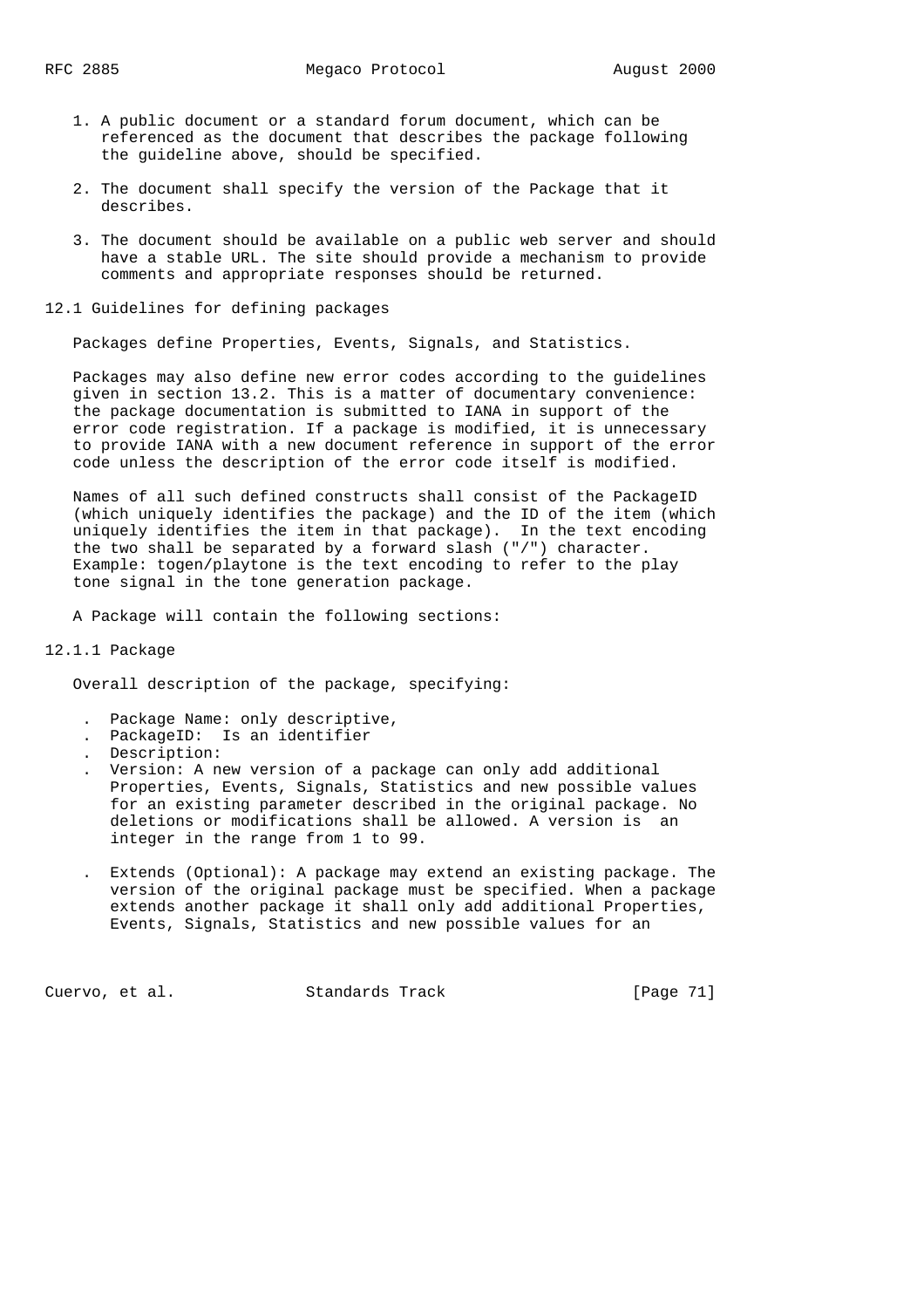1. A public document or a standard forum document, which can be referenced as the document that describes the package following the guideline above, should be specified.

2. The document shall specify the version of the Package that it describes.

3. The document should be available on a public web server and should have a stable URL. The site should provide a mechanism to provide comments and appropriate responses should be returned.

## 12.1 Guidelines for defining packages

Packages define Properties, Events, Signals, and Statistics.

Packages may also define new error codes according to the guidelines given in section 13.2. This is a matter of documentary convenience: the package documentation is submitted to IANA in support of the error code registration. If a package is modified, it is unnecessary to provide IANA with a new document reference in support of the error code unless the description of the error code itself is modified.

Names of all such defined constructs shall consist of the PackageID (which uniquely identifies the package) and the ID of the item (which uniquely identifies the item in that package). In the text encoding the two shall be separated by a forward slash ("/") character. Example: togen/playtone is the text encoding to refer to the play tone signal in the tone generation package.

A Package will contain the following sections:

### 12.1.1 Package

Overall description of the package, specifying:

- Package Name: only descriptive,
- PackageID: Is an identifier
- Description:
- Version: A new version of a package can only add additional Properties, Events, Signals, Statistics and new possible values for an existing parameter described in the original package. No deletions or modifications shall be allowed. A version is an integer in the range from 1 to 99.

- Extends (Optional): A package may extend an existing package. The version of the original package must be specified. When a package extends another package it shall only add additional Properties, Events, Signals, Statistics and new possible values for an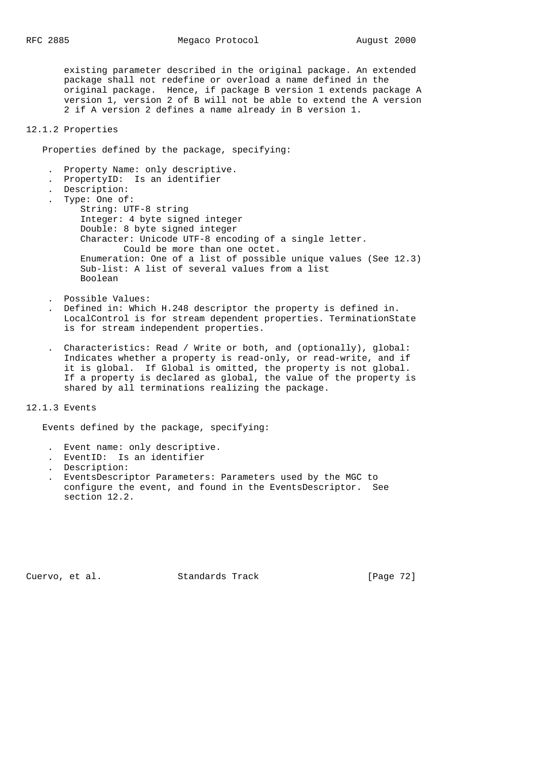existing parameter described in the original package. An extended package shall not redefine or overload a name defined in the original package. Hence, if package B version 1 extends package A version 1, version 2 of B will not be able to extend the A version 2 if A version 2 defines a name already in B version 1.

### 12.1.2 Properties

Properties defined by the package, specifying:

- Property Name: only descriptive.
- PropertyID: Is an identifier
- Description:
- Type: One of:
  - String: UTF-8 string
  - Integer: 4 byte signed integer
  - Double: 8 byte signed integer
  - Character: Unicode UTF-8 encoding of a single letter. Could be more than one octet.
  - Enumeration: One of a list of possible unique values (See 12.3)
  - Sub-list: A list of several values from a list
  - Boolean
- Possible Values:
- Defined in: Which H.248 descriptor the property is defined in. LocalControl is for stream dependent properties. TerminationState is for stream independent properties.
- Characteristics: Read / Write or both, and (optionally), global: Indicates whether a property is read-only, or read-write, and if it is global. If Global is omitted, the property is not global. If a property is declared as global, the value of the property is shared by all terminations realizing the package.

### 12.1.3 Events

Events defined by the package, specifying:

- Event name: only descriptive.
- EventID: Is an identifier
- Description:
- EventsDescriptor Parameters: Parameters used by the MGC to configure the event, and found in the EventsDescriptor. See section 12.2.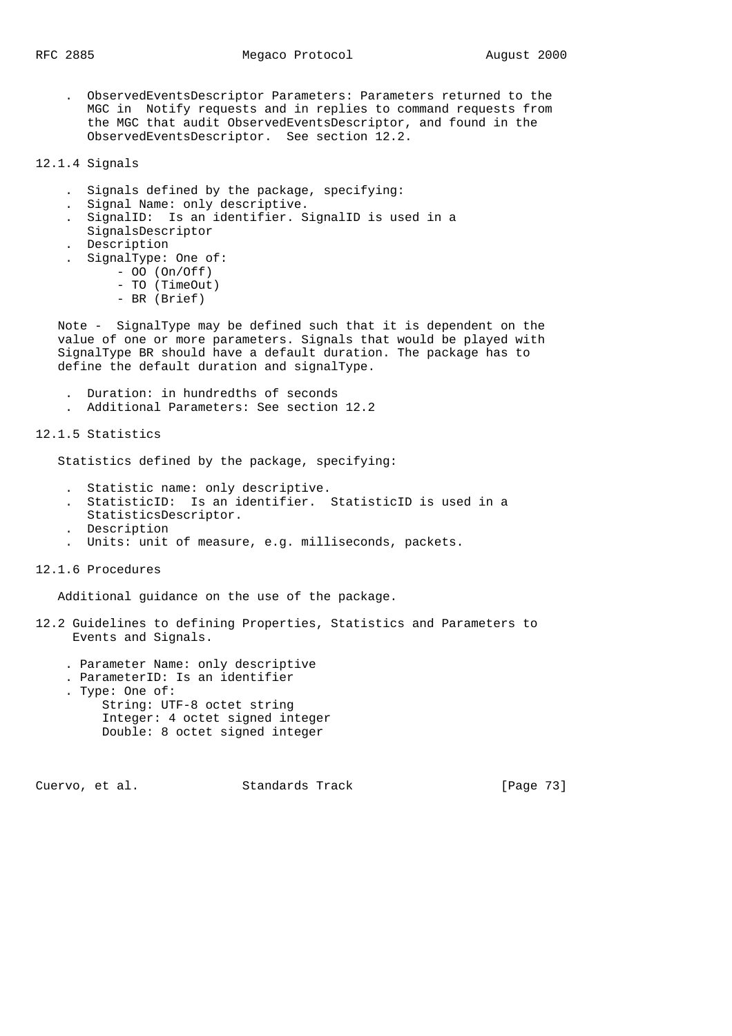- ObservedEventsDescriptor Parameters: Parameters returned to the MGC in Notify requests and in replies to command requests from the MGC that audit ObservedEventsDescriptor, and found in the ObservedEventsDescriptor. See section 12.2.

### 12.1.4 Signals

- Signals defined by the package, specifying:
- Signal Name: only descriptive.
- SignalID: Is an identifier. SignalID is used in a SignalsDescriptor
- Description
- SignalType: One of:
  - OO (On/Off)
  - TO (TimeOut)
  - BR (Brief)

Note - SignalType may be defined such that it is dependent on the value of one or more parameters. Signals that would be played with SignalType BR should have a default duration. The package has to define the default duration and signalType.

- Duration: in hundredths of seconds
- Additional Parameters: See section 12.2

### 12.1.5 Statistics

Statistics defined by the package, specifying:

- Statistic name: only descriptive.
- StatisticID: Is an identifier. StatisticID is used in a StatisticsDescriptor.
- Description
- Units: unit of measure, e.g. milliseconds, packets.

### 12.1.6 Procedures

Additional guidance on the use of the package.

## 12.2 Guidelines to defining Properties, Statistics and Parameters to Events and Signals.

- Parameter Name: only descriptive
- ParameterID: Is an identifier
- Type: One of:
  - String: UTF-8 octet string
  - Integer: 4 octet signed integer
  - Double: 8 octet signed integer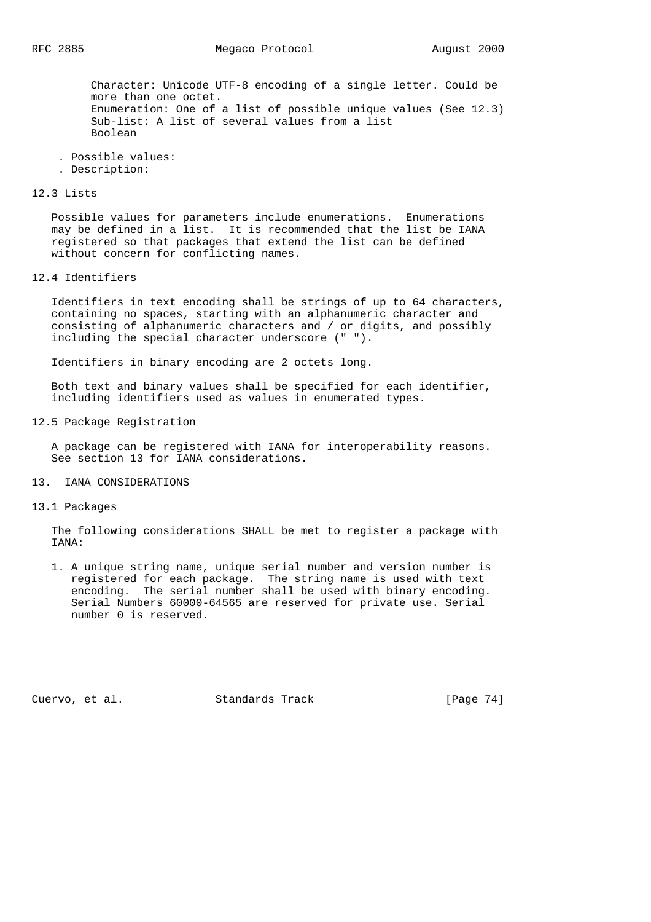Character: Unicode UTF-8 encoding of a single letter. Could be more than one octet.
Enumeration: One of a list of possible unique values (See 12.3)
Sub-list: A list of several values from a list
Boolean

- Possible values:
- Description:

### 12.3 Lists

Possible values for parameters include enumerations. Enumerations may be defined in a list. It is recommended that the list be IANA registered so that packages that extend the list can be defined without concern for conflicting names.

### 12.4 Identifiers

Identifiers in text encoding shall be strings of up to 64 characters, containing no spaces, starting with an alphanumeric character and consisting of alphanumeric characters and / or digits, and possibly including the special character underscore ("_").

Identifiers in binary encoding are 2 octets long.

Both text and binary values shall be specified for each identifier, including identifiers used as values in enumerated types.

### 12.5 Package Registration

A package can be registered with IANA for interoperability reasons. See section 13 for IANA considerations.

## 13. IANA CONSIDERATIONS

### 13.1 Packages

The following considerations SHALL be met to register a package with IANA:

1. A unique string name, unique serial number and version number is registered for each package. The string name is used with text encoding. The serial number shall be used with binary encoding. Serial Numbers 60000-64565 are reserved for private use. Serial number 0 is reserved.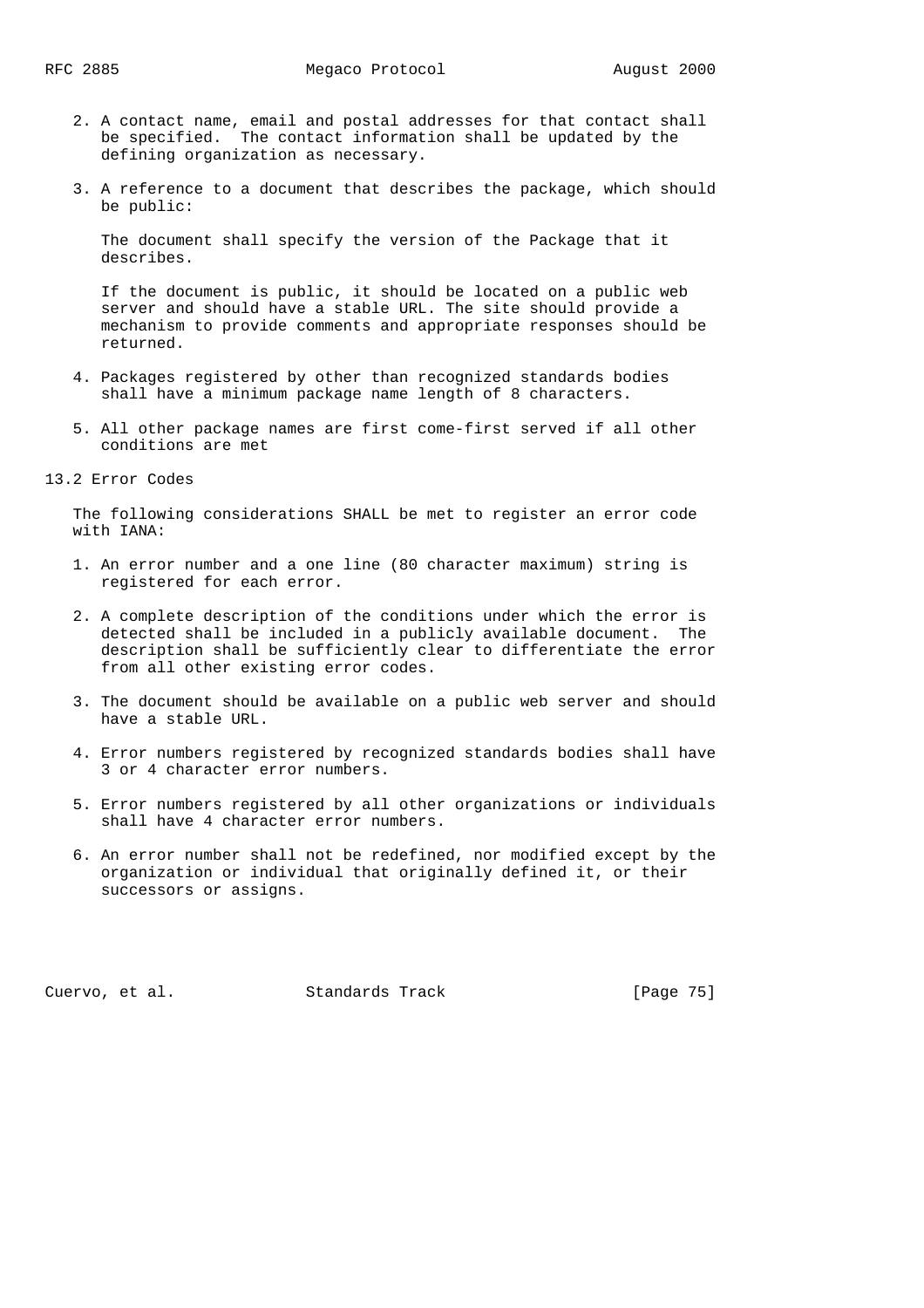2. A contact name, email and postal addresses for that contact shall be specified. The contact information shall be updated by the defining organization as necessary.

3. A reference to a document that describes the package, which should be public:

   The document shall specify the version of the Package that it describes.

   If the document is public, it should be located on a public web server and should have a stable URL. The site should provide a mechanism to provide comments and appropriate responses should be returned.

4. Packages registered by other than recognized standards bodies shall have a minimum package name length of 8 characters.

5. All other package names are first come-first served if all other conditions are met

## 13.2 Error Codes

The following considerations SHALL be met to register an error code with IANA:

1. An error number and a one line (80 character maximum) string is registered for each error.

2. A complete description of the conditions under which the error is detected shall be included in a publicly available document. The description shall be sufficiently clear to differentiate the error from all other existing error codes.

3. The document should be available on a public web server and should have a stable URL.

4. Error numbers registered by recognized standards bodies shall have 3 or 4 character error numbers.

5. Error numbers registered by all other organizations or individuals shall have 4 character error numbers.

6. An error number shall not be redefined, nor modified except by the organization or individual that originally defined it, or their successors or assigns.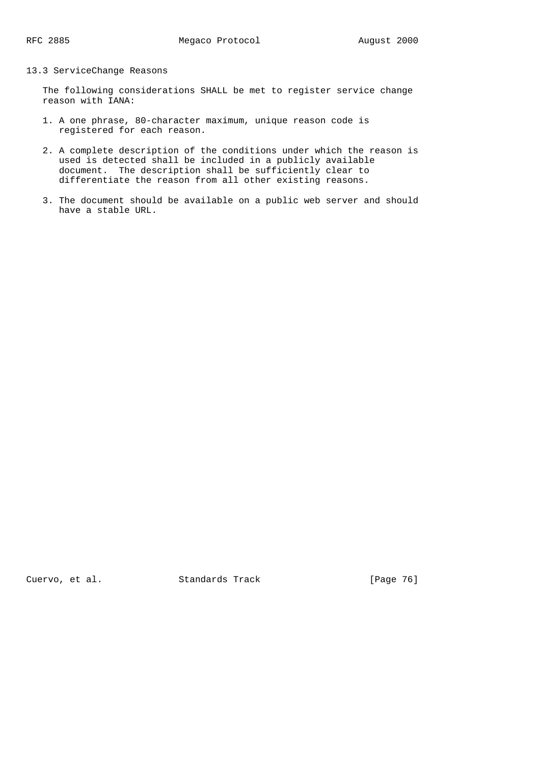## 13.3 ServiceChange Reasons

The following considerations SHALL be met to register service change reason with IANA:

1. A one phrase, 80-character maximum, unique reason code is registered for each reason.

2. A complete description of the conditions under which the reason is used is detected shall be included in a publicly available document. The description shall be sufficiently clear to differentiate the reason from all other existing reasons.

3. The document should be available on a public web server and should have a stable URL.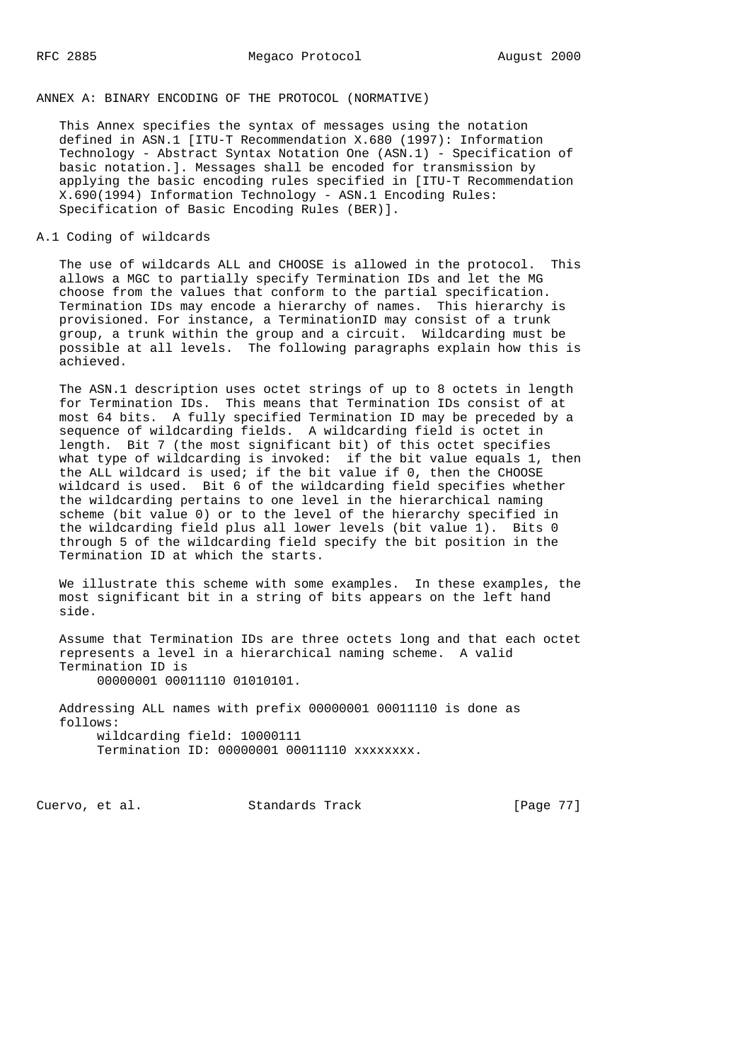# ANNEX A: BINARY ENCODING OF THE PROTOCOL (NORMATIVE)

This Annex specifies the syntax of messages using the notation defined in ASN.1 [ITU-T Recommendation X.680 (1997): Information Technology - Abstract Syntax Notation One (ASN.1) - Specification of basic notation.]. Messages shall be encoded for transmission by applying the basic encoding rules specified in [ITU-T Recommendation X.690(1994) Information Technology - ASN.1 Encoding Rules: Specification of Basic Encoding Rules (BER)].

## A.1 Coding of wildcards

The use of wildcards ALL and CHOOSE is allowed in the protocol. This allows a MGC to partially specify Termination IDs and let the MG choose from the values that conform to the partial specification. Termination IDs may encode a hierarchy of names. This hierarchy is provisioned. For instance, a TerminationID may consist of a trunk group, a trunk within the group and a circuit. Wildcarding must be possible at all levels. The following paragraphs explain how this is achieved.

The ASN.1 description uses octet strings of up to 8 octets in length for Termination IDs. This means that Termination IDs consist of at most 64 bits. A fully specified Termination ID may be preceded by a sequence of wildcarding fields. A wildcarding field is octet in length. Bit 7 (the most significant bit) of this octet specifies what type of wildcarding is invoked: if the bit value equals 1, then the ALL wildcard is used; if the bit value if 0, then the CHOOSE wildcard is used. Bit 6 of the wildcarding field specifies whether the wildcarding pertains to one level in the hierarchical naming scheme (bit value 0) or to the level of the hierarchy specified in the wildcarding field plus all lower levels (bit value 1). Bits 0 through 5 of the wildcarding field specify the bit position in the Termination ID at which the starts.

We illustrate this scheme with some examples. In these examples, the most significant bit in a string of bits appears on the left hand side.

Assume that Termination IDs are three octets long and that each octet represents a level in a hierarchical naming scheme. A valid Termination ID is

```
     00000001 00011110 01010101.
```

Addressing ALL names with prefix 00000001 00011110 is done as follows:

```
     wildcarding field: 10000111
     Termination ID: 00000001 00011110 xxxxxxxx.
```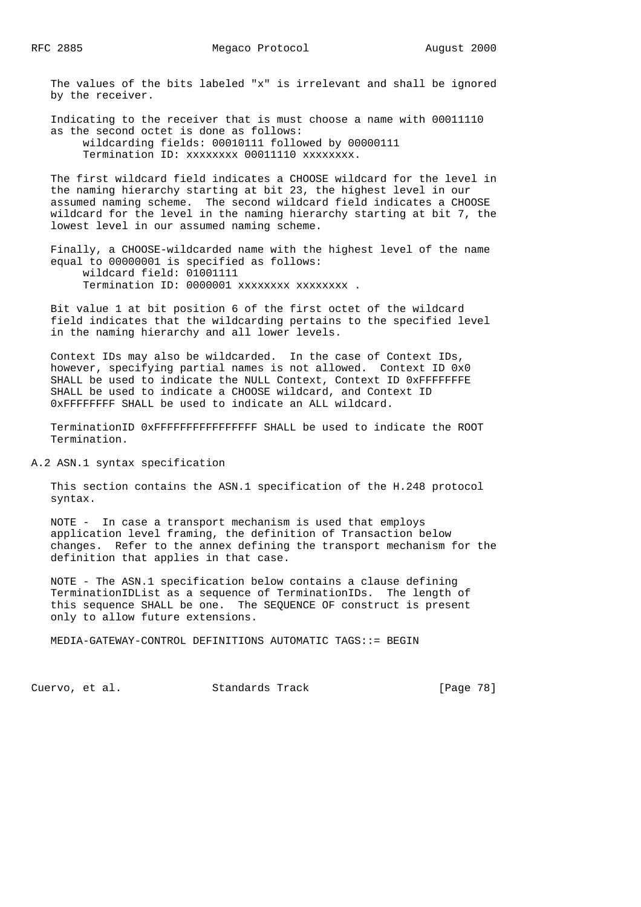The values of the bits labeled "x" is irrelevant and shall be ignored by the receiver.

Indicating to the receiver that is must choose a name with 00011110 as the second octet is done as follows:

```
wildcarding fields: 00010111 followed by 00000111
Termination ID: xxxxxxxx 00011110 xxxxxxxx.
```

The first wildcard field indicates a CHOOSE wildcard for the level in the naming hierarchy starting at bit 23, the highest level in our assumed naming scheme. The second wildcard field indicates a CHOOSE wildcard for the level in the naming hierarchy starting at bit 7, the lowest level in our assumed naming scheme.

Finally, a CHOOSE-wildcarded name with the highest level of the name equal to 00000001 is specified as follows:

```
wildcard field: 01001111
Termination ID: 0000001 xxxxxxxx xxxxxxxx .
```

Bit value 1 at bit position 6 of the first octet of the wildcard field indicates that the wildcarding pertains to the specified level in the naming hierarchy and all lower levels.

Context IDs may also be wildcarded. In the case of Context IDs, however, specifying partial names is not allowed. Context ID 0x0 SHALL be used to indicate the NULL Context, Context ID 0xFFFFFFFE SHALL be used to indicate a CHOOSE wildcard, and Context ID 0xFFFFFFFF SHALL be used to indicate an ALL wildcard.

TerminationID 0xFFFFFFFFFFFFFFFF SHALL be used to indicate the ROOT Termination.

## A.2 ASN.1 syntax specification

This section contains the ASN.1 specification of the H.248 protocol syntax.

NOTE - In case a transport mechanism is used that employs application level framing, the definition of Transaction below changes. Refer to the annex defining the transport mechanism for the definition that applies in that case.

NOTE - The ASN.1 specification below contains a clause defining TerminationIDList as a sequence of TerminationIDs. The length of this sequence SHALL be one. The SEQUENCE OF construct is present only to allow future extensions.

```
MEDIA-GATEWAY-CONTROL DEFINITIONS AUTOMATIC TAGS::= BEGIN
```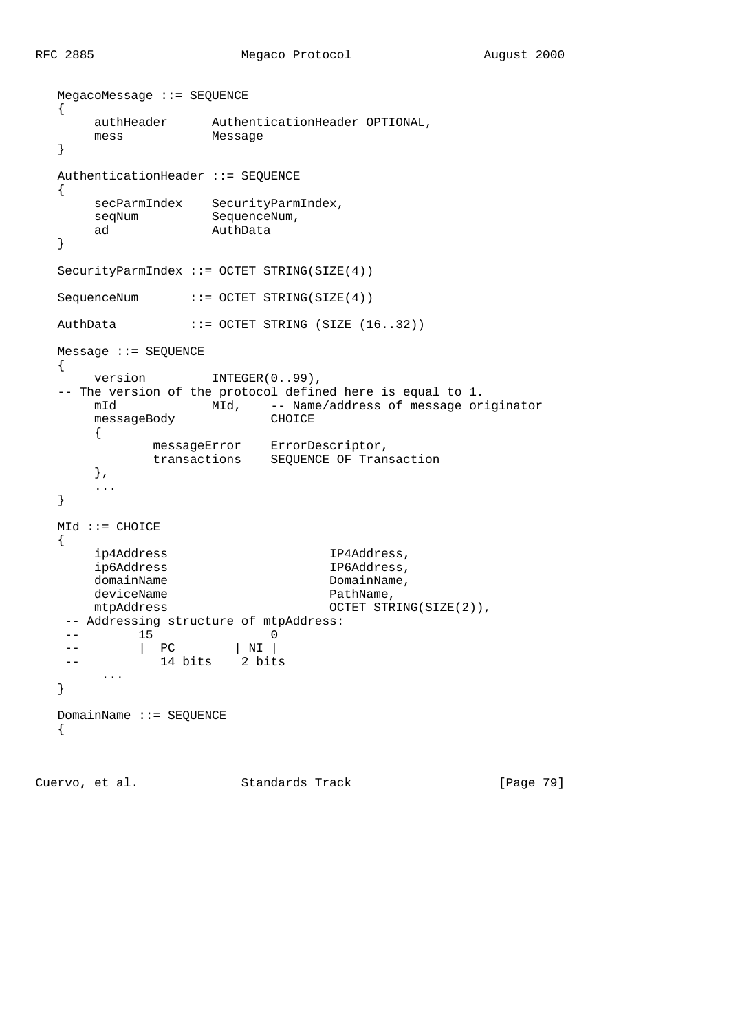```
MegacoMessage ::= SEQUENCE
{
     authHeader      AuthenticationHeader OPTIONAL,
     mess            Message
}

AuthenticationHeader ::= SEQUENCE
{
     secParmIndex    SecurityParmIndex,
     seqNum          SequenceNum,
     ad              AuthData
}

SecurityParmIndex ::= OCTET STRING(SIZE(4))

SequenceNum       ::= OCTET STRING(SIZE(4))

AuthData          ::= OCTET STRING (SIZE (16..32))

Message ::= SEQUENCE
{
     version         INTEGER(0..99),
-- The version of the protocol defined here is equal to 1.
     mId             MId,    -- Name/address of message originator
     messageBody             CHOICE
     {
             messageError    ErrorDescriptor,
             transactions    SEQUENCE OF Transaction
     },
     ...
}

MId ::= CHOICE
{
     ip4Address                      IP4Address,
     ip6Address                      IP6Address,
     domainName                      DomainName,
     deviceName                      PathName,
     mtpAddress                      OCTET STRING(SIZE(2)),
 -- Addressing structure of mtpAddress:
 --        15                0
 --        |  PC        | NI |
 --           14 bits    2 bits
      ...
}

DomainName ::= SEQUENCE
{
```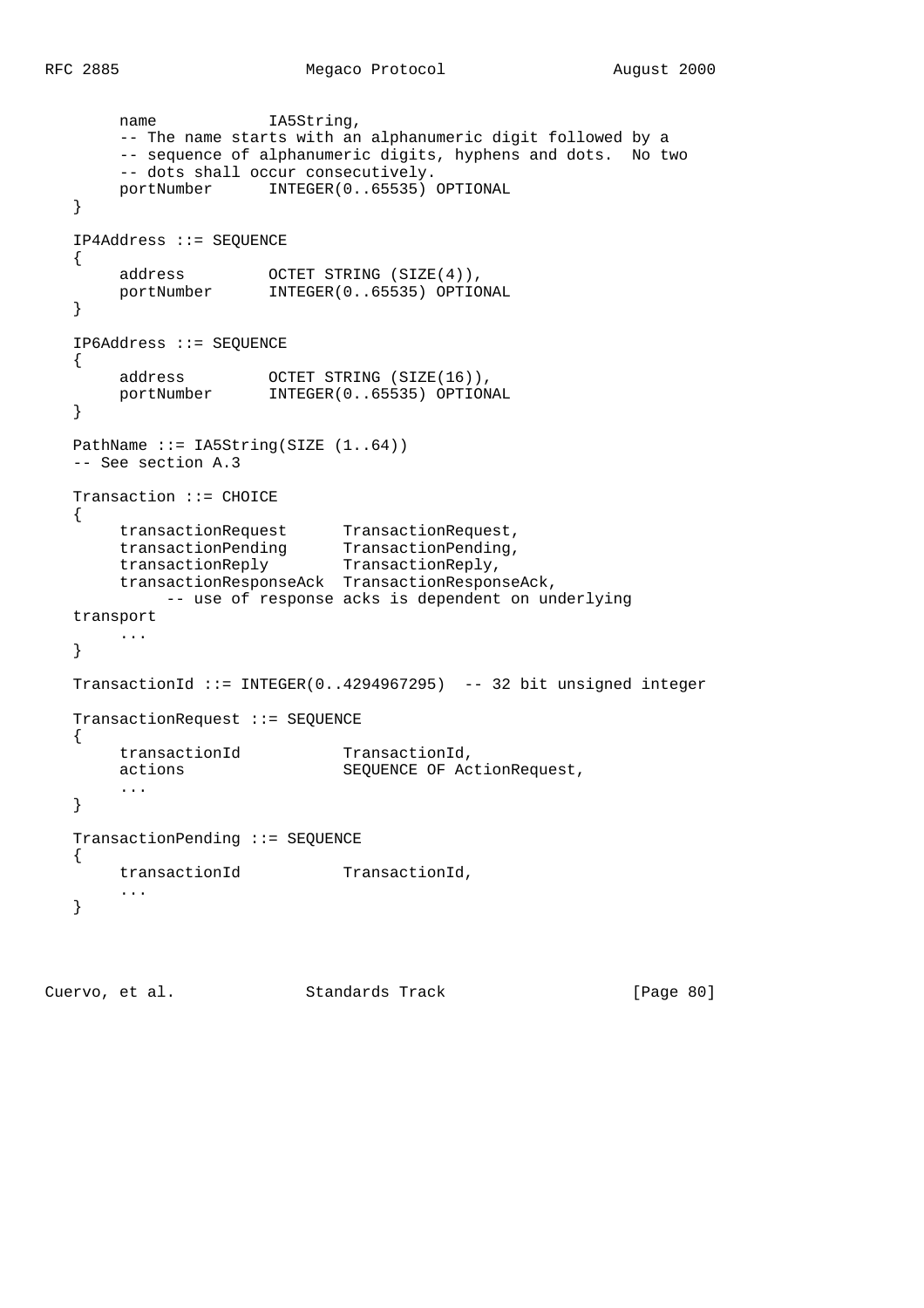```
        name            IA5String,
        -- The name starts with an alphanumeric digit followed by a
        -- sequence of alphanumeric digits, hyphens and dots.  No two
        -- dots shall occur consecutively.
        portNumber      INTEGER(0..65535) OPTIONAL
   }

   IP4Address ::= SEQUENCE
   {
        address         OCTET STRING (SIZE(4)),
        portNumber      INTEGER(0..65535) OPTIONAL
   }

   IP6Address ::= SEQUENCE
   {
        address         OCTET STRING (SIZE(16)),
        portNumber      INTEGER(0..65535) OPTIONAL
   }

   PathName ::= IA5String(SIZE (1..64))
   -- See section A.3

   Transaction ::= CHOICE
   {
        transactionRequest      TransactionRequest,
        transactionPending      TransactionPending,
        transactionReply        TransactionReply,
        transactionResponseAck  TransactionResponseAck,
             -- use of response acks is dependent on underlying
   transport
        ...
   }

   TransactionId ::= INTEGER(0..4294967295)  -- 32 bit unsigned integer

   TransactionRequest ::= SEQUENCE
   {
        transactionId           TransactionId,
        actions                 SEQUENCE OF ActionRequest,
        ...
   }

   TransactionPending ::= SEQUENCE
   {
        transactionId           TransactionId,
        ...
   }
```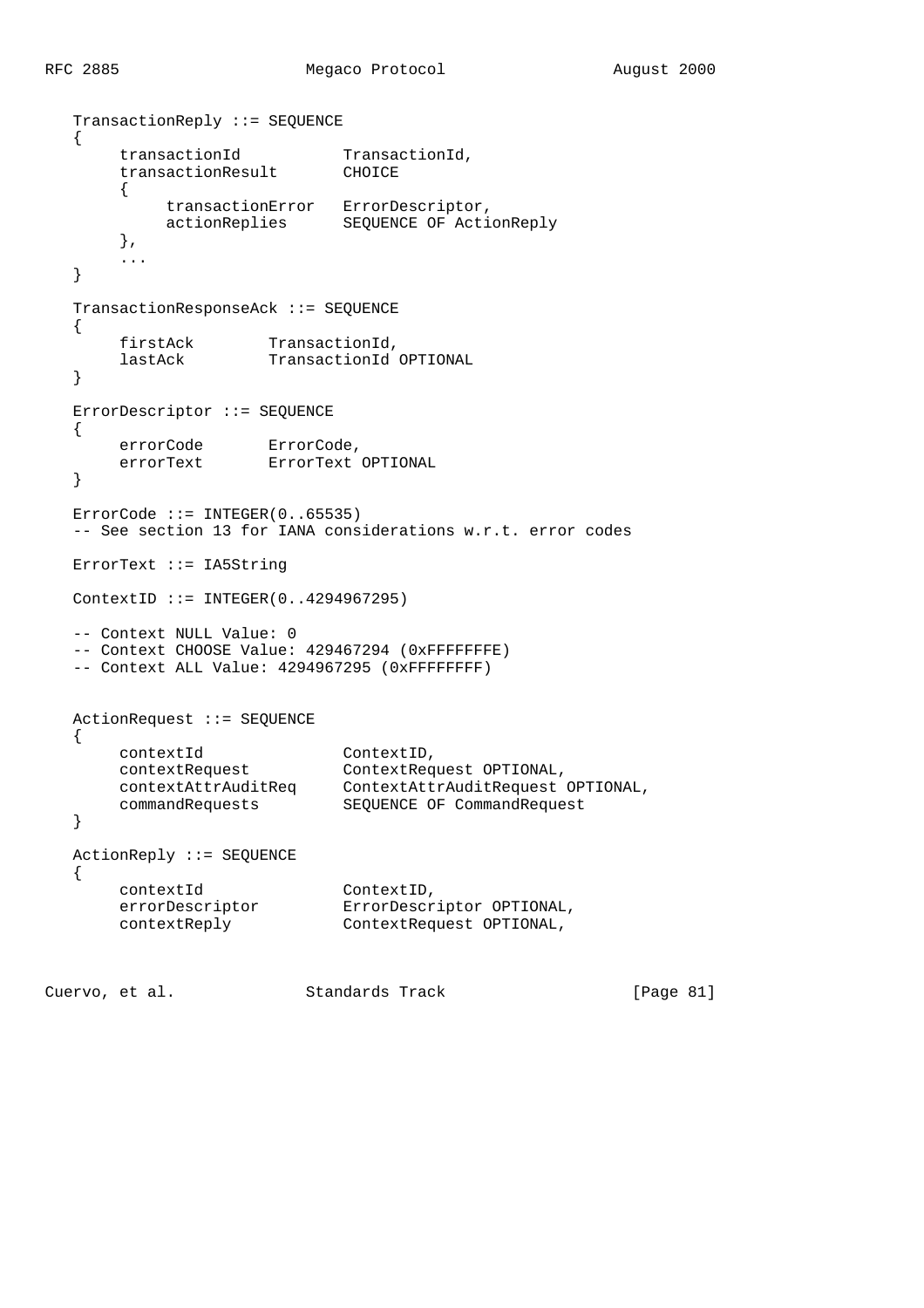```
   TransactionReply ::= SEQUENCE
   {
       transactionId           TransactionId,
       transactionResult       CHOICE
       {
            transactionError   ErrorDescriptor,
            actionReplies      SEQUENCE OF ActionReply
       },
       ...
   }

   TransactionResponseAck ::= SEQUENCE
   {
       firstAck        TransactionId,
       lastAck         TransactionId OPTIONAL
   }

   ErrorDescriptor ::= SEQUENCE
   {
       errorCode       ErrorCode,
       errorText       ErrorText OPTIONAL
   }

   ErrorCode ::= INTEGER(0..65535)
   -- See section 13 for IANA considerations w.r.t. error codes

   ErrorText ::= IA5String

   ContextID ::= INTEGER(0..4294967295)

   -- Context NULL Value: 0
   -- Context CHOOSE Value: 429467294 (0xFFFFFFFE)
   -- Context ALL Value: 4294967295 (0xFFFFFFFF)


   ActionRequest ::= SEQUENCE
   {
       contextId               ContextID,
       contextRequest          ContextRequest OPTIONAL,
       contextAttrAuditReq     ContextAttrAuditRequest OPTIONAL,
       commandRequests         SEQUENCE OF CommandRequest
   }

   ActionReply ::= SEQUENCE
   {
       contextId               ContextID,
       errorDescriptor         ErrorDescriptor OPTIONAL,
       contextReply            ContextRequest OPTIONAL,
```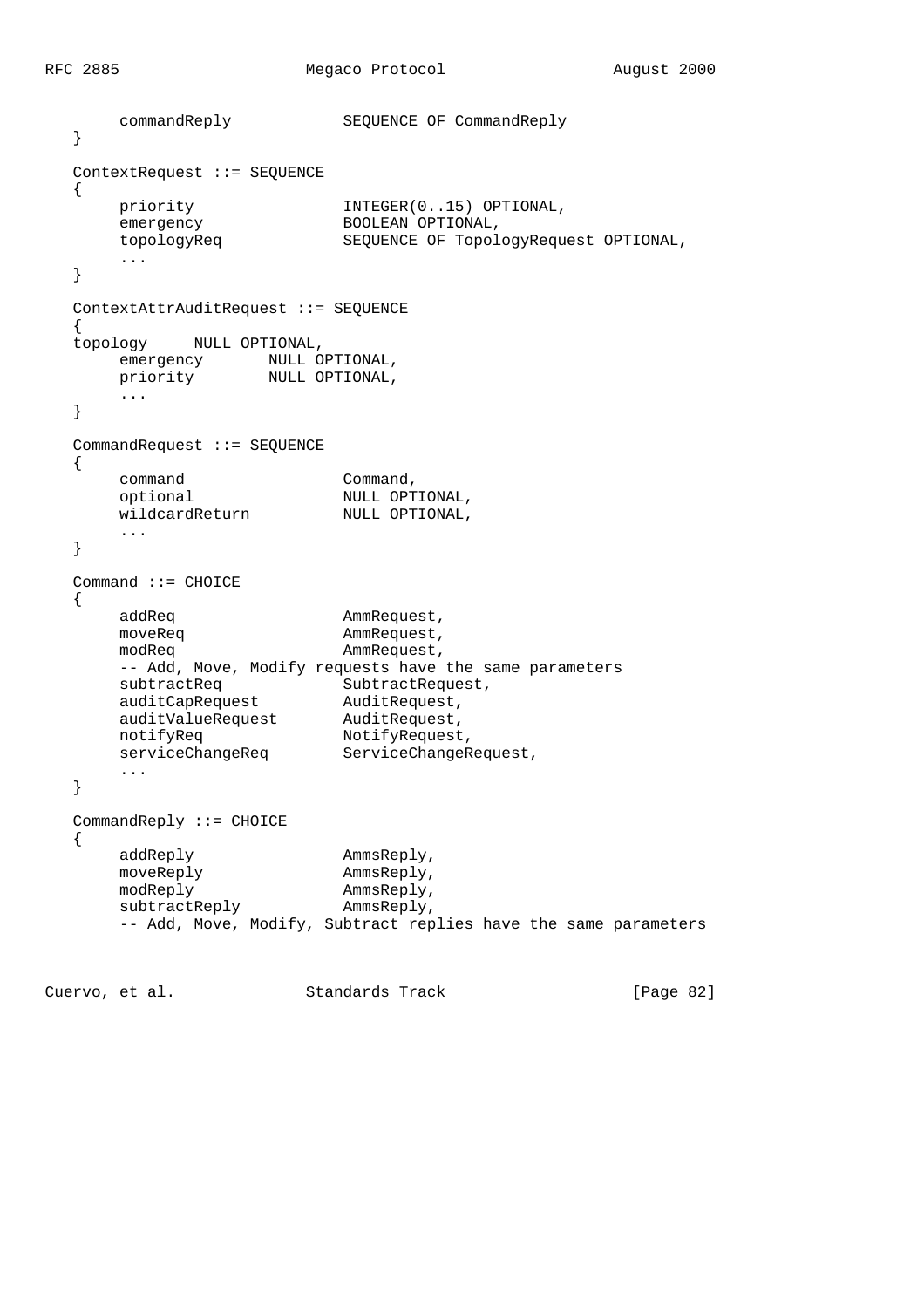```
        commandReply            SEQUENCE OF CommandReply
   }

   ContextRequest ::= SEQUENCE
   {
        priority                INTEGER(0..15) OPTIONAL,
        emergency               BOOLEAN OPTIONAL,
        topologyReq             SEQUENCE OF TopologyRequest OPTIONAL,
        ...
   }

   ContextAttrAuditRequest ::= SEQUENCE
   {
   topology     NULL OPTIONAL,
        emergency       NULL OPTIONAL,
        priority        NULL OPTIONAL,
        ...
   }

   CommandRequest ::= SEQUENCE
   {
        command                 Command,
        optional                NULL OPTIONAL,
        wildcardReturn          NULL OPTIONAL,
        ...
   }

   Command ::= CHOICE
   {
        addReq                  AmmRequest,
        moveReq                 AmmRequest,
        modReq                  AmmRequest,
        -- Add, Move, Modify requests have the same parameters
        subtractReq             SubtractRequest,
        auditCapRequest         AuditRequest,
        auditValueRequest       AuditRequest,
        notifyReq               NotifyRequest,
        serviceChangeReq        ServiceChangeRequest,
        ...
   }

   CommandReply ::= CHOICE
   {
        addReply                AmmsReply,
        moveReply               AmmsReply,
        modReply                AmmsReply,
        subtractReply           AmmsReply,
        -- Add, Move, Modify, Subtract replies have the same parameters
```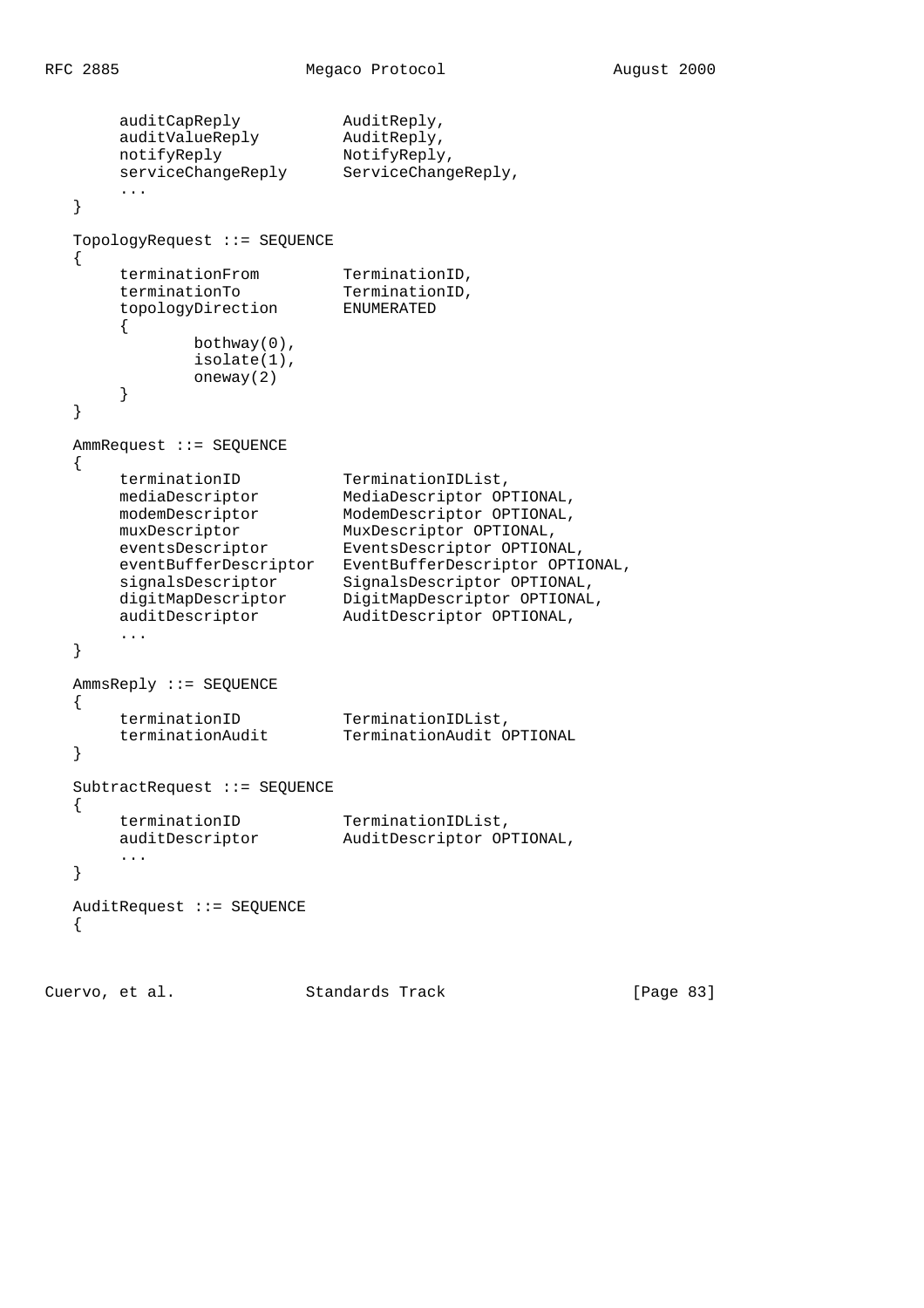```
        auditCapReply           AuditReply,
        auditValueReply         AuditReply,
        notifyReply             NotifyReply,
        serviceChangeReply      ServiceChangeReply,
        ...
   }

   TopologyRequest ::= SEQUENCE
   {
        terminationFrom         TerminationID,
        terminationTo           TerminationID,
        topologyDirection       ENUMERATED
        {
                bothway(0),
                isolate(1),
                oneway(2)
        }
   }

   AmmRequest ::= SEQUENCE
   {
        terminationID           TerminationIDList,
        mediaDescriptor         MediaDescriptor OPTIONAL,
        modemDescriptor         ModemDescriptor OPTIONAL,
        muxDescriptor           MuxDescriptor OPTIONAL,
        eventsDescriptor        EventsDescriptor OPTIONAL,
        eventBufferDescriptor   EventBufferDescriptor OPTIONAL,
        signalsDescriptor       SignalsDescriptor OPTIONAL,
        digitMapDescriptor      DigitMapDescriptor OPTIONAL,
        auditDescriptor         AuditDescriptor OPTIONAL,
        ...
   }

   AmmsReply ::= SEQUENCE
   {
        terminationID           TerminationIDList,
        terminationAudit        TerminationAudit OPTIONAL
   }

   SubtractRequest ::= SEQUENCE
   {
        terminationID           TerminationIDList,
        auditDescriptor         AuditDescriptor OPTIONAL,
        ...
   }

   AuditRequest ::= SEQUENCE
   {
```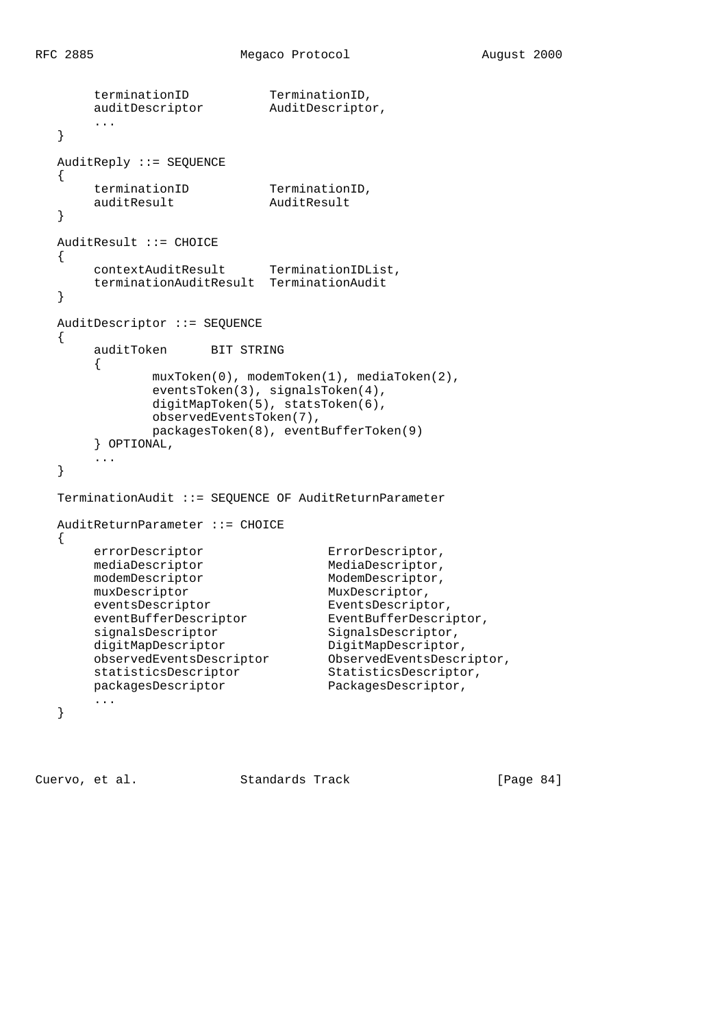```
        terminationID           TerminationID,
        auditDescriptor         AuditDescriptor,
        ...
   }

   AuditReply ::= SEQUENCE
   {
        terminationID           TerminationID,
        auditResult             AuditResult
   }

   AuditResult ::= CHOICE
   {
        contextAuditResult      TerminationIDList,
        terminationAuditResult  TerminationAudit
   }

   AuditDescriptor ::= SEQUENCE
   {
        auditToken      BIT STRING
        {
                muxToken(0), modemToken(1), mediaToken(2),
                eventsToken(3), signalsToken(4),
                digitMapToken(5), statsToken(6),
                observedEventsToken(7),
                packagesToken(8), eventBufferToken(9)
        } OPTIONAL,
        ...
   }

   TerminationAudit ::= SEQUENCE OF AuditReturnParameter

   AuditReturnParameter ::= CHOICE
   {
        errorDescriptor                 ErrorDescriptor,
        mediaDescriptor                 MediaDescriptor,
        modemDescriptor                 ModemDescriptor,
        muxDescriptor                   MuxDescriptor,
        eventsDescriptor                EventsDescriptor,
        eventBufferDescriptor           EventBufferDescriptor,
        signalsDescriptor               SignalsDescriptor,
        digitMapDescriptor              DigitMapDescriptor,
        observedEventsDescriptor        ObservedEventsDescriptor,
        statisticsDescriptor            StatisticsDescriptor,
        packagesDescriptor              PackagesDescriptor,
        ...
   }
```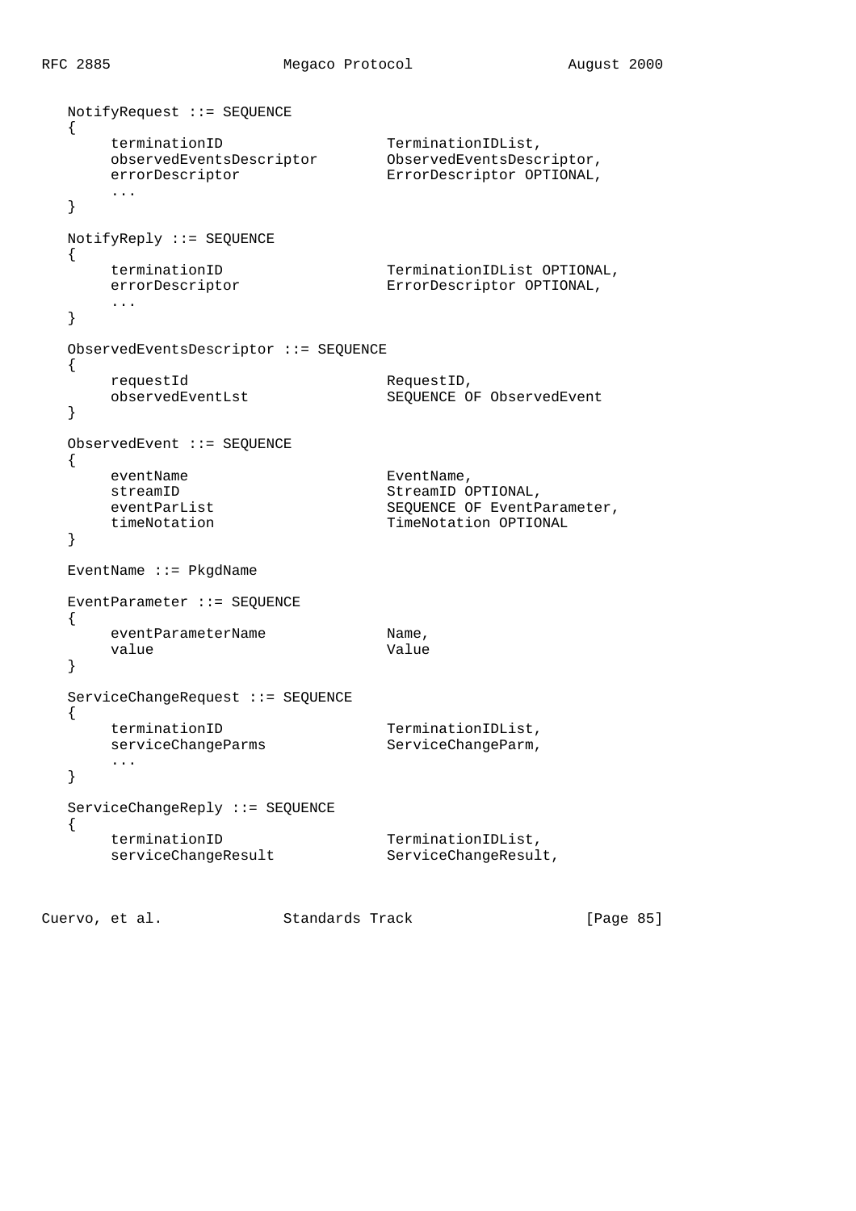```
   NotifyRequest ::= SEQUENCE
   {
       terminationID                 TerminationIDList,
       observedEventsDescriptor      ObservedEventsDescriptor,
       errorDescriptor               ErrorDescriptor OPTIONAL,
       ...
   }

   NotifyReply ::= SEQUENCE
   {
       terminationID                 TerminationIDList OPTIONAL,
       errorDescriptor               ErrorDescriptor OPTIONAL,
       ...
   }

   ObservedEventsDescriptor ::= SEQUENCE
   {
       requestId                     RequestID,
       observedEventLst              SEQUENCE OF ObservedEvent
   }

   ObservedEvent ::= SEQUENCE
   {
       eventName                     EventName,
       streamID                      StreamID OPTIONAL,
       eventParList                  SEQUENCE OF EventParameter,
       timeNotation                  TimeNotation OPTIONAL
   }

   EventName ::= PkgdName

   EventParameter ::= SEQUENCE
   {
       eventParameterName            Name,
       value                         Value
   }

   ServiceChangeRequest ::= SEQUENCE
   {
       terminationID                 TerminationIDList,
       serviceChangeParms            ServiceChangeParm,
       ...
   }

   ServiceChangeReply ::= SEQUENCE
   {
       terminationID                 TerminationIDList,
       serviceChangeResult           ServiceChangeResult,
```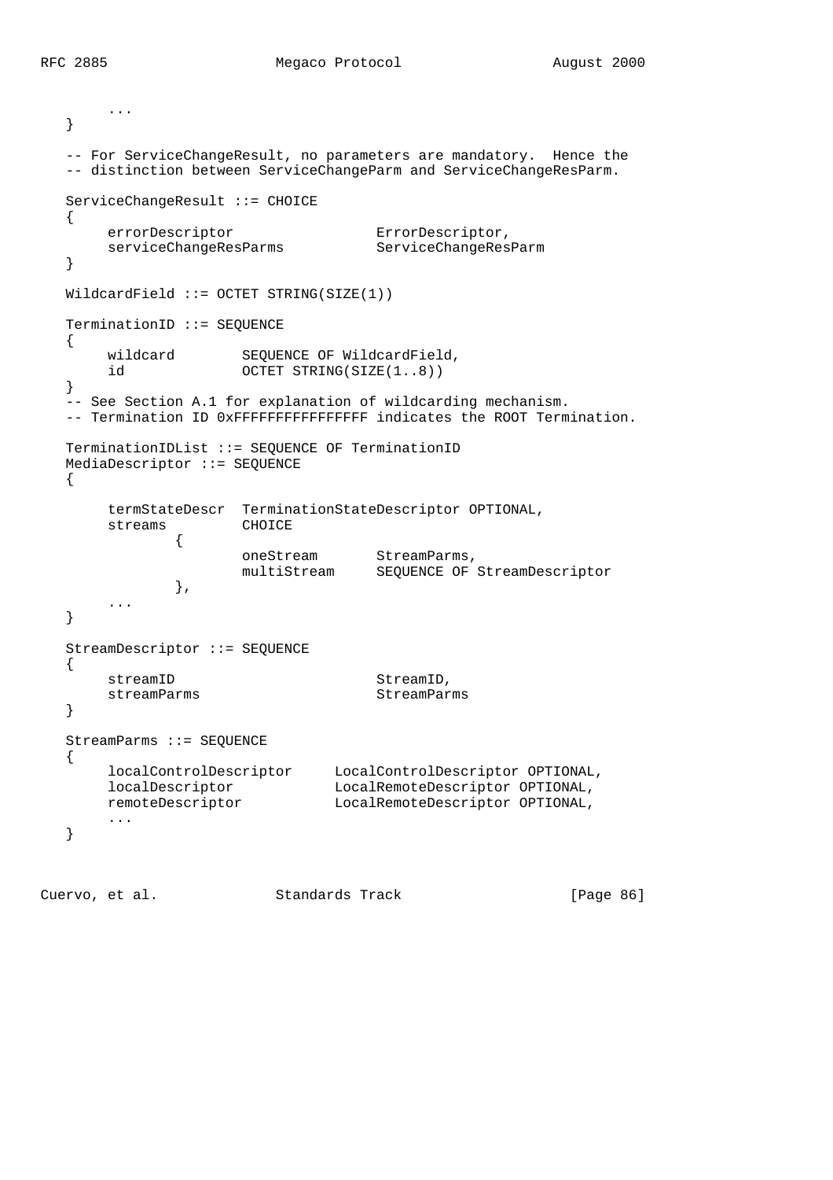```
        ...
   }

   -- For ServiceChangeResult, no parameters are mandatory.  Hence the
   -- distinction between ServiceChangeParm and ServiceChangeResParm.

   ServiceChangeResult ::= CHOICE
   {
        errorDescriptor                 ErrorDescriptor,
        serviceChangeResParms           ServiceChangeResParm
   }

   WildcardField ::= OCTET STRING(SIZE(1))

   TerminationID ::= SEQUENCE
   {
        wildcard        SEQUENCE OF WildcardField,
        id              OCTET STRING(SIZE(1..8))
   }
   -- See Section A.1 for explanation of wildcarding mechanism.
   -- Termination ID 0xFFFFFFFFFFFFFFFF indicates the ROOT Termination.

   TerminationIDList ::= SEQUENCE OF TerminationID
   MediaDescriptor ::= SEQUENCE
   {

        termStateDescr  TerminationStateDescriptor OPTIONAL,
        streams         CHOICE
                {
                        oneStream       StreamParms,
                        multiStream     SEQUENCE OF StreamDescriptor
                },
        ...
   }

   StreamDescriptor ::= SEQUENCE
   {
        streamID                        StreamID,
        streamParms                     StreamParms
   }

   StreamParms ::= SEQUENCE
   {
        localControlDescriptor     LocalControlDescriptor OPTIONAL,
        localDescriptor            LocalRemoteDescriptor OPTIONAL,
        remoteDescriptor           LocalRemoteDescriptor OPTIONAL,
        ...
   }
```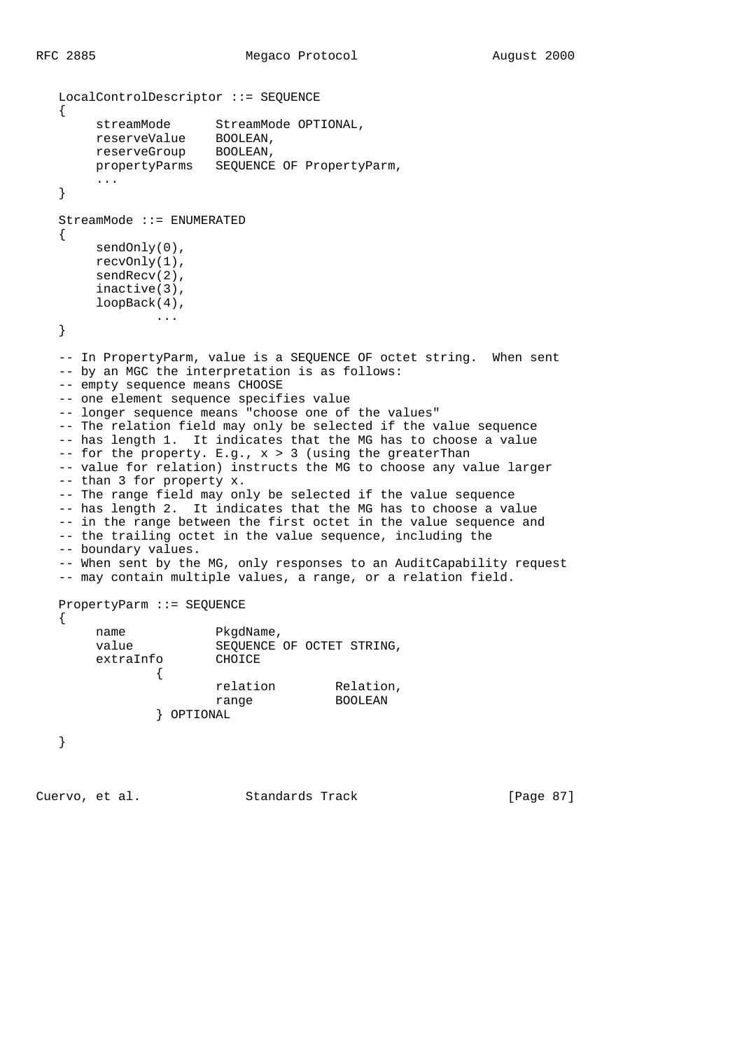```
   LocalControlDescriptor ::= SEQUENCE
   {
        streamMode      StreamMode OPTIONAL,
        reserveValue    BOOLEAN,
        reserveGroup    BOOLEAN,
        propertyParms   SEQUENCE OF PropertyParm,
        ...
   }

   StreamMode ::= ENUMERATED
   {
        sendOnly(0),
        recvOnly(1),
        sendRecv(2),
        inactive(3),
        loopBack(4),
                ...
   }

   -- In PropertyParm, value is a SEQUENCE OF octet string.  When sent
   -- by an MGC the interpretation is as follows:
   -- empty sequence means CHOOSE
   -- one element sequence specifies value
   -- longer sequence means "choose one of the values"
   -- The relation field may only be selected if the value sequence
   -- has length 1.  It indicates that the MG has to choose a value
   -- for the property. E.g., x > 3 (using the greaterThan
   -- value for relation) instructs the MG to choose any value larger
   -- than 3 for property x.
   -- The range field may only be selected if the value sequence
   -- has length 2.  It indicates that the MG has to choose a value
   -- in the range between the first octet in the value sequence and
   -- the trailing octet in the value sequence, including the
   -- boundary values.
   -- When sent by the MG, only responses to an AuditCapability request
   -- may contain multiple values, a range, or a relation field.

   PropertyParm ::= SEQUENCE
   {
        name            PkgdName,
        value           SEQUENCE OF OCTET STRING,
        extraInfo       CHOICE
                {
                        relation        Relation,
                        range           BOOLEAN
                } OPTIONAL

   }
```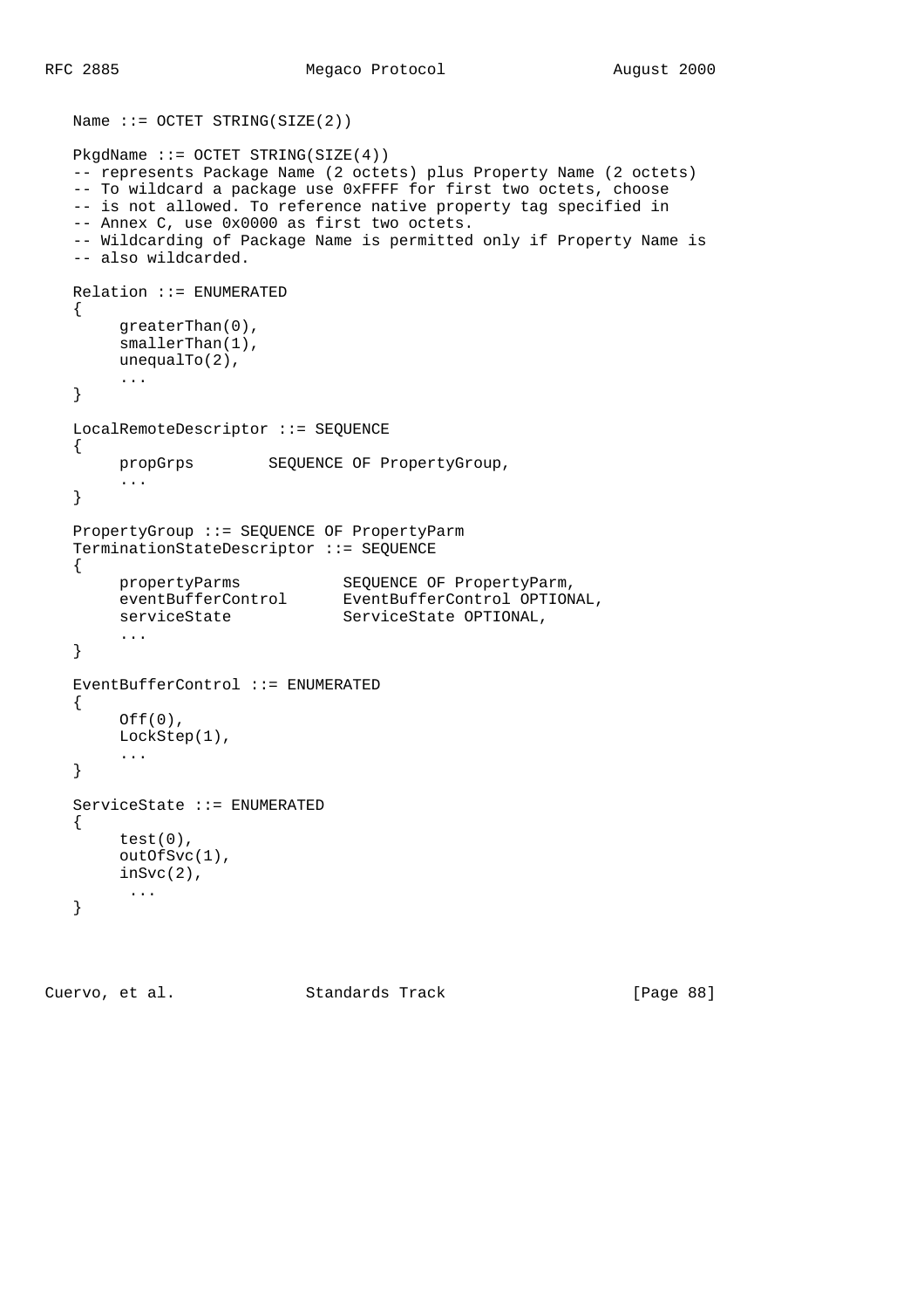```
   Name ::= OCTET STRING(SIZE(2))

   PkgdName ::= OCTET STRING(SIZE(4))
   -- represents Package Name (2 octets) plus Property Name (2 octets)
   -- To wildcard a package use 0xFFFF for first two octets, choose
   -- is not allowed. To reference native property tag specified in
   -- Annex C, use 0x0000 as first two octets.
   -- Wildcarding of Package Name is permitted only if Property Name is
   -- also wildcarded.

   Relation ::= ENUMERATED
   {
        greaterThan(0),
        smallerThan(1),
        unequalTo(2),
        ...
   }

   LocalRemoteDescriptor ::= SEQUENCE
   {
        propGrps        SEQUENCE OF PropertyGroup,
        ...
   }

   PropertyGroup ::= SEQUENCE OF PropertyParm
   TerminationStateDescriptor ::= SEQUENCE
   {
        propertyParms           SEQUENCE OF PropertyParm,
        eventBufferControl      EventBufferControl OPTIONAL,
        serviceState            ServiceState OPTIONAL,
        ...
   }

   EventBufferControl ::= ENUMERATED
   {
        Off(0),
        LockStep(1),
        ...
   }

   ServiceState ::= ENUMERATED
   {
        test(0),
        outOfSvc(1),
        inSvc(2),
         ...
   }
```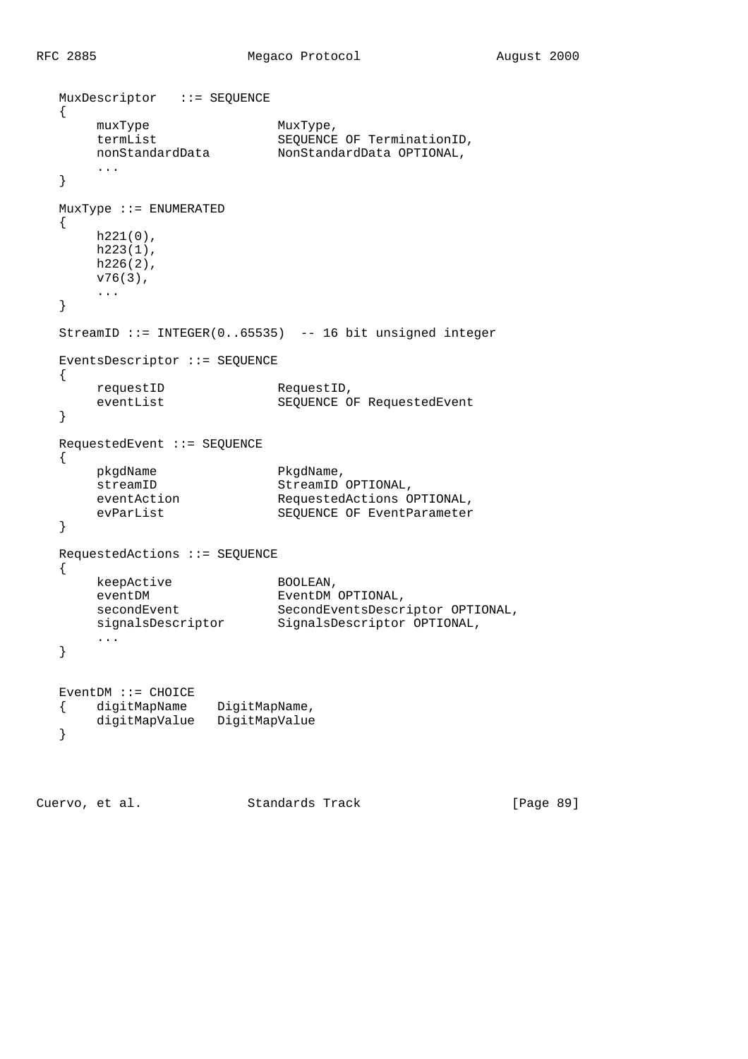```
   MuxDescriptor   ::= SEQUENCE
   {
       muxType                 MuxType,
       termList                SEQUENCE OF TerminationID,
       nonStandardData         NonStandardData OPTIONAL,
       ...
   }

   MuxType ::= ENUMERATED
   {
       h221(0),
       h223(1),
       h226(2),
       v76(3),
       ...
   }

   StreamID ::= INTEGER(0..65535)  -- 16 bit unsigned integer

   EventsDescriptor ::= SEQUENCE
   {
       requestID               RequestID,
       eventList               SEQUENCE OF RequestedEvent
   }

   RequestedEvent ::= SEQUENCE
   {
       pkgdName                PkgdName,
       streamID                StreamID OPTIONAL,
       eventAction             RequestedActions OPTIONAL,
       evParList               SEQUENCE OF EventParameter
   }

   RequestedActions ::= SEQUENCE
   {
       keepActive              BOOLEAN,
       eventDM                 EventDM OPTIONAL,
       secondEvent             SecondEventsDescriptor OPTIONAL,
       signalsDescriptor       SignalsDescriptor OPTIONAL,
       ...
   }


   EventDM ::= CHOICE
   {    digitMapName    DigitMapName,
        digitMapValue   DigitMapValue
   }
```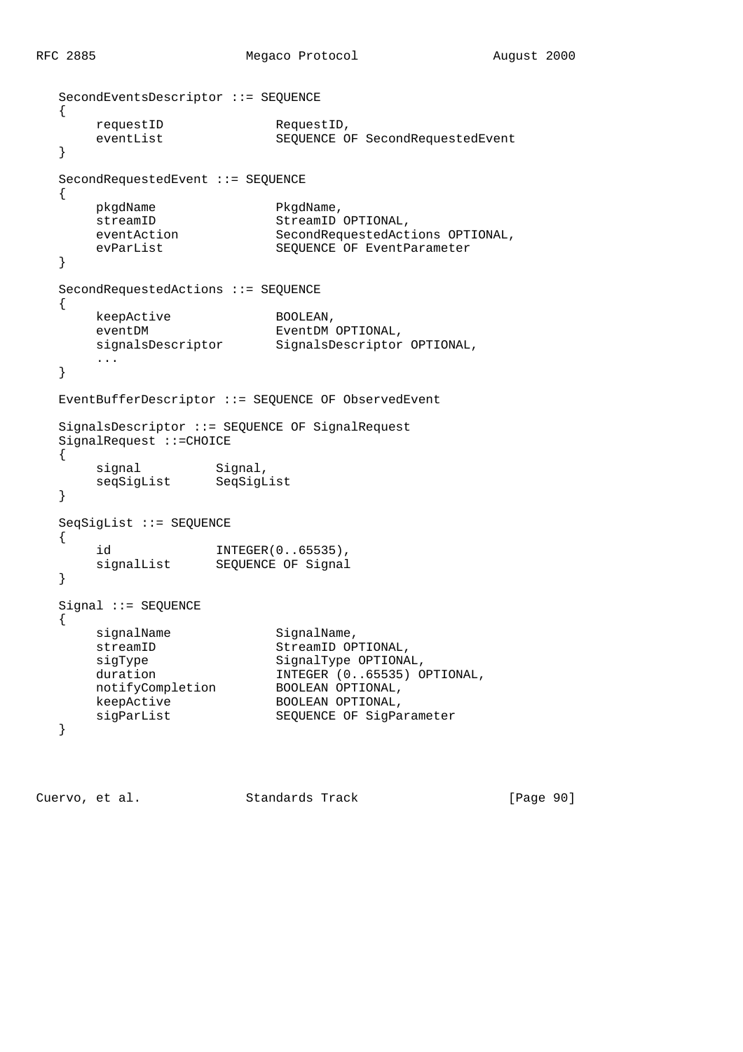```
   SecondEventsDescriptor ::= SEQUENCE
   {
        requestID               RequestID,
        eventList               SEQUENCE OF SecondRequestedEvent
   }

   SecondRequestedEvent ::= SEQUENCE
   {
        pkgdName                PkgdName,
        streamID                StreamID OPTIONAL,
        eventAction             SecondRequestedActions OPTIONAL,
        evParList               SEQUENCE OF EventParameter
   }

   SecondRequestedActions ::= SEQUENCE
   {
        keepActive              BOOLEAN,
        eventDM                 EventDM OPTIONAL,
        signalsDescriptor       SignalsDescriptor OPTIONAL,
        ...
   }

   EventBufferDescriptor ::= SEQUENCE OF ObservedEvent

   SignalsDescriptor ::= SEQUENCE OF SignalRequest
   SignalRequest ::=CHOICE
   {
        signal          Signal,
        seqSigList      SeqSigList
   }

   SeqSigList ::= SEQUENCE
   {
        id              INTEGER(0..65535),
        signalList      SEQUENCE OF Signal
   }

   Signal ::= SEQUENCE
   {
        signalName              SignalName,
        streamID                StreamID OPTIONAL,
        sigType                 SignalType OPTIONAL,
        duration                INTEGER (0..65535) OPTIONAL,
        notifyCompletion        BOOLEAN OPTIONAL,
        keepActive              BOOLEAN OPTIONAL,
        sigParList              SEQUENCE OF SigParameter
   }
```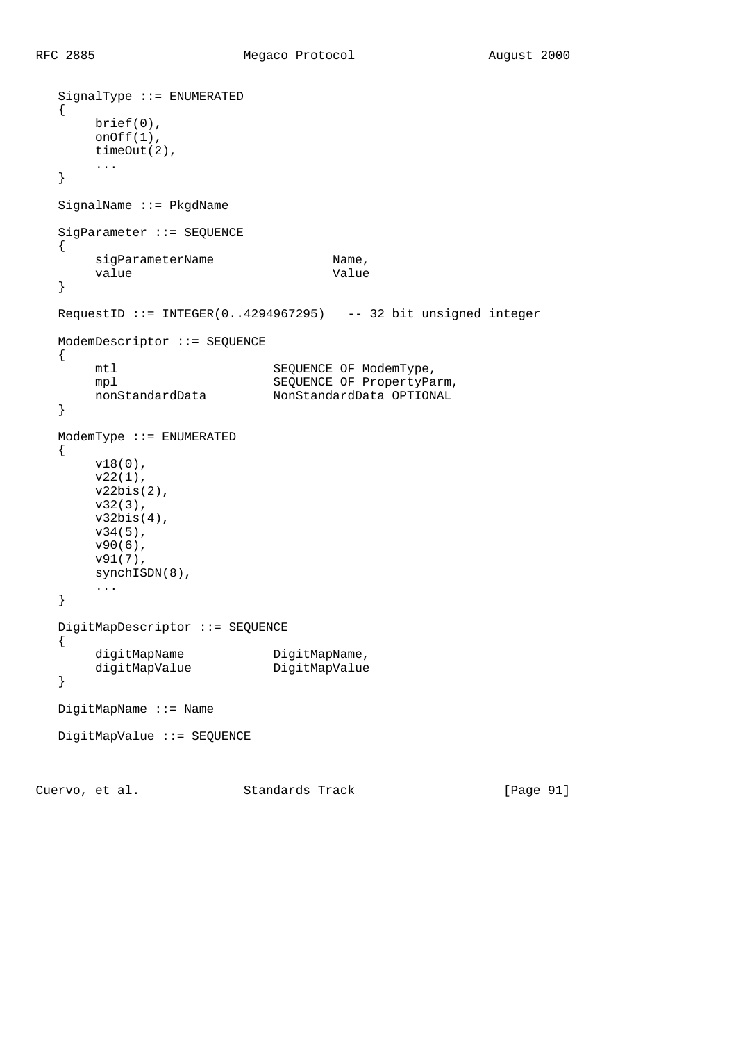```
   SignalType ::= ENUMERATED
   {
        brief(0),
        onOff(1),
        timeOut(2),
        ...
   }

   SignalName ::= PkgdName

   SigParameter ::= SEQUENCE
   {
        sigParameterName                Name,
        value                           Value
   }

   RequestID ::= INTEGER(0..4294967295)   -- 32 bit unsigned integer

   ModemDescriptor ::= SEQUENCE
   {
        mtl                     SEQUENCE OF ModemType,
        mpl                     SEQUENCE OF PropertyParm,
        nonStandardData         NonStandardData OPTIONAL
   }

   ModemType ::= ENUMERATED
   {
        v18(0),
        v22(1),
        v22bis(2),
        v32(3),
        v32bis(4),
        v34(5),
        v90(6),
        v91(7),
        synchISDN(8),
        ...
   }

   DigitMapDescriptor ::= SEQUENCE
   {
        digitMapName            DigitMapName,
        digitMapValue           DigitMapValue
   }

   DigitMapName ::= Name

   DigitMapValue ::= SEQUENCE
```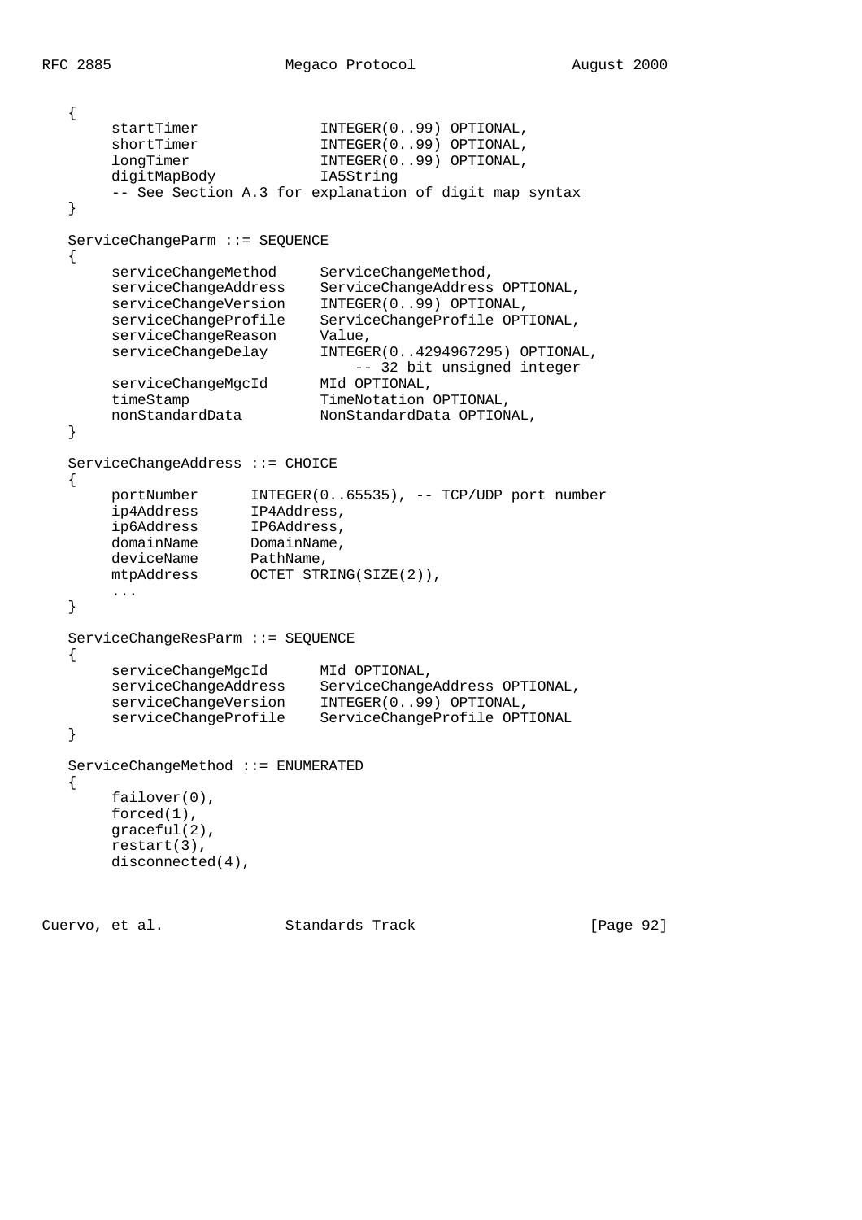```
   {
        startTimer              INTEGER(0..99) OPTIONAL,
        shortTimer              INTEGER(0..99) OPTIONAL,
        longTimer               INTEGER(0..99) OPTIONAL,
        digitMapBody            IA5String
        -- See Section A.3 for explanation of digit map syntax
   }

   ServiceChangeParm ::= SEQUENCE
   {
        serviceChangeMethod     ServiceChangeMethod,
        serviceChangeAddress    ServiceChangeAddress OPTIONAL,
        serviceChangeVersion    INTEGER(0..99) OPTIONAL,
        serviceChangeProfile    ServiceChangeProfile OPTIONAL,
        serviceChangeReason     Value,
        serviceChangeDelay      INTEGER(0..4294967295) OPTIONAL,
                                    -- 32 bit unsigned integer
        serviceChangeMgcId      MId OPTIONAL,
        timeStamp               TimeNotation OPTIONAL,
        nonStandardData         NonStandardData OPTIONAL,
   }

   ServiceChangeAddress ::= CHOICE
   {
        portNumber      INTEGER(0..65535), -- TCP/UDP port number
        ip4Address      IP4Address,
        ip6Address      IP6Address,
        domainName      DomainName,
        deviceName      PathName,
        mtpAddress      OCTET STRING(SIZE(2)),
        ...
   }

   ServiceChangeResParm ::= SEQUENCE
   {
        serviceChangeMgcId      MId OPTIONAL,
        serviceChangeAddress    ServiceChangeAddress OPTIONAL,
        serviceChangeVersion    INTEGER(0..99) OPTIONAL,
        serviceChangeProfile    ServiceChangeProfile OPTIONAL
   }

   ServiceChangeMethod ::= ENUMERATED
   {
        failover(0),
        forced(1),
        graceful(2),
        restart(3),
        disconnected(4),
```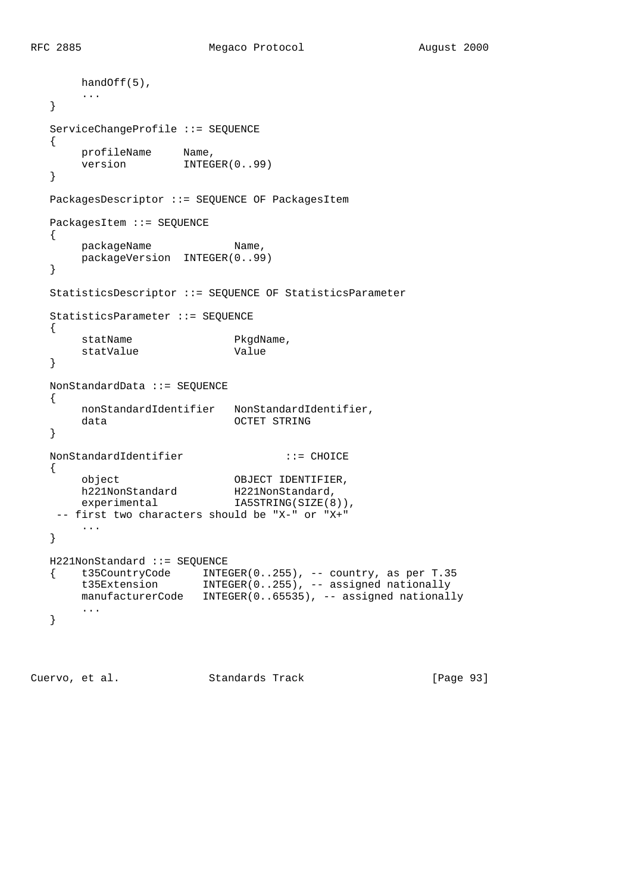```
        handOff(5),
        ...
   }

   ServiceChangeProfile ::= SEQUENCE
   {
        profileName     Name,
        version         INTEGER(0..99)
   }

   PackagesDescriptor ::= SEQUENCE OF PackagesItem

   PackagesItem ::= SEQUENCE
   {
        packageName             Name,
        packageVersion  INTEGER(0..99)
   }

   StatisticsDescriptor ::= SEQUENCE OF StatisticsParameter

   StatisticsParameter ::= SEQUENCE
   {
        statName                PkgdName,
        statValue               Value
   }

   NonStandardData ::= SEQUENCE
   {
        nonStandardIdentifier   NonStandardIdentifier,
        data                    OCTET STRING
   }

   NonStandardIdentifier                ::= CHOICE
   {
        object                  OBJECT IDENTIFIER,
        h221NonStandard         H221NonStandard,
        experimental            IA5STRING(SIZE(8)),
     -- first two characters should be "X-" or "X+"
        ...
   }

   H221NonStandard ::= SEQUENCE
   {    t35CountryCode     INTEGER(0..255), -- country, as per T.35
        t35Extension       INTEGER(0..255), -- assigned nationally
        manufacturerCode   INTEGER(0..65535), -- assigned nationally
        ...
   }
```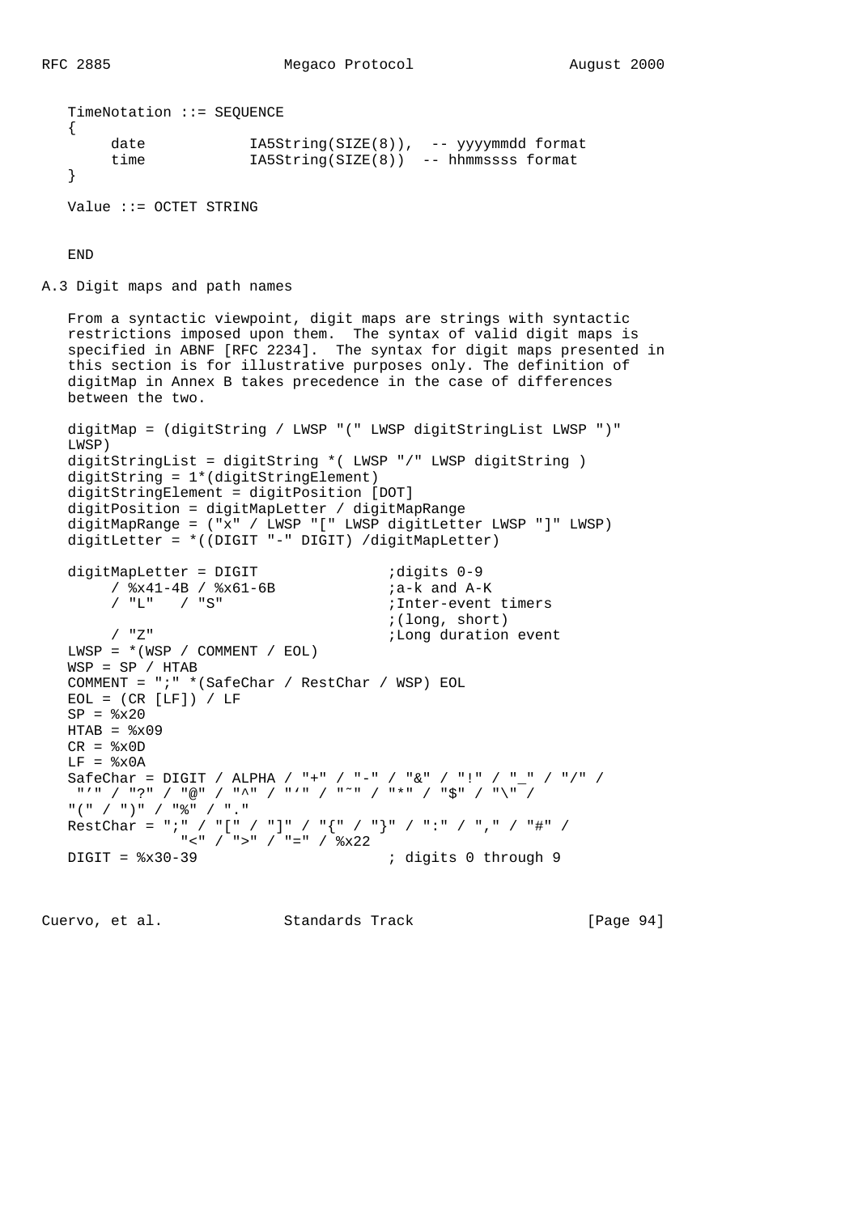```
TimeNotation ::= SEQUENCE
{
     date            IA5String(SIZE(8)),  -- yyyymmdd format
     time            IA5String(SIZE(8))  -- hhmmssss format
}

Value ::= OCTET STRING


END
```

## A.3 Digit maps and path names

From a syntactic viewpoint, digit maps are strings with syntactic restrictions imposed upon them. The syntax of valid digit maps is specified in ABNF [RFC 2234]. The syntax for digit maps presented in this section is for illustrative purposes only. The definition of digitMap in Annex B takes precedence in the case of differences between the two.

```
digitMap = (digitString / LWSP "(" LWSP digitStringList LWSP ")"
LWSP)
digitStringList = digitString *( LWSP "/" LWSP digitString )
digitString = 1*(digitStringElement)
digitStringElement = digitPosition [DOT]
digitPosition = digitMapLetter / digitMapRange
digitMapRange = ("x" / LWSP "[" LWSP digitLetter LWSP "]" LWSP)
digitLetter = *((DIGIT "-" DIGIT) /digitMapLetter)

digitMapLetter = DIGIT               ;digits 0-9
     / %x41-4B / %x61-6B             ;a-k and A-K
     / "L"   / "S"                   ;Inter-event timers
                                     ;(long, short)
     / "Z"                           ;Long duration event
LWSP = *(WSP / COMMENT / EOL)
WSP = SP / HTAB
COMMENT = ";" *(SafeChar / RestChar / WSP) EOL
EOL = (CR [LF]) / LF
SP = %x20
HTAB = %x09
CR = %x0D
LF = %x0A
SafeChar = DIGIT / ALPHA / "+" / "-" / "&" / "!" / "_" / "/" /
 "'" / "?" / "@" / "^" / "`" / "~" / "*" / "$" / "\" /
"(" / ")" / "%" / "."
RestChar = ";" / "[" / "]" / "{" / "}" / ":" / "," / "#" /
            "<" / ">" / "=" / %x22
DIGIT = %x30-39                      ; digits 0 through 9
```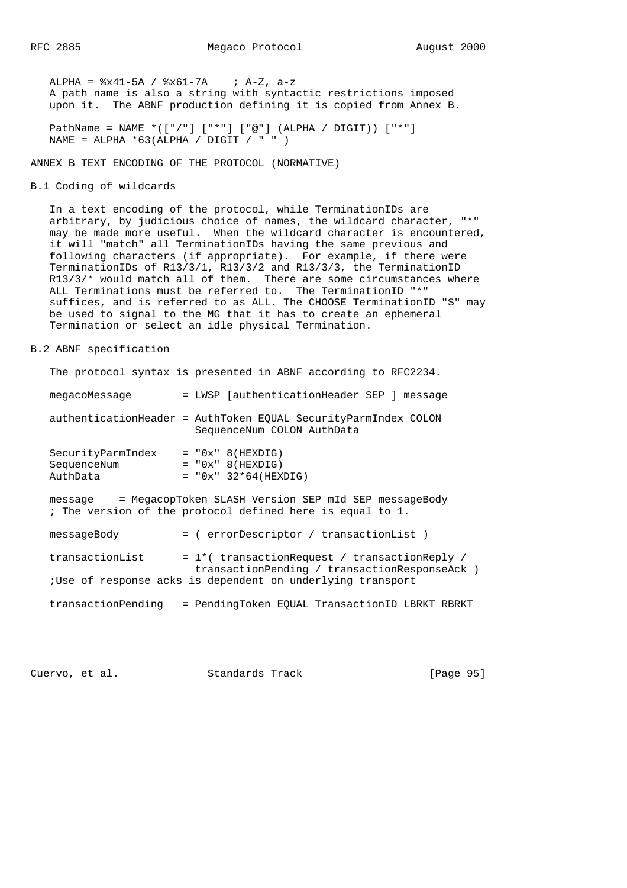```
ALPHA = %x41-5A / %x61-7A    ; A-Z, a-z
```

A path name is also a string with syntactic restrictions imposed upon it. The ABNF production defining it is copied from Annex B.

```
PathName = NAME *(["/"] ["*"] ["@"] (ALPHA / DIGIT)) ["*"]
NAME = ALPHA *63(ALPHA / DIGIT / "_" )
```

# ANNEX B TEXT ENCODING OF THE PROTOCOL (NORMATIVE)

## B.1 Coding of wildcards

In a text encoding of the protocol, while TerminationIDs are arbitrary, by judicious choice of names, the wildcard character, "*" may be made more useful. When the wildcard character is encountered, it will "match" all TerminationIDs having the same previous and following characters (if appropriate). For example, if there were TerminationIDs of R13/3/1, R13/3/2 and R13/3/3, the TerminationID R13/3/* would match all of them. There are some circumstances where ALL Terminations must be referred to. The TerminationID "*" suffices, and is referred to as ALL. The CHOOSE TerminationID "$" may be used to signal to the MG that it has to create an ephemeral Termination or select an idle physical Termination.

## B.2 ABNF specification

The protocol syntax is presented in ABNF according to RFC2234.

```
megacoMessage        = LWSP [authenticationHeader SEP ] message

authenticationHeader = AuthToken EQUAL SecurityParmIndex COLON
                       SequenceNum COLON AuthData

SecurityParmIndex    = "0x" 8(HEXDIG)
SequenceNum          = "0x" 8(HEXDIG)
AuthData             = "0x" 32*64(HEXDIG)

message    = MegacopToken SLASH Version SEP mId SEP messageBody
; The version of the protocol defined here is equal to 1.

messageBody          = ( errorDescriptor / transactionList )

transactionList      = 1*( transactionRequest / transactionReply /
                       transactionPending / transactionResponseAck )
;Use of response acks is dependent on underlying transport

transactionPending   = PendingToken EQUAL TransactionID LBRKT RBRKT
```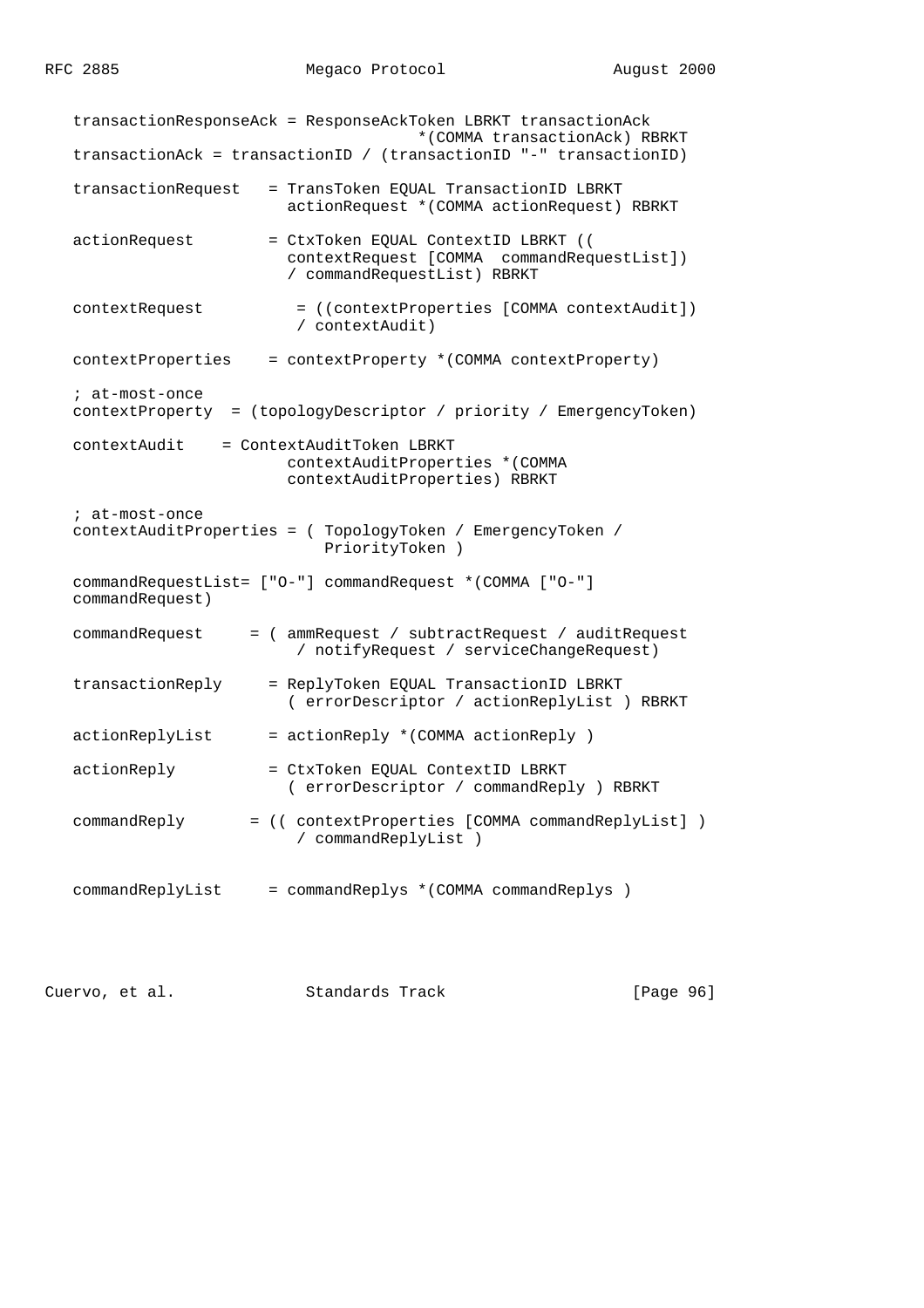```
   transactionResponseAck = ResponseAckToken LBRKT transactionAck
                                      *(COMMA transactionAck) RBRKT
   transactionAck = transactionID / (transactionID "-" transactionID)

   transactionRequest   = TransToken EQUAL TransactionID LBRKT
                          actionRequest *(COMMA actionRequest) RBRKT

   actionRequest        = CtxToken EQUAL ContextID LBRKT ((
                          contextRequest [COMMA  commandRequestList])
                          / commandRequestList) RBRKT

   contextRequest        = ((contextProperties [COMMA contextAudit])
                          / contextAudit)

   contextProperties    = contextProperty *(COMMA contextProperty)

   ; at-most-once
   contextProperty  = (topologyDescriptor / priority / EmergencyToken)

   contextAudit    = ContextAuditToken LBRKT
                          contextAuditProperties *(COMMA
                          contextAuditProperties) RBRKT

   ; at-most-once
   contextAuditProperties = ( TopologyToken / EmergencyToken /
                              PriorityToken )

   commandRequestList= ["O-"] commandRequest *(COMMA ["O-"]
   commandRequest)

   commandRequest     = ( ammRequest / subtractRequest / auditRequest
                           / notifyRequest / serviceChangeRequest)

   transactionReply     = ReplyToken EQUAL TransactionID LBRKT
                          ( errorDescriptor / actionReplyList ) RBRKT

   actionReplyList      = actionReply *(COMMA actionReply )

   actionReply          = CtxToken EQUAL ContextID LBRKT
                          ( errorDescriptor / commandReply ) RBRKT

   commandReply       = (( contextProperties [COMMA commandReplyList] )
                           / commandReplyList )


   commandReplyList     = commandReplys *(COMMA commandReplys )
```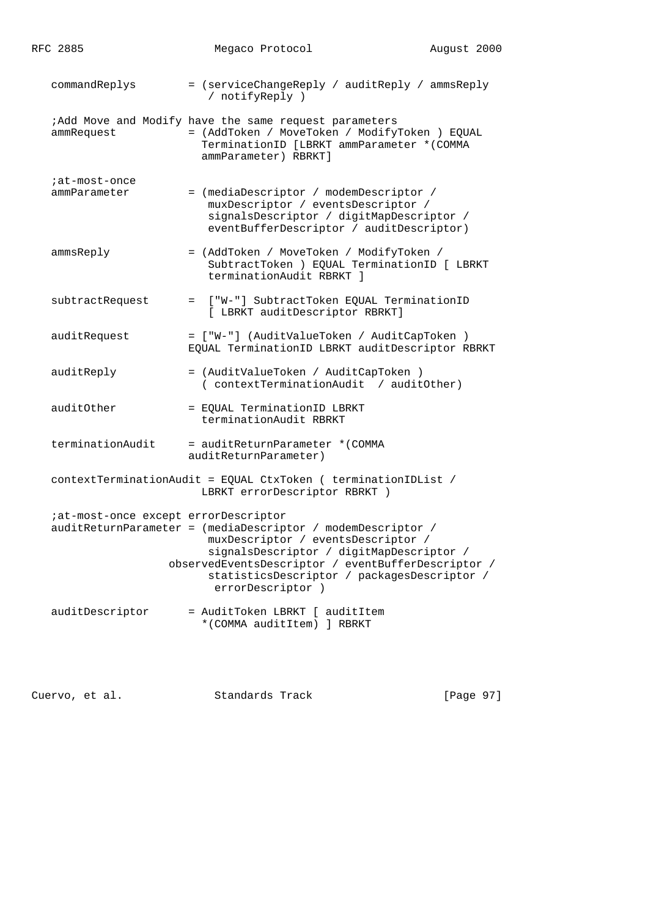```
   commandReplys        = (serviceChangeReply / auditReply / ammsReply
                          / notifyReply )

   ;Add Move and Modify have the same request parameters
   ammRequest           = (AddToken / MoveToken / ModifyToken ) EQUAL
                          TerminationID [LBRKT ammParameter *(COMMA
                         ammParameter) RBRKT]

   ;at-most-once
   ammParameter         = (mediaDescriptor / modemDescriptor /
                          muxDescriptor / eventsDescriptor /
                          signalsDescriptor / digitMapDescriptor /
                          eventBufferDescriptor / auditDescriptor)

   ammsReply            = (AddToken / MoveToken / ModifyToken /
                          SubtractToken ) EQUAL TerminationID [ LBRKT
                          terminationAudit RBRKT ]

   subtractRequest      =  ["W-"] SubtractToken EQUAL TerminationID
                          [ LBRKT auditDescriptor RBRKT]

   auditRequest         = ["W-"] (AuditValueToken / AuditCapToken )
                        EQUAL TerminationID LBRKT auditDescriptor RBRKT

   auditReply           = (AuditValueToken / AuditCapToken )
                          ( contextTerminationAudit  / auditOther)

   auditOther           = EQUAL TerminationID LBRKT
                          terminationAudit RBRKT

   terminationAudit     = auditReturnParameter *(COMMA
                        auditReturnParameter)

   contextTerminationAudit = EQUAL CtxToken ( terminationIDList /
                           LBRKT errorDescriptor RBRKT )

   ;at-most-once except errorDescriptor
   auditReturnParameter = (mediaDescriptor / modemDescriptor /
                           muxDescriptor / eventsDescriptor /
                           signalsDescriptor / digitMapDescriptor /
                     observedEventsDescriptor / eventBufferDescriptor /
                           statisticsDescriptor / packagesDescriptor /
                            errorDescriptor )

   auditDescriptor      = AuditToken LBRKT [ auditItem
                          *(COMMA auditItem) ] RBRKT
```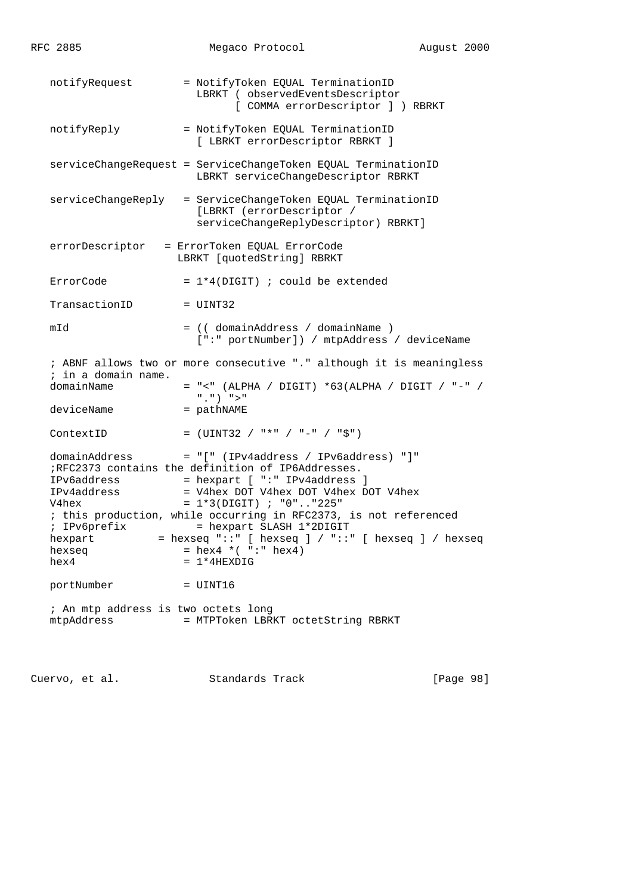```
   notifyRequest        = NotifyToken EQUAL TerminationID
                          LBRKT ( observedEventsDescriptor
                                [ COMMA errorDescriptor ] ) RBRKT

   notifyReply          = NotifyToken EQUAL TerminationID
                          [ LBRKT errorDescriptor RBRKT ]

   serviceChangeRequest = ServiceChangeToken EQUAL TerminationID
                          LBRKT serviceChangeDescriptor RBRKT

   serviceChangeReply   = ServiceChangeToken EQUAL TerminationID
                          [LBRKT (errorDescriptor /
                          serviceChangeReplyDescriptor) RBRKT]

   errorDescriptor   = ErrorToken EQUAL ErrorCode
                       LBRKT [quotedString] RBRKT

   ErrorCode            = 1*4(DIGIT) ; could be extended

   TransactionID        = UINT32

   mId                  = (( domainAddress / domainName )
                          [":" portNumber]) / mtpAddress / deviceName

   ; ABNF allows two or more consecutive "." although it is meaningless
   ; in a domain name.
   domainName           = "<" (ALPHA / DIGIT) *63(ALPHA / DIGIT / "-" /
                          ".") ">"
   deviceName           = pathNAME

   ContextID            = (UINT32 / "*" / "-" / "$")

   domainAddress        = "[" (IPv4address / IPv6address) "]"
   ;RFC2373 contains the definition of IP6Addresses.
   IPv6address          = hexpart [ ":" IPv4address ]
   IPv4address          = V4hex DOT V4hex DOT V4hex DOT V4hex
   V4hex                = 1*3(DIGIT) ; "0".."225"
   ; this production, while occurring in RFC2373, is not referenced
   ; IPv6prefix           = hexpart SLASH 1*2DIGIT
   hexpart          = hexseq "::" [ hexseq ] / "::" [ hexseq ] / hexseq
   hexseq               = hex4 *( ":" hex4)
   hex4                 = 1*4HEXDIG

   portNumber           = UINT16

   ; An mtp address is two octets long
   mtpAddress           = MTPToken LBRKT octetString RBRKT
```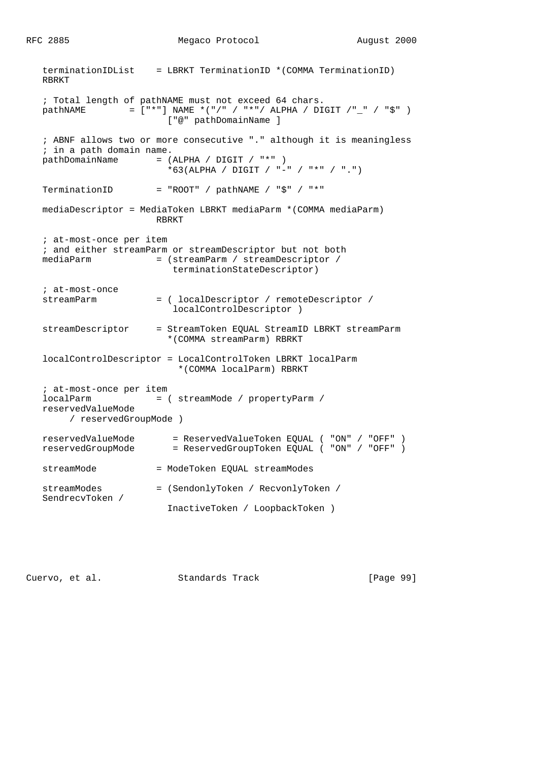```
   terminationIDList    = LBRKT TerminationID *(COMMA TerminationID)
   RBRKT

   ; Total length of pathNAME must not exceed 64 chars.
   pathNAME        = ["*"] NAME *("/" / "*"/ ALPHA / DIGIT /"_" / "$" )
                          ["@" pathDomainName ]

   ; ABNF allows two or more consecutive "." although it is meaningless
   ; in a path domain name.
   pathDomainName       = (ALPHA / DIGIT / "*" )
                          *63(ALPHA / DIGIT / "-" / "*" / ".")

   TerminationID        = "ROOT" / pathNAME / "$" / "*"

   mediaDescriptor = MediaToken LBRKT mediaParm *(COMMA mediaParm)
                        RBRKT

   ; at-most-once per item
   ; and either streamParm or streamDescriptor but not both
   mediaParm            = (streamParm / streamDescriptor /
                           terminationStateDescriptor)

   ; at-most-once
   streamParm           = ( localDescriptor / remoteDescriptor /
                           localControlDescriptor )

   streamDescriptor     = StreamToken EQUAL StreamID LBRKT streamParm
                          *(COMMA streamParm) RBRKT

   localControlDescriptor = LocalControlToken LBRKT localParm
                            *(COMMA localParm) RBRKT

   ; at-most-once per item
   localParm            = ( streamMode / propertyParm /
   reservedValueMode
         / reservedGroupMode )

   reservedValueMode       = ReservedValueToken EQUAL ( "ON" / "OFF" )
   reservedGroupMode       = ReservedGroupToken EQUAL ( "ON" / "OFF" )

   streamMode           = ModeToken EQUAL streamModes

   streamModes          = (SendonlyToken / RecvonlyToken /
   SendrecvToken /
                          InactiveToken / LoopbackToken )
```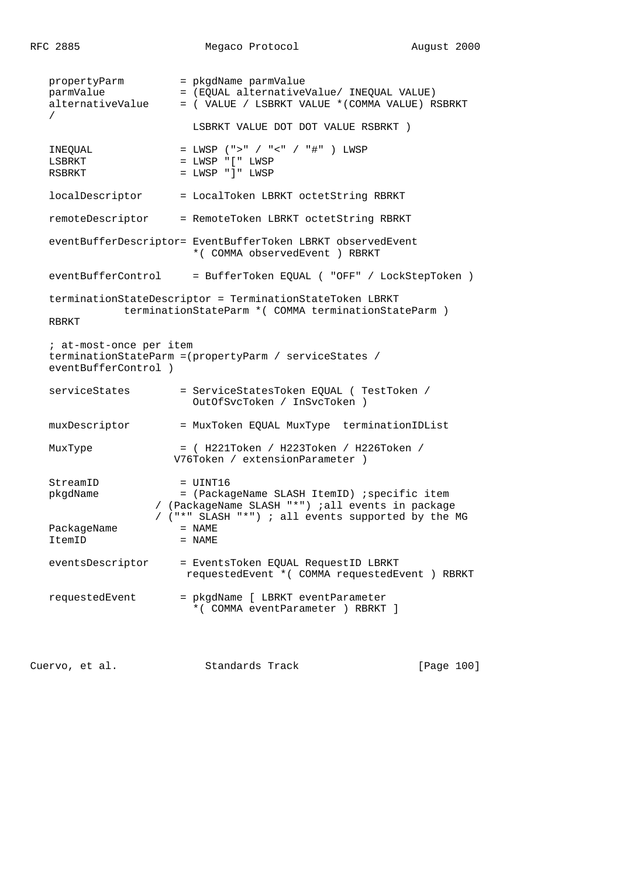```
   propertyParm         = pkgdName parmValue
   parmValue            = (EQUAL alternativeValue/ INEQUAL VALUE)
   alternativeValue     = ( VALUE / LSBRKT VALUE *(COMMA VALUE) RSBRKT
   /
                          LSBRKT VALUE DOT DOT VALUE RSBRKT )

   INEQUAL              = LWSP (">" / "<" / "#" ) LWSP
   LSBRKT               = LWSP "[" LWSP
   RSBRKT               = LWSP "]" LWSP

   localDescriptor      = LocalToken LBRKT octetString RBRKT

   remoteDescriptor     = RemoteToken LBRKT octetString RBRKT

   eventBufferDescriptor= EventBufferToken LBRKT observedEvent
                          *( COMMA observedEvent ) RBRKT

   eventBufferControl     = BufferToken EQUAL ( "OFF" / LockStepToken )

   terminationStateDescriptor = TerminationStateToken LBRKT
               terminationStateParm *( COMMA terminationStateParm )
   RBRKT

   ; at-most-once per item
   terminationStateParm =(propertyParm / serviceStates /
   eventBufferControl )

   serviceStates        = ServiceStatesToken EQUAL ( TestToken /
                          OutOfSvcToken / InSvcToken )

   muxDescriptor        = MuxToken EQUAL MuxType  terminationIDList

   MuxType              = ( H221Token / H223Token / H226Token /
                        V76Token / extensionParameter )

   StreamID             = UINT16
   pkgdName             = (PackageName SLASH ItemID) ;specific item
                  / (PackageName SLASH "*") ;all events in package
                  / ("*" SLASH "*") ; all events supported by the MG
   PackageName          = NAME
   ItemID               = NAME

   eventsDescriptor     = EventsToken EQUAL RequestID LBRKT
                         requestedEvent *( COMMA requestedEvent ) RBRKT

   requestedEvent       = pkgdName [ LBRKT eventParameter
                          *( COMMA eventParameter ) RBRKT ]
```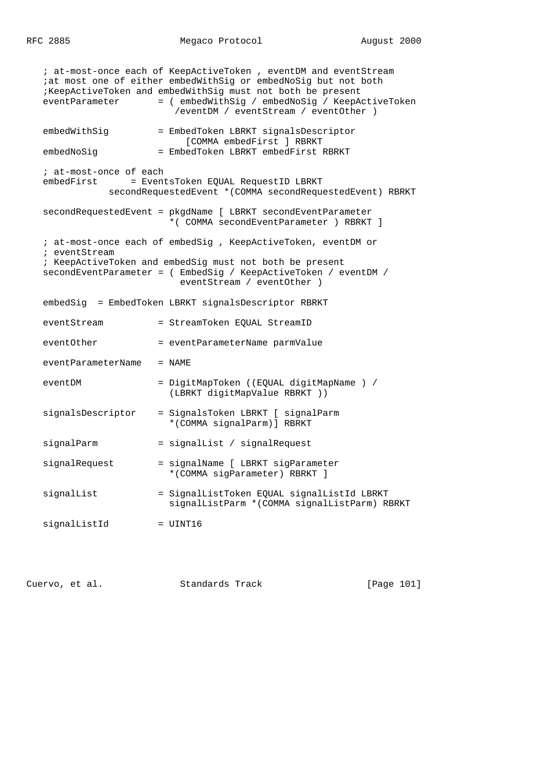```
   ; at-most-once each of KeepActiveToken , eventDM and eventStream
   ;at most one of either embedWithSig or embedNoSig but not both
   ;KeepActiveToken and embedWithSig must not both be present
   eventParameter       = ( embedWithSig / embedNoSig / KeepActiveToken
                           /eventDM / eventStream / eventOther )

   embedWithSig         = EmbedToken LBRKT signalsDescriptor
                              [COMMA embedFirst ] RBRKT
   embedNoSig           = EmbedToken LBRKT embedFirst RBRKT

   ; at-most-once of each
   embedFirst      = EventsToken EQUAL RequestID LBRKT
             secondRequestedEvent *(COMMA secondRequestedEvent) RBRKT

   secondRequestedEvent = pkgdName [ LBRKT secondEventParameter
                          *( COMMA secondEventParameter ) RBRKT ]

   ; at-most-once each of embedSig , KeepActiveToken, eventDM or
   ; eventStream
   ; KeepActiveToken and embedSig must not both be present
   secondEventParameter = ( EmbedSig / KeepActiveToken / eventDM /
                            eventStream / eventOther )

   embedSig  = EmbedToken LBRKT signalsDescriptor RBRKT

   eventStream          = StreamToken EQUAL StreamID

   eventOther           = eventParameterName parmValue

   eventParameterName   = NAME

   eventDM              = DigitMapToken ((EQUAL digitMapName ) /
                          (LBRKT digitMapValue RBRKT ))

   signalsDescriptor    = SignalsToken LBRKT [ signalParm
                          *(COMMA signalParm)] RBRKT

   signalParm           = signalList / signalRequest

   signalRequest        = signalName [ LBRKT sigParameter
                          *(COMMA sigParameter) RBRKT ]

   signalList           = SignalListToken EQUAL signalListId LBRKT
                          signalListParm *(COMMA signalListParm) RBRKT

   signalListId         = UINT16
```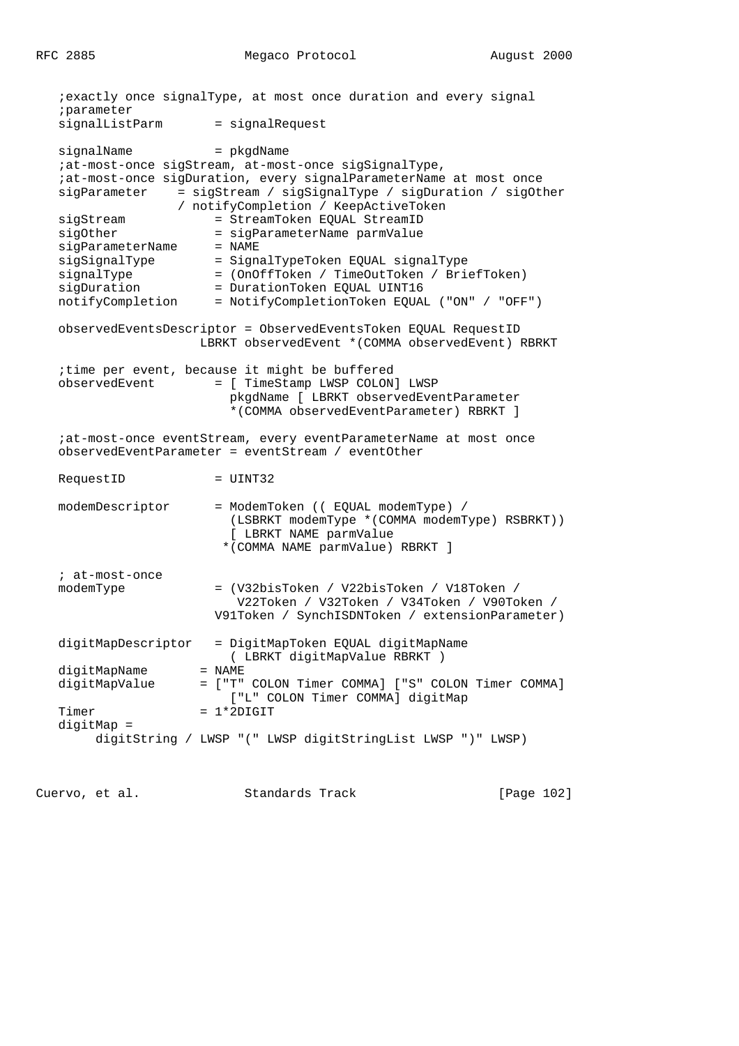```
   ;exactly once signalType, at most once duration and every signal
   ;parameter
   signalListParm       = signalRequest

   signalName           = pkgdName
   ;at-most-once sigStream, at-most-once sigSignalType,
   ;at-most-once sigDuration, every signalParameterName at most once
   sigParameter    = sigStream / sigSignalType / sigDuration / sigOther
                 / notifyCompletion / KeepActiveToken
   sigStream            = StreamToken EQUAL StreamID
   sigOther             = sigParameterName parmValue
   sigParameterName     = NAME
   sigSignalType        = SignalTypeToken EQUAL signalType
   signalType           = (OnOffToken / TimeOutToken / BriefToken)
   sigDuration          = DurationToken EQUAL UINT16
   notifyCompletion     = NotifyCompletionToken EQUAL ("ON" / "OFF")

   observedEventsDescriptor = ObservedEventsToken EQUAL RequestID
                      LBRKT observedEvent *(COMMA observedEvent) RBRKT

   ;time per event, because it might be buffered
   observedEvent        = [ TimeStamp LWSP COLON] LWSP
                          pkgdName [ LBRKT observedEventParameter
                          *(COMMA observedEventParameter) RBRKT ]

   ;at-most-once eventStream, every eventParameterName at most once
   observedEventParameter = eventStream / eventOther

   RequestID            = UINT32

   modemDescriptor      = ModemToken (( EQUAL modemType) /
                          (LSBRKT modemType *(COMMA modemType) RSBRKT))
                          [ LBRKT NAME parmValue
                         *(COMMA NAME parmValue) RBRKT ]

   ; at-most-once
   modemType            = (V32bisToken / V22bisToken / V18Token /
                           V22Token / V32Token / V34Token / V90Token /
                        V91Token / SynchISDNToken / extensionParameter)

   digitMapDescriptor   = DigitMapToken EQUAL digitMapName
                          ( LBRKT digitMapValue RBRKT )
   digitMapName       = NAME
   digitMapValue      = ["T" COLON Timer COMMA] ["S" COLON Timer COMMA]
                          ["L" COLON Timer COMMA] digitMap
   Timer              = 1*2DIGIT
   digitMap =
        digitString / LWSP "(" LWSP digitStringList LWSP ")" LWSP)
```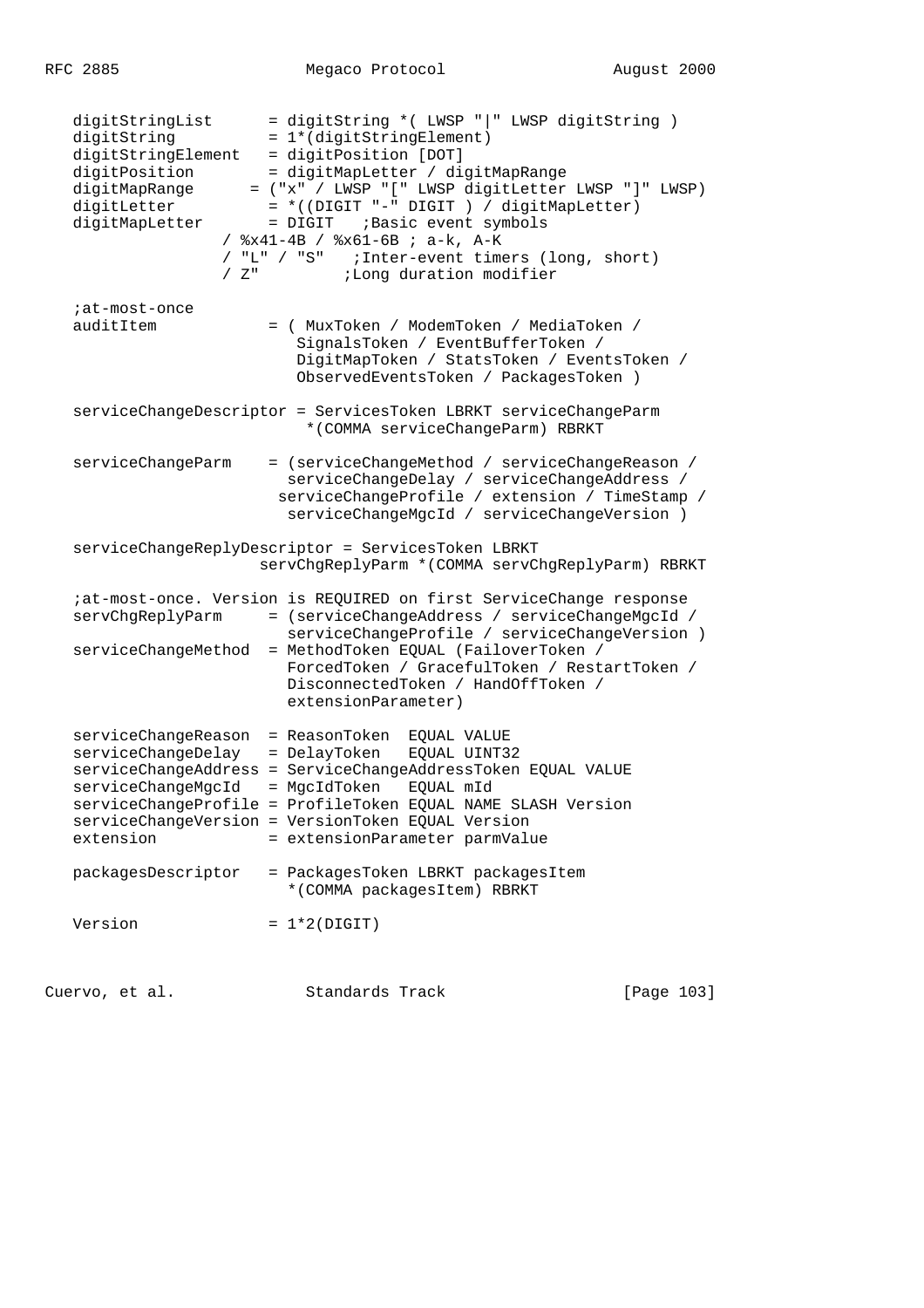```
   digitStringList      = digitString *( LWSP "|" LWSP digitString )
   digitString          = 1*(digitStringElement)
   digitStringElement   = digitPosition [DOT]
   digitPosition        = digitMapLetter / digitMapRange
   digitMapRange      = ("x" / LWSP "[" LWSP digitLetter LWSP "]" LWSP)
   digitLetter          = *((DIGIT "-" DIGIT ) / digitMapLetter)
   digitMapLetter       = DIGIT   ;Basic event symbols
                  / %x41-4B / %x61-6B ; a-k, A-K
                  / "L" / "S"   ;Inter-event timers (long, short)
                  / Z"         ;Long duration modifier

   ;at-most-once
   auditItem            = ( MuxToken / ModemToken / MediaToken /
                           SignalsToken / EventBufferToken /
                           DigitMapToken / StatsToken / EventsToken /
                           ObservedEventsToken / PackagesToken )

   serviceChangeDescriptor = ServicesToken LBRKT serviceChangeParm
                            *(COMMA serviceChangeParm) RBRKT

   serviceChangeParm    = (serviceChangeMethod / serviceChangeReason /
                          serviceChangeDelay / serviceChangeAddress /
                         serviceChangeProfile / extension / TimeStamp /
                          serviceChangeMgcId / serviceChangeVersion )

   serviceChangeReplyDescriptor = ServicesToken LBRKT
                       servChgReplyParm *(COMMA servChgReplyParm) RBRKT

   ;at-most-once. Version is REQUIRED on first ServiceChange response
   servChgReplyParm     = (serviceChangeAddress / serviceChangeMgcId /
                          serviceChangeProfile / serviceChangeVersion )
   serviceChangeMethod  = MethodToken EQUAL (FailoverToken /
                          ForcedToken / GracefulToken / RestartToken /
                          DisconnectedToken / HandOffToken /
                          extensionParameter)

   serviceChangeReason  = ReasonToken  EQUAL VALUE
   serviceChangeDelay   = DelayToken   EQUAL UINT32
   serviceChangeAddress = ServiceChangeAddressToken EQUAL VALUE
   serviceChangeMgcId   = MgcIdToken   EQUAL mId
   serviceChangeProfile = ProfileToken EQUAL NAME SLASH Version
   serviceChangeVersion = VersionToken EQUAL Version
   extension            = extensionParameter parmValue

   packagesDescriptor   = PackagesToken LBRKT packagesItem
                          *(COMMA packagesItem) RBRKT

   Version              = 1*2(DIGIT)
```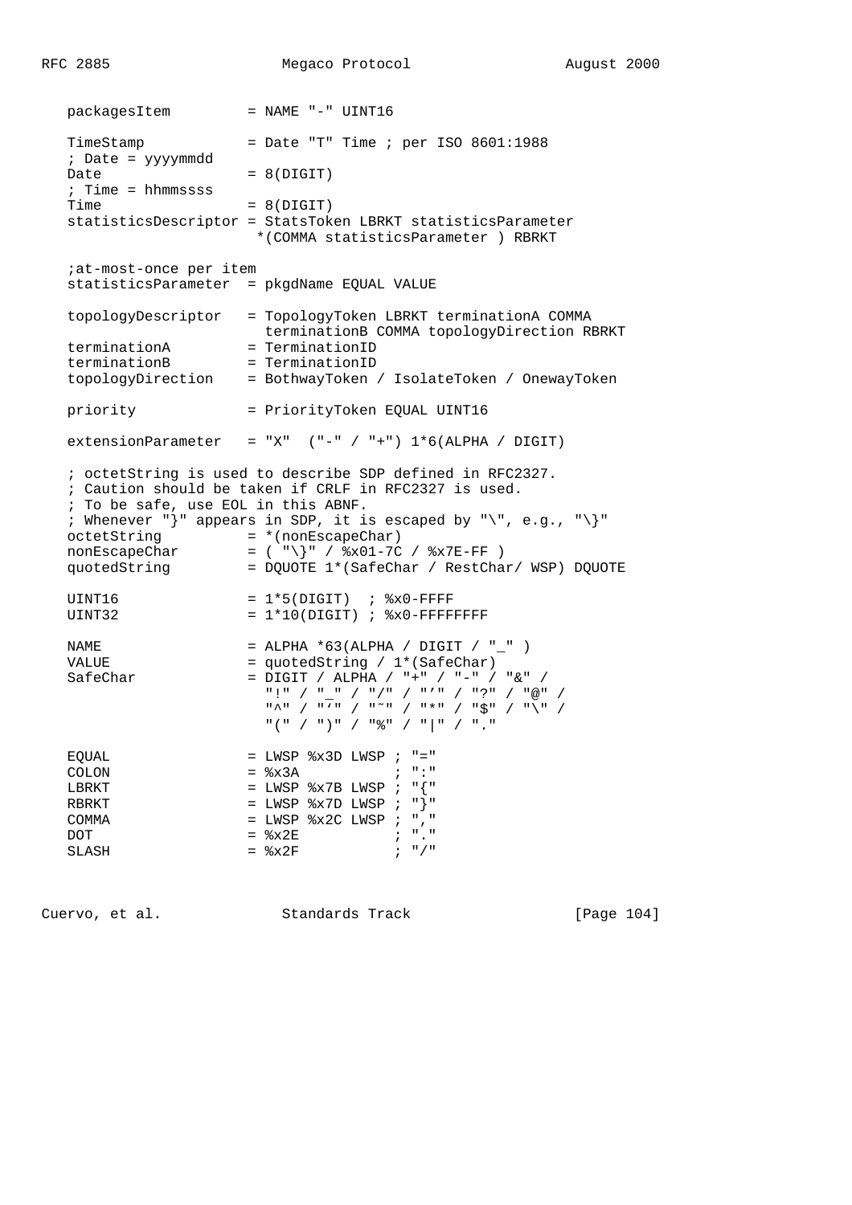```
   packagesItem         = NAME "-" UINT16

   TimeStamp            = Date "T" Time ; per ISO 8601:1988
   ; Date = yyyymmdd
   Date                 = 8(DIGIT)
   ; Time = hhmmssss
   Time                 = 8(DIGIT)
   statisticsDescriptor = StatsToken LBRKT statisticsParameter
                          *(COMMA statisticsParameter ) RBRKT

   ;at-most-once per item
   statisticsParameter  = pkgdName EQUAL VALUE

   topologyDescriptor   = TopologyToken LBRKT terminationA COMMA
                          terminationB COMMA topologyDirection RBRKT
   terminationA         = TerminationID
   terminationB         = TerminationID
   topologyDirection    = BothwayToken / IsolateToken / OnewayToken

   priority             = PriorityToken EQUAL UINT16

   extensionParameter   = "X"  ("-" / "+") 1*6(ALPHA / DIGIT)

   ; octetString is used to describe SDP defined in RFC2327.
   ; Caution should be taken if CRLF in RFC2327 is used.
   ; To be safe, use EOL in this ABNF.
   ; Whenever "}" appears in SDP, it is escaped by "\", e.g., "\}"
   octetString          = *(nonEscapeChar)
   nonEscapeChar        = ( "\}" / %x01-7C / %x7E-FF )
   quotedString         = DQUOTE 1*(SafeChar / RestChar/ WSP) DQUOTE

   UINT16               = 1*5(DIGIT)  ; %x0-FFFF
   UINT32               = 1*10(DIGIT) ; %x0-FFFFFFFF

   NAME                 = ALPHA *63(ALPHA / DIGIT / "_" )
   VALUE                = quotedString / 1*(SafeChar)
   SafeChar             = DIGIT / ALPHA / "+" / "-" / "&" /
                          "!" / "_" / "/" / "'" / "?" / "@" /
                          "^" / "`" / "~" / "*" / "$" / "\" /
                          "(" / ")" / "%" / "|" / "."

   EQUAL                = LWSP %x3D LWSP ; "="
   COLON                = %x3A           ; ":"
   LBRKT                = LWSP %x7B LWSP ; "{"
   RBRKT                = LWSP %x7D LWSP ; "}"
   COMMA                = LWSP %x2C LWSP ; ","
   DOT                  = %x2E           ; "."
   SLASH                = %x2F           ; "/"
```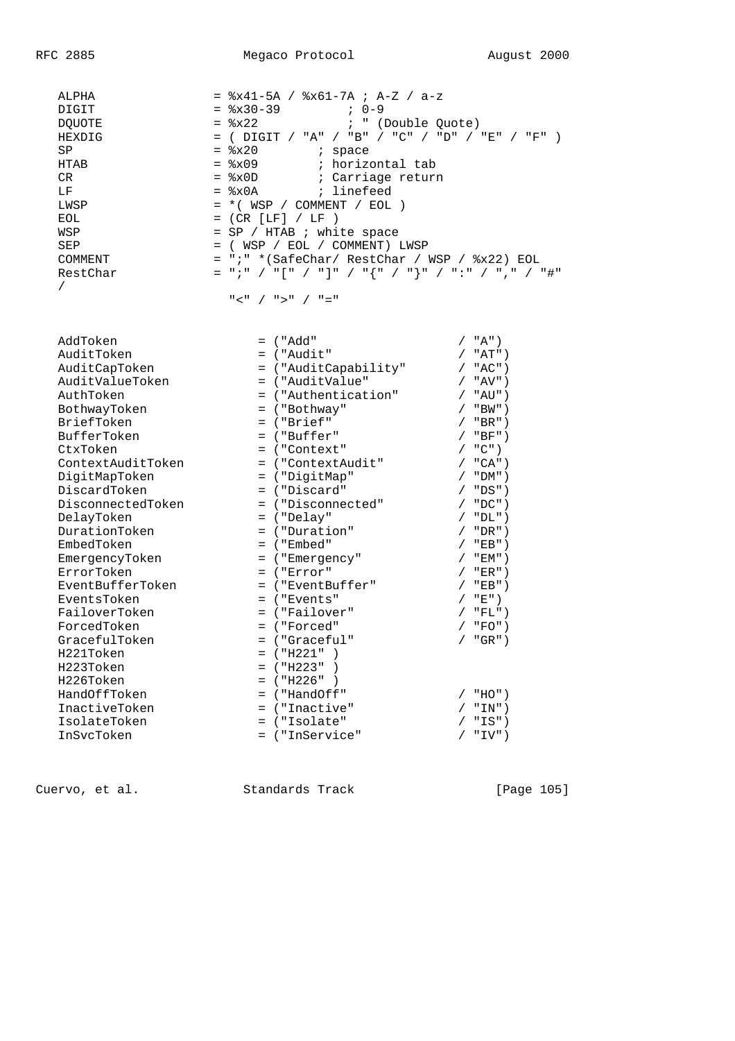```
   ALPHA              = %x41-5A / %x61-7A ; A-Z / a-z
   DIGIT              = %x30-39          ; 0-9
   DQUOTE             = %x22             ; " (Double Quote)
   HEXDIG             = ( DIGIT / "A" / "B" / "C" / "D" / "E" / "F" )
   SP                 = %x20        ; space
   HTAB               = %x09        ; horizontal tab
   CR                 = %x0D        ; Carriage return
   LF                 = %x0A        ; linefeed
   LWSP               = *( WSP / COMMENT / EOL )
   EOL                = (CR [LF] / LF )
   WSP                = SP / HTAB ; white space
   SEP                = ( WSP / EOL / COMMENT) LWSP
   COMMENT            = ";" *(SafeChar/ RestChar / WSP / %x22) EOL
   RestChar           = ";" / "[" / "]" / "{" / "}" / ":" / "," / "#"
   /
                        "<" / ">" / "="


   AddToken                 = ("Add"                 / "A")
   AuditToken               = ("Audit"               / "AT")
   AuditCapToken            = ("AuditCapability"     / "AC")
   AuditValueToken          = ("AuditValue"          / "AV")
   AuthToken                = ("Authentication"      / "AU")
   BothwayToken             = ("Bothway"             / "BW")
   BriefToken               = ("Brief"               / "BR")
   BufferToken              = ("Buffer"              / "BF")
   CtxToken                 = ("Context"             / "C")
   ContextAuditToken        = ("ContextAudit"        / "CA")
   DigitMapToken            = ("DigitMap"            / "DM")
   DiscardToken             = ("Discard"             / "DS")
   DisconnectedToken        = ("Disconnected"        / "DC")
   DelayToken               = ("Delay"               / "DL")
   DurationToken            = ("Duration"            / "DR")
   EmbedToken               = ("Embed"               / "EB")
   EmergencyToken           = ("Emergency"           / "EM")
   ErrorToken               = ("Error"               / "ER")
   EventBufferToken         = ("EventBuffer"         / "EB")
   EventsToken              = ("Events"              / "E")
   FailoverToken            = ("Failover"            / "FL")
   ForcedToken              = ("Forced"              / "FO")
   GracefulToken            = ("Graceful"            / "GR")
   H221Token                = ("H221" )
   H223Token                = ("H223" )
   H226Token                = ("H226" )
   HandOffToken             = ("HandOff"             / "HO")
   InactiveToken            = ("Inactive"            / "IN")
   IsolateToken             = ("Isolate"             / "IS")
   InSvcToken               = ("InService"           / "IV")
```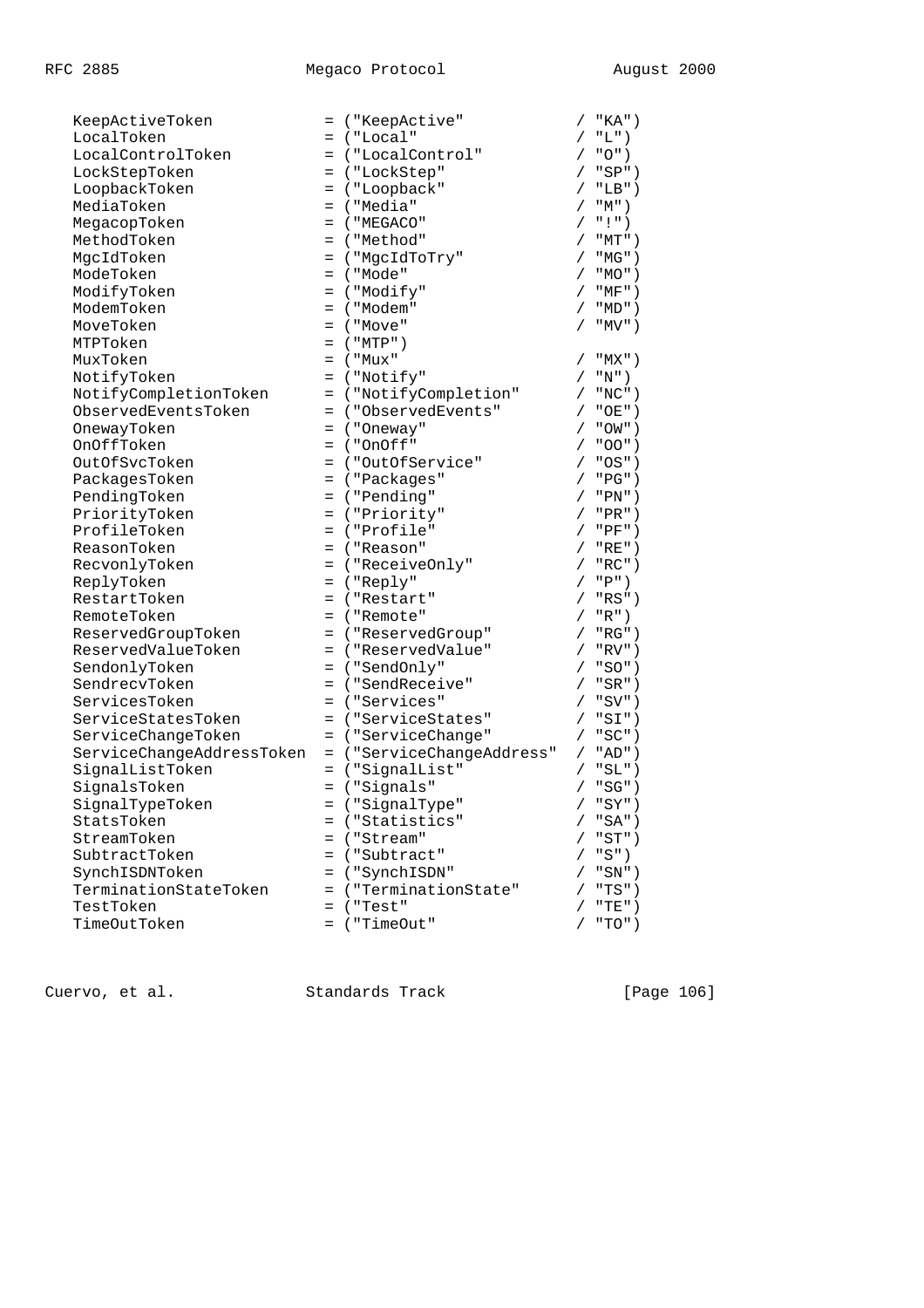```
   KeepActiveToken            = ("KeepActive"            / "KA")
   LocalToken                 = ("Local"                 / "L")
   LocalControlToken          = ("LocalControl"          / "O")
   LockStepToken              = ("LockStep"              / "SP")
   LoopbackToken              = ("Loopback"              / "LB")
   MediaToken                 = ("Media"                 / "M")
   MegacopToken               = ("MEGACO"                / "!")
   MethodToken                = ("Method"                / "MT")
   MgcIdToken                 = ("MgcIdToTry"            / "MG")
   ModeToken                  = ("Mode"                  / "MO")
   ModifyToken                = ("Modify"                / "MF")
   ModemToken                 = ("Modem"                 / "MD")
   MoveToken                  = ("Move"                  / "MV")
   MTPToken                   = ("MTP")
   MuxToken                   = ("Mux"                   / "MX")
   NotifyToken                = ("Notify"                / "N")
   NotifyCompletionToken      = ("NotifyCompletion"      / "NC")
   ObservedEventsToken        = ("ObservedEvents"        / "OE")
   OnewayToken                = ("Oneway"                / "OW")
   OnOffToken                 = ("OnOff"                 / "OO")
   OutOfSvcToken              = ("OutOfService"          / "OS")
   PackagesToken              = ("Packages"              / "PG")
   PendingToken               = ("Pending"               / "PN")
   PriorityToken              = ("Priority"              / "PR")
   ProfileToken               = ("Profile"               / "PF")
   ReasonToken                = ("Reason"                / "RE")
   RecvonlyToken              = ("ReceiveOnly"           / "RC")
   ReplyToken                 = ("Reply"                 / "P")
   RestartToken               = ("Restart"               / "RS")
   RemoteToken                = ("Remote"                / "R")
   ReservedGroupToken         = ("ReservedGroup"         / "RG")
   ReservedValueToken         = ("ReservedValue"         / "RV")
   SendonlyToken              = ("SendOnly"              / "SO")
   SendrecvToken              = ("SendReceive"           / "SR")
   ServicesToken              = ("Services"              / "SV")
   ServiceStatesToken         = ("ServiceStates"         / "SI")
   ServiceChangeToken         = ("ServiceChange"         / "SC")
   ServiceChangeAddressToken  = ("ServiceChangeAddress"  / "AD")
   SignalListToken            = ("SignalList"            / "SL")
   SignalsToken               = ("Signals"               / "SG")
   SignalTypeToken            = ("SignalType"            / "SY")
   StatsToken                 = ("Statistics"            / "SA")
   StreamToken                = ("Stream"                / "ST")
   SubtractToken              = ("Subtract"              / "S")
   SynchISDNToken             = ("SynchISDN"             / "SN")
   TerminationStateToken      = ("TerminationState"      / "TS")
   TestToken                  = ("Test"                  / "TE")
   TimeOutToken               = ("TimeOut"               / "TO")
```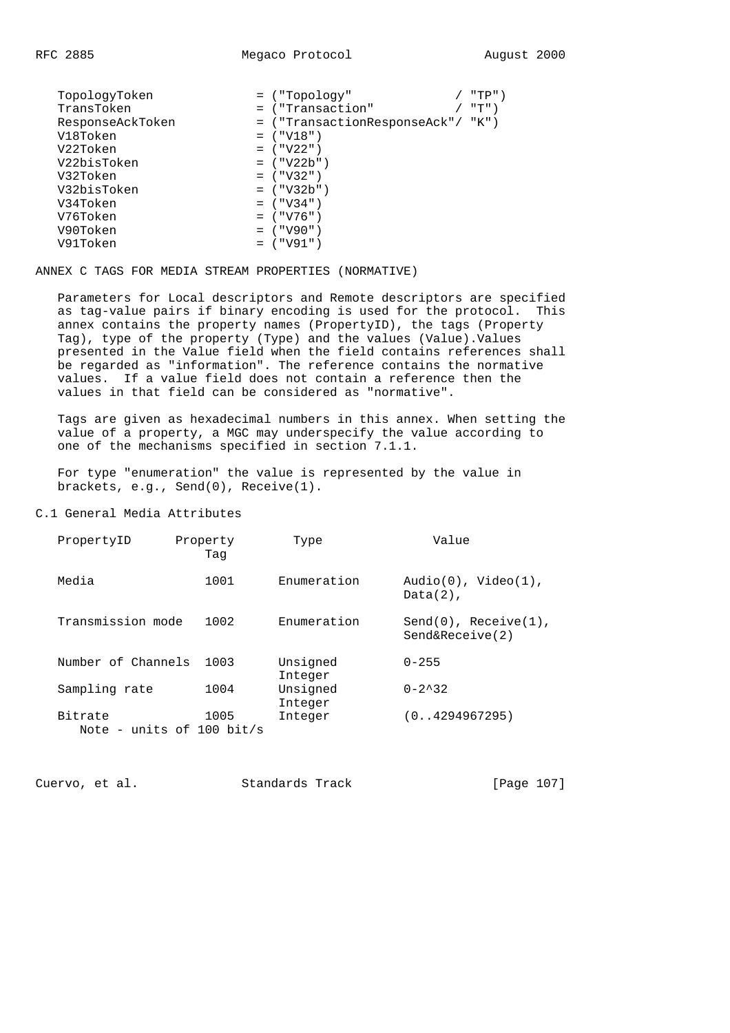```
TopologyToken              = ("Topology"              / "TP")
TransToken                 = ("Transaction"           / "T")
ResponseAckToken           = ("TransactionResponseAck"/ "K")
V18Token                   = ("V18")
V22Token                   = ("V22")
V22bisToken                = ("V22b")
V32Token                   = ("V32")
V32bisToken                = ("V32b")
V34Token                   = ("V34")
V76Token                   = ("V76")
V90Token                   = ("V90")
V91Token                   = ("V91")
```

# ANNEX C TAGS FOR MEDIA STREAM PROPERTIES (NORMATIVE)

Parameters for Local descriptors and Remote descriptors are specified as tag-value pairs if binary encoding is used for the protocol. This annex contains the property names (PropertyID), the tags (Property Tag), type of the property (Type) and the values (Value).Values presented in the Value field when the field contains references shall be regarded as "information". The reference contains the normative values. If a value field does not contain a reference then the values in that field can be considered as "normative".

Tags are given as hexadecimal numbers in this annex. When setting the value of a property, a MGC may underspecify the value according to one of the mechanisms specified in section 7.1.1.

For type "enumeration" the value is represented by the value in brackets, e.g., Send(0), Receive(1).

## C.1 General Media Attributes

| PropertyID | Property Tag | Type | Value |
|---|---|---|---|
| Media | 1001 | Enumeration | Audio(0), Video(1), Data(2), |
| Transmission mode | 1002 | Enumeration | Send(0), Receive(1), Send&Receive(2) |
| Number of Channels | 1003 | Unsigned Integer | 0-255 |
| Sampling rate | 1004 | Unsigned Integer | 0-2^32 |
| Bitrate | 1005 | Integer | (0..4294967295) |

Note - units of 100 bit/s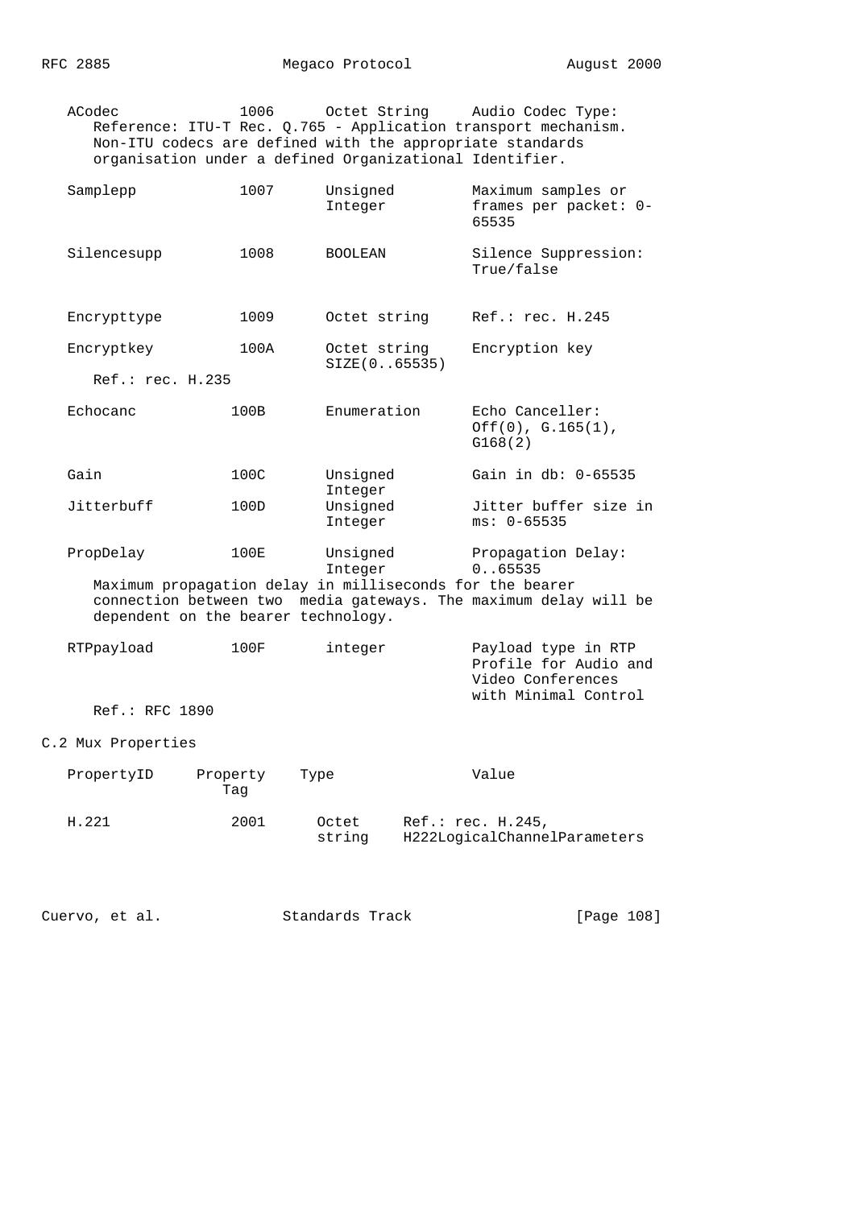| | | | |
|---|---|---|---|
| ACodec | 1006 | Octet String | Audio Codec Type: |

Reference: ITU-T Rec. Q.765 - Application transport mechanism. Non-ITU codecs are defined with the appropriate standards organisation under a defined Organizational Identifier.

| | | | |
|---|---|---|---|
| Samplepp | 1007 | Unsigned Integer | Maximum samples or frames per packet: 0-65535 |
| Silencesupp | 1008 | BOOLEAN | Silence Suppression: True/false |
| Encrypttype | 1009 | Octet string | Ref.: rec. H.245 |
| Encryptkey | 100A | Octet string SIZE(0..65535) | Encryption key |

Ref.: rec. H.235

| | | | |
|---|---|---|---|
| Echocanc | 100B | Enumeration | Echo Canceller: Off(0), G.165(1), G168(2) |
| Gain | 100C | Unsigned Integer | Gain in db: 0-65535 |
| Jitterbuff | 100D | Unsigned Integer | Jitter buffer size in ms: 0-65535 |
| PropDelay | 100E | Unsigned Integer | Propagation Delay: 0..65535 |

Maximum propagation delay in milliseconds for the bearer connection between two media gateways. The maximum delay will be dependent on the bearer technology.

| | | | |
|---|---|---|---|
| RTPpayload | 100F | integer | Payload type in RTP Profile for Audio and Video Conferences with Minimal Control |

Ref.: RFC 1890

C.2 Mux Properties

| PropertyID | Property Tag | Type | Value |
|---|---|---|---|
| H.221 | 2001 | Octet string | Ref.: rec. H.245, H222LogicalChannelParameters |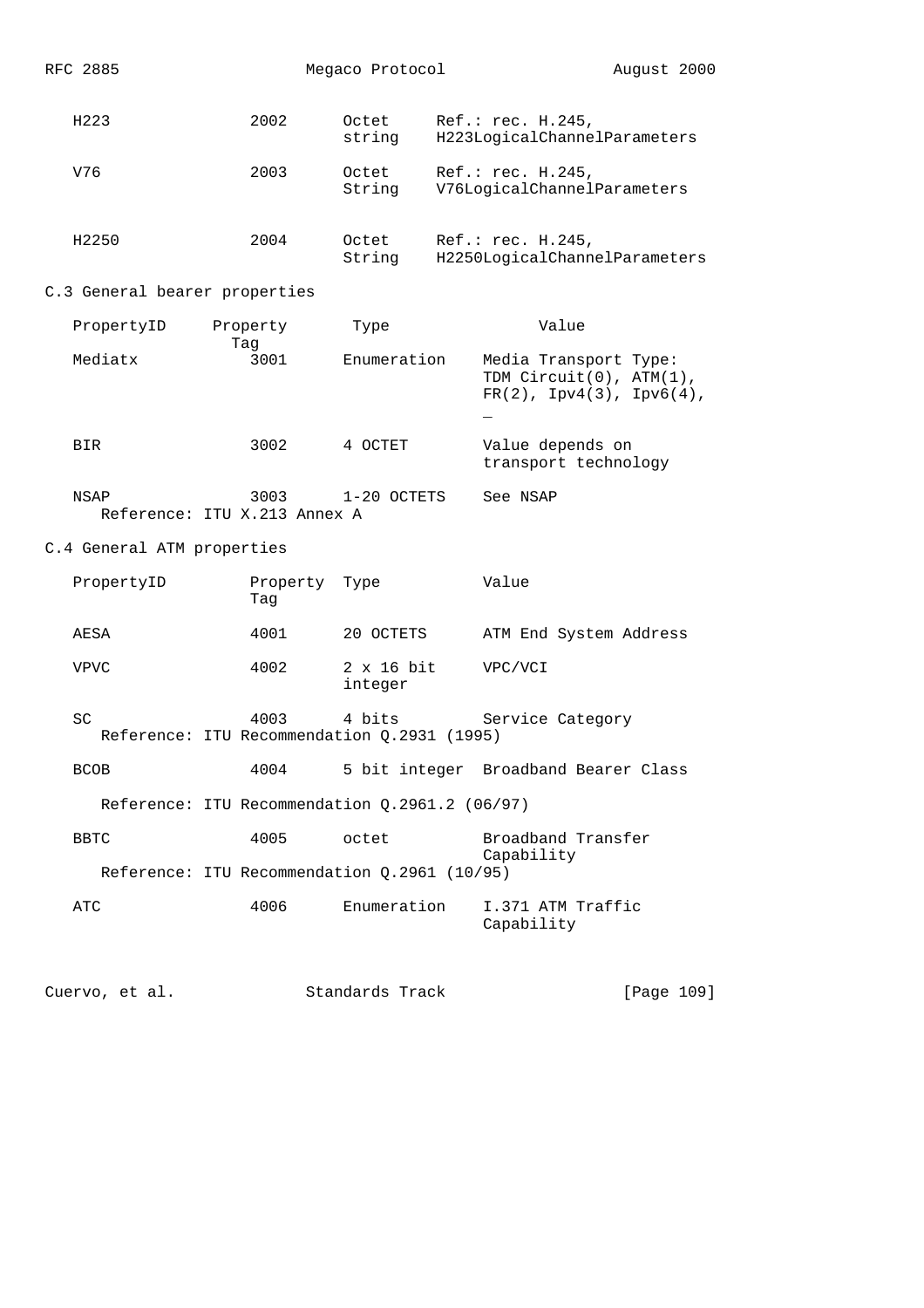| | | | |
|---|---|---|---|
| H223 | 2002 | Octet string | Ref.: rec. H.245, H223LogicalChannelParameters |
| V76 | 2003 | Octet String | Ref.: rec. H.245, V76LogicalChannelParameters |
| H2250 | 2004 | Octet String | Ref.: rec. H.245, H2250LogicalChannelParameters |

## C.3 General bearer properties

| PropertyID | Property Tag | Type | Value |
|---|---|---|---|
| Mediatx | 3001 | Enumeration | Media Transport Type: TDM Circuit(0), ATM(1), FR(2), Ipv4(3), Ipv6(4), _ |
| BIR | 3002 | 4 OCTET | Value depends on transport technology |
| NSAP | 3003 | 1-20 OCTETS | See NSAP |

Reference: ITU X.213 Annex A

## C.4 General ATM properties

| PropertyID | Property Tag | Type | Value |
|---|---|---|---|
| AESA | 4001 | 20 OCTETS | ATM End System Address |
| VPVC | 4002 | 2 x 16 bit integer | VPC/VCI |
| SC | 4003 | 4 bits | Service Category |

Reference: ITU Recommendation Q.2931 (1995)

| PropertyID | Property Tag | Type | Value |
|---|---|---|---|
| BCOB | 4004 | 5 bit integer | Broadband Bearer Class |

Reference: ITU Recommendation Q.2961.2 (06/97)

| PropertyID | Property Tag | Type | Value |
|---|---|---|---|
| BBTC | 4005 | octet | Broadband Transfer Capability |

Reference: ITU Recommendation Q.2961 (10/95)

| PropertyID | Property Tag | Type | Value |
|---|---|---|---|
| ATC | 4006 | Enumeration | I.371 ATM Traffic Capability |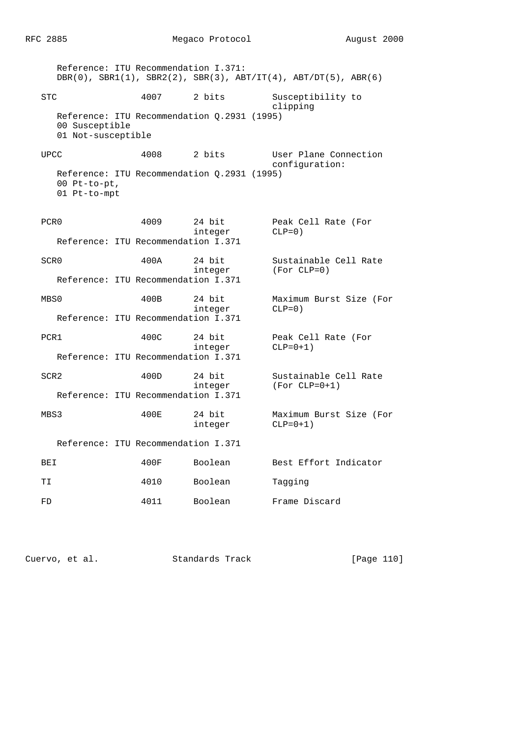Reference: ITU Recommendation I.371:
DBR(0), SBR1(1), SBR2(2), SBR(3), ABT/IT(4), ABT/DT(5), ABR(6)

```
   STC              4007      2 bits          Susceptibility to
                                              clipping
      Reference: ITU Recommendation Q.2931 (1995)
      00 Susceptible
      01 Not-susceptible

   UPCC             4008      2 bits          User Plane Connection
                                              configuration:
      Reference: ITU Recommendation Q.2931 (1995)
      00 Pt-to-pt,
      01 Pt-to-mpt


   PCR0             4009      24 bit          Peak Cell Rate (For
                              integer         CLP=0)
      Reference: ITU Recommendation I.371

   SCR0             400A      24 bit          Sustainable Cell Rate
                              integer         (For CLP=0)
      Reference: ITU Recommendation I.371

   MBS0             400B      24 bit          Maximum Burst Size (For
                              integer         CLP=0)
      Reference: ITU Recommendation I.371

   PCR1             400C      24 bit          Peak Cell Rate (For
                              integer         CLP=0+1)
      Reference: ITU Recommendation I.371

   SCR2             400D      24 bit          Sustainable Cell Rate
                              integer         (For CLP=0+1)
      Reference: ITU Recommendation I.371

   MBS3             400E      24 bit          Maximum Burst Size (For
                              integer         CLP=0+1)

      Reference: ITU Recommendation I.371

   BEI              400F      Boolean         Best Effort Indicator

   TI               4010      Boolean         Tagging

   FD               4011      Boolean         Frame Discard
```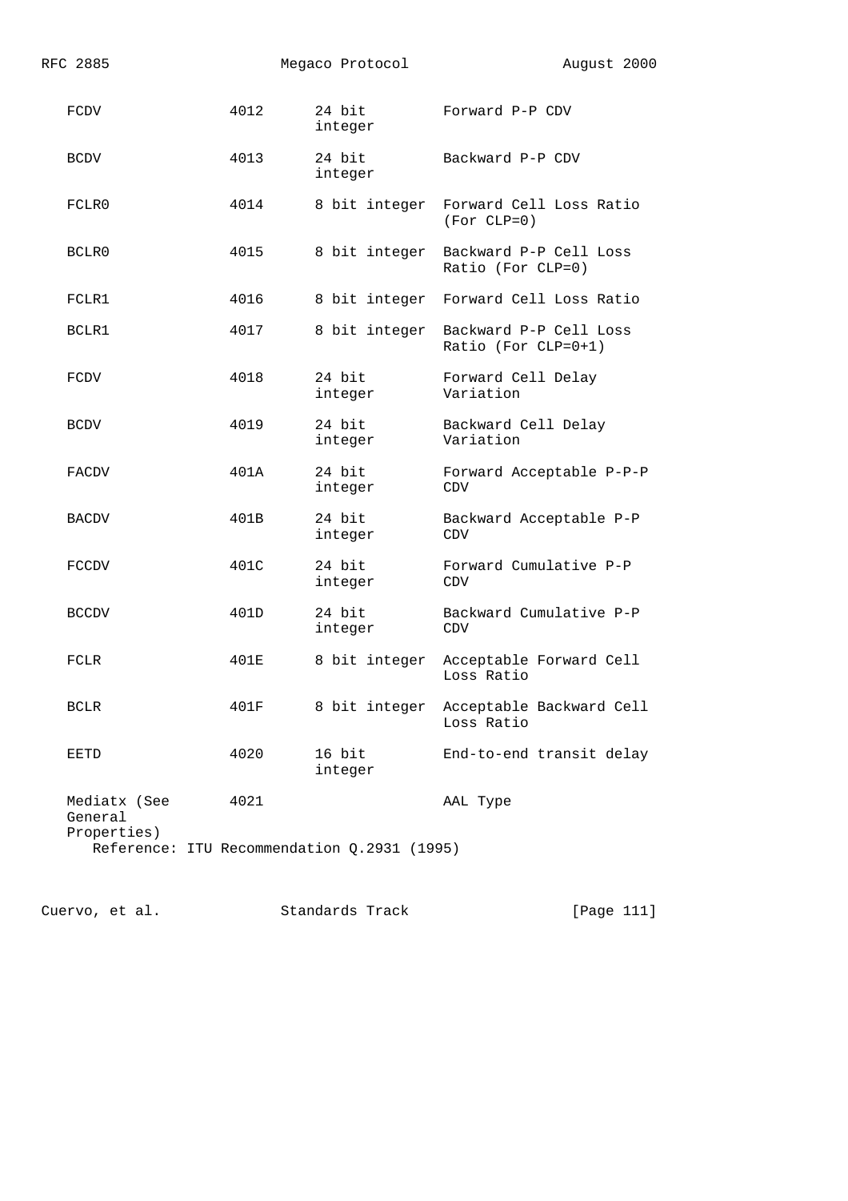| | | | |
|---|---|---|---|
| FCDV | 4012 | 24 bit integer | Forward P-P CDV |
| BCDV | 4013 | 24 bit integer | Backward P-P CDV |
| FCLR0 | 4014 | 8 bit integer | Forward Cell Loss Ratio (For CLP=0) |
| BCLR0 | 4015 | 8 bit integer | Backward P-P Cell Loss Ratio (For CLP=0) |
| FCLR1 | 4016 | 8 bit integer | Forward Cell Loss Ratio |
| BCLR1 | 4017 | 8 bit integer | Backward P-P Cell Loss Ratio (For CLP=0+1) |
| FCDV | 4018 | 24 bit integer | Forward Cell Delay Variation |
| BCDV | 4019 | 24 bit integer | Backward Cell Delay Variation |
| FACDV | 401A | 24 bit integer | Forward Acceptable P-P-P CDV |
| BACDV | 401B | 24 bit integer | Backward Acceptable P-P CDV |
| FCCDV | 401C | 24 bit integer | Forward Cumulative P-P CDV |
| BCCDV | 401D | 24 bit integer | Backward Cumulative P-P CDV |
| FCLR | 401E | 8 bit integer | Acceptable Forward Cell Loss Ratio |
| BCLR | 401F | 8 bit integer | Acceptable Backward Cell Loss Ratio |
| EETD | 4020 | 16 bit integer | End-to-end transit delay |
| Mediatx (See General Properties) | 4021 | | AAL Type |

Reference: ITU Recommendation Q.2931 (1995)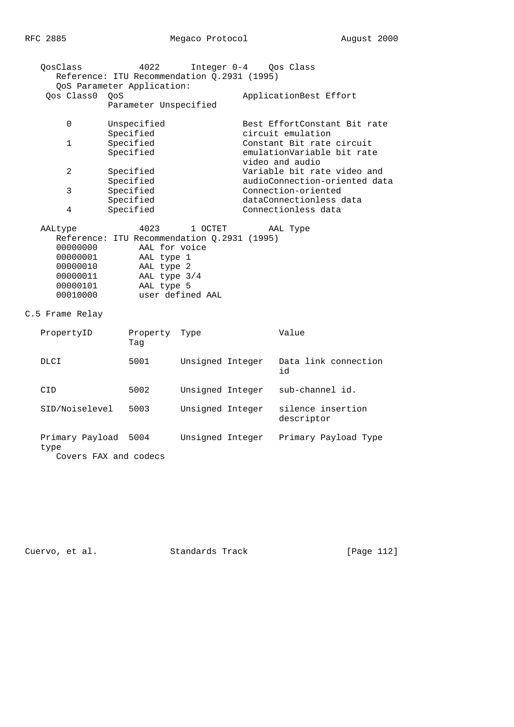```
   QosClass           4022      Integer 0-4    Qos Class
      Reference: ITU Recommendation Q.2931 (1995)
      QoS Parameter Application:
    Qos Class0  QoS                          ApplicationBest Effort
                Parameter Unspecified

        0       Unspecified                  Best EffortConstant Bit rate
                Specified                    circuit emulation
        1       Specified                    Constant Bit rate circuit
                Specified                    emulationVariable bit rate
                                             video and audio
        2       Specified                    Variable bit rate video and
                Specified                    audioConnection-oriented data
        3       Specified                    Connection-oriented
                Specified                    dataConnectionless data
        4       Specified                    Connectionless data

   AALtype            4023      1 OCTET        AAL Type
      Reference: ITU Recommendation Q.2931 (1995)
       00000000        AAL for voice
       00000001        AAL type 1
       00000010        AAL type 2
       00000011        AAL type 3/4
       00000101        AAL type 5
       00010000        user defined AAL
```

## C.5 Frame Relay

```
   PropertyID       Property  Type              Value
                    Tag

   DLCI             5001      Unsigned Integer  Data link connection
                                                id

   CID              5002      Unsigned Integer  sub-channel id.

   SID/Noiselevel   5003      Unsigned Integer  silence insertion
                                                descriptor

   Primary Payload  5004      Unsigned Integer  Primary Payload Type
   type
      Covers FAX and codecs
```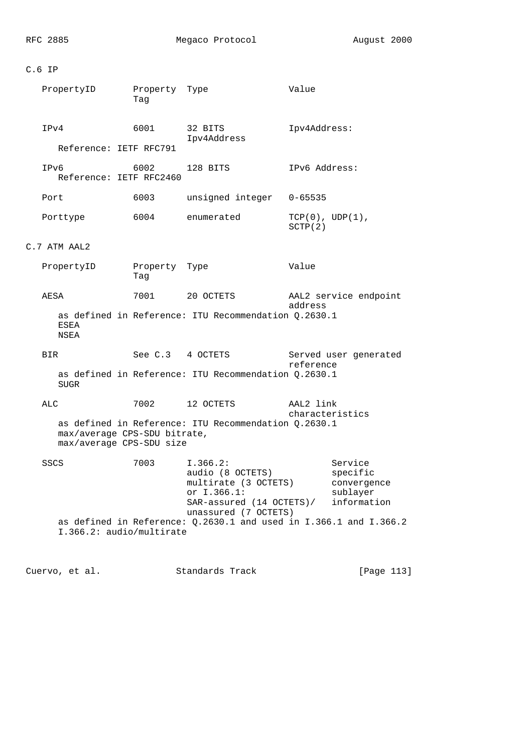## C.6 IP

| PropertyID | Property Tag | Type | Value |
|---|---|---|---|
| IPv4 | 6001 | 32 BITS Ipv4Address | Ipv4Address: |

Reference: IETF RFC791

| PropertyID | Property Tag | Type | Value |
|---|---|---|---|
| IPv6 | 6002 | 128 BITS | IPv6 Address: |

Reference: IETF RFC2460

| PropertyID | Property Tag | Type | Value |
|---|---|---|---|
| Port | 6003 | unsigned integer | 0-65535 |
| Porttype | 6004 | enumerated | TCP(0), UDP(1), SCTP(2) |

## C.7 ATM AAL2

| PropertyID | Property Tag | Type | Value |
|---|---|---|---|
| AESA | 7001 | 20 OCTETS | AAL2 service endpoint address |

as defined in Reference: ITU Recommendation Q.2630.1
ESEA
NSEA

| PropertyID | Property Tag | Type | Value |
|---|---|---|---|
| BIR | See C.3 | 4 OCTETS | Served user generated reference |

as defined in Reference: ITU Recommendation Q.2630.1
SUGR

| PropertyID | Property Tag | Type | Value |
|---|---|---|---|
| ALC | 7002 | 12 OCTETS | AAL2 link characteristics |

as defined in Reference: ITU Recommendation Q.2630.1
max/average CPS-SDU bitrate,
max/average CPS-SDU size

| PropertyID | Property Tag | Type | Value |
|---|---|---|---|
| SSCS | 7003 | I.366.2: audio (8 OCTETS) multirate (3 OCTETS) or I.366.1: SAR-assured (14 OCTETS)/ unassured (7 OCTETS) | Service specific convergence sublayer information |

as defined in Reference: Q.2630.1 and used in I.366.1 and I.366.2
I.366.2: audio/multirate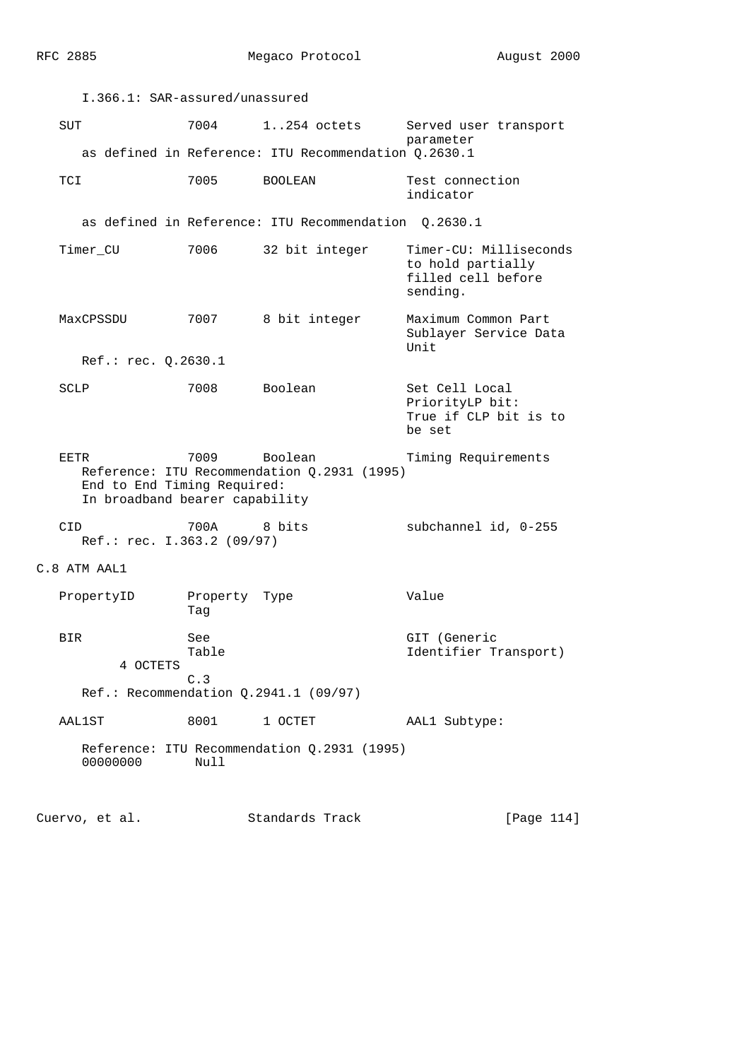I.366.1: SAR-assured/unassured

```
   SUT              7004      1..254 octets      Served user transport
                                                 parameter
      as defined in Reference: ITU Recommendation Q.2630.1

   TCI              7005      BOOLEAN            Test connection
                                                 indicator

      as defined in Reference: ITU Recommendation  Q.2630.1

   Timer_CU         7006      32 bit integer     Timer-CU: Milliseconds
                                                 to hold partially
                                                 filled cell before
                                                 sending.

   MaxCPSSDU        7007      8 bit integer      Maximum Common Part
                                                 Sublayer Service Data
                                                 Unit
      Ref.: rec. Q.2630.1

   SCLP             7008      Boolean            Set Cell Local
                                                 PriorityLP bit:
                                                 True if CLP bit is to
                                                 be set

   EETR             7009      Boolean            Timing Requirements
      Reference: ITU Recommendation Q.2931 (1995)
      End to End Timing Required:
      In broadband bearer capability

   CID              700A      8 bits             subchannel id, 0-255
      Ref.: rec. I.363.2 (09/97)
```

## C.8 ATM AAL1

```
   PropertyID       Property  Type               Value
                    Tag

   BIR              See                          GIT (Generic
                    Table                        Identifier Transport)
          4 OCTETS
                    C.3
      Ref.: Recommendation Q.2941.1 (09/97)

   AAL1ST           8001      1 OCTET            AAL1 Subtype:

      Reference: ITU Recommendation Q.2931 (1995)
      00000000       Null
```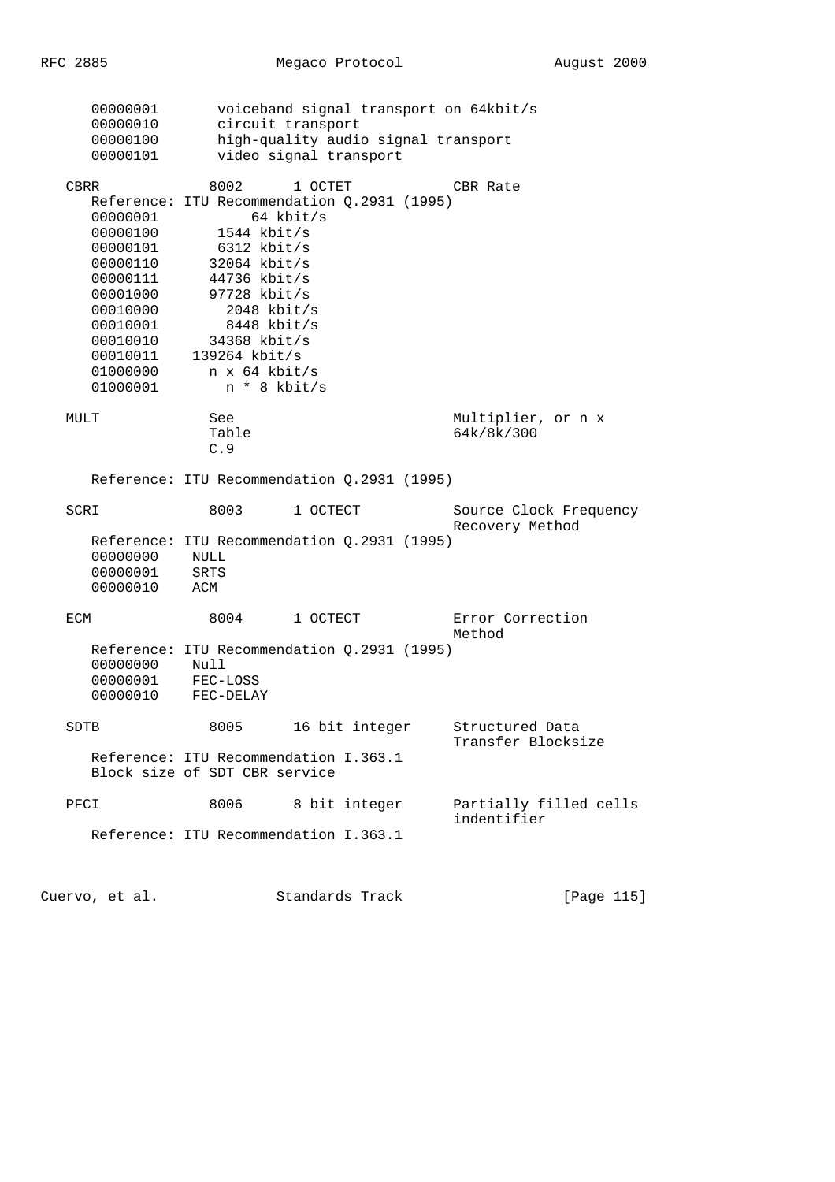```
      00000001       voiceband signal transport on 64kbit/s
      00000010       circuit transport
      00000100       high-quality audio signal transport
      00000101       video signal transport

   CBRR             8002      1 OCTET            CBR Rate
      Reference: ITU Recommendation Q.2931 (1995)
      00000001            64 kbit/s
      00000100        1544 kbit/s
      00000101        6312 kbit/s
      00000110       32064 kbit/s
      00000111       44736 kbit/s
      00001000       97728 kbit/s
      00010000         2048 kbit/s
      00010001         8448 kbit/s
      00010010       34368 kbit/s
      00010011    139264 kbit/s
      01000000       n x 64 kbit/s
      01000001         n * 8 kbit/s

   MULT             See                          Multiplier, or n x
                    Table                        64k/8k/300
                    C.9

      Reference: ITU Recommendation Q.2931 (1995)

   SCRI             8003      1 OCTECT           Source Clock Frequency
                                                 Recovery Method
      Reference: ITU Recommendation Q.2931 (1995)
      00000000    NULL
      00000001    SRTS
      00000010    ACM

   ECM              8004      1 OCTECT           Error Correction
                                                 Method
      Reference: ITU Recommendation Q.2931 (1995)
      00000000    Null
      00000001    FEC-LOSS
      00000010    FEC-DELAY

   SDTB             8005      16 bit integer     Structured Data
                                                 Transfer Blocksize
      Reference: ITU Recommendation I.363.1
      Block size of SDT CBR service

   PFCI             8006      8 bit integer      Partially filled cells
                                                 indentifier
      Reference: ITU Recommendation I.363.1
```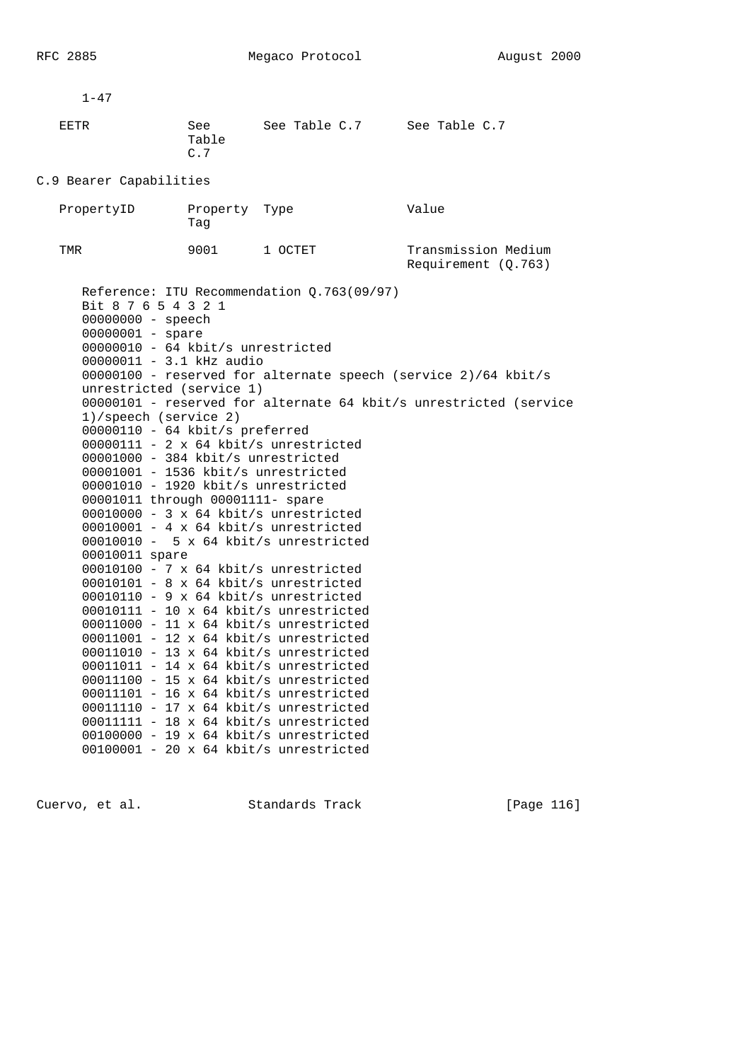1-47

| | | | |
|---|---|---|---|
| EETR | See Table C.7 | See Table C.7 | See Table C.7 |

## C.9 Bearer Capabilities

| PropertyID | Property Tag | Type | Value |
|---|---|---|---|
| TMR | 9001 | 1 OCTET | Transmission Medium Requirement (Q.763) |

Reference: ITU Recommendation Q.763(09/97)

```
Bit 8 7 6 5 4 3 2 1
00000000 - speech
00000001 - spare
00000010 - 64 kbit/s unrestricted
00000011 - 3.1 kHz audio
00000100 - reserved for alternate speech (service 2)/64 kbit/s
unrestricted (service 1)
00000101 - reserved for alternate 64 kbit/s unrestricted (service
1)/speech (service 2)
00000110 - 64 kbit/s preferred
00000111 - 2 x 64 kbit/s unrestricted
00001000 - 384 kbit/s unrestricted
00001001 - 1536 kbit/s unrestricted
00001010 - 1920 kbit/s unrestricted
00001011 through 00001111- spare
00010000 - 3 x 64 kbit/s unrestricted
00010001 - 4 x 64 kbit/s unrestricted
00010010 -  5 x 64 kbit/s unrestricted
00010011 spare
00010100 - 7 x 64 kbit/s unrestricted
00010101 - 8 x 64 kbit/s unrestricted
00010110 - 9 x 64 kbit/s unrestricted
00010111 - 10 x 64 kbit/s unrestricted
00011000 - 11 x 64 kbit/s unrestricted
00011001 - 12 x 64 kbit/s unrestricted
00011010 - 13 x 64 kbit/s unrestricted
00011011 - 14 x 64 kbit/s unrestricted
00011100 - 15 x 64 kbit/s unrestricted
00011101 - 16 x 64 kbit/s unrestricted
00011110 - 17 x 64 kbit/s unrestricted
00011111 - 18 x 64 kbit/s unrestricted
00100000 - 19 x 64 kbit/s unrestricted
00100001 - 20 x 64 kbit/s unrestricted
```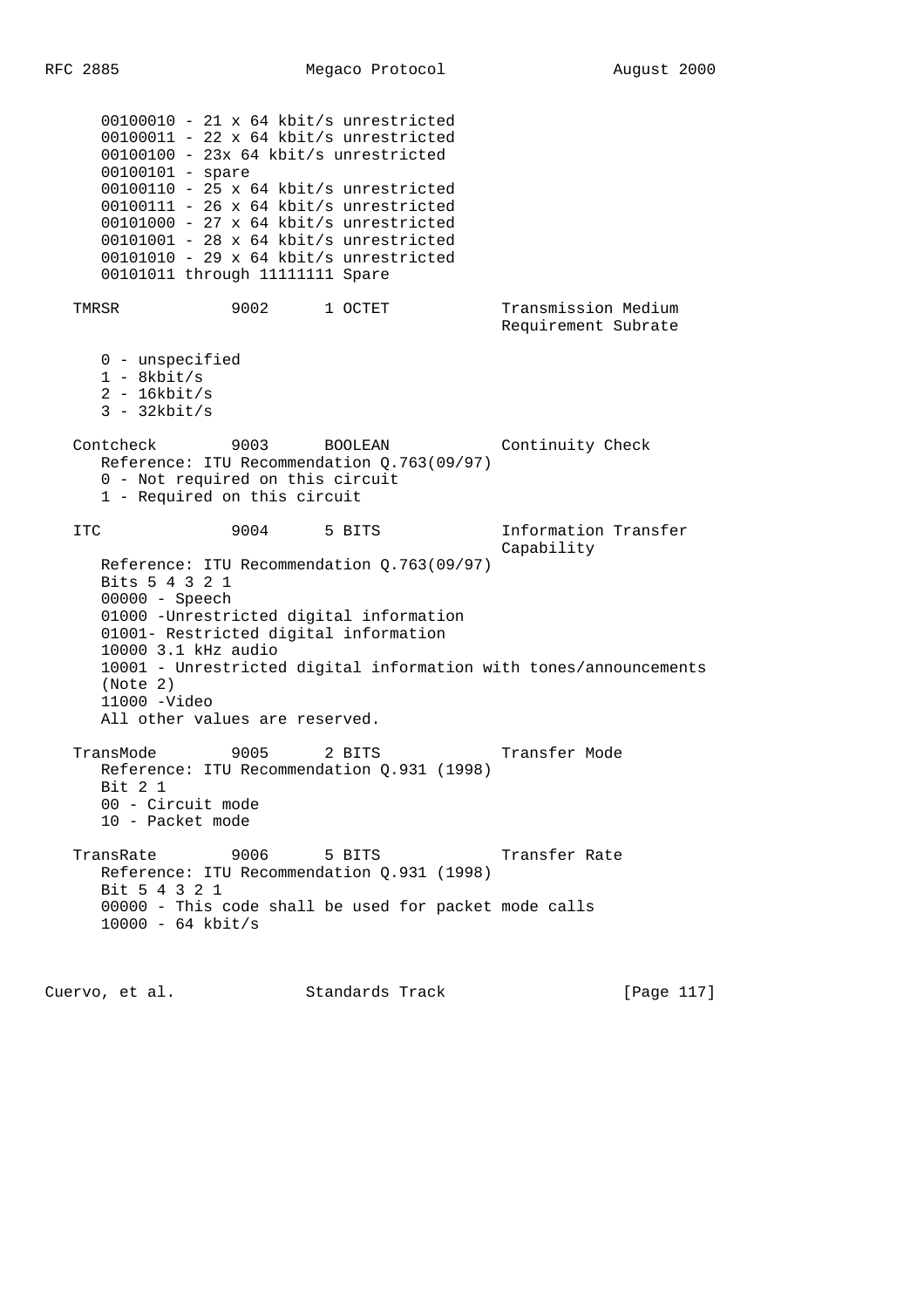```
      00100010 - 21 x 64 kbit/s unrestricted
      00100011 - 22 x 64 kbit/s unrestricted
      00100100 - 23x 64 kbit/s unrestricted
      00100101 - spare
      00100110 - 25 x 64 kbit/s unrestricted
      00100111 - 26 x 64 kbit/s unrestricted
      00101000 - 27 x 64 kbit/s unrestricted
      00101001 - 28 x 64 kbit/s unrestricted
      00101010 - 29 x 64 kbit/s unrestricted
      00101011 through 11111111 Spare

   TMRSR            9002      1 OCTET             Transmission Medium
                                                  Requirement Subrate

      0 - unspecified
      1 - 8kbit/s
      2 - 16kbit/s
      3 - 32kbit/s

   Contcheck        9003      BOOLEAN             Continuity Check
      Reference: ITU Recommendation Q.763(09/97)
      0 - Not required on this circuit
      1 - Required on this circuit

   ITC              9004      5 BITS              Information Transfer
                                                  Capability
      Reference: ITU Recommendation Q.763(09/97)
      Bits 5 4 3 2 1
      00000 - Speech
      01000 -Unrestricted digital information
      01001- Restricted digital information
      10000 3.1 kHz audio
      10001 - Unrestricted digital information with tones/announcements
      (Note 2)
      11000 -Video
      All other values are reserved.

   TransMode        9005      2 BITS              Transfer Mode
      Reference: ITU Recommendation Q.931 (1998)
      Bit 2 1
      00 - Circuit mode
      10 - Packet mode

   TransRate        9006      5 BITS              Transfer Rate
      Reference: ITU Recommendation Q.931 (1998)
      Bit 5 4 3 2 1
      00000 - This code shall be used for packet mode calls
      10000 - 64 kbit/s
```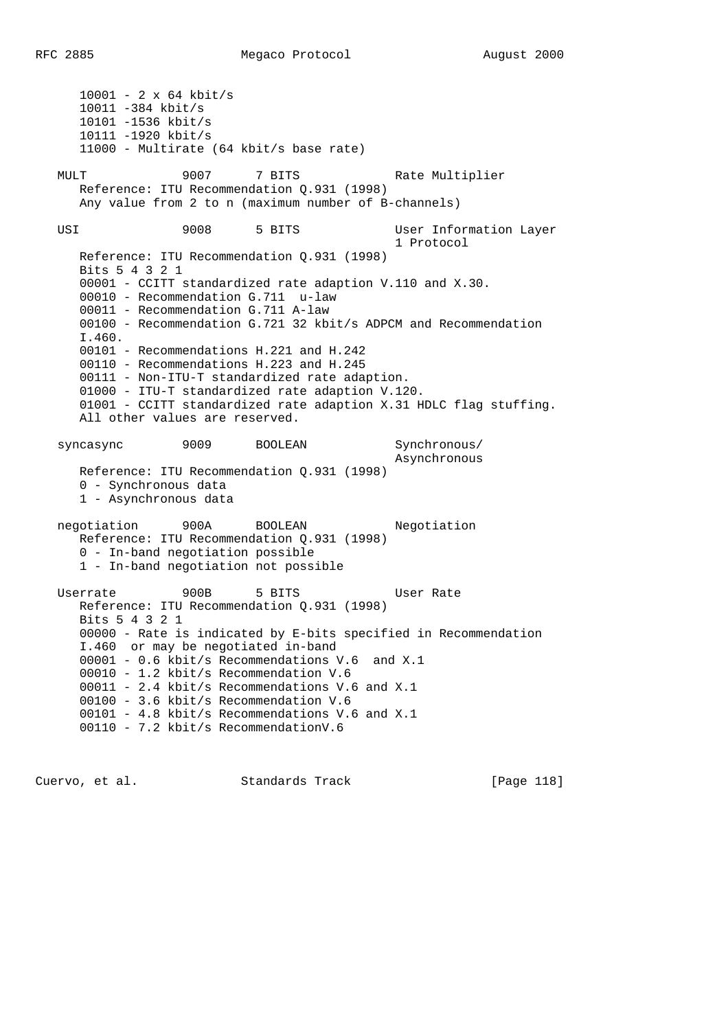```
      10001 - 2 x 64 kbit/s
      10011 -384 kbit/s
      10101 -1536 kbit/s
      10111 -1920 kbit/s
      11000 - Multirate (64 kbit/s base rate)

   MULT            9007      7 BITS             Rate Multiplier
      Reference: ITU Recommendation Q.931 (1998)
      Any value from 2 to n (maximum number of B-channels)

   USI             9008      5 BITS             User Information Layer
                                                1 Protocol
      Reference: ITU Recommendation Q.931 (1998)
      Bits 5 4 3 2 1
      00001 - CCITT standardized rate adaption V.110 and X.30.
      00010 - Recommendation G.711  u-law
      00011 - Recommendation G.711 A-law
      00100 - Recommendation G.721 32 kbit/s ADPCM and Recommendation
      I.460.
      00101 - Recommendations H.221 and H.242
      00110 - Recommendations H.223 and H.245
      00111 - Non-ITU-T standardized rate adaption.
      01000 - ITU-T standardized rate adaption V.120.
      01001 - CCITT standardized rate adaption X.31 HDLC flag stuffing.
      All other values are reserved.

   syncasync       9009      BOOLEAN            Synchronous/
                                                Asynchronous
      Reference: ITU Recommendation Q.931 (1998)
      0 - Synchronous data
      1 - Asynchronous data

   negotiation     900A      BOOLEAN            Negotiation
      Reference: ITU Recommendation Q.931 (1998)
      0 - In-band negotiation possible
      1 - In-band negotiation not possible

   Userrate        900B      5 BITS             User Rate
      Reference: ITU Recommendation Q.931 (1998)
      Bits 5 4 3 2 1
      00000 - Rate is indicated by E-bits specified in Recommendation
      I.460  or may be negotiated in-band
      00001 - 0.6 kbit/s Recommendations V.6  and X.1
      00010 - 1.2 kbit/s Recommendation V.6
      00011 - 2.4 kbit/s Recommendations V.6 and X.1
      00100 - 3.6 kbit/s Recommendation V.6
      00101 - 4.8 kbit/s Recommendations V.6 and X.1
      00110 - 7.2 kbit/s RecommendationV.6
```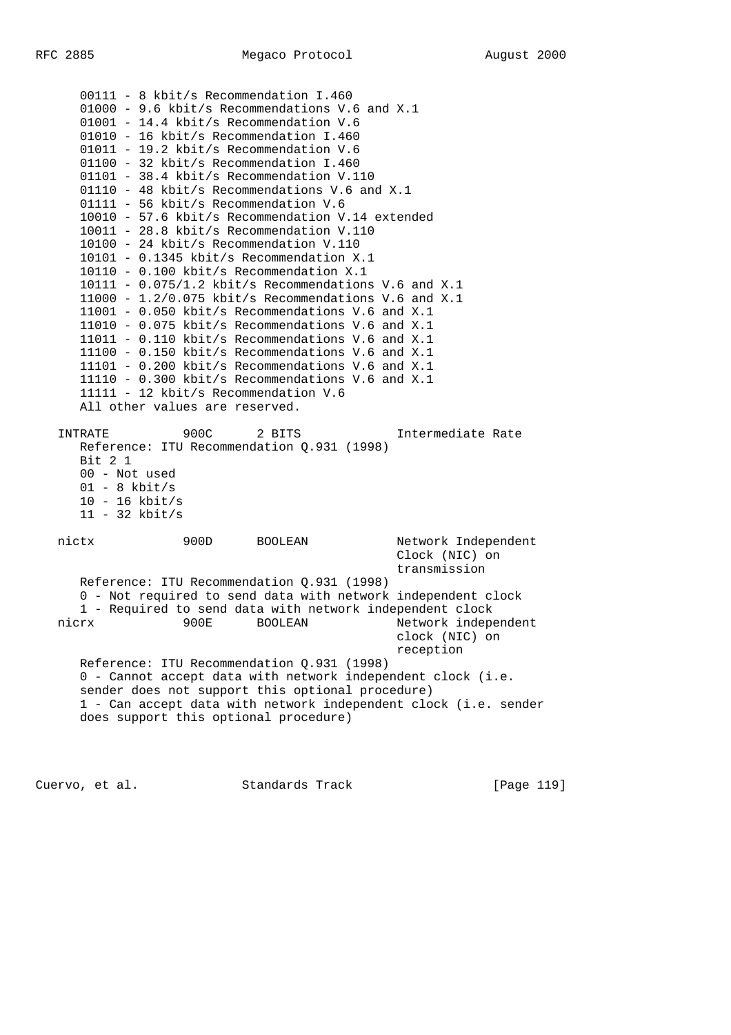```
      00111 - 8 kbit/s Recommendation I.460
      01000 - 9.6 kbit/s Recommendations V.6 and X.1
      01001 - 14.4 kbit/s Recommendation V.6
      01010 - 16 kbit/s Recommendation I.460
      01011 - 19.2 kbit/s Recommendation V.6
      01100 - 32 kbit/s Recommendation I.460
      01101 - 38.4 kbit/s Recommendation V.110
      01110 - 48 kbit/s Recommendations V.6 and X.1
      01111 - 56 kbit/s Recommendation V.6
      10010 - 57.6 kbit/s Recommendation V.14 extended
      10011 - 28.8 kbit/s Recommendation V.110
      10100 - 24 kbit/s Recommendation V.110
      10101 - 0.1345 kbit/s Recommendation X.1
      10110 - 0.100 kbit/s Recommendation X.1
      10111 - 0.075/1.2 kbit/s Recommendations V.6 and X.1
      11000 - 1.2/0.075 kbit/s Recommendations V.6 and X.1
      11001 - 0.050 kbit/s Recommendations V.6 and X.1
      11010 - 0.075 kbit/s Recommendations V.6 and X.1
      11011 - 0.110 kbit/s Recommendations V.6 and X.1
      11100 - 0.150 kbit/s Recommendations V.6 and X.1
      11101 - 0.200 kbit/s Recommendations V.6 and X.1
      11110 - 0.300 kbit/s Recommendations V.6 and X.1
      11111 - 12 kbit/s Recommendation V.6
      All other values are reserved.

   INTRATE          900C      2 BITS             Intermediate Rate
      Reference: ITU Recommendation Q.931 (1998)
      Bit 2 1
      00 - Not used
      01 - 8 kbit/s
      10 - 16 kbit/s
      11 - 32 kbit/s

   nictx            900D      BOOLEAN            Network Independent
                                                 Clock (NIC) on
                                                 transmission
      Reference: ITU Recommendation Q.931 (1998)
      0 - Not required to send data with network independent clock
      1 - Required to send data with network independent clock
   nicrx            900E      BOOLEAN            Network independent
                                                 clock (NIC) on
                                                 reception
      Reference: ITU Recommendation Q.931 (1998)
      0 - Cannot accept data with network independent clock (i.e.
      sender does not support this optional procedure)
      1 - Can accept data with network independent clock (i.e. sender
      does support this optional procedure)
```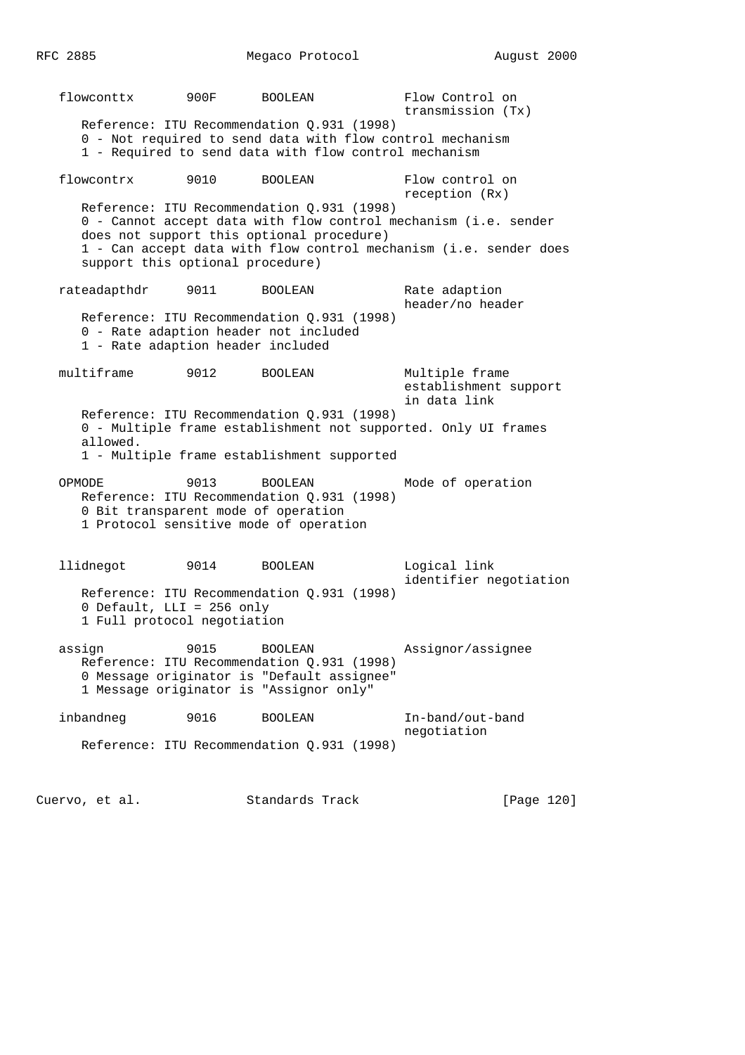```
   flowconttx       900F      BOOLEAN            Flow Control on
                                                 transmission (Tx)
      Reference: ITU Recommendation Q.931 (1998)
      0 - Not required to send data with flow control mechanism
      1 - Required to send data with flow control mechanism

   flowcontrx       9010      BOOLEAN            Flow control on
                                                 reception (Rx)
      Reference: ITU Recommendation Q.931 (1998)
      0 - Cannot accept data with flow control mechanism (i.e. sender
      does not support this optional procedure)
      1 - Can accept data with flow control mechanism (i.e. sender does
      support this optional procedure)

   rateadapthdr     9011      BOOLEAN            Rate adaption
                                                 header/no header
      Reference: ITU Recommendation Q.931 (1998)
      0 - Rate adaption header not included
      1 - Rate adaption header included

   multiframe       9012      BOOLEAN            Multiple frame
                                                 establishment support
                                                 in data link
      Reference: ITU Recommendation Q.931 (1998)
      0 - Multiple frame establishment not supported. Only UI frames
      allowed.
      1 - Multiple frame establishment supported

   OPMODE           9013      BOOLEAN            Mode of operation
      Reference: ITU Recommendation Q.931 (1998)
      0 Bit transparent mode of operation
      1 Protocol sensitive mode of operation


   llidnegot        9014      BOOLEAN            Logical link
                                                 identifier negotiation
      Reference: ITU Recommendation Q.931 (1998)
      0 Default, LLI = 256 only
      1 Full protocol negotiation

   assign           9015      BOOLEAN            Assignor/assignee
      Reference: ITU Recommendation Q.931 (1998)
      0 Message originator is "Default assignee"
      1 Message originator is "Assignor only"

   inbandneg        9016      BOOLEAN            In-band/out-band
                                                 negotiation
      Reference: ITU Recommendation Q.931 (1998)
```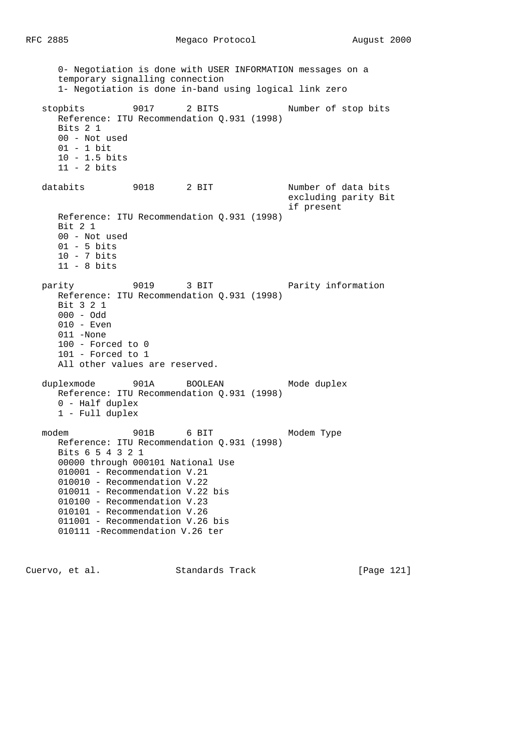0- Negotiation is done with USER INFORMATION messages on a temporary signalling connection
1- Negotiation is done in-band using logical link zero

```
stopbits         9017      2 BITS             Number of stop bits
   Reference: ITU Recommendation Q.931 (1998)
   Bits 2 1
   00 - Not used
   01 - 1 bit
   10 - 1.5 bits
   11 - 2 bits

databits         9018      2 BIT              Number of data bits
                                              excluding parity Bit
                                              if present
   Reference: ITU Recommendation Q.931 (1998)
   Bit 2 1
   00 - Not used
   01 - 5 bits
   10 - 7 bits
   11 - 8 bits

parity           9019      3 BIT              Parity information
   Reference: ITU Recommendation Q.931 (1998)
   Bit 3 2 1
   000 - Odd
   010 - Even
   011 -None
   100 - Forced to 0
   101 - Forced to 1
   All other values are reserved.

duplexmode       901A      BOOLEAN            Mode duplex
   Reference: ITU Recommendation Q.931 (1998)
   0 - Half duplex
   1 - Full duplex

modem            901B      6 BIT              Modem Type
   Reference: ITU Recommendation Q.931 (1998)
   Bits 6 5 4 3 2 1
   00000 through 000101 National Use
   010001 - Recommendation V.21
   010010 - Recommendation V.22
   010011 - Recommendation V.22 bis
   010100 - Recommendation V.23
   010101 - Recommendation V.26
   011001 - Recommendation V.26 bis
   010111 -Recommendation V.26 ter
```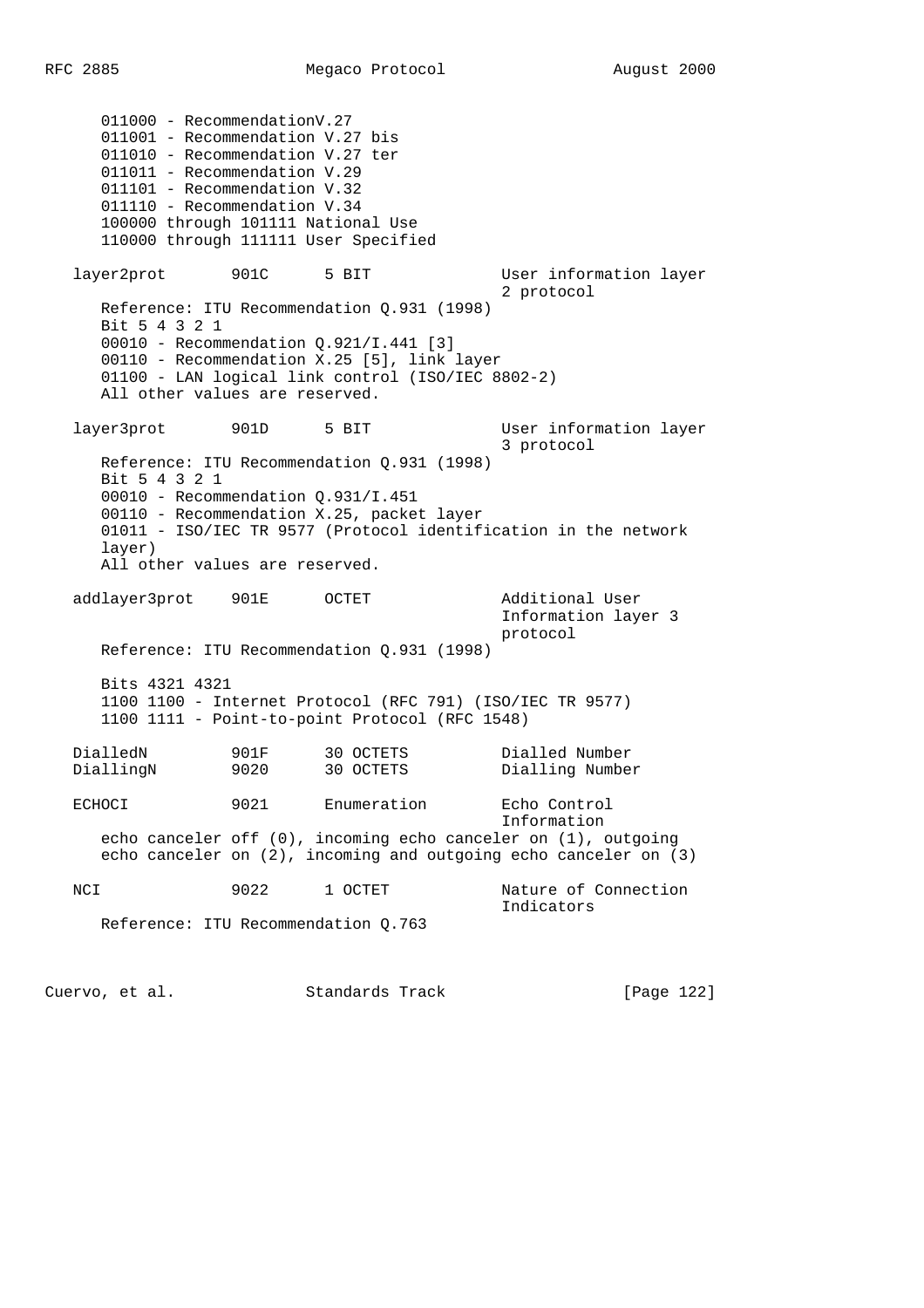```
      011000 - RecommendationV.27
      011001 - Recommendation V.27 bis
      011010 - Recommendation V.27 ter
      011011 - Recommendation V.29
      011101 - Recommendation V.32
      011110 - Recommendation V.34
      100000 through 101111 National Use
      110000 through 111111 User Specified

   layer2prot       901C      5 BIT              User information layer
                                                 2 protocol
      Reference: ITU Recommendation Q.931 (1998)
      Bit 5 4 3 2 1
      00010 - Recommendation Q.921/I.441 [3]
      00110 - Recommendation X.25 [5], link layer
      01100 - LAN logical link control (ISO/IEC 8802-2)
      All other values are reserved.

   layer3prot       901D      5 BIT              User information layer
                                                 3 protocol
      Reference: ITU Recommendation Q.931 (1998)
      Bit 5 4 3 2 1
      00010 - Recommendation Q.931/I.451
      00110 - Recommendation X.25, packet layer
      01011 - ISO/IEC TR 9577 (Protocol identification in the network
      layer)
      All other values are reserved.

   addlayer3prot    901E      OCTET              Additional User
                                                 Information layer 3
                                                 protocol
      Reference: ITU Recommendation Q.931 (1998)

      Bits 4321 4321
      1100 1100 - Internet Protocol (RFC 791) (ISO/IEC TR 9577)
      1100 1111 - Point-to-point Protocol (RFC 1548)

   DialledN         901F      30 OCTETS          Dialled Number
   DiallingN        9020      30 OCTETS          Dialling Number

   ECHOCI           9021      Enumeration        Echo Control
                                                 Information
      echo canceler off (0), incoming echo canceler on (1), outgoing
      echo canceler on (2), incoming and outgoing echo canceler on (3)

   NCI              9022      1 OCTET            Nature of Connection
                                                 Indicators
      Reference: ITU Recommendation Q.763
```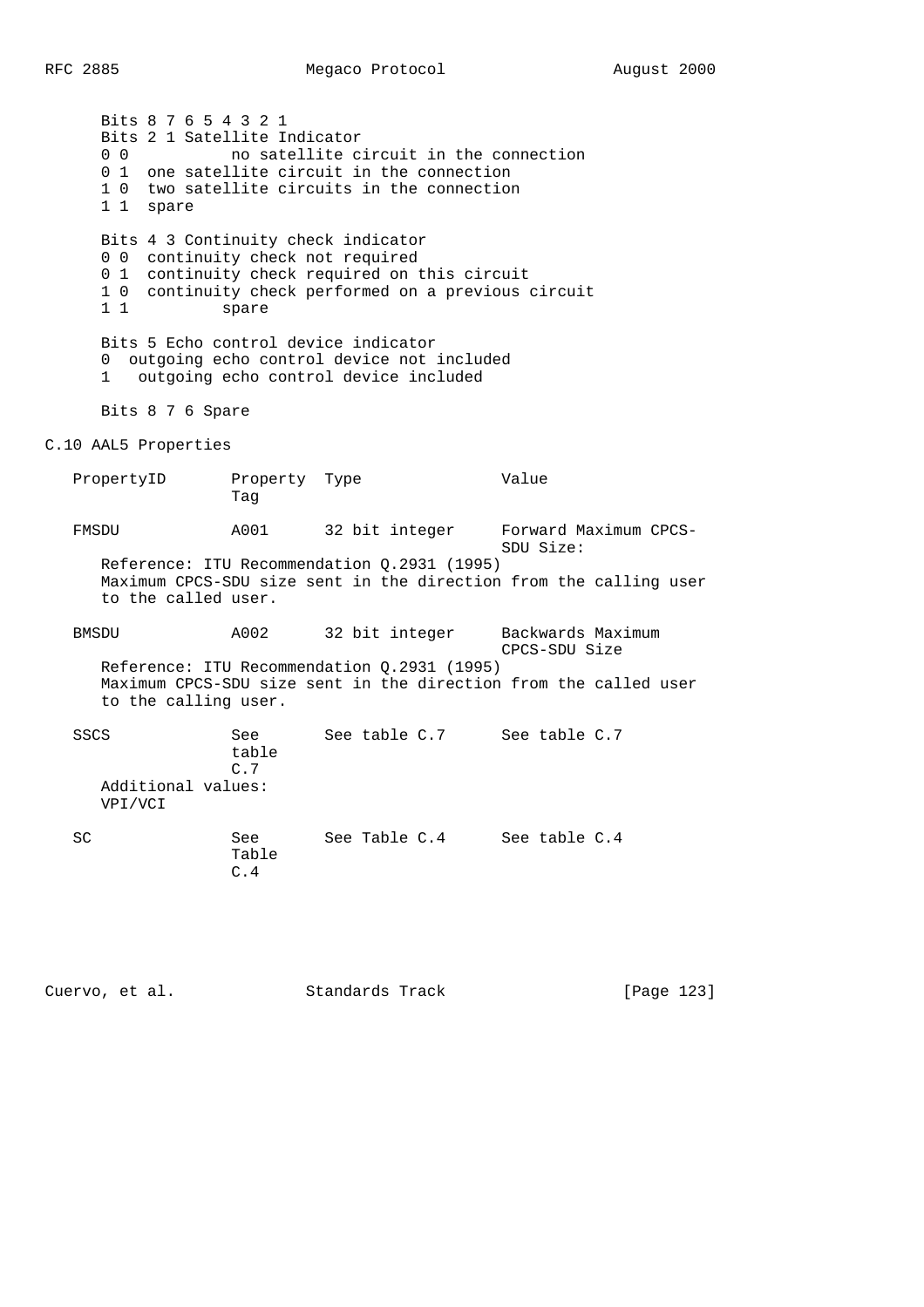Bits 8 7 6 5 4 3 2 1

Bits 2 1 Satellite Indicator

- 0 0 no satellite circuit in the connection
- 0 1 one satellite circuit in the connection
- 1 0 two satellite circuits in the connection
- 1 1 spare

Bits 4 3 Continuity check indicator

- 0 0 continuity check not required
- 0 1 continuity check required on this circuit
- 1 0 continuity check performed on a previous circuit
- 1 1 spare

Bits 5 Echo control device indicator

- 0 outgoing echo control device not included
- 1 outgoing echo control device included

Bits 8 7 6 Spare

## C.10 AAL5 Properties

| PropertyID | Property Tag | Type | Value |
|---|---|---|---|
| FMSDU | A001 | 32 bit integer | Forward Maximum CPCS-SDU Size: |

Reference: ITU Recommendation Q.2931 (1995)
Maximum CPCS-SDU size sent in the direction from the calling user to the called user.

| PropertyID | Property Tag | Type | Value |
|---|---|---|---|
| BMSDU | A002 | 32 bit integer | Backwards Maximum CPCS-SDU Size |

Reference: ITU Recommendation Q.2931 (1995)
Maximum CPCS-SDU size sent in the direction from the called user to the calling user.

| PropertyID | Property Tag | Type | Value |
|---|---|---|---|
| SSCS | See table C.7 | See table C.7 | See table C.7 |

Additional values:
VPI/VCI

| PropertyID | Property Tag | Type | Value |
|---|---|---|---|
| SC | See Table C.4 | See Table C.4 | See table C.4 |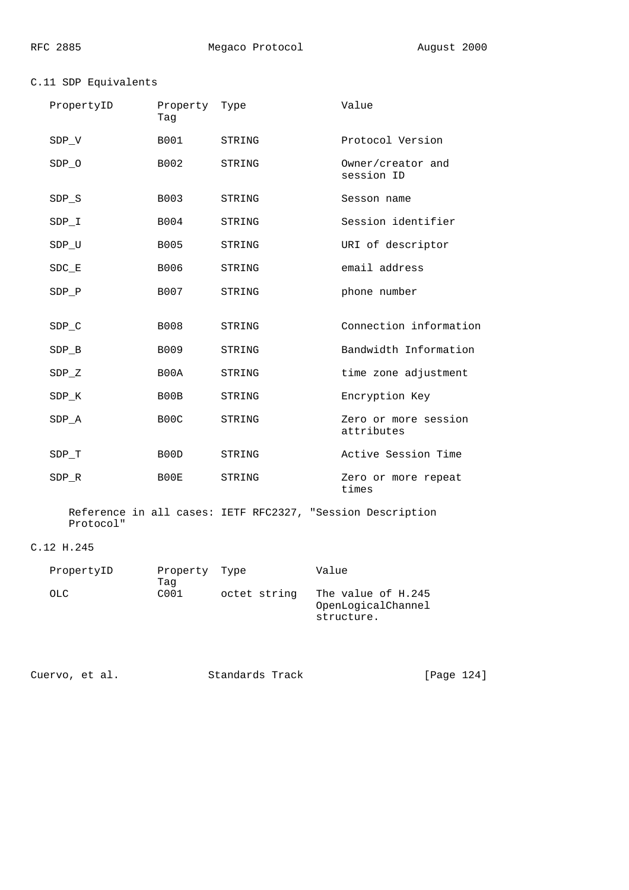## C.11 SDP Equivalents

| PropertyID | Property Tag | Type | Value |
|---|---|---|---|
| SDP_V | B001 | STRING | Protocol Version |
| SDP_O | B002 | STRING | Owner/creator and session ID |
| SDP_S | B003 | STRING | Sesson name |
| SDP_I | B004 | STRING | Session identifier |
| SDP_U | B005 | STRING | URI of descriptor |
| SDC_E | B006 | STRING | email address |
| SDP_P | B007 | STRING | phone number |
| SDP_C | B008 | STRING | Connection information |
| SDP_B | B009 | STRING | Bandwidth Information |
| SDP_Z | B00A | STRING | time zone adjustment |
| SDP_K | B00B | STRING | Encryption Key |
| SDP_A | B00C | STRING | Zero or more session attributes |
| SDP_T | B00D | STRING | Active Session Time |
| SDP_R | B00E | STRING | Zero or more repeat times |

Reference in all cases: IETF RFC2327, "Session Description Protocol"

## C.12 H.245

| PropertyID | Property Tag | Type | Value |
|---|---|---|---|
| OLC | C001 | octet string | The value of H.245 OpenLogicalChannel structure. |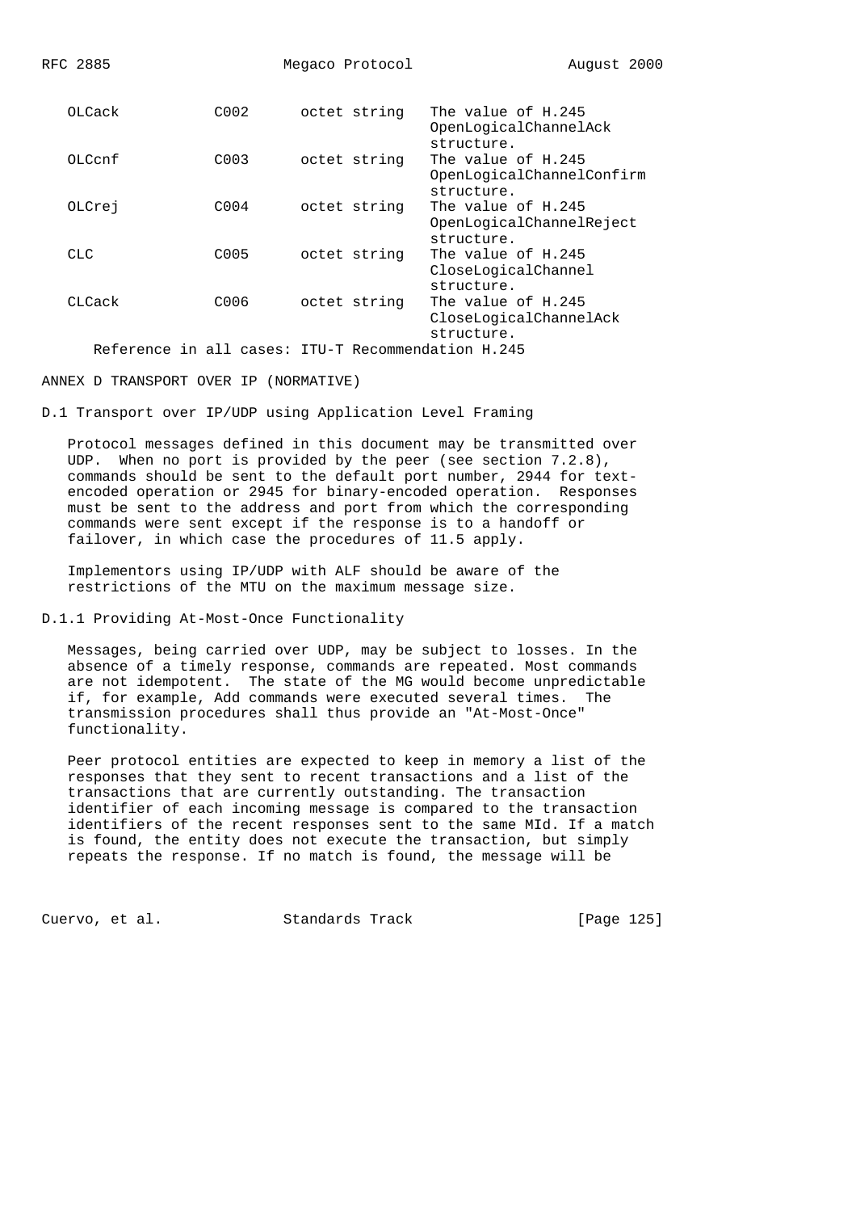| | | | |
|---|---|---|---|
| OLCack | C002 | octet string | The value of H.245 OpenLogicalChannelAck structure. |
| OLCcnf | C003 | octet string | The value of H.245 OpenLogicalChannelConfirm structure. |
| OLCrej | C004 | octet string | The value of H.245 OpenLogicalChannelReject structure. |
| CLC | C005 | octet string | The value of H.245 CloseLogicalChannel structure. |
| CLCack | C006 | octet string | The value of H.245 CloseLogicalChannelAck structure. |

Reference in all cases: ITU-T Recommendation H.245

# ANNEX D TRANSPORT OVER IP (NORMATIVE)

## D.1 Transport over IP/UDP using Application Level Framing

Protocol messages defined in this document may be transmitted over UDP. When no port is provided by the peer (see section 7.2.8), commands should be sent to the default port number, 2944 for text-encoded operation or 2945 for binary-encoded operation. Responses must be sent to the address and port from which the corresponding commands were sent except if the response is to a handoff or failover, in which case the procedures of 11.5 apply.

Implementors using IP/UDP with ALF should be aware of the restrictions of the MTU on the maximum message size.

### D.1.1 Providing At-Most-Once Functionality

Messages, being carried over UDP, may be subject to losses. In the absence of a timely response, commands are repeated. Most commands are not idempotent. The state of the MG would become unpredictable if, for example, Add commands were executed several times. The transmission procedures shall thus provide an "At-Most-Once" functionality.

Peer protocol entities are expected to keep in memory a list of the responses that they sent to recent transactions and a list of the transactions that are currently outstanding. The transaction identifier of each incoming message is compared to the transaction identifiers of the recent responses sent to the same MId. If a match is found, the entity does not execute the transaction, but simply repeats the response. If no match is found, the message will be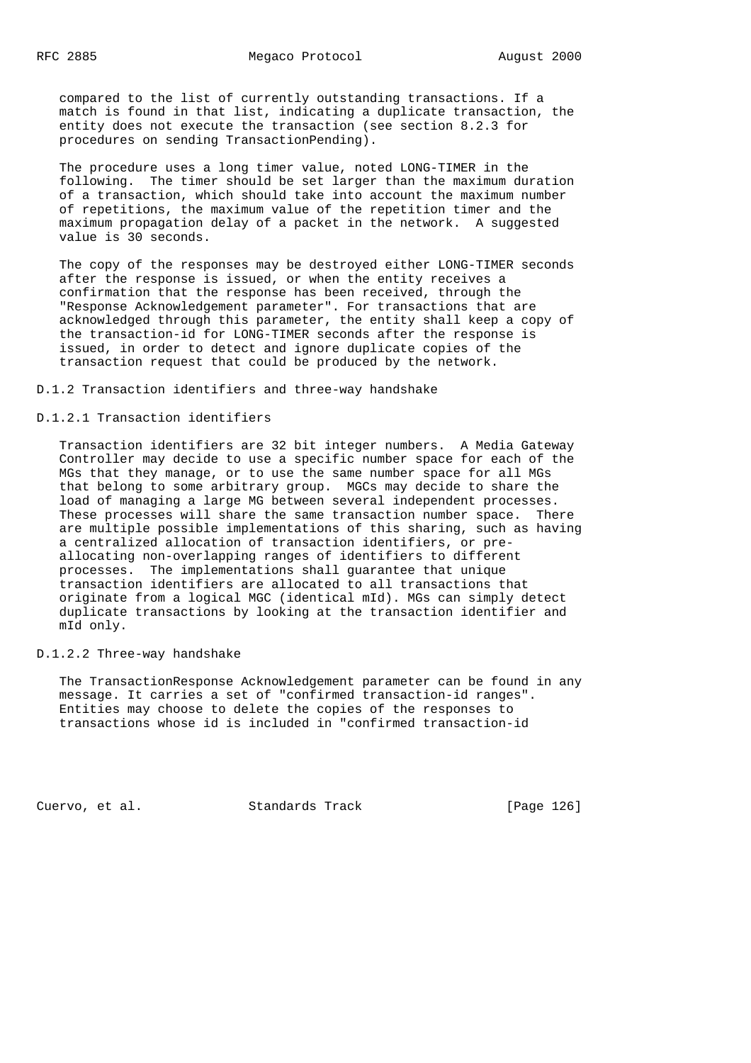compared to the list of currently outstanding transactions. If a match is found in that list, indicating a duplicate transaction, the entity does not execute the transaction (see section 8.2.3 for procedures on sending TransactionPending).

The procedure uses a long timer value, noted LONG-TIMER in the following. The timer should be set larger than the maximum duration of a transaction, which should take into account the maximum number of repetitions, the maximum value of the repetition timer and the maximum propagation delay of a packet in the network. A suggested value is 30 seconds.

The copy of the responses may be destroyed either LONG-TIMER seconds after the response is issued, or when the entity receives a confirmation that the response has been received, through the "Response Acknowledgement parameter". For transactions that are acknowledged through this parameter, the entity shall keep a copy of the transaction-id for LONG-TIMER seconds after the response is issued, in order to detect and ignore duplicate copies of the transaction request that could be produced by the network.

## D.1.2 Transaction identifiers and three-way handshake

### D.1.2.1 Transaction identifiers

Transaction identifiers are 32 bit integer numbers. A Media Gateway Controller may decide to use a specific number space for each of the MGs that they manage, or to use the same number space for all MGs that belong to some arbitrary group. MGCs may decide to share the load of managing a large MG between several independent processes. These processes will share the same transaction number space. There are multiple possible implementations of this sharing, such as having a centralized allocation of transaction identifiers, or pre-allocating non-overlapping ranges of identifiers to different processes. The implementations shall guarantee that unique transaction identifiers are allocated to all transactions that originate from a logical MGC (identical mId). MGs can simply detect duplicate transactions by looking at the transaction identifier and mId only.

### D.1.2.2 Three-way handshake

The TransactionResponse Acknowledgement parameter can be found in any message. It carries a set of "confirmed transaction-id ranges". Entities may choose to delete the copies of the responses to transactions whose id is included in "confirmed transaction-id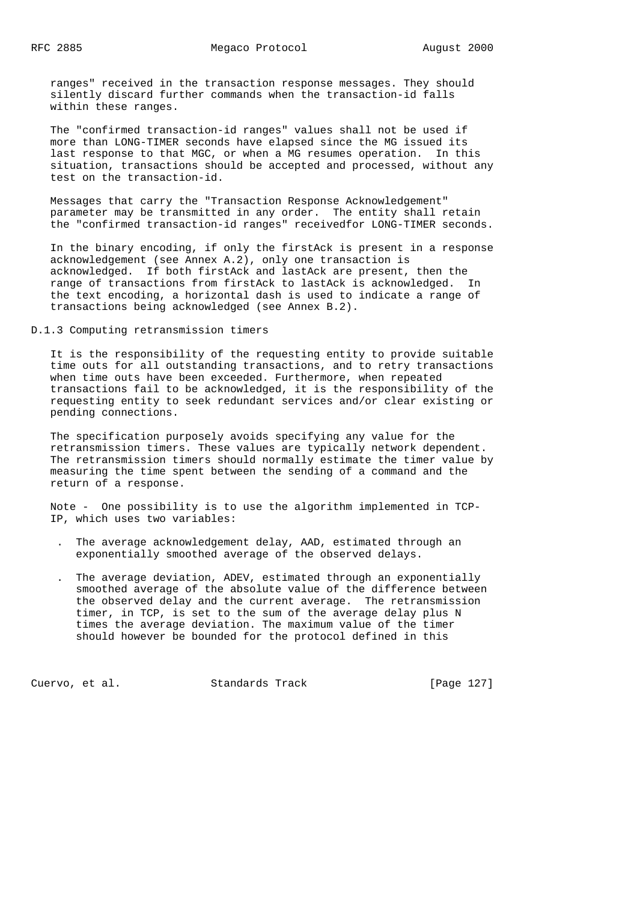ranges" received in the transaction response messages. They should silently discard further commands when the transaction-id falls within these ranges.

The "confirmed transaction-id ranges" values shall not be used if more than LONG-TIMER seconds have elapsed since the MG issued its last response to that MGC, or when a MG resumes operation. In this situation, transactions should be accepted and processed, without any test on the transaction-id.

Messages that carry the "Transaction Response Acknowledgement" parameter may be transmitted in any order. The entity shall retain the "confirmed transaction-id ranges" receivedfor LONG-TIMER seconds.

In the binary encoding, if only the firstAck is present in a response acknowledgement (see Annex A.2), only one transaction is acknowledged. If both firstAck and lastAck are present, then the range of transactions from firstAck to lastAck is acknowledged. In the text encoding, a horizontal dash is used to indicate a range of transactions being acknowledged (see Annex B.2).

### D.1.3 Computing retransmission timers

It is the responsibility of the requesting entity to provide suitable time outs for all outstanding transactions, and to retry transactions when time outs have been exceeded. Furthermore, when repeated transactions fail to be acknowledged, it is the responsibility of the requesting entity to seek redundant services and/or clear existing or pending connections.

The specification purposely avoids specifying any value for the retransmission timers. These values are typically network dependent. The retransmission timers should normally estimate the timer value by measuring the time spent between the sending of a command and the return of a response.

Note - One possibility is to use the algorithm implemented in TCP-IP, which uses two variables:

- The average acknowledgement delay, AAD, estimated through an exponentially smoothed average of the observed delays.
- The average deviation, ADEV, estimated through an exponentially smoothed average of the absolute value of the difference between the observed delay and the current average. The retransmission timer, in TCP, is set to the sum of the average delay plus N times the average deviation. The maximum value of the timer should however be bounded for the protocol defined in this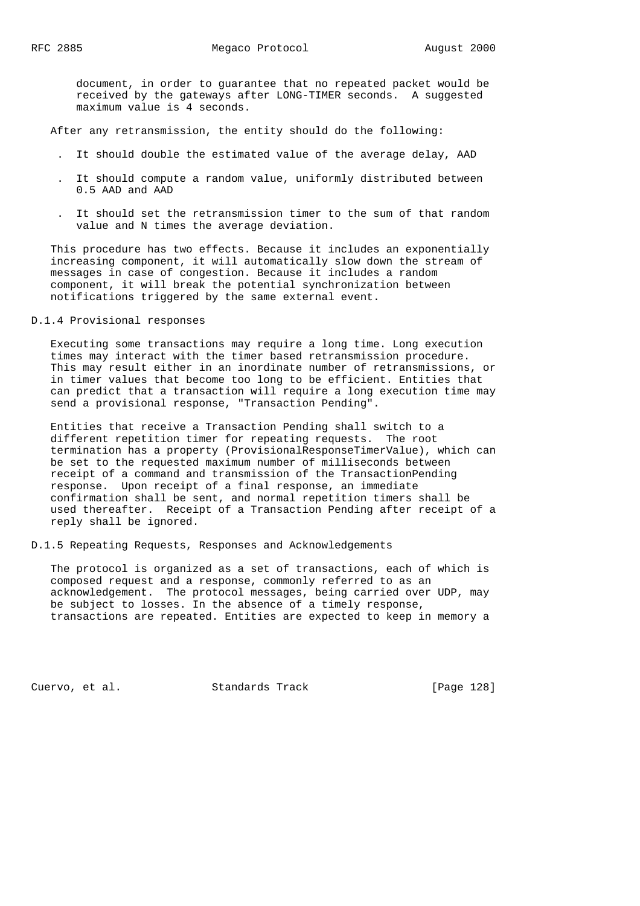document, in order to guarantee that no repeated packet would be received by the gateways after LONG-TIMER seconds. A suggested maximum value is 4 seconds.

After any retransmission, the entity should do the following:

- It should double the estimated value of the average delay, AAD
- It should compute a random value, uniformly distributed between 0.5 AAD and AAD
- It should set the retransmission timer to the sum of that random value and N times the average deviation.

This procedure has two effects. Because it includes an exponentially increasing component, it will automatically slow down the stream of messages in case of congestion. Because it includes a random component, it will break the potential synchronization between notifications triggered by the same external event.

### D.1.4 Provisional responses

Executing some transactions may require a long time. Long execution times may interact with the timer based retransmission procedure. This may result either in an inordinate number of retransmissions, or in timer values that become too long to be efficient. Entities that can predict that a transaction will require a long execution time may send a provisional response, "Transaction Pending".

Entities that receive a Transaction Pending shall switch to a different repetition timer for repeating requests. The root termination has a property (ProvisionalResponseTimerValue), which can be set to the requested maximum number of milliseconds between receipt of a command and transmission of the TransactionPending response. Upon receipt of a final response, an immediate confirmation shall be sent, and normal repetition timers shall be used thereafter. Receipt of a Transaction Pending after receipt of a reply shall be ignored.

### D.1.5 Repeating Requests, Responses and Acknowledgements

The protocol is organized as a set of transactions, each of which is composed request and a response, commonly referred to as an acknowledgement. The protocol messages, being carried over UDP, may be subject to losses. In the absence of a timely response, transactions are repeated. Entities are expected to keep in memory a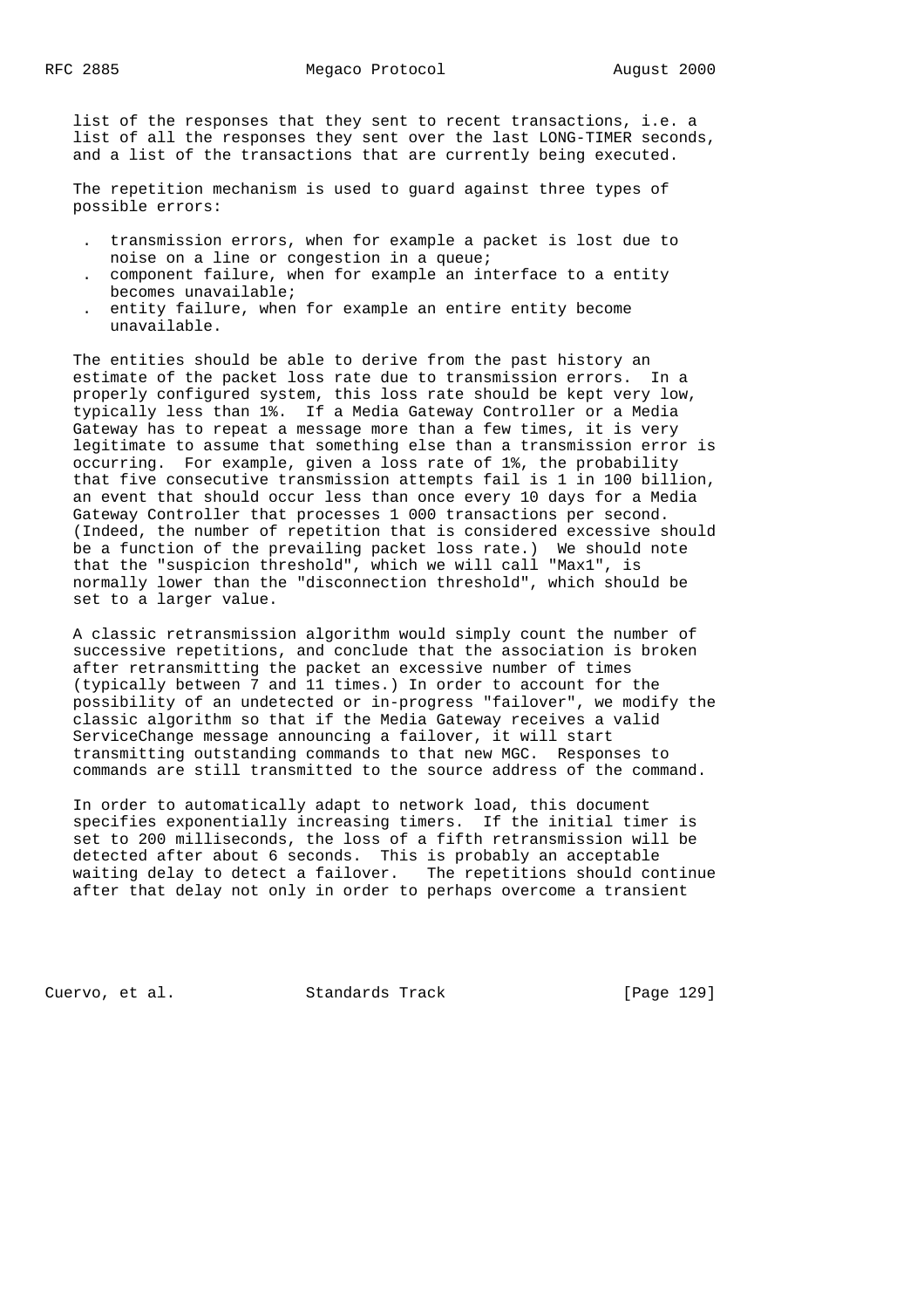list of the responses that they sent to recent transactions, i.e. a list of all the responses they sent over the last LONG-TIMER seconds, and a list of the transactions that are currently being executed.

The repetition mechanism is used to guard against three types of possible errors:

- transmission errors, when for example a packet is lost due to noise on a line or congestion in a queue;
- component failure, when for example an interface to a entity becomes unavailable;
- entity failure, when for example an entire entity become unavailable.

The entities should be able to derive from the past history an estimate of the packet loss rate due to transmission errors. In a properly configured system, this loss rate should be kept very low, typically less than 1%. If a Media Gateway Controller or a Media Gateway has to repeat a message more than a few times, it is very legitimate to assume that something else than a transmission error is occurring. For example, given a loss rate of 1%, the probability that five consecutive transmission attempts fail is 1 in 100 billion, an event that should occur less than once every 10 days for a Media Gateway Controller that processes 1 000 transactions per second. (Indeed, the number of repetition that is considered excessive should be a function of the prevailing packet loss rate.) We should note that the "suspicion threshold", which we will call "Max1", is normally lower than the "disconnection threshold", which should be set to a larger value.

A classic retransmission algorithm would simply count the number of successive repetitions, and conclude that the association is broken after retransmitting the packet an excessive number of times (typically between 7 and 11 times.) In order to account for the possibility of an undetected or in-progress "failover", we modify the classic algorithm so that if the Media Gateway receives a valid ServiceChange message announcing a failover, it will start transmitting outstanding commands to that new MGC. Responses to commands are still transmitted to the source address of the command.

In order to automatically adapt to network load, this document specifies exponentially increasing timers. If the initial timer is set to 200 milliseconds, the loss of a fifth retransmission will be detected after about 6 seconds. This is probably an acceptable waiting delay to detect a failover. The repetitions should continue after that delay not only in order to perhaps overcome a transient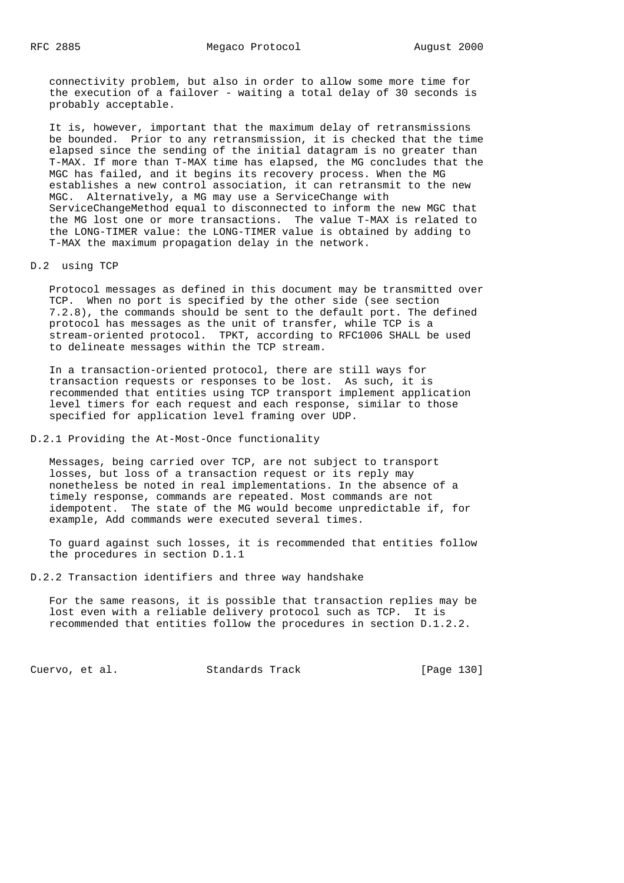connectivity problem, but also in order to allow some more time for the execution of a failover - waiting a total delay of 30 seconds is probably acceptable.

It is, however, important that the maximum delay of retransmissions be bounded. Prior to any retransmission, it is checked that the time elapsed since the sending of the initial datagram is no greater than T-MAX. If more than T-MAX time has elapsed, the MG concludes that the MGC has failed, and it begins its recovery process. When the MG establishes a new control association, it can retransmit to the new MGC. Alternatively, a MG may use a ServiceChange with ServiceChangeMethod equal to disconnected to inform the new MGC that the MG lost one or more transactions. The value T-MAX is related to the LONG-TIMER value: the LONG-TIMER value is obtained by adding to T-MAX the maximum propagation delay in the network.

## D.2 using TCP

Protocol messages as defined in this document may be transmitted over TCP. When no port is specified by the other side (see section 7.2.8), the commands should be sent to the default port. The defined protocol has messages as the unit of transfer, while TCP is a stream-oriented protocol. TPKT, according to RFC1006 SHALL be used to delineate messages within the TCP stream.

In a transaction-oriented protocol, there are still ways for transaction requests or responses to be lost. As such, it is recommended that entities using TCP transport implement application level timers for each request and each response, similar to those specified for application level framing over UDP.

### D.2.1 Providing the At-Most-Once functionality

Messages, being carried over TCP, are not subject to transport losses, but loss of a transaction request or its reply may nonetheless be noted in real implementations. In the absence of a timely response, commands are repeated. Most commands are not idempotent. The state of the MG would become unpredictable if, for example, Add commands were executed several times.

To guard against such losses, it is recommended that entities follow the procedures in section D.1.1

### D.2.2 Transaction identifiers and three way handshake

For the same reasons, it is possible that transaction replies may be lost even with a reliable delivery protocol such as TCP. It is recommended that entities follow the procedures in section D.1.2.2.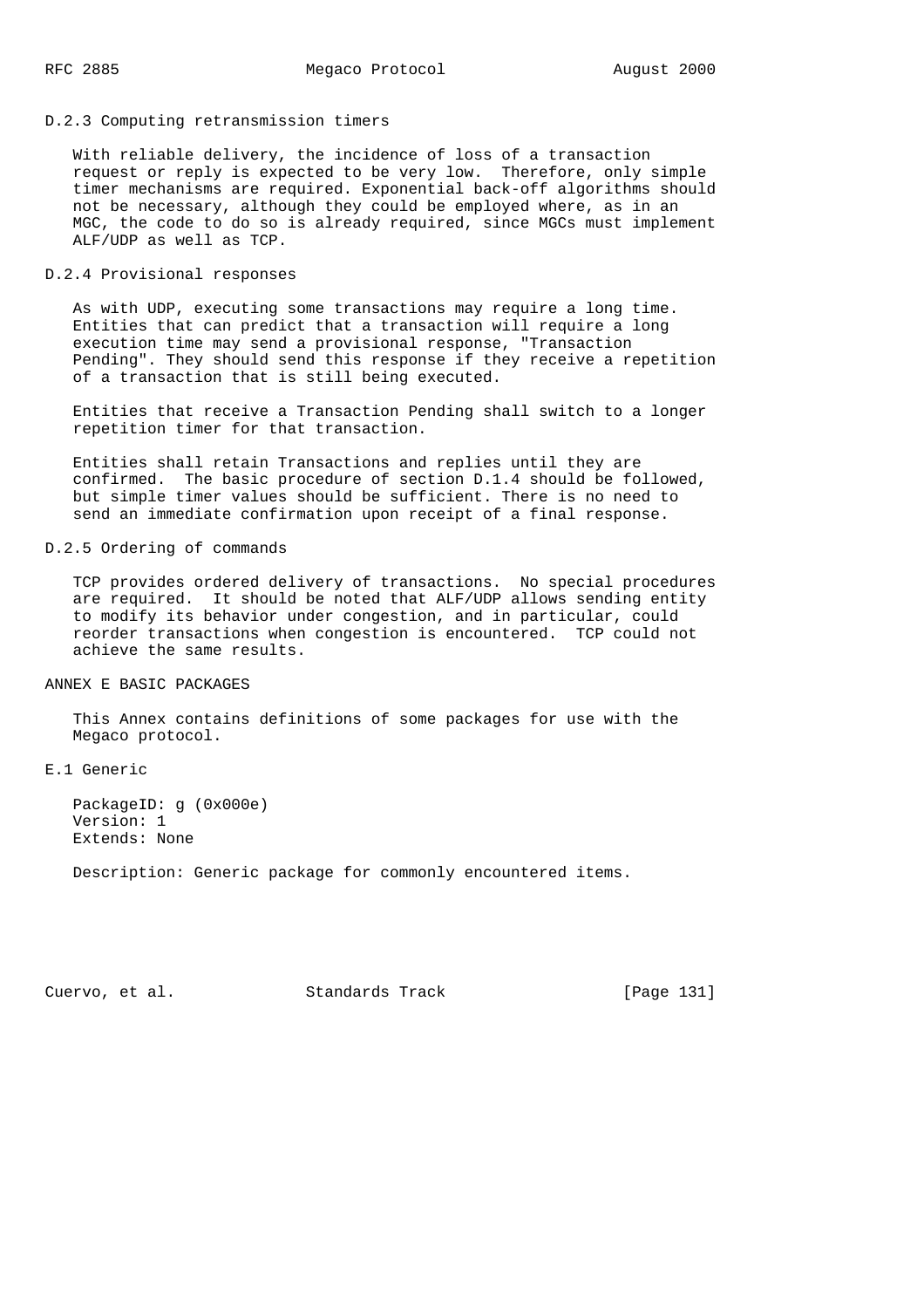### D.2.3 Computing retransmission timers

With reliable delivery, the incidence of loss of a transaction request or reply is expected to be very low. Therefore, only simple timer mechanisms are required. Exponential back-off algorithms should not be necessary, although they could be employed where, as in an MGC, the code to do so is already required, since MGCs must implement ALF/UDP as well as TCP.

### D.2.4 Provisional responses

As with UDP, executing some transactions may require a long time. Entities that can predict that a transaction will require a long execution time may send a provisional response, "Transaction Pending". They should send this response if they receive a repetition of a transaction that is still being executed.

Entities that receive a Transaction Pending shall switch to a longer repetition timer for that transaction.

Entities shall retain Transactions and replies until they are confirmed. The basic procedure of section D.1.4 should be followed, but simple timer values should be sufficient. There is no need to send an immediate confirmation upon receipt of a final response.

### D.2.5 Ordering of commands

TCP provides ordered delivery of transactions. No special procedures are required. It should be noted that ALF/UDP allows sending entity to modify its behavior under congestion, and in particular, could reorder transactions when congestion is encountered. TCP could not achieve the same results.

# ANNEX E BASIC PACKAGES

This Annex contains definitions of some packages for use with the Megaco protocol.

## E.1 Generic

PackageID: g (0x000e)
Version: 1
Extends: None

Description: Generic package for commonly encountered items.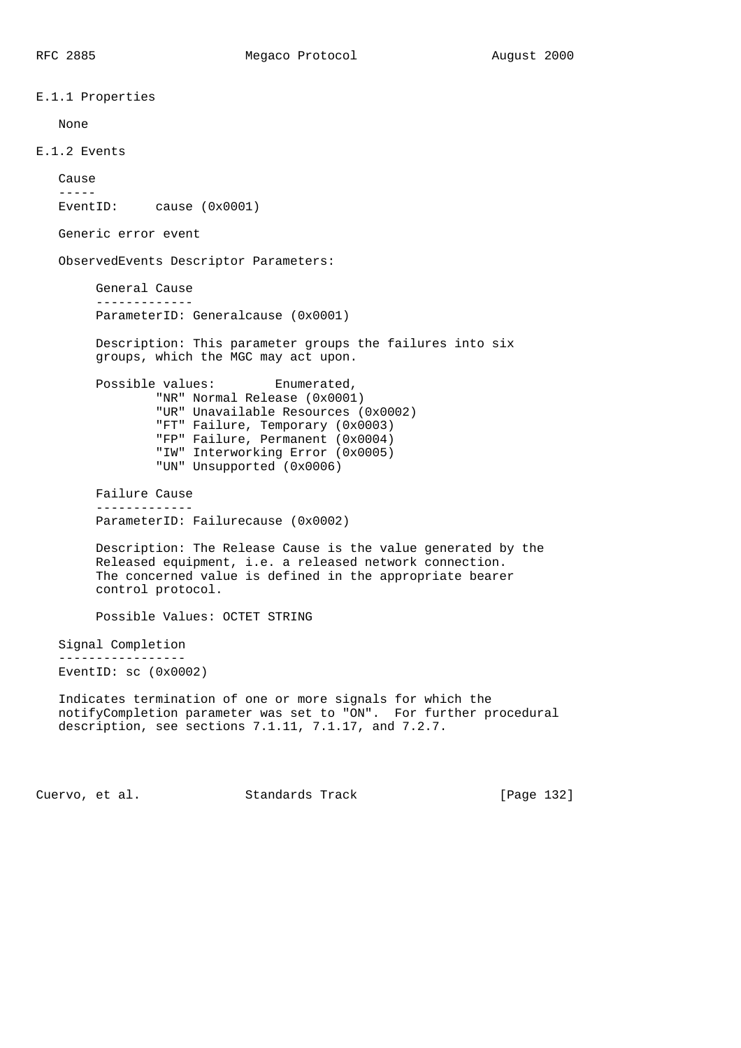### E.1.1 Properties

None

### E.1.2 Events

**Cause**

EventID: cause (0x0001)

Generic error event

ObservedEvents Descriptor Parameters:

**General Cause**

ParameterID: Generalcause (0x0001)

Description: This parameter groups the failures into six groups, which the MGC may act upon.

Possible values: Enumerated,

- "NR" Normal Release (0x0001)
- "UR" Unavailable Resources (0x0002)
- "FT" Failure, Temporary (0x0003)
- "FP" Failure, Permanent (0x0004)
- "IW" Interworking Error (0x0005)
- "UN" Unsupported (0x0006)

**Failure Cause**

ParameterID: Failurecause (0x0002)

Description: The Release Cause is the value generated by the Released equipment, i.e. a released network connection. The concerned value is defined in the appropriate bearer control protocol.

Possible Values: OCTET STRING

**Signal Completion**

EventID: sc (0x0002)

Indicates termination of one or more signals for which the notifyCompletion parameter was set to "ON". For further procedural description, see sections 7.1.11, 7.1.17, and 7.2.7.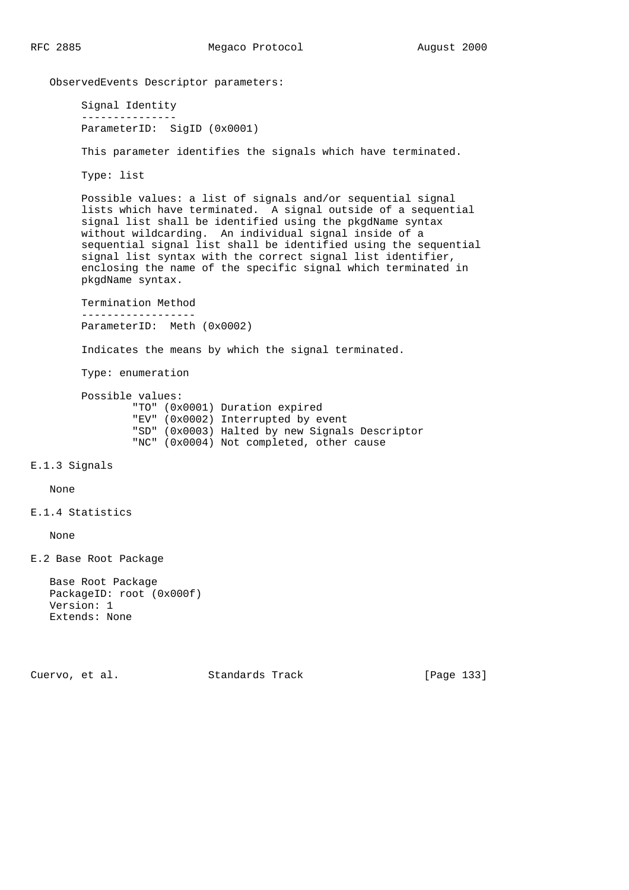ObservedEvents Descriptor parameters:

Signal Identity

ParameterID: SigID (0x0001)

This parameter identifies the signals which have terminated.

Type: list

Possible values: a list of signals and/or sequential signal lists which have terminated. A signal outside of a sequential signal list shall be identified using the pkgdName syntax without wildcarding. An individual signal inside of a sequential signal list shall be identified using the sequential signal list syntax with the correct signal list identifier, enclosing the name of the specific signal which terminated in pkgdName syntax.

Termination Method

ParameterID: Meth (0x0002)

Indicates the means by which the signal terminated.

Type: enumeration

Possible values:

```
        "TO" (0x0001) Duration expired
        "EV" (0x0002) Interrupted by event
        "SD" (0x0003) Halted by new Signals Descriptor
        "NC" (0x0004) Not completed, other cause
```

### E.1.3 Signals

None

### E.1.4 Statistics

None

## E.2 Base Root Package

Base Root Package
PackageID: root (0x000f)
Version: 1
Extends: None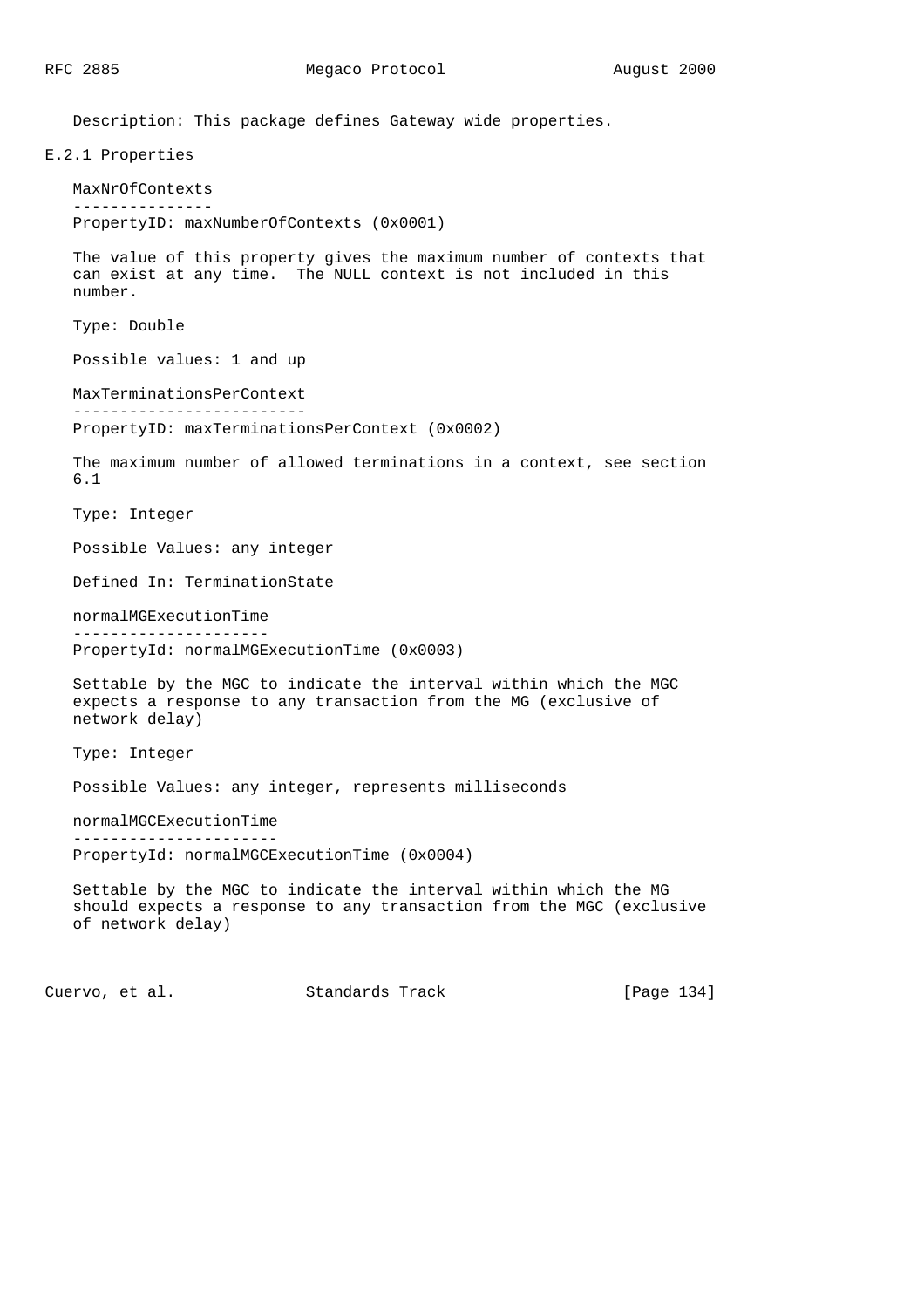Description: This package defines Gateway wide properties.

### E.2.1 Properties

**MaxNrOfContexts**

PropertyID: maxNumberOfContexts (0x0001)

The value of this property gives the maximum number of contexts that can exist at any time. The NULL context is not included in this number.

Type: Double

Possible values: 1 and up

**MaxTerminationsPerContext**

PropertyID: maxTerminationsPerContext (0x0002)

The maximum number of allowed terminations in a context, see section 6.1

Type: Integer

Possible Values: any integer

Defined In: TerminationState

**normalMGExecutionTime**

PropertyId: normalMGExecutionTime (0x0003)

Settable by the MGC to indicate the interval within which the MGC expects a response to any transaction from the MG (exclusive of network delay)

Type: Integer

Possible Values: any integer, represents milliseconds

**normalMGCExecutionTime**

PropertyId: normalMGCExecutionTime (0x0004)

Settable by the MGC to indicate the interval within which the MG should expects a response to any transaction from the MGC (exclusive of network delay)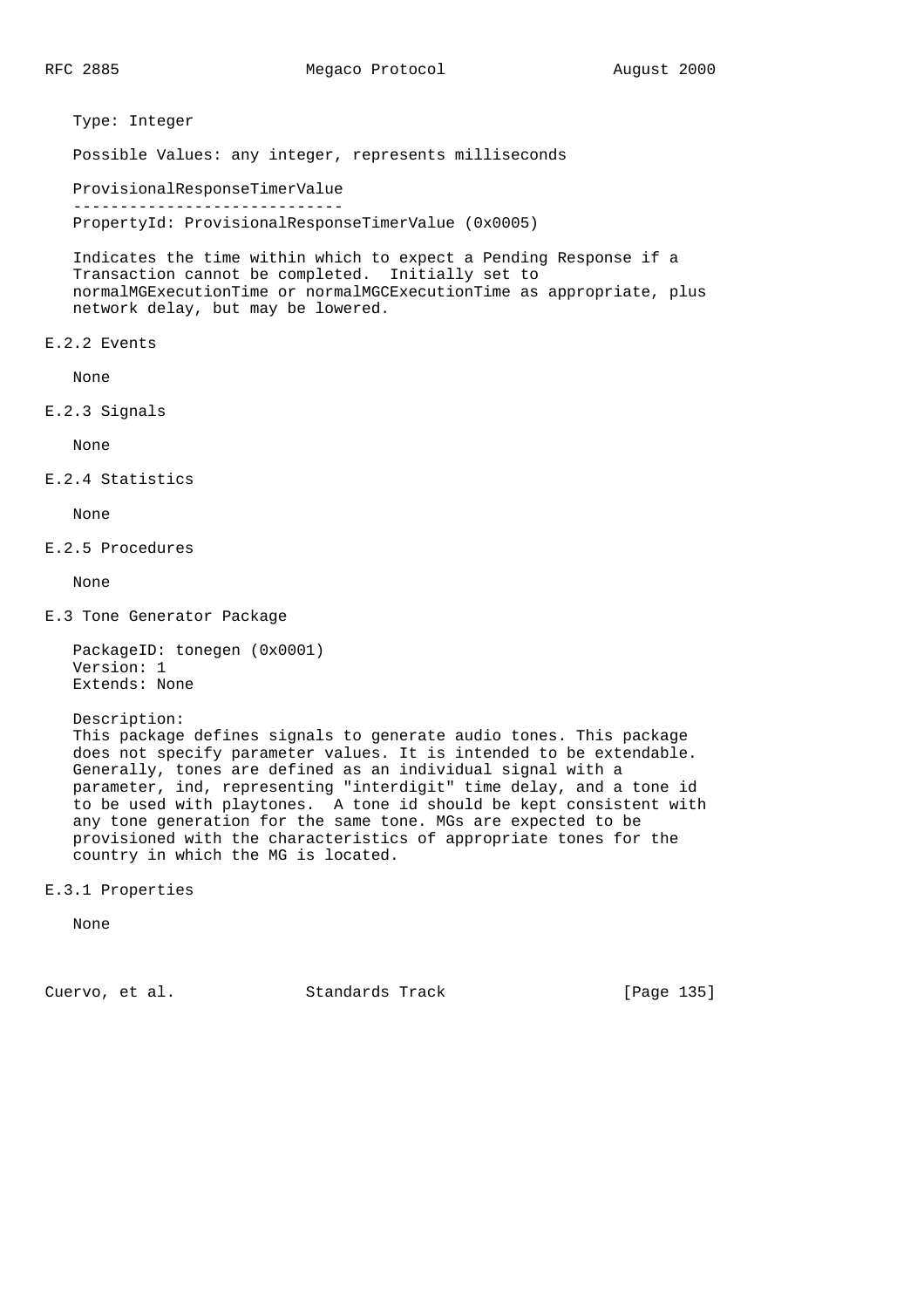Type: Integer

Possible Values: any integer, represents milliseconds

ProvisionalResponseTimerValue
-----------------------------
PropertyId: ProvisionalResponseTimerValue (0x0005)

Indicates the time within which to expect a Pending Response if a Transaction cannot be completed. Initially set to normalMGExecutionTime or normalMGCExecutionTime as appropriate, plus network delay, but may be lowered.

### E.2.2 Events

None

### E.2.3 Signals

None

### E.2.4 Statistics

None

### E.2.5 Procedures

None

## E.3 Tone Generator Package

PackageID: tonegen (0x0001)
Version: 1
Extends: None

Description:
This package defines signals to generate audio tones. This package does not specify parameter values. It is intended to be extendable. Generally, tones are defined as an individual signal with a parameter, ind, representing "interdigit" time delay, and a tone id to be used with playtones. A tone id should be kept consistent with any tone generation for the same tone. MGs are expected to be provisioned with the characteristics of appropriate tones for the country in which the MG is located.

### E.3.1 Properties

None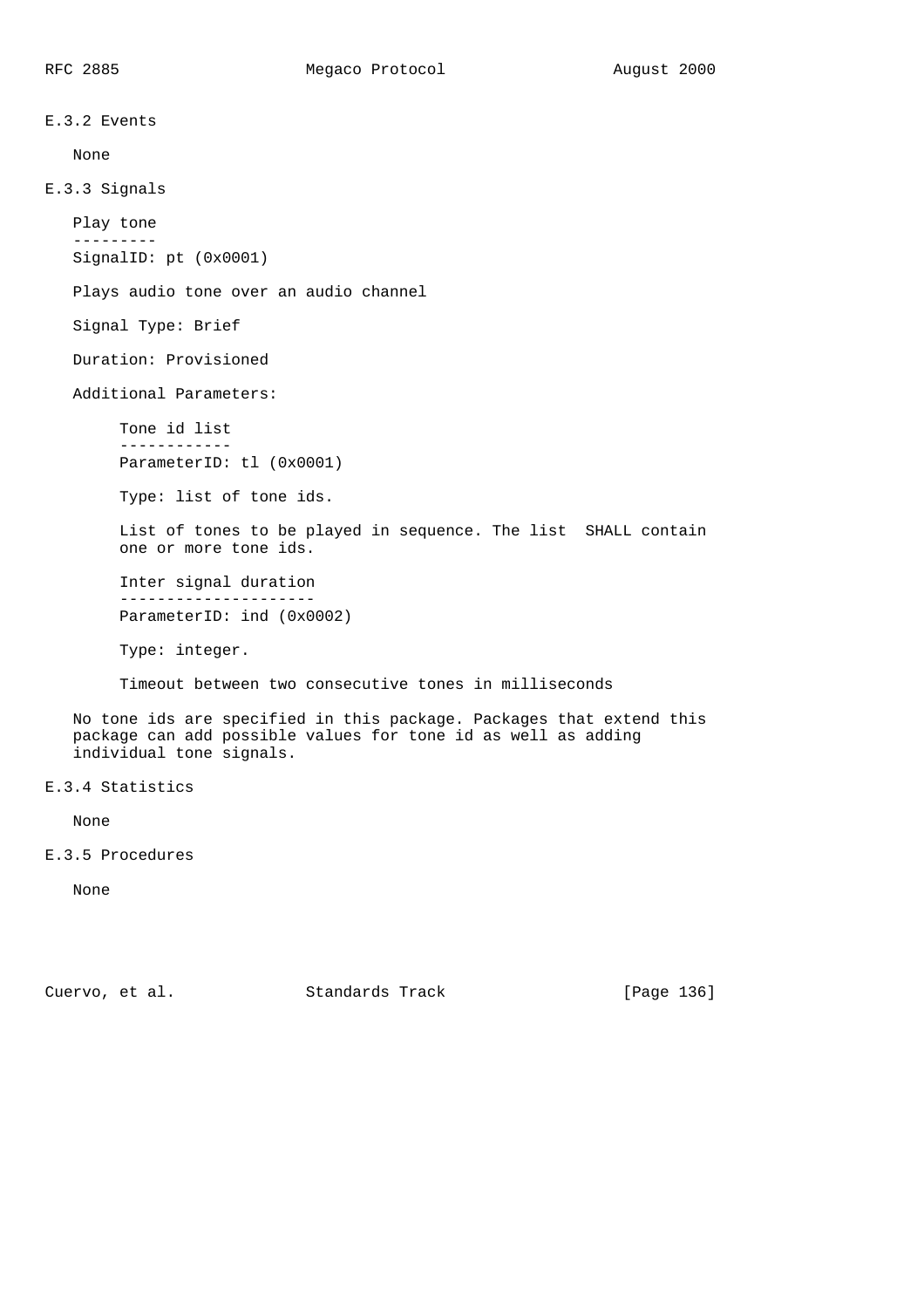### E.3.2 Events

None

### E.3.3 Signals

**Play tone**

SignalID: pt (0x0001)

Plays audio tone over an audio channel

Signal Type: Brief

Duration: Provisioned

Additional Parameters:

**Tone id list**

ParameterID: tl (0x0001)

Type: list of tone ids.

List of tones to be played in sequence. The list SHALL contain one or more tone ids.

**Inter signal duration**

ParameterID: ind (0x0002)

Type: integer.

Timeout between two consecutive tones in milliseconds

No tone ids are specified in this package. Packages that extend this package can add possible values for tone id as well as adding individual tone signals.

### E.3.4 Statistics

None

### E.3.5 Procedures

None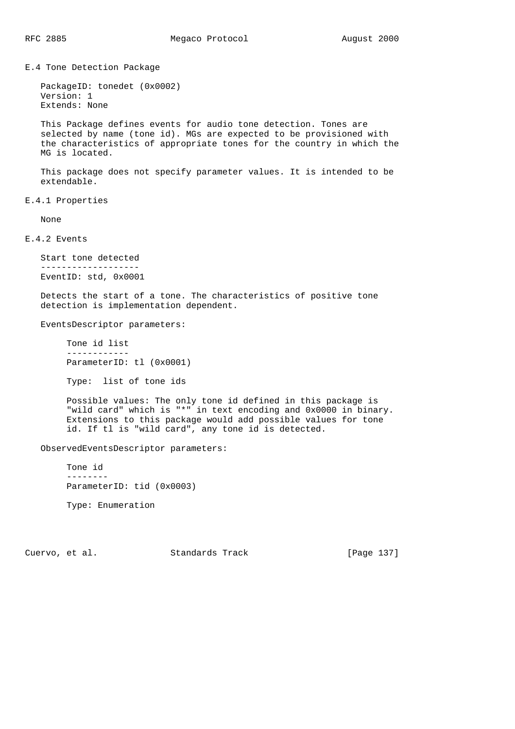## E.4 Tone Detection Package

PackageID: tonedet (0x0002)
Version: 1
Extends: None

This Package defines events for audio tone detection. Tones are selected by name (tone id). MGs are expected to be provisioned with the characteristics of appropriate tones for the country in which the MG is located.

This package does not specify parameter values. It is intended to be extendable.

### E.4.1 Properties

None

### E.4.2 Events

**Start tone detected**

EventID: std, 0x0001

Detects the start of a tone. The characteristics of positive tone detection is implementation dependent.

EventsDescriptor parameters:

**Tone id list**

ParameterID: tl (0x0001)

Type: list of tone ids

Possible values: The only tone id defined in this package is "wild card" which is "*" in text encoding and 0x0000 in binary. Extensions to this package would add possible values for tone id. If tl is "wild card", any tone id is detected.

ObservedEventsDescriptor parameters:

**Tone id**

ParameterID: tid (0x0003)

Type: Enumeration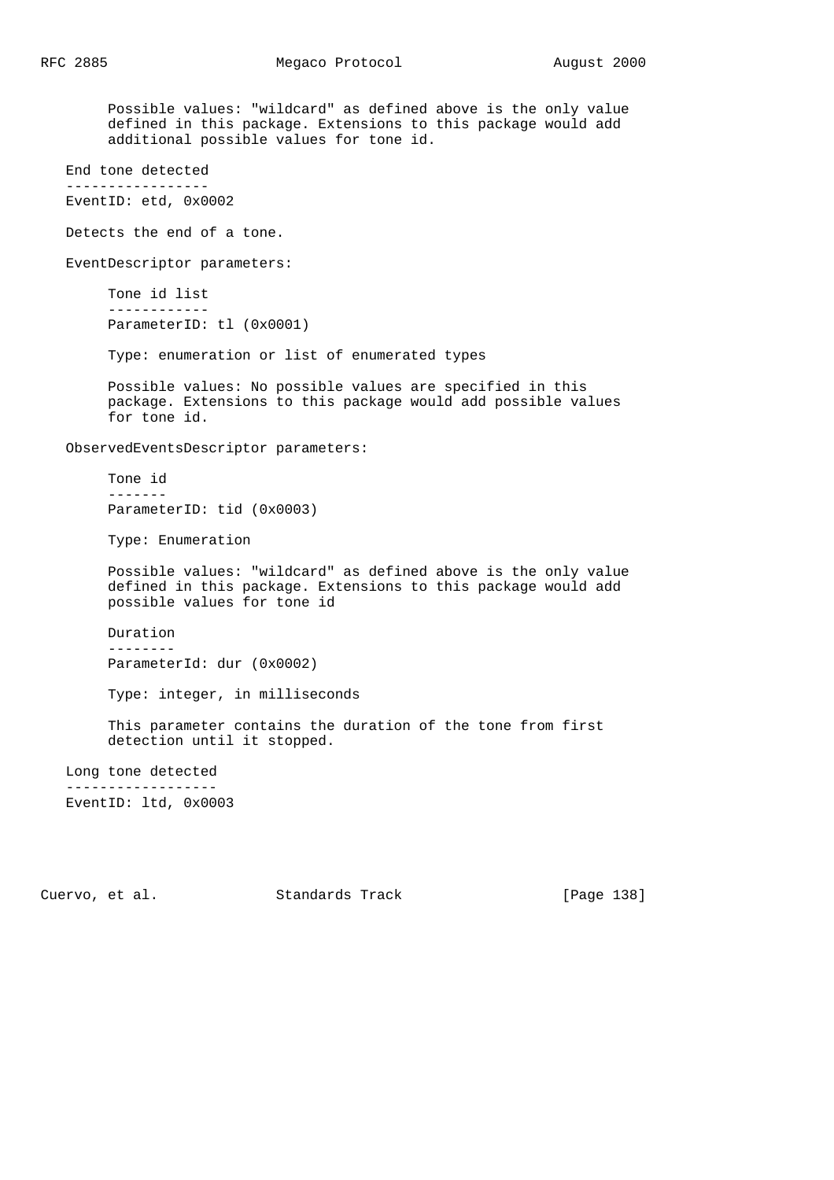Possible values: "wildcard" as defined above is the only value defined in this package. Extensions to this package would add additional possible values for tone id.

### End tone detected

EventID: etd, 0x0002

Detects the end of a tone.

EventDescriptor parameters:

#### Tone id list

ParameterID: tl (0x0001)

Type: enumeration or list of enumerated types

Possible values: No possible values are specified in this package. Extensions to this package would add possible values for tone id.

ObservedEventsDescriptor parameters:

#### Tone id

ParameterID: tid (0x0003)

Type: Enumeration

Possible values: "wildcard" as defined above is the only value defined in this package. Extensions to this package would add possible values for tone id

#### Duration

ParameterId: dur (0x0002)

Type: integer, in milliseconds

This parameter contains the duration of the tone from first detection until it stopped.

### Long tone detected

EventID: ltd, 0x0003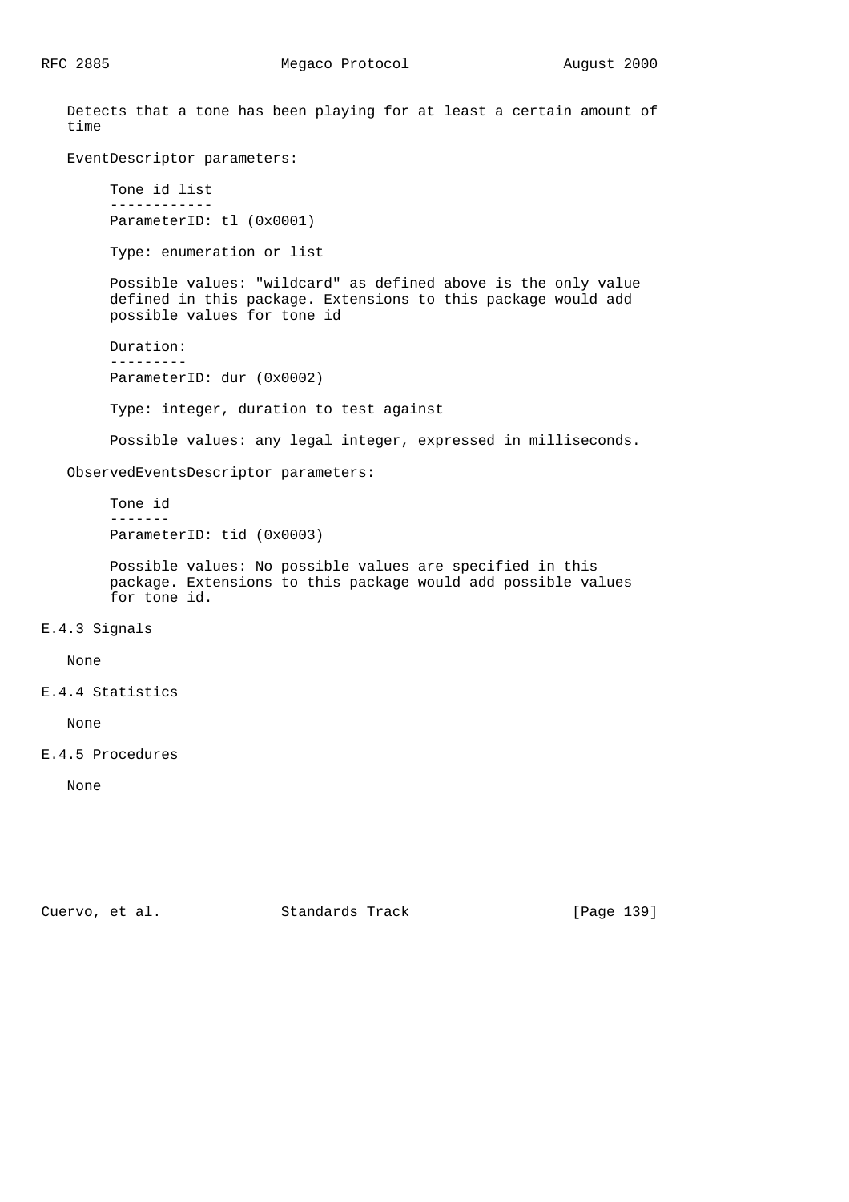Detects that a tone has been playing for at least a certain amount of time

EventDescriptor parameters:

Tone id list
------------
ParameterID: tl (0x0001)

Type: enumeration or list

Possible values: "wildcard" as defined above is the only value defined in this package. Extensions to this package would add possible values for tone id

Duration:
---------
ParameterID: dur (0x0002)

Type: integer, duration to test against

Possible values: any legal integer, expressed in milliseconds.

ObservedEventsDescriptor parameters:

Tone id
-------
ParameterID: tid (0x0003)

Possible values: No possible values are specified in this package. Extensions to this package would add possible values for tone id.

### E.4.3 Signals

None

### E.4.4 Statistics

None

### E.4.5 Procedures

None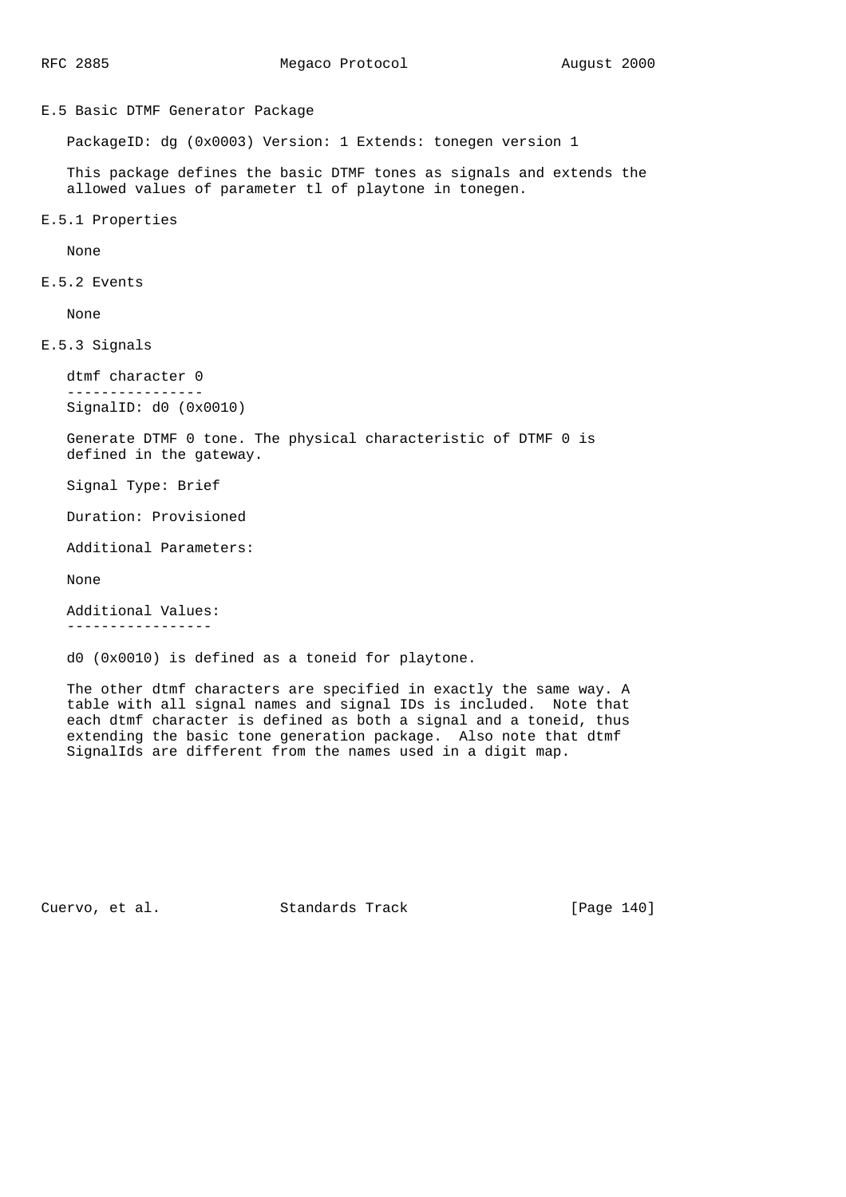## E.5 Basic DTMF Generator Package

PackageID: dg (0x0003) Version: 1 Extends: tonegen version 1

This package defines the basic DTMF tones as signals and extends the allowed values of parameter tl of playtone in tonegen.

### E.5.1 Properties

None

### E.5.2 Events

None

### E.5.3 Signals

**dtmf character 0**

SignalID: d0 (0x0010)

Generate DTMF 0 tone. The physical characteristic of DTMF 0 is defined in the gateway.

Signal Type: Brief

Duration: Provisioned

Additional Parameters:

None

**Additional Values:**

d0 (0x0010) is defined as a toneid for playtone.

The other dtmf characters are specified in exactly the same way. A table with all signal names and signal IDs is included. Note that each dtmf character is defined as both a signal and a toneid, thus extending the basic tone generation package. Also note that dtmf SignalIds are different from the names used in a digit map.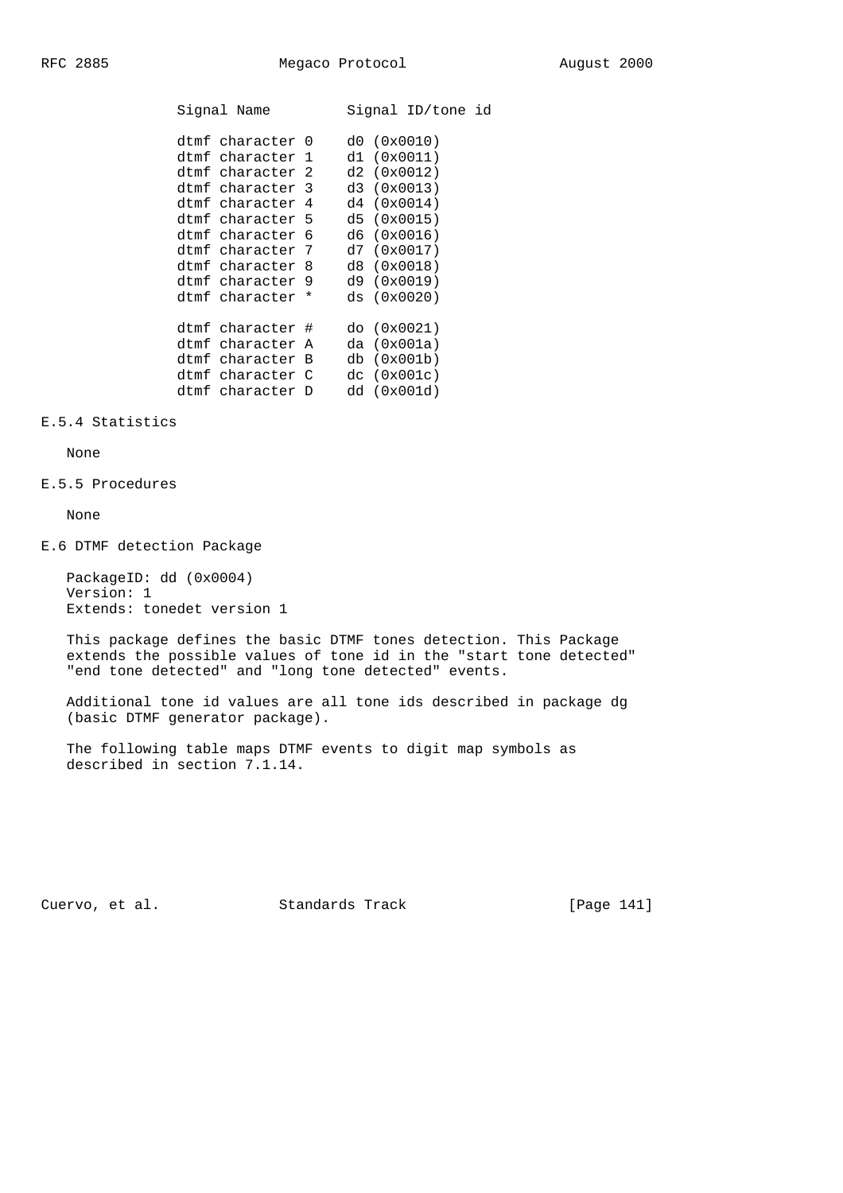| Signal Name | Signal ID/tone id |
| --- | --- |
| dtmf character 0 | d0 (0x0010) |
| dtmf character 1 | d1 (0x0011) |
| dtmf character 2 | d2 (0x0012) |
| dtmf character 3 | d3 (0x0013) |
| dtmf character 4 | d4 (0x0014) |
| dtmf character 5 | d5 (0x0015) |
| dtmf character 6 | d6 (0x0016) |
| dtmf character 7 | d7 (0x0017) |
| dtmf character 8 | d8 (0x0018) |
| dtmf character 9 | d9 (0x0019) |
| dtmf character * | ds (0x0020) |
| dtmf character # | do (0x0021) |
| dtmf character A | da (0x001a) |
| dtmf character B | db (0x001b) |
| dtmf character C | dc (0x001c) |
| dtmf character D | dd (0x001d) |

### E.5.4 Statistics

None

### E.5.5 Procedures

None

## E.6 DTMF detection Package

PackageID: dd (0x0004)
Version: 1
Extends: tonedet version 1

This package defines the basic DTMF tones detection. This Package extends the possible values of tone id in the "start tone detected" "end tone detected" and "long tone detected" events.

Additional tone id values are all tone ids described in package dg (basic DTMF generator package).

The following table maps DTMF events to digit map symbols as described in section 7.1.14.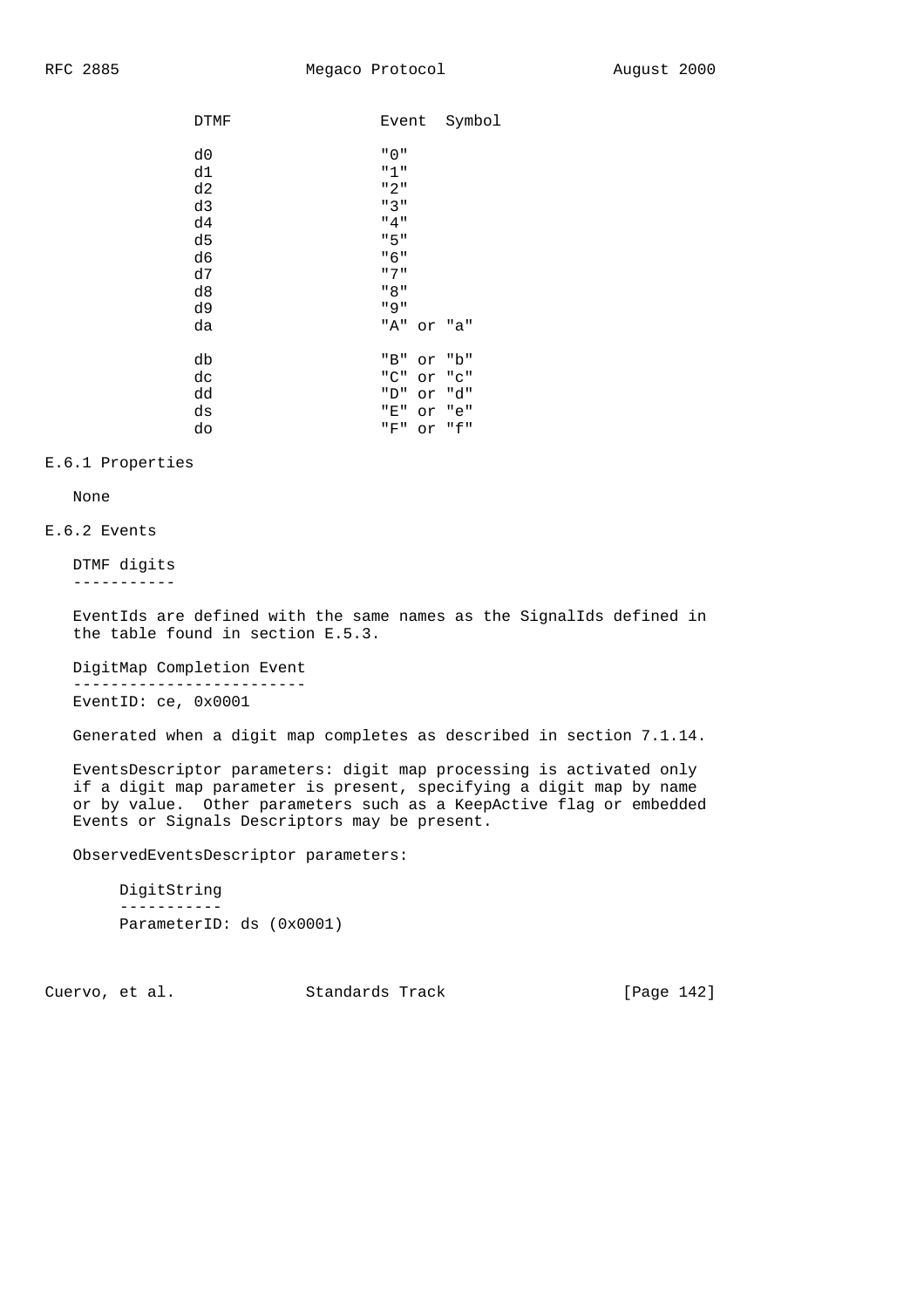| DTMF | Event Symbol |
|---|---|
| d0 | "0" |
| d1 | "1" |
| d2 | "2" |
| d3 | "3" |
| d4 | "4" |
| d5 | "5" |
| d6 | "6" |
| d7 | "7" |
| d8 | "8" |
| d9 | "9" |
| da | "A" or "a" |
| db | "B" or "b" |
| dc | "C" or "c" |
| dd | "D" or "d" |
| ds | "E" or "e" |
| do | "F" or "f" |

### E.6.1 Properties

None

### E.6.2 Events

**DTMF digits**

EventIds are defined with the same names as the SignalIds defined in the table found in section E.5.3.

**DigitMap Completion Event**

EventID: ce, 0x0001

Generated when a digit map completes as described in section 7.1.14.

EventsDescriptor parameters: digit map processing is activated only if a digit map parameter is present, specifying a digit map by name or by value. Other parameters such as a KeepActive flag or embedded Events or Signals Descriptors may be present.

ObservedEventsDescriptor parameters:

**DigitString**

ParameterID: ds (0x0001)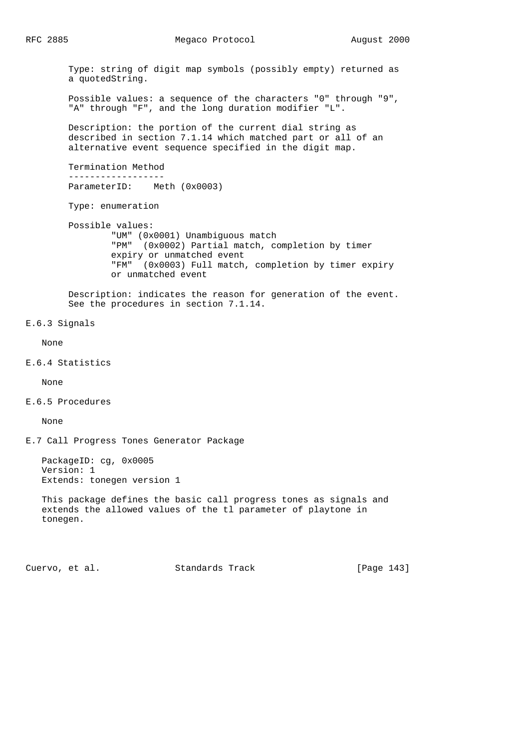Type: string of digit map symbols (possibly empty) returned as a quotedString.

Possible values: a sequence of the characters "0" through "9", "A" through "F", and the long duration modifier "L".

Description: the portion of the current dial string as described in section 7.1.14 which matched part or all of an alternative event sequence specified in the digit map.

Termination Method

ParameterID: Meth (0x0003)

Type: enumeration

Possible values:

- "UM" (0x0001) Unambiguous match
- "PM" (0x0002) Partial match, completion by timer expiry or unmatched event
- "FM" (0x0003) Full match, completion by timer expiry or unmatched event

Description: indicates the reason for generation of the event. See the procedures in section 7.1.14.

### E.6.3 Signals

None

### E.6.4 Statistics

None

### E.6.5 Procedures

None

## E.7 Call Progress Tones Generator Package

PackageID: cg, 0x0005
Version: 1
Extends: tonegen version 1

This package defines the basic call progress tones as signals and extends the allowed values of the tl parameter of playtone in tonegen.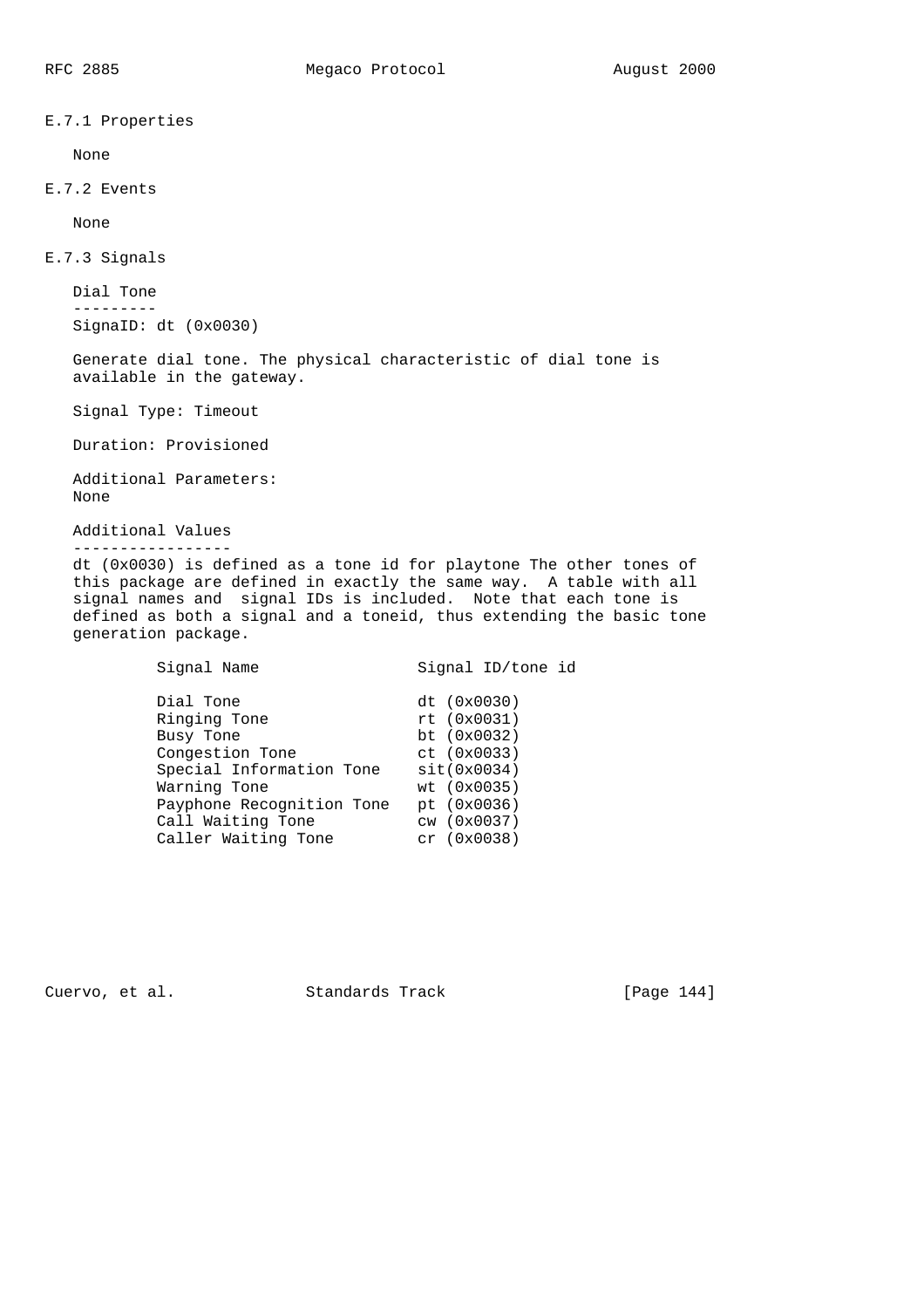### E.7.1 Properties

None

### E.7.2 Events

None

### E.7.3 Signals

**Dial Tone**

SignaID: dt (0x0030)

Generate dial tone. The physical characteristic of dial tone is available in the gateway.

Signal Type: Timeout

Duration: Provisioned

Additional Parameters:
None

**Additional Values**

dt (0x0030) is defined as a tone id for playtone The other tones of this package are defined in exactly the same way. A table with all signal names and signal IDs is included. Note that each tone is defined as both a signal and a toneid, thus extending the basic tone generation package.

| Signal Name | Signal ID/tone id |
|---|---|
| Dial Tone | dt (0x0030) |
| Ringing Tone | rt (0x0031) |
| Busy Tone | bt (0x0032) |
| Congestion Tone | ct (0x0033) |
| Special Information Tone | sit(0x0034) |
| Warning Tone | wt (0x0035) |
| Payphone Recognition Tone | pt (0x0036) |
| Call Waiting Tone | cw (0x0037) |
| Caller Waiting Tone | cr (0x0038) |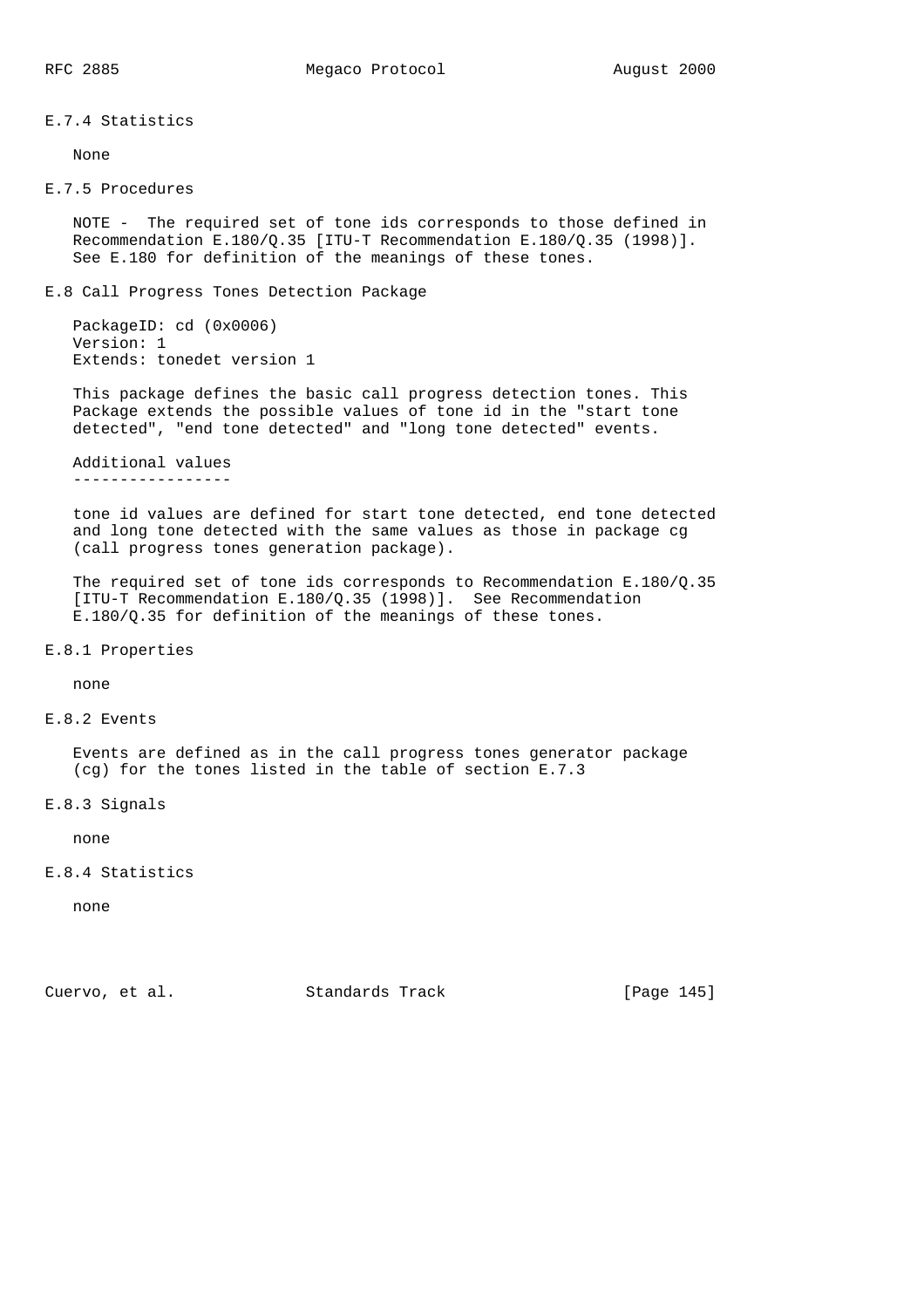### E.7.4 Statistics

None

### E.7.5 Procedures

NOTE - The required set of tone ids corresponds to those defined in Recommendation E.180/Q.35 [ITU-T Recommendation E.180/Q.35 (1998)]. See E.180 for definition of the meanings of these tones.

## E.8 Call Progress Tones Detection Package

PackageID: cd (0x0006)
Version: 1
Extends: tonedet version 1

This package defines the basic call progress detection tones. This Package extends the possible values of tone id in the "start tone detected", "end tone detected" and "long tone detected" events.

Additional values
-----------------

tone id values are defined for start tone detected, end tone detected and long tone detected with the same values as those in package cg (call progress tones generation package).

The required set of tone ids corresponds to Recommendation E.180/Q.35 [ITU-T Recommendation E.180/Q.35 (1998)]. See Recommendation E.180/Q.35 for definition of the meanings of these tones.

### E.8.1 Properties

none

### E.8.2 Events

Events are defined as in the call progress tones generator package (cg) for the tones listed in the table of section E.7.3

### E.8.3 Signals

none

### E.8.4 Statistics

none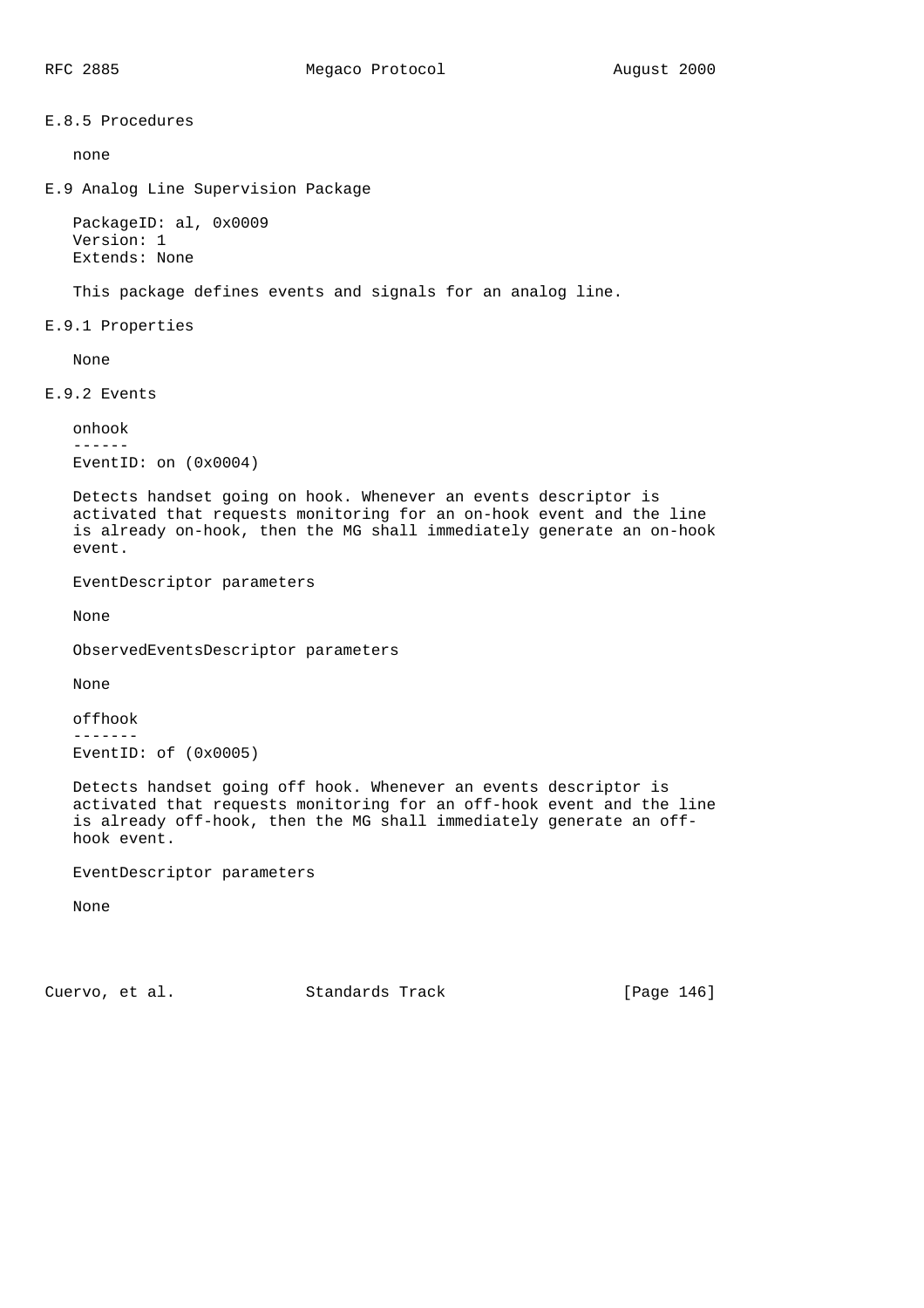### E.8.5 Procedures

none

## E.9 Analog Line Supervision Package

PackageID: al, 0x0009
Version: 1
Extends: None

This package defines events and signals for an analog line.

### E.9.1 Properties

None

### E.9.2 Events

onhook
------
EventID: on (0x0004)

Detects handset going on hook. Whenever an events descriptor is activated that requests monitoring for an on-hook event and the line is already on-hook, then the MG shall immediately generate an on-hook event.

EventDescriptor parameters

None

ObservedEventsDescriptor parameters

None

offhook
-------
EventID: of (0x0005)

Detects handset going off hook. Whenever an events descriptor is activated that requests monitoring for an off-hook event and the line is already off-hook, then the MG shall immediately generate an off-hook event.

EventDescriptor parameters

None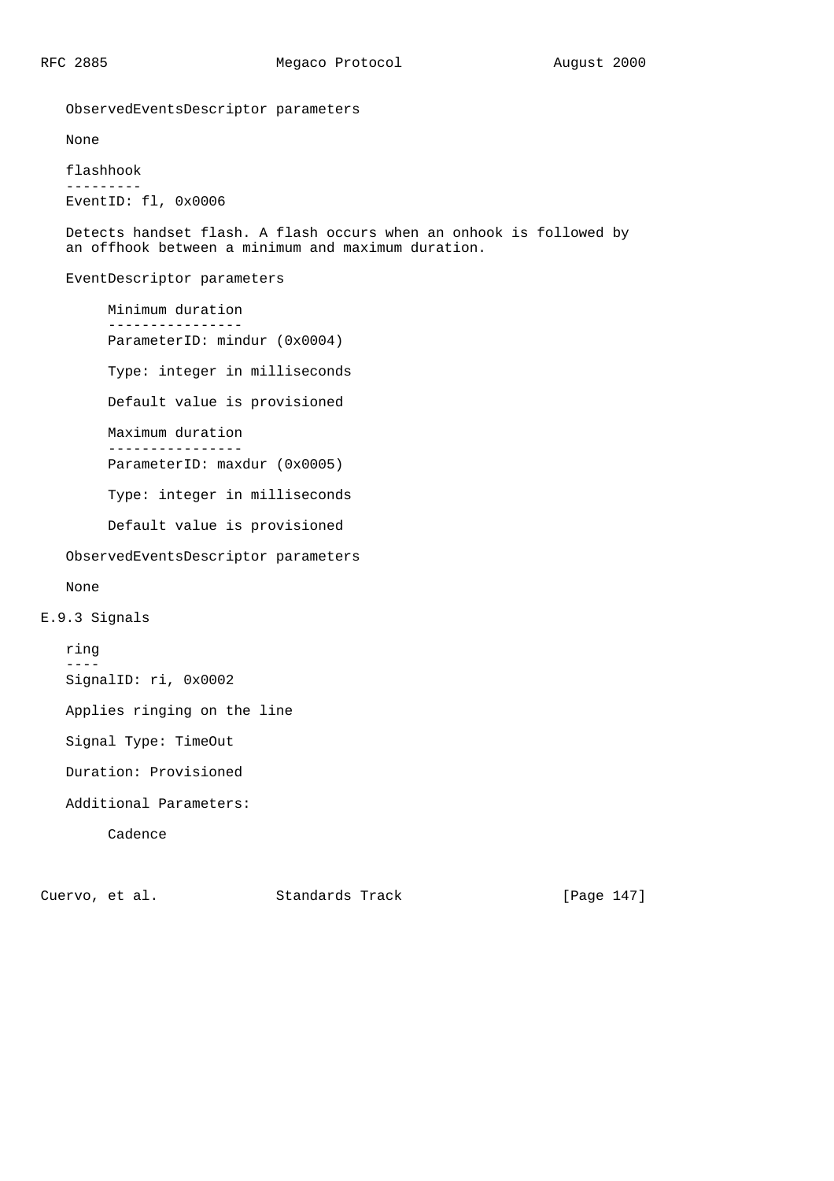ObservedEventsDescriptor parameters

None

flashhook
---------
EventID: fl, 0x0006

Detects handset flash. A flash occurs when an onhook is followed by an offhook between a minimum and maximum duration.

EventDescriptor parameters

Minimum duration
----------------
ParameterID: mindur (0x0004)

Type: integer in milliseconds

Default value is provisioned

Maximum duration
----------------
ParameterID: maxdur (0x0005)

Type: integer in milliseconds

Default value is provisioned

ObservedEventsDescriptor parameters

None

### E.9.3 Signals

ring
----
SignalID: ri, 0x0002

Applies ringing on the line

Signal Type: TimeOut

Duration: Provisioned

Additional Parameters:

Cadence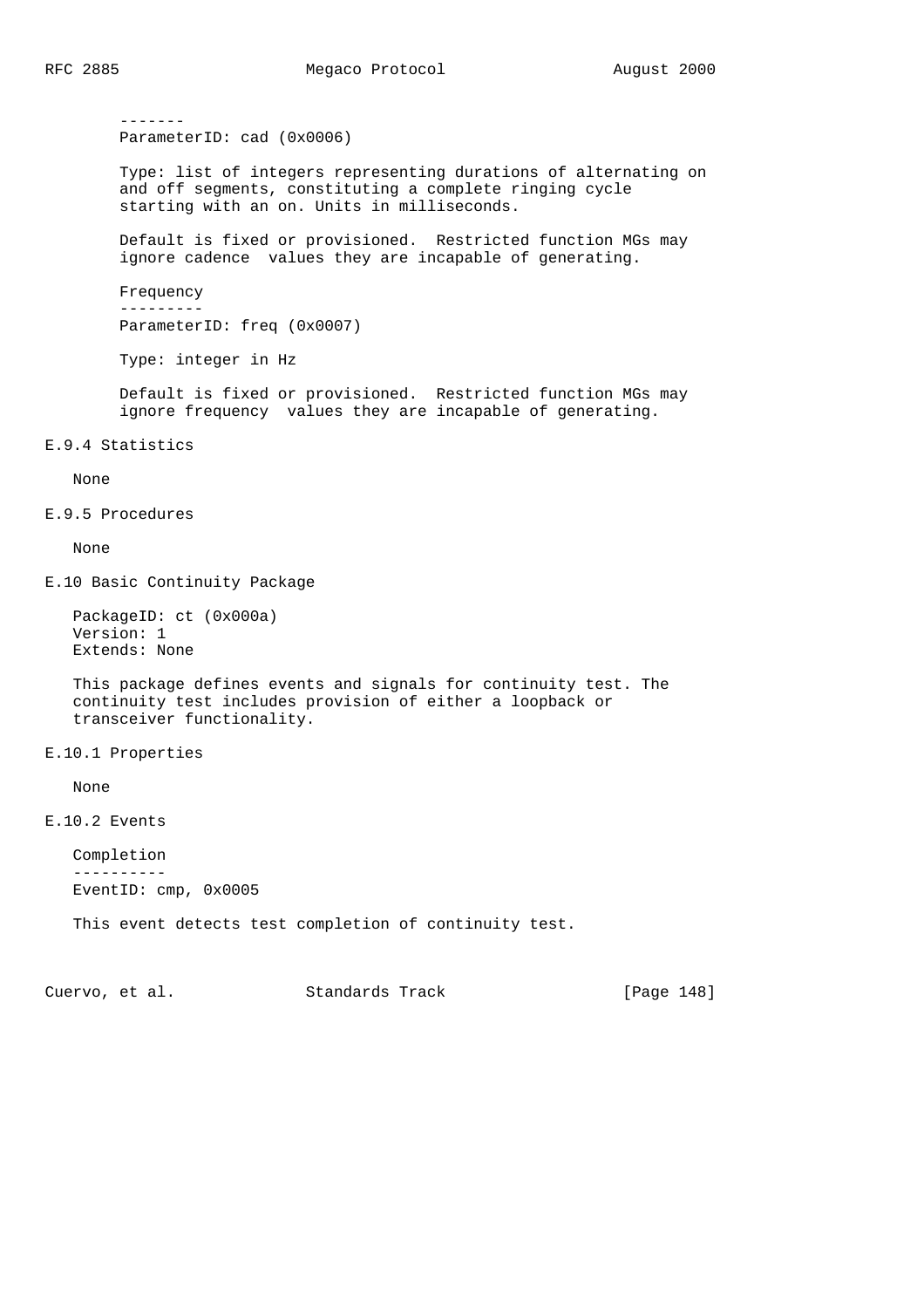-------
ParameterID: cad (0x0006)

Type: list of integers representing durations of alternating on and off segments, constituting a complete ringing cycle starting with an on. Units in milliseconds.

Default is fixed or provisioned. Restricted function MGs may ignore cadence values they are incapable of generating.

Frequency
---------
ParameterID: freq (0x0007)

Type: integer in Hz

Default is fixed or provisioned. Restricted function MGs may ignore frequency values they are incapable of generating.

### E.9.4 Statistics

None

### E.9.5 Procedures

None

## E.10 Basic Continuity Package

PackageID: ct (0x000a)
Version: 1
Extends: None

This package defines events and signals for continuity test. The continuity test includes provision of either a loopback or transceiver functionality.

### E.10.1 Properties

None

### E.10.2 Events

Completion
----------
EventID: cmp, 0x0005

This event detects test completion of continuity test.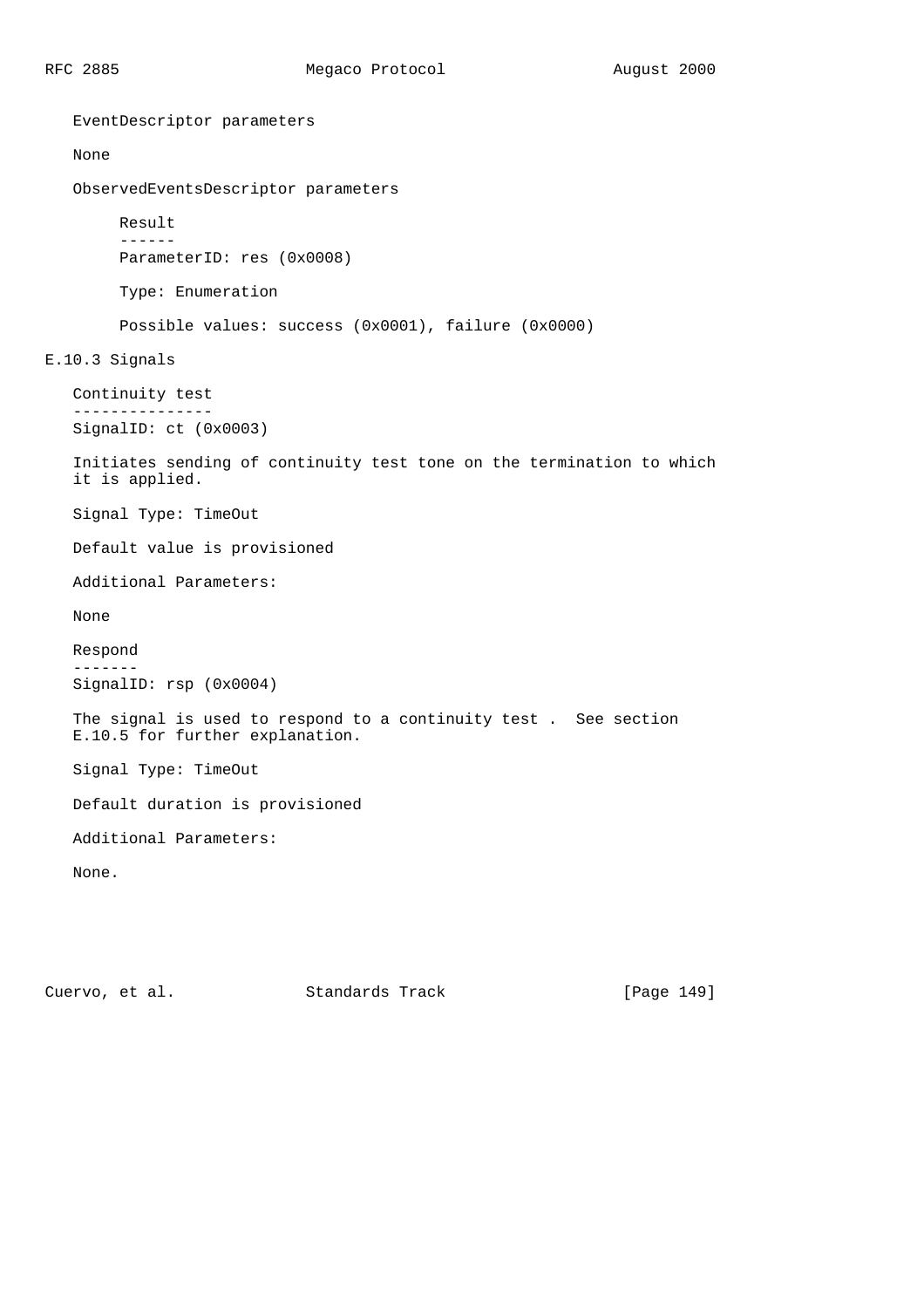EventDescriptor parameters

None

ObservedEventsDescriptor parameters

Result

ParameterID: res (0x0008)

Type: Enumeration

Possible values: success (0x0001), failure (0x0000)

### E.10.3 Signals

Continuity test

SignalID: ct (0x0003)

Initiates sending of continuity test tone on the termination to which it is applied.

Signal Type: TimeOut

Default value is provisioned

Additional Parameters:

None

Respond

SignalID: rsp (0x0004)

The signal is used to respond to a continuity test . See section E.10.5 for further explanation.

Signal Type: TimeOut

Default duration is provisioned

Additional Parameters:

None.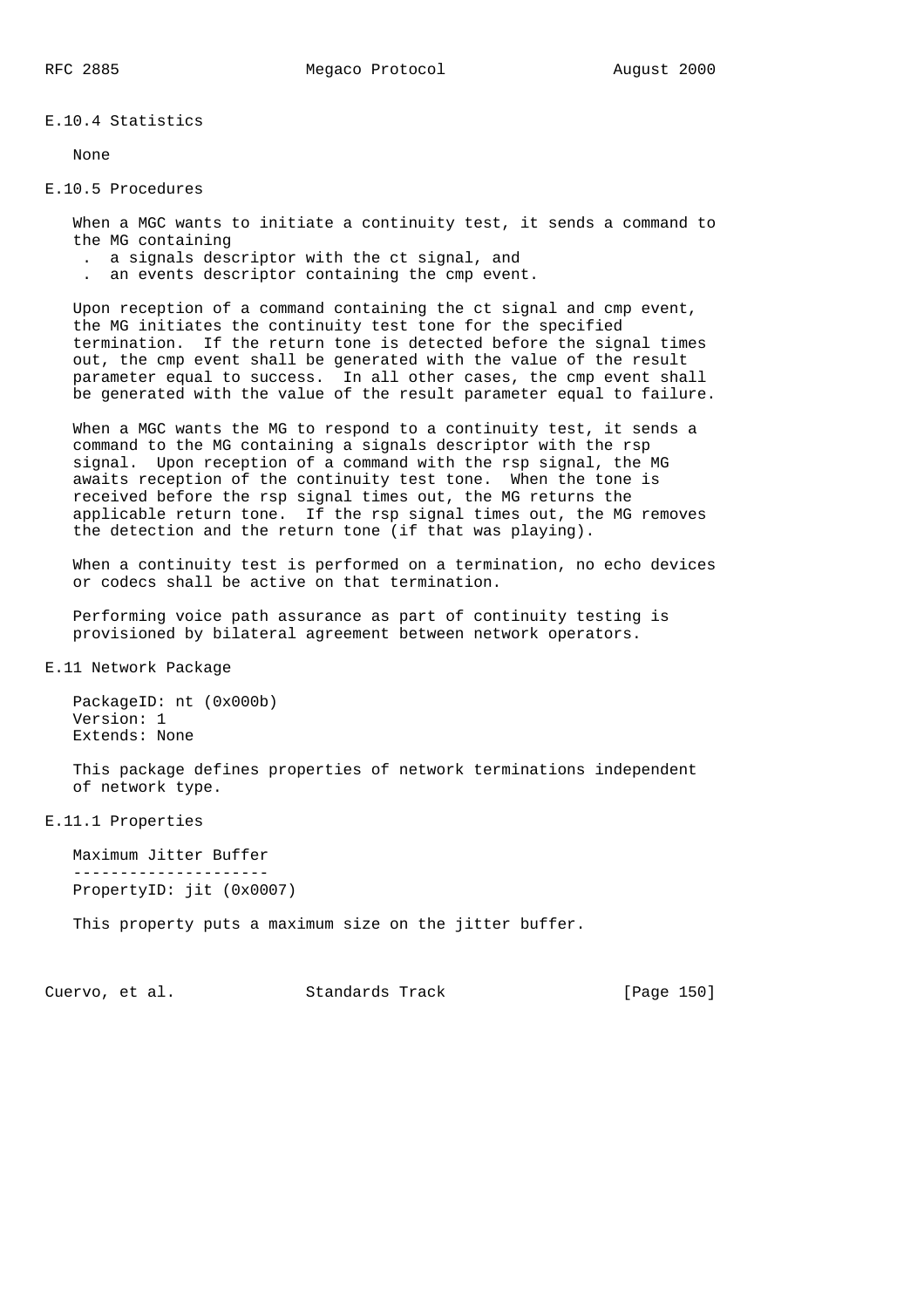### E.10.4 Statistics

None

### E.10.5 Procedures

When a MGC wants to initiate a continuity test, it sends a command to the MG containing

- a signals descriptor with the ct signal, and
- an events descriptor containing the cmp event.

Upon reception of a command containing the ct signal and cmp event, the MG initiates the continuity test tone for the specified termination. If the return tone is detected before the signal times out, the cmp event shall be generated with the value of the result parameter equal to success. In all other cases, the cmp event shall be generated with the value of the result parameter equal to failure.

When a MGC wants the MG to respond to a continuity test, it sends a command to the MG containing a signals descriptor with the rsp signal. Upon reception of a command with the rsp signal, the MG awaits reception of the continuity test tone. When the tone is received before the rsp signal times out, the MG returns the applicable return tone. If the rsp signal times out, the MG removes the detection and the return tone (if that was playing).

When a continuity test is performed on a termination, no echo devices or codecs shall be active on that termination.

Performing voice path assurance as part of continuity testing is provisioned by bilateral agreement between network operators.

## E.11 Network Package

PackageID: nt (0x000b)
Version: 1
Extends: None

This package defines properties of network terminations independent of network type.

### E.11.1 Properties

**Maximum Jitter Buffer**

PropertyID: jit (0x0007)

This property puts a maximum size on the jitter buffer.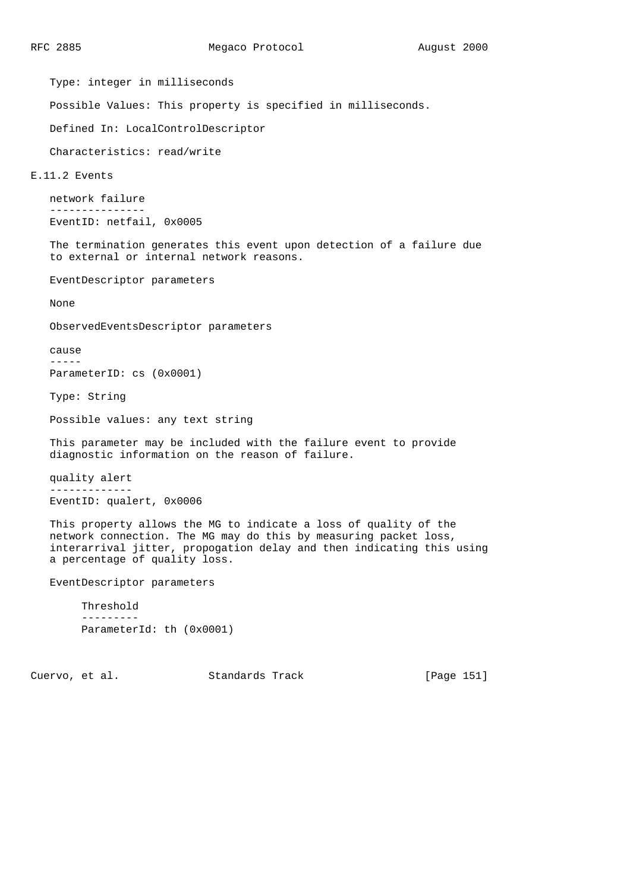Type: integer in milliseconds

Possible Values: This property is specified in milliseconds.

Defined In: LocalControlDescriptor

Characteristics: read/write

## E.11.2 Events

### network failure

EventID: netfail, 0x0005

The termination generates this event upon detection of a failure due to external or internal network reasons.

EventDescriptor parameters

None

ObservedEventsDescriptor parameters

#### cause

ParameterID: cs (0x0001)

Type: String

Possible values: any text string

This parameter may be included with the failure event to provide diagnostic information on the reason of failure.

### quality alert

EventID: qualert, 0x0006

This property allows the MG to indicate a loss of quality of the network connection. The MG may do this by measuring packet loss, interarrival jitter, propogation delay and then indicating this using a percentage of quality loss.

EventDescriptor parameters

#### Threshold

ParameterId: th (0x0001)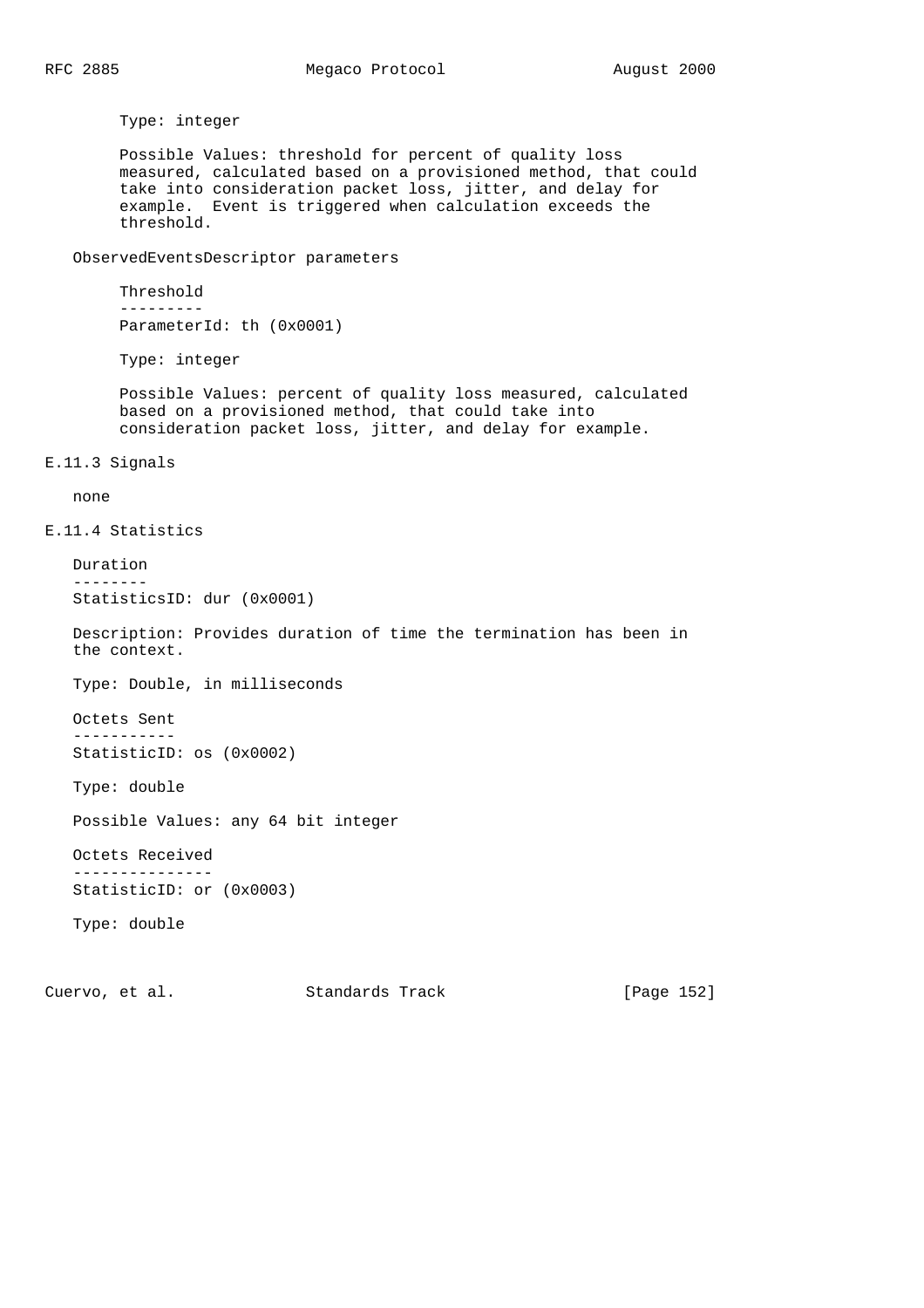Type: integer

Possible Values: threshold for percent of quality loss measured, calculated based on a provisioned method, that could take into consideration packet loss, jitter, and delay for example. Event is triggered when calculation exceeds the threshold.

ObservedEventsDescriptor parameters

Threshold
---------
ParameterId: th (0x0001)

Type: integer

Possible Values: percent of quality loss measured, calculated based on a provisioned method, that could take into consideration packet loss, jitter, and delay for example.

### E.11.3 Signals

none

### E.11.4 Statistics

Duration
--------
StatisticsID: dur (0x0001)

Description: Provides duration of time the termination has been in the context.

Type: Double, in milliseconds

Octets Sent
-----------
StatisticID: os (0x0002)

Type: double

Possible Values: any 64 bit integer

Octets Received
---------------
StatisticID: or (0x0003)

Type: double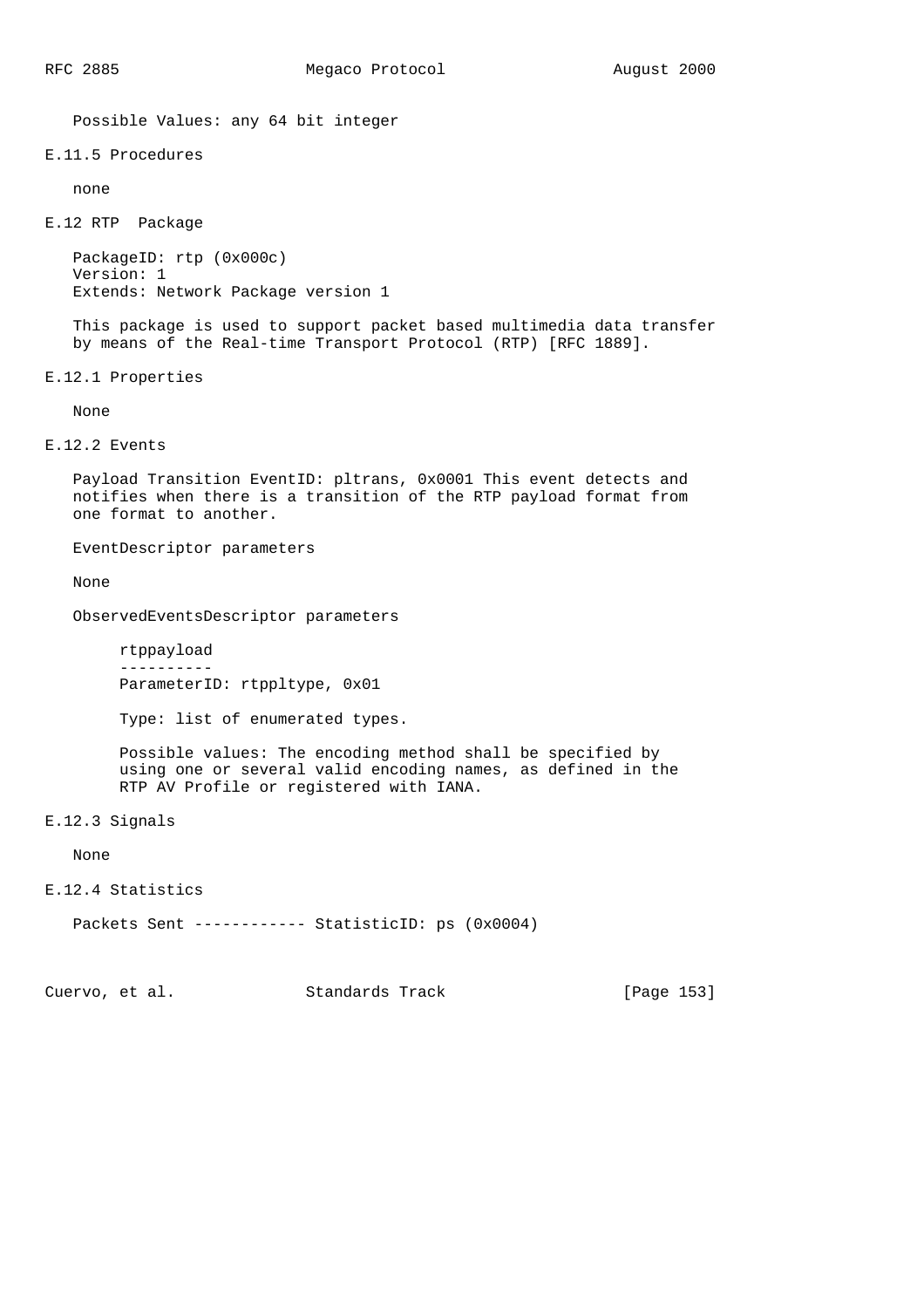Possible Values: any 64 bit integer

### E.11.5 Procedures

none

## E.12 RTP Package

PackageID: rtp (0x000c)
Version: 1
Extends: Network Package version 1

This package is used to support packet based multimedia data transfer by means of the Real-time Transport Protocol (RTP) [RFC 1889].

### E.12.1 Properties

None

### E.12.2 Events

Payload Transition EventID: pltrans, 0x0001 This event detects and notifies when there is a transition of the RTP payload format from one format to another.

EventDescriptor parameters

None

ObservedEventsDescriptor parameters

rtppayload
----------
ParameterID: rtppltype, 0x01

Type: list of enumerated types.

Possible values: The encoding method shall be specified by using one or several valid encoding names, as defined in the RTP AV Profile or registered with IANA.

### E.12.3 Signals

None

### E.12.4 Statistics

Packets Sent ------------ StatisticID: ps (0x0004)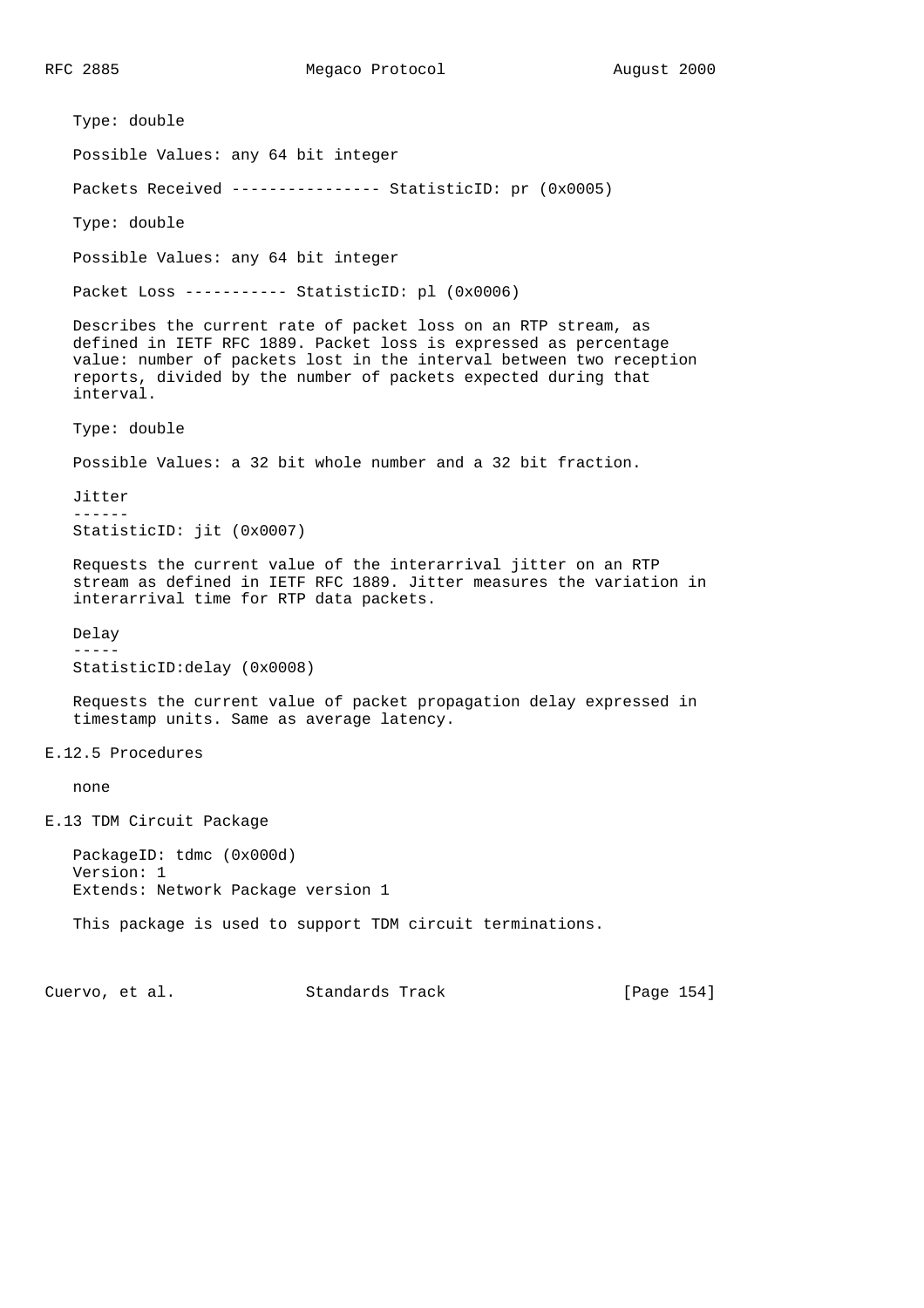Type: double

Possible Values: any 64 bit integer

Packets Received ---------------- StatisticID: pr (0x0005)

Type: double

Possible Values: any 64 bit integer

Packet Loss ----------- StatisticID: pl (0x0006)

Describes the current rate of packet loss on an RTP stream, as defined in IETF RFC 1889. Packet loss is expressed as percentage value: number of packets lost in the interval between two reception reports, divided by the number of packets expected during that interval.

Type: double

Possible Values: a 32 bit whole number and a 32 bit fraction.

Jitter
------
StatisticID: jit (0x0007)

Requests the current value of the interarrival jitter on an RTP stream as defined in IETF RFC 1889. Jitter measures the variation in interarrival time for RTP data packets.

Delay
-----
StatisticID:delay (0x0008)

Requests the current value of packet propagation delay expressed in timestamp units. Same as average latency.

### E.12.5 Procedures

none

## E.13 TDM Circuit Package

PackageID: tdmc (0x000d)
Version: 1
Extends: Network Package version 1

This package is used to support TDM circuit terminations.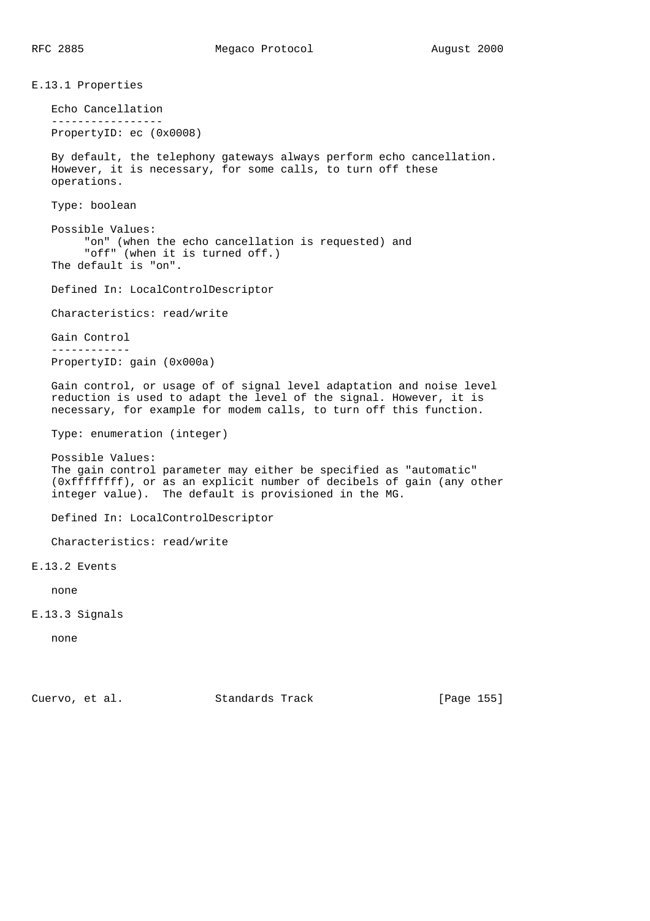### E.13.1 Properties

**Echo Cancellation**

PropertyID: ec (0x0008)

By default, the telephony gateways always perform echo cancellation. However, it is necessary, for some calls, to turn off these operations.

Type: boolean

Possible Values:
"on" (when the echo cancellation is requested) and
"off" (when it is turned off.)
The default is "on".

Defined In: LocalControlDescriptor

Characteristics: read/write

**Gain Control**

PropertyID: gain (0x000a)

Gain control, or usage of of signal level adaptation and noise level reduction is used to adapt the level of the signal. However, it is necessary, for example for modem calls, to turn off this function.

Type: enumeration (integer)

Possible Values:
The gain control parameter may either be specified as "automatic" (0xffffffff), or as an explicit number of decibels of gain (any other integer value). The default is provisioned in the MG.

Defined In: LocalControlDescriptor

Characteristics: read/write

### E.13.2 Events

none

### E.13.3 Signals

none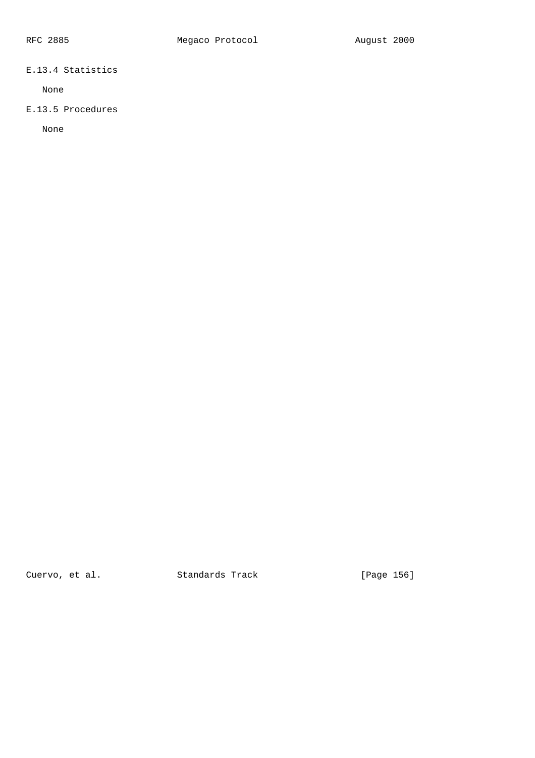### E.13.4 Statistics

None

### E.13.5 Procedures

None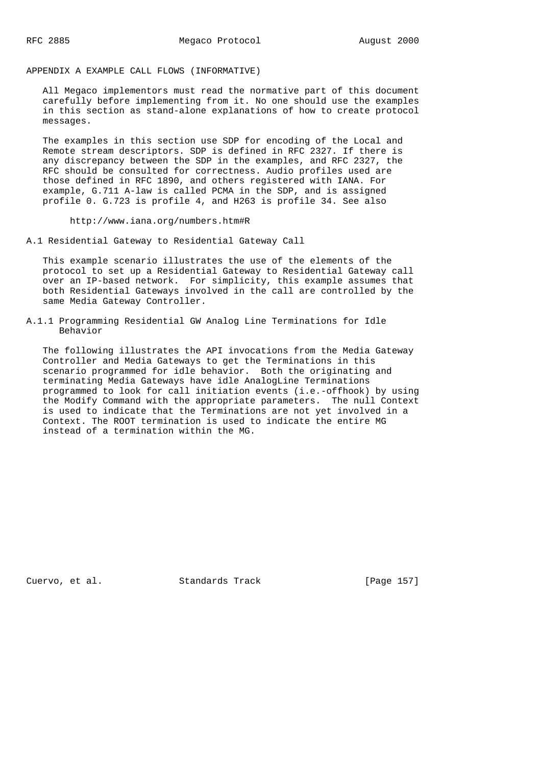## APPENDIX A EXAMPLE CALL FLOWS (INFORMATIVE)

All Megaco implementors must read the normative part of this document carefully before implementing from it. No one should use the examples in this section as stand-alone explanations of how to create protocol messages.

The examples in this section use SDP for encoding of the Local and Remote stream descriptors. SDP is defined in RFC 2327. If there is any discrepancy between the SDP in the examples, and RFC 2327, the RFC should be consulted for correctness. Audio profiles used are those defined in RFC 1890, and others registered with IANA. For example, G.711 A-law is called PCMA in the SDP, and is assigned profile 0. G.723 is profile 4, and H263 is profile 34. See also

http://www.iana.org/numbers.htm#R

### A.1 Residential Gateway to Residential Gateway Call

This example scenario illustrates the use of the elements of the protocol to set up a Residential Gateway to Residential Gateway call over an IP-based network. For simplicity, this example assumes that both Residential Gateways involved in the call are controlled by the same Media Gateway Controller.

#### A.1.1 Programming Residential GW Analog Line Terminations for Idle Behavior

The following illustrates the API invocations from the Media Gateway Controller and Media Gateways to get the Terminations in this scenario programmed for idle behavior. Both the originating and terminating Media Gateways have idle AnalogLine Terminations programmed to look for call initiation events (i.e.-offhook) by using the Modify Command with the appropriate parameters. The null Context is used to indicate that the Terminations are not yet involved in a Context. The ROOT termination is used to indicate the entire MG instead of a termination within the MG.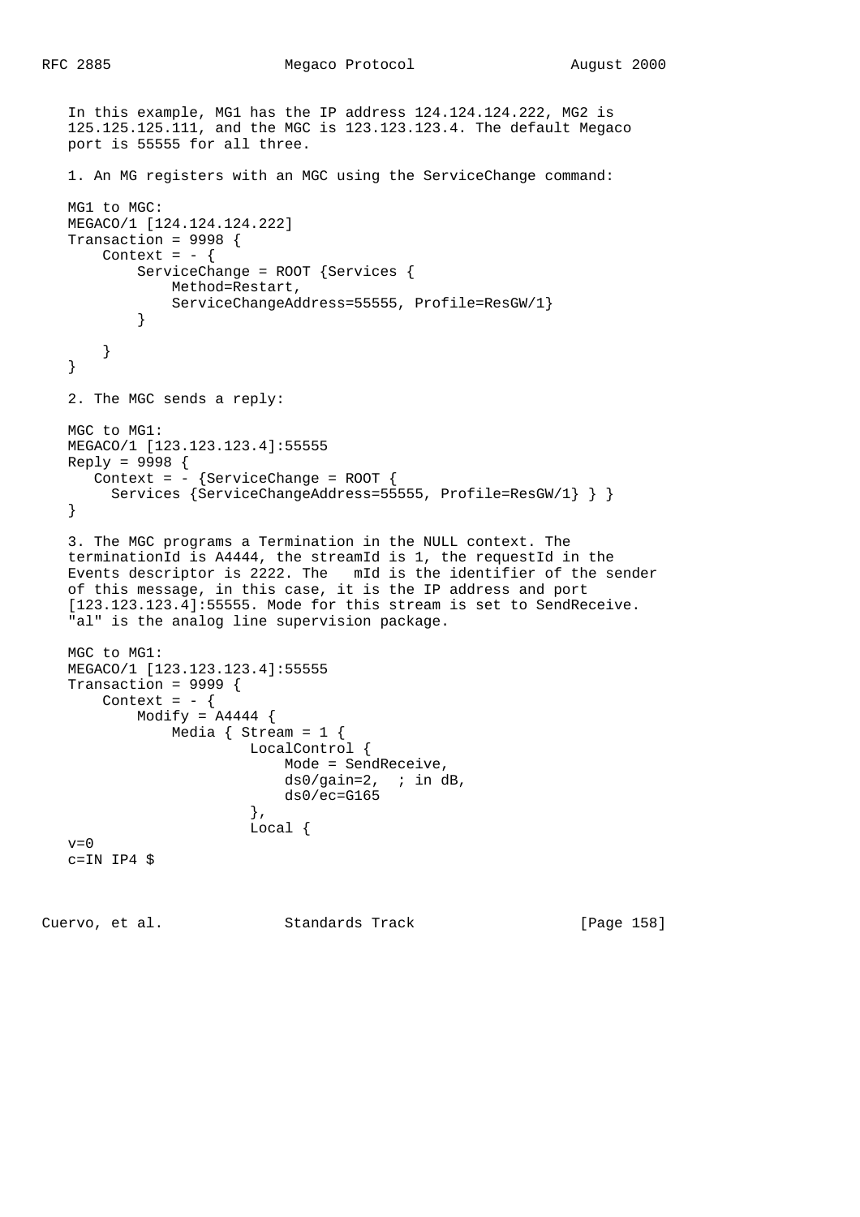In this example, MG1 has the IP address 124.124.124.222, MG2 is 125.125.125.111, and the MGC is 123.123.123.4. The default Megaco port is 55555 for all three.

1. An MG registers with an MGC using the ServiceChange command:

```
MG1 to MGC:
MEGACO/1 [124.124.124.222]
Transaction = 9998 {
    Context = - {
        ServiceChange = ROOT {Services {
            Method=Restart,
            ServiceChangeAddress=55555, Profile=ResGW/1}
        }

    }
}
```

2. The MGC sends a reply:

```
MGC to MG1:
MEGACO/1 [123.123.123.4]:55555
Reply = 9998 {
   Context = - {ServiceChange = ROOT {
     Services {ServiceChangeAddress=55555, Profile=ResGW/1} } }
}
```

3. The MGC programs a Termination in the NULL context. The terminationId is A4444, the streamId is 1, the requestId in the Events descriptor is 2222. The mId is the identifier of the sender of this message, in this case, it is the IP address and port [123.123.123.4]:55555. Mode for this stream is set to SendReceive. "al" is the analog line supervision package.

```
MGC to MG1:
MEGACO/1 [123.123.123.4]:55555
Transaction = 9999 {
    Context = - {
        Modify = A4444 {
            Media { Stream = 1 {
                      LocalControl {
                          Mode = SendReceive,
                          ds0/gain=2,  ; in dB,
                          ds0/ec=G165
                      },
                      Local {
v=0
c=IN IP4 $
```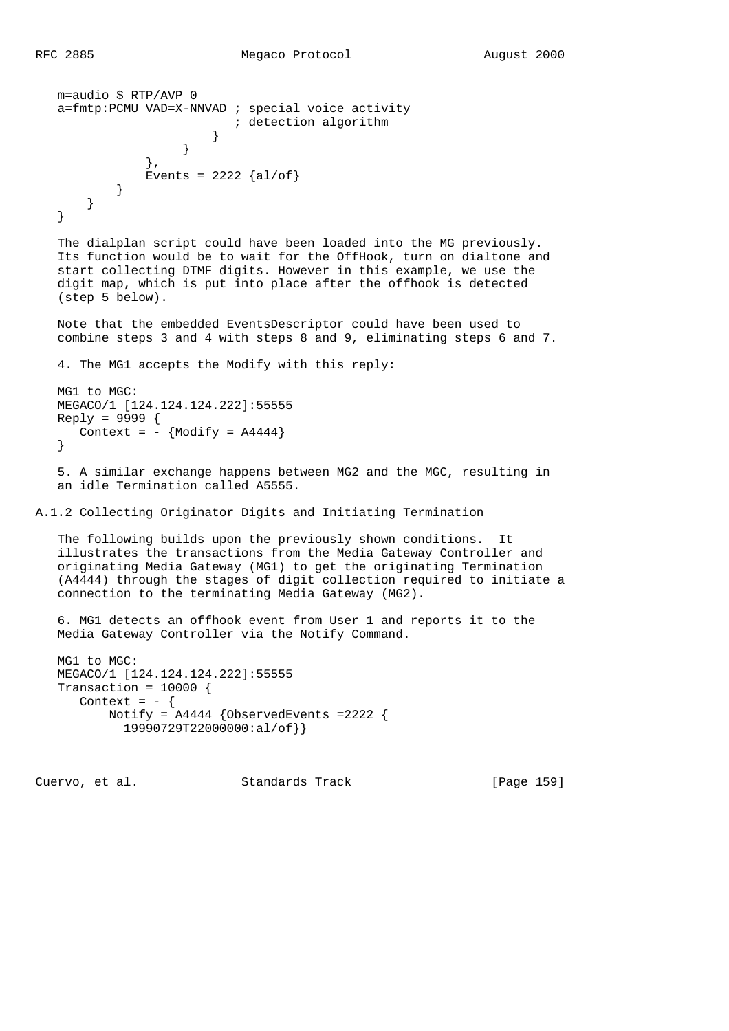```
   m=audio $ RTP/AVP 0
   a=fmtp:PCMU VAD=X-NNVAD ; special voice activity
                           ; detection algorithm
                        }
                    }
                },
                Events = 2222 {al/of}
           }
       }
   }
```

The dialplan script could have been loaded into the MG previously. Its function would be to wait for the OffHook, turn on dialtone and start collecting DTMF digits. However in this example, we use the digit map, which is put into place after the offhook is detected (step 5 below).

Note that the embedded EventsDescriptor could have been used to combine steps 3 and 4 with steps 8 and 9, eliminating steps 6 and 7.

4. The MG1 accepts the Modify with this reply:

```
   MG1 to MGC:
   MEGACO/1 [124.124.124.222]:55555
   Reply = 9999 {
      Context = - {Modify = A4444}
   }
```

5. A similar exchange happens between MG2 and the MGC, resulting in an idle Termination called A5555.

## A.1.2 Collecting Originator Digits and Initiating Termination

The following builds upon the previously shown conditions. It illustrates the transactions from the Media Gateway Controller and originating Media Gateway (MG1) to get the originating Termination (A4444) through the stages of digit collection required to initiate a connection to the terminating Media Gateway (MG2).

6. MG1 detects an offhook event from User 1 and reports it to the Media Gateway Controller via the Notify Command.

```
   MG1 to MGC:
   MEGACO/1 [124.124.124.222]:55555
   Transaction = 10000 {
      Context = - {
          Notify = A4444 {ObservedEvents =2222 {
            19990729T22000000:al/of}}
```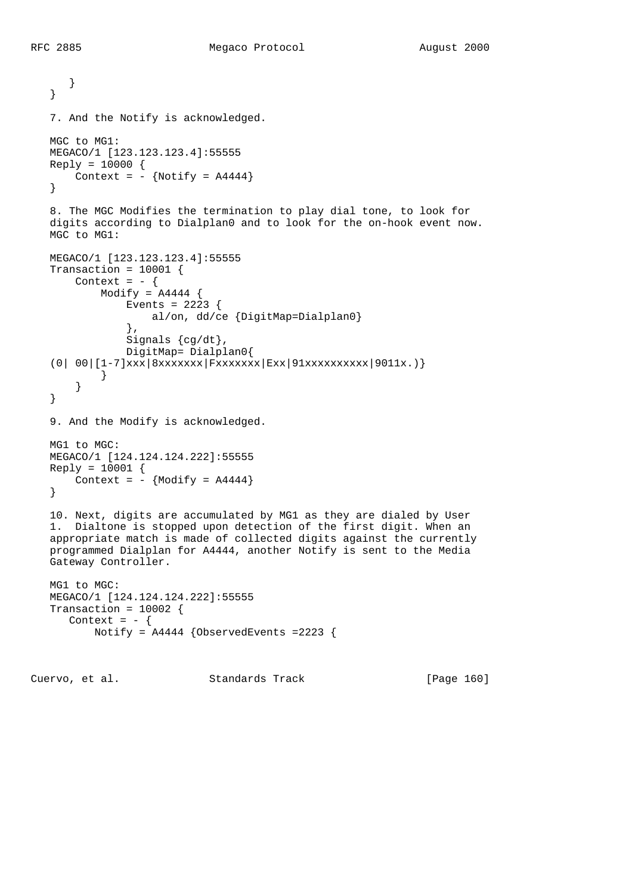```
      }
   }
```

7. And the Notify is acknowledged.

```
   MGC to MG1:
   MEGACO/1 [123.123.123.4]:55555
   Reply = 10000 {
       Context = - {Notify = A4444}
   }
```

8. The MGC Modifies the termination to play dial tone, to look for digits according to Dialplan0 and to look for the on-hook event now. MGC to MG1:

```
   MEGACO/1 [123.123.123.4]:55555
   Transaction = 10001 {
       Context = - {
           Modify = A4444 {
               Events = 2223 {
                   al/on, dd/ce {DigitMap=Dialplan0}
               },
               Signals {cg/dt},
               DigitMap= Dialplan0{
   (0| 00|[1-7]xxx|8xxxxxxx|Fxxxxxxx|Exx|91xxxxxxxxxx|9011x.)}
           }
       }
   }
```

9. And the Modify is acknowledged.

```
   MG1 to MGC:
   MEGACO/1 [124.124.124.222]:55555
   Reply = 10001 {
       Context = - {Modify = A4444}
   }
```

10. Next, digits are accumulated by MG1 as they are dialed by User 1. Dialtone is stopped upon detection of the first digit. When an appropriate match is made of collected digits against the currently programmed Dialplan for A4444, another Notify is sent to the Media Gateway Controller.

```
   MG1 to MGC:
   MEGACO/1 [124.124.124.222]:55555
   Transaction = 10002 {
      Context = - {
          Notify = A4444 {ObservedEvents =2223 {
```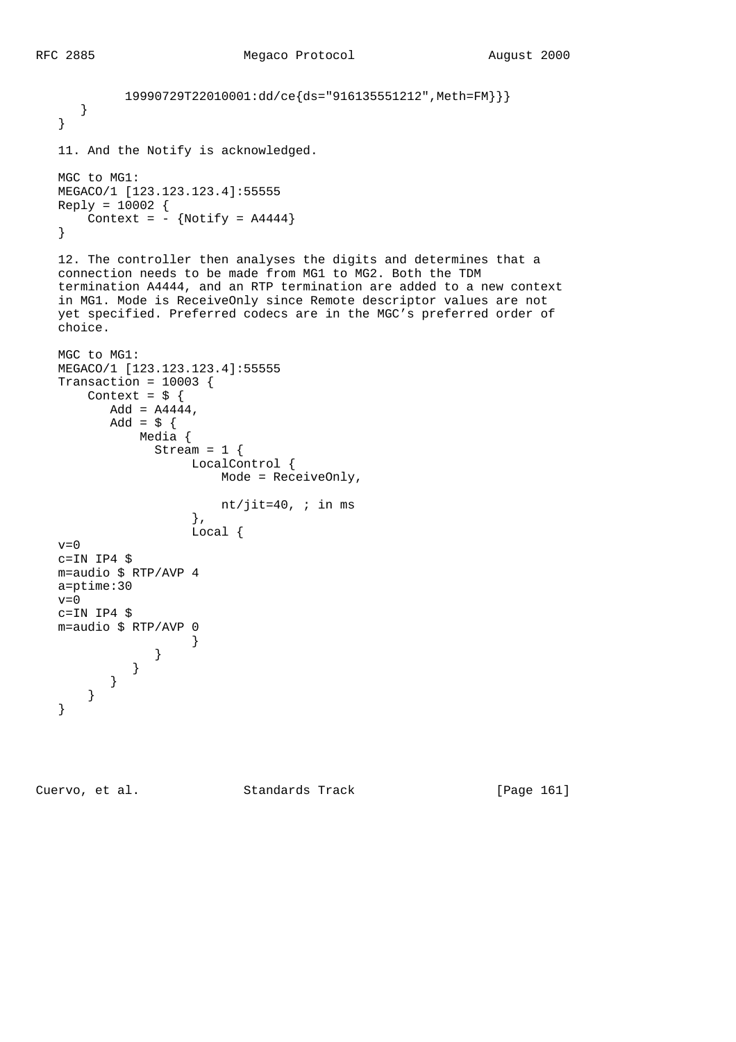```
            19990729T22010001:dd/ce{ds="916135551212",Meth=FM}}}
      }
   }
```

11. And the Notify is acknowledged.

```
   MGC to MG1:
   MEGACO/1 [123.123.123.4]:55555
   Reply = 10002 {
       Context = - {Notify = A4444}
   }
```

12. The controller then analyses the digits and determines that a connection needs to be made from MG1 to MG2. Both the TDM termination A4444, and an RTP termination are added to a new context in MG1. Mode is ReceiveOnly since Remote descriptor values are not yet specified. Preferred codecs are in the MGC's preferred order of choice.

```
   MGC to MG1:
   MEGACO/1 [123.123.123.4]:55555
   Transaction = 10003 {
       Context = $ {
          Add = A4444,
          Add = $ {
              Media {
                Stream = 1 {
                     LocalControl {
                         Mode = ReceiveOnly,

                         nt/jit=40, ; in ms
                     },
                     Local {
   v=0
   c=IN IP4 $
   m=audio $ RTP/AVP 4
   a=ptime:30
   v=0
   c=IN IP4 $
   m=audio $ RTP/AVP 0
                     }
                 }
              }
          }
       }
   }
```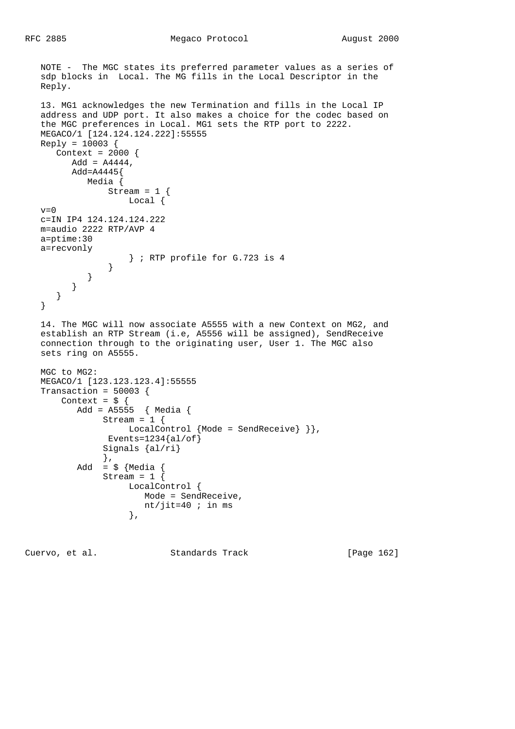NOTE - The MGC states its preferred parameter values as a series of sdp blocks in Local. The MG fills in the Local Descriptor in the Reply.

13. MG1 acknowledges the new Termination and fills in the Local IP address and UDP port. It also makes a choice for the codec based on the MGC preferences in Local. MG1 sets the RTP port to 2222.

```
MEGACO/1 [124.124.124.222]:55555
Reply = 10003 {
   Context = 2000 {
      Add = A4444,
      Add=A4445{
         Media {
             Stream = 1 {
                 Local {
v=0
c=IN IP4 124.124.124.222
m=audio 2222 RTP/AVP 4
a=ptime:30
a=recvonly
                 } ; RTP profile for G.723 is 4
             }
         }
      }
   }
}
```

14. The MGC will now associate A5555 with a new Context on MG2, and establish an RTP Stream (i.e, A5556 will be assigned), SendReceive connection through to the originating user, User 1. The MGC also sets ring on A5555.

```
MGC to MG2:
MEGACO/1 [123.123.123.4]:55555
Transaction = 50003 {
    Context = $ {
       Add = A5555  { Media {
            Stream = 1 {
                 LocalControl {Mode = SendReceive} }},
             Events=1234{al/of}
            Signals {al/ri}
            },
       Add  = $ {Media {
            Stream = 1 {
                 LocalControl {
                    Mode = SendReceive,
                    nt/jit=40 ; in ms
                 },
```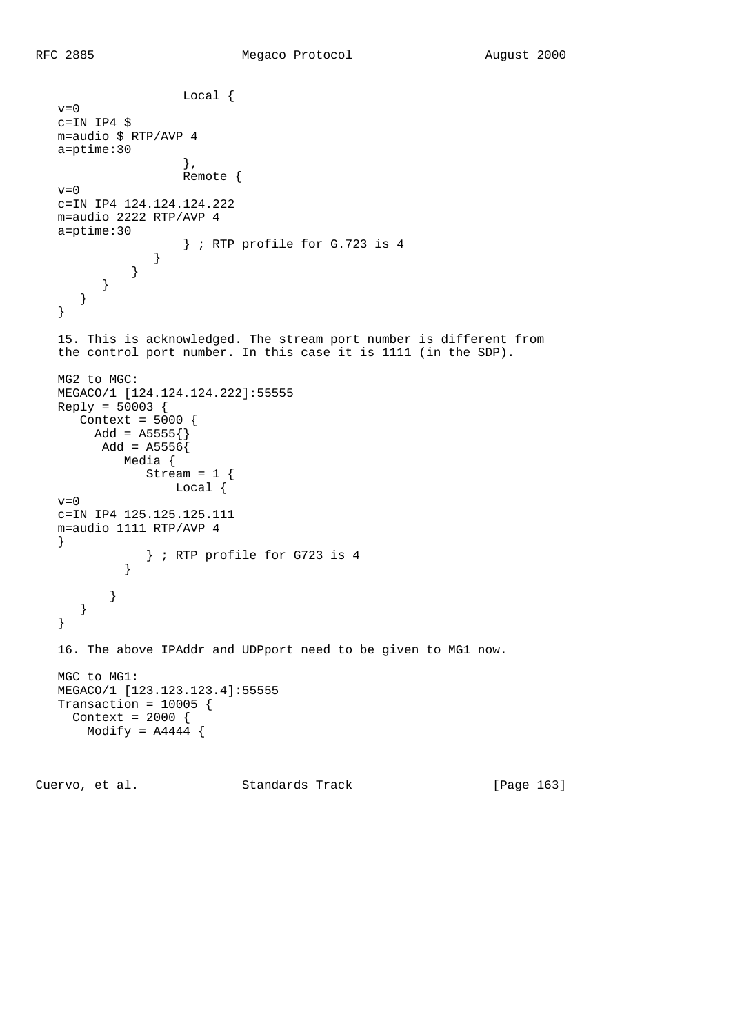```
                 Local {
v=0
c=IN IP4 $
m=audio $ RTP/AVP 4
a=ptime:30
                 },
                 Remote {
v=0
c=IN IP4 124.124.124.222
m=audio 2222 RTP/AVP 4
a=ptime:30
                 } ; RTP profile for G.723 is 4
              }
           }
        }
     }
}
```

15. This is acknowledged. The stream port number is different from the control port number. In this case it is 1111 (in the SDP).

```
MG2 to MGC:
MEGACO/1 [124.124.124.222]:55555
Reply = 50003 {
   Context = 5000 {
     Add = A5555{}
      Add = A5556{
         Media {
            Stream = 1 {
                Local {
v=0
c=IN IP4 125.125.125.111
m=audio 1111 RTP/AVP 4
}
            } ; RTP profile for G723 is 4
         }

       }
   }
}
```

16. The above IPAddr and UDPport need to be given to MG1 now.

```
MGC to MG1:
MEGACO/1 [123.123.123.4]:55555
Transaction = 10005 {
  Context = 2000 {
    Modify = A4444 {
```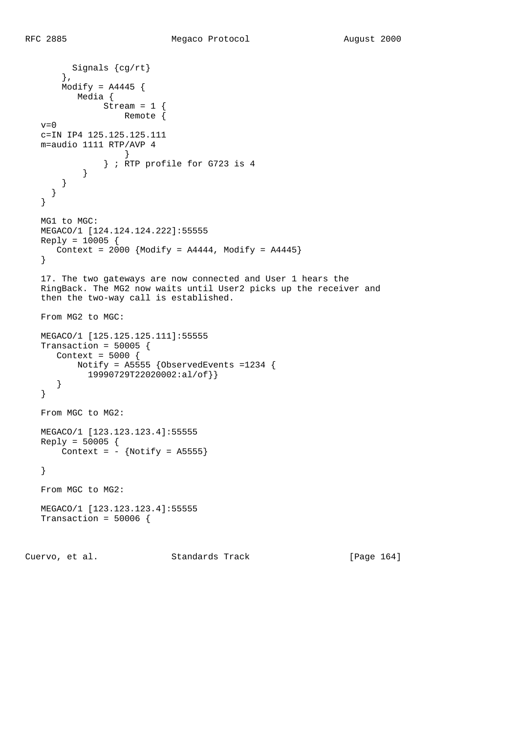```
         Signals {cg/rt}
       },
       Modify = A4445 {
          Media {
               Stream = 1 {
                   Remote {
   v=0
   c=IN IP4 125.125.125.111
   m=audio 1111 RTP/AVP 4
                   }
               } ; RTP profile for G723 is 4
           }
       }
     }
   }
```

MG1 to MGC:

```
   MEGACO/1 [124.124.124.222]:55555
   Reply = 10005 {
      Context = 2000 {Modify = A4444, Modify = A4445}
   }
```

17. The two gateways are now connected and User 1 hears the RingBack. The MG2 now waits until User2 picks up the receiver and then the two-way call is established.

From MG2 to MGC:

```
   MEGACO/1 [125.125.125.111]:55555
   Transaction = 50005 {
      Context = 5000 {
          Notify = A5555 {ObservedEvents =1234 {
            19990729T22020002:al/of}}
      }
   }
```

From MGC to MG2:

```
   MEGACO/1 [123.123.123.4]:55555
   Reply = 50005 {
       Context = - {Notify = A5555}

   }
```

From MGC to MG2:

```
   MEGACO/1 [123.123.123.4]:55555
   Transaction = 50006 {
```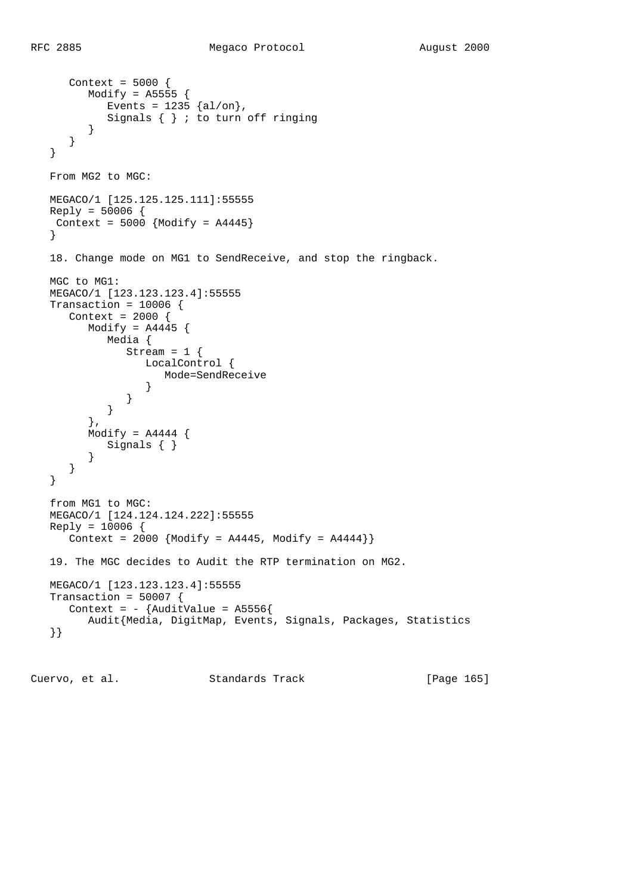```
   Context = 5000 {
      Modify = A5555 {
         Events = 1235 {al/on},
         Signals { } ; to turn off ringing
      }
   }
}
```

From MG2 to MGC:

```
MEGACO/1 [125.125.125.111]:55555
Reply = 50006 {
 Context = 5000 {Modify = A4445}
}
```

18. Change mode on MG1 to SendReceive, and stop the ringback.

MGC to MG1:

```
MEGACO/1 [123.123.123.4]:55555
Transaction = 10006 {
   Context = 2000 {
      Modify = A4445 {
         Media {
            Stream = 1 {
               LocalControl {
                  Mode=SendReceive
               }
            }
         }
      },
      Modify = A4444 {
         Signals { }
      }
   }
}
```

from MG1 to MGC:

```
MEGACO/1 [124.124.124.222]:55555
Reply = 10006 {
   Context = 2000 {Modify = A4445, Modify = A4444}}
```

19. The MGC decides to Audit the RTP termination on MG2.

```
MEGACO/1 [123.123.123.4]:55555
Transaction = 50007 {
   Context = - {AuditValue = A5556{
      Audit{Media, DigitMap, Events, Signals, Packages, Statistics
}}
```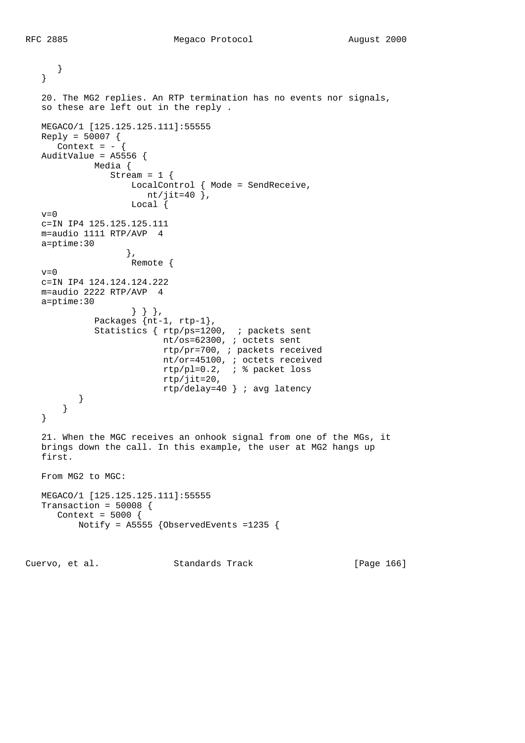```
      }
   }
```

20. The MG2 replies. An RTP termination has no events nor signals, so these are left out in the reply .

```
   MEGACO/1 [125.125.125.111]:55555
   Reply = 50007 {
      Context = - {
   AuditValue = A5556 {
            Media {
               Stream = 1 {
                    LocalControl { Mode = SendReceive,
                       nt/jit=40 },
                    Local {
   v=0
   c=IN IP4 125.125.125.111
   m=audio 1111 RTP/AVP  4
   a=ptime:30
                   },
                    Remote {
   v=0
   c=IN IP4 124.124.124.222
   m=audio 2222 RTP/AVP  4
   a=ptime:30
                    } } },
            Packages {nt-1, rtp-1},
            Statistics { rtp/ps=1200,  ; packets sent
                         nt/os=62300, ; octets sent
                         rtp/pr=700, ; packets received
                         nt/or=45100, ; octets received
                         rtp/pl=0.2,  ; % packet loss
                         rtp/jit=20,
                         rtp/delay=40 } ; avg latency
         }
       }
   }
```

21. When the MGC receives an onhook signal from one of the MGs, it brings down the call. In this example, the user at MG2 hangs up first.

From MG2 to MGC:

```
   MEGACO/1 [125.125.125.111]:55555
   Transaction = 50008 {
      Context = 5000 {
          Notify = A5555 {ObservedEvents =1235 {
```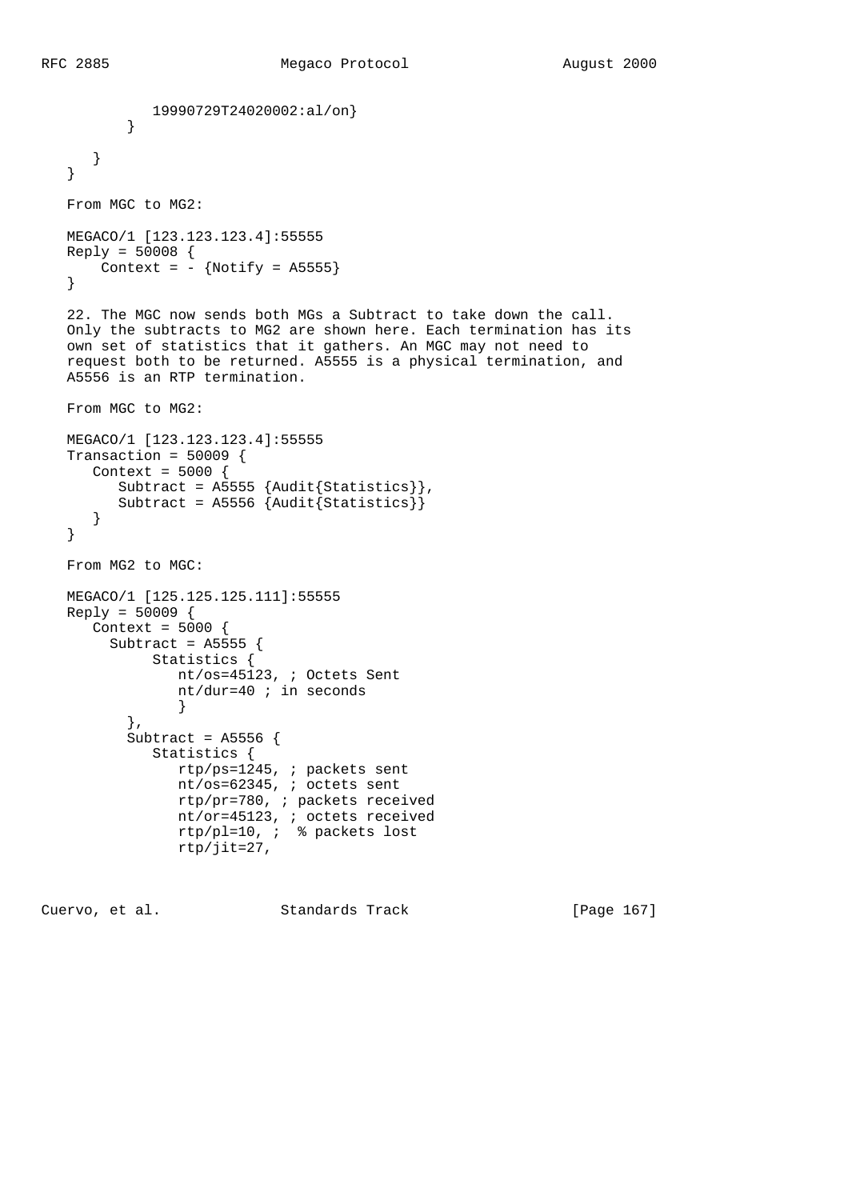```
            19990729T24020002:al/on}
         }

      }
   }
```

From MGC to MG2:

```
   MEGACO/1 [123.123.123.4]:55555
   Reply = 50008 {
       Context = - {Notify = A5555}
   }
```

22. The MGC now sends both MGs a Subtract to take down the call. Only the subtracts to MG2 are shown here. Each termination has its own set of statistics that it gathers. An MGC may not need to request both to be returned. A5555 is a physical termination, and A5556 is an RTP termination.

From MGC to MG2:

```
   MEGACO/1 [123.123.123.4]:55555
   Transaction = 50009 {
      Context = 5000 {
         Subtract = A5555 {Audit{Statistics}},
         Subtract = A5556 {Audit{Statistics}}
      }
   }
```

From MG2 to MGC:

```
   MEGACO/1 [125.125.125.111]:55555
   Reply = 50009 {
      Context = 5000 {
        Subtract = A5555 {
             Statistics {
                nt/os=45123, ; Octets Sent
                nt/dur=40 ; in seconds
                }
          },
          Subtract = A5556 {
             Statistics {
                rtp/ps=1245, ; packets sent
                nt/os=62345, ; octets sent
                rtp/pr=780, ; packets received
                nt/or=45123, ; octets received
                rtp/pl=10, ;  % packets lost
                rtp/jit=27,
```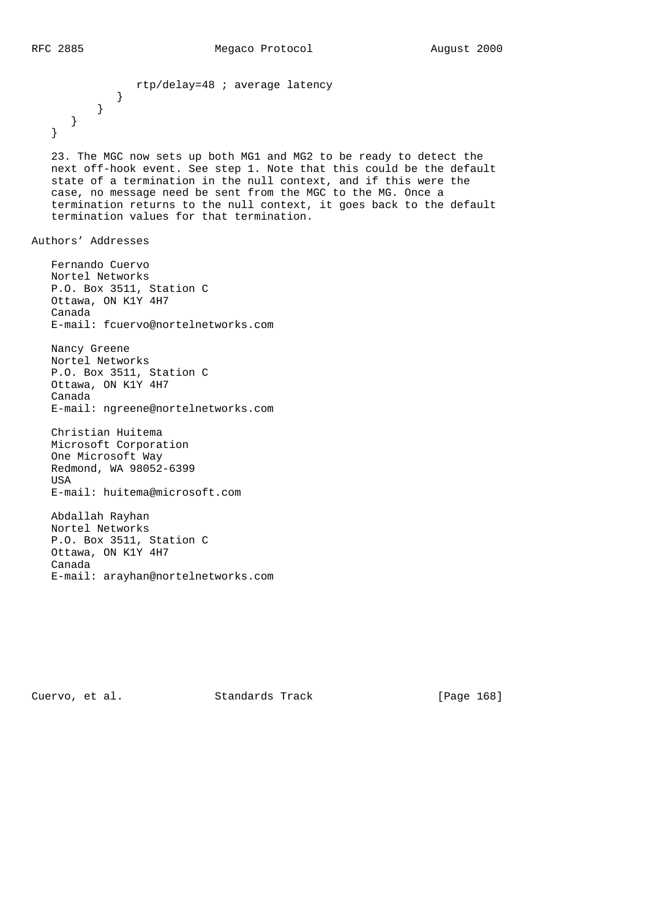```
            rtp/delay=48 ; average latency
          }
        }
      }
   }
```

23. The MGC now sets up both MG1 and MG2 to be ready to detect the next off-hook event. See step 1. Note that this could be the default state of a termination in the null context, and if this were the case, no message need be sent from the MGC to the MG. Once a termination returns to the null context, it goes back to the default termination values for that termination.

## Authors' Addresses

Fernando Cuervo
Nortel Networks
P.O. Box 3511, Station C
Ottawa, ON K1Y 4H7
Canada
E-mail: fcuervo@nortelnetworks.com

Nancy Greene
Nortel Networks
P.O. Box 3511, Station C
Ottawa, ON K1Y 4H7
Canada
E-mail: ngreene@nortelnetworks.com

Christian Huitema
Microsoft Corporation
One Microsoft Way
Redmond, WA 98052-6399
USA
E-mail: huitema@microsoft.com

Abdallah Rayhan
Nortel Networks
P.O. Box 3511, Station C
Ottawa, ON K1Y 4H7
Canada
E-mail: arayhan@nortelnetworks.com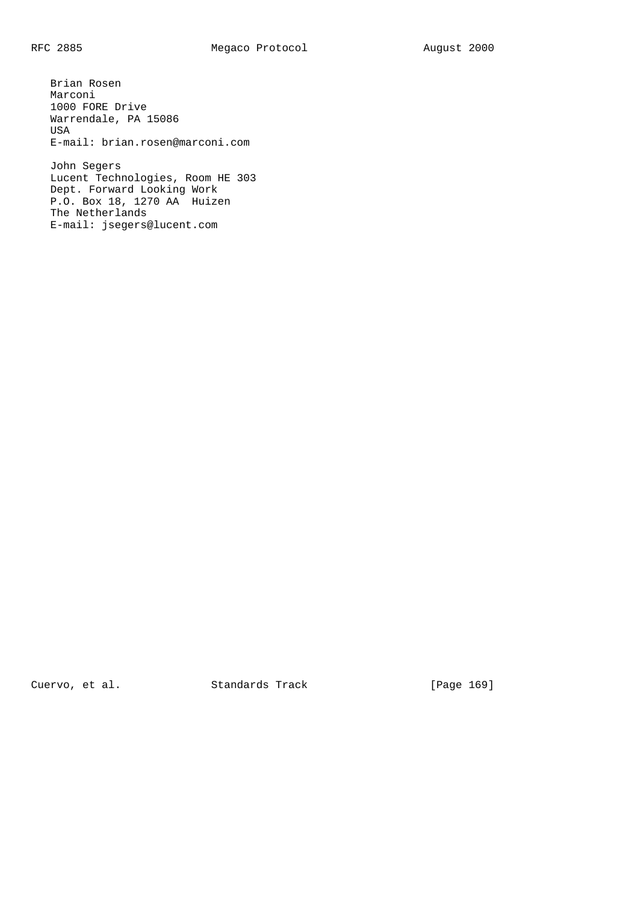Brian Rosen
Marconi
1000 FORE Drive
Warrendale, PA 15086
USA
E-mail: brian.rosen@marconi.com

John Segers
Lucent Technologies, Room HE 303
Dept. Forward Looking Work
P.O. Box 18, 1270 AA  Huizen
The Netherlands
E-mail: jsegers@lucent.com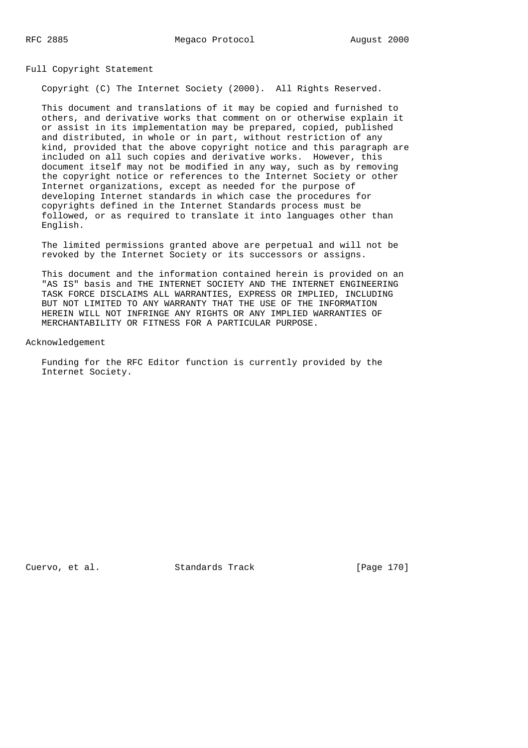## Full Copyright Statement

Copyright (C) The Internet Society (2000). All Rights Reserved.

This document and translations of it may be copied and furnished to others, and derivative works that comment on or otherwise explain it or assist in its implementation may be prepared, copied, published and distributed, in whole or in part, without restriction of any kind, provided that the above copyright notice and this paragraph are included on all such copies and derivative works. However, this document itself may not be modified in any way, such as by removing the copyright notice or references to the Internet Society or other Internet organizations, except as needed for the purpose of developing Internet standards in which case the procedures for copyrights defined in the Internet Standards process must be followed, or as required to translate it into languages other than English.

The limited permissions granted above are perpetual and will not be revoked by the Internet Society or its successors or assigns.

This document and the information contained herein is provided on an "AS IS" basis and THE INTERNET SOCIETY AND THE INTERNET ENGINEERING TASK FORCE DISCLAIMS ALL WARRANTIES, EXPRESS OR IMPLIED, INCLUDING BUT NOT LIMITED TO ANY WARRANTY THAT THE USE OF THE INFORMATION HEREIN WILL NOT INFRINGE ANY RIGHTS OR ANY IMPLIED WARRANTIES OF MERCHANTABILITY OR FITNESS FOR A PARTICULAR PURPOSE.

## Acknowledgement

Funding for the RFC Editor function is currently provided by the Internet Society.